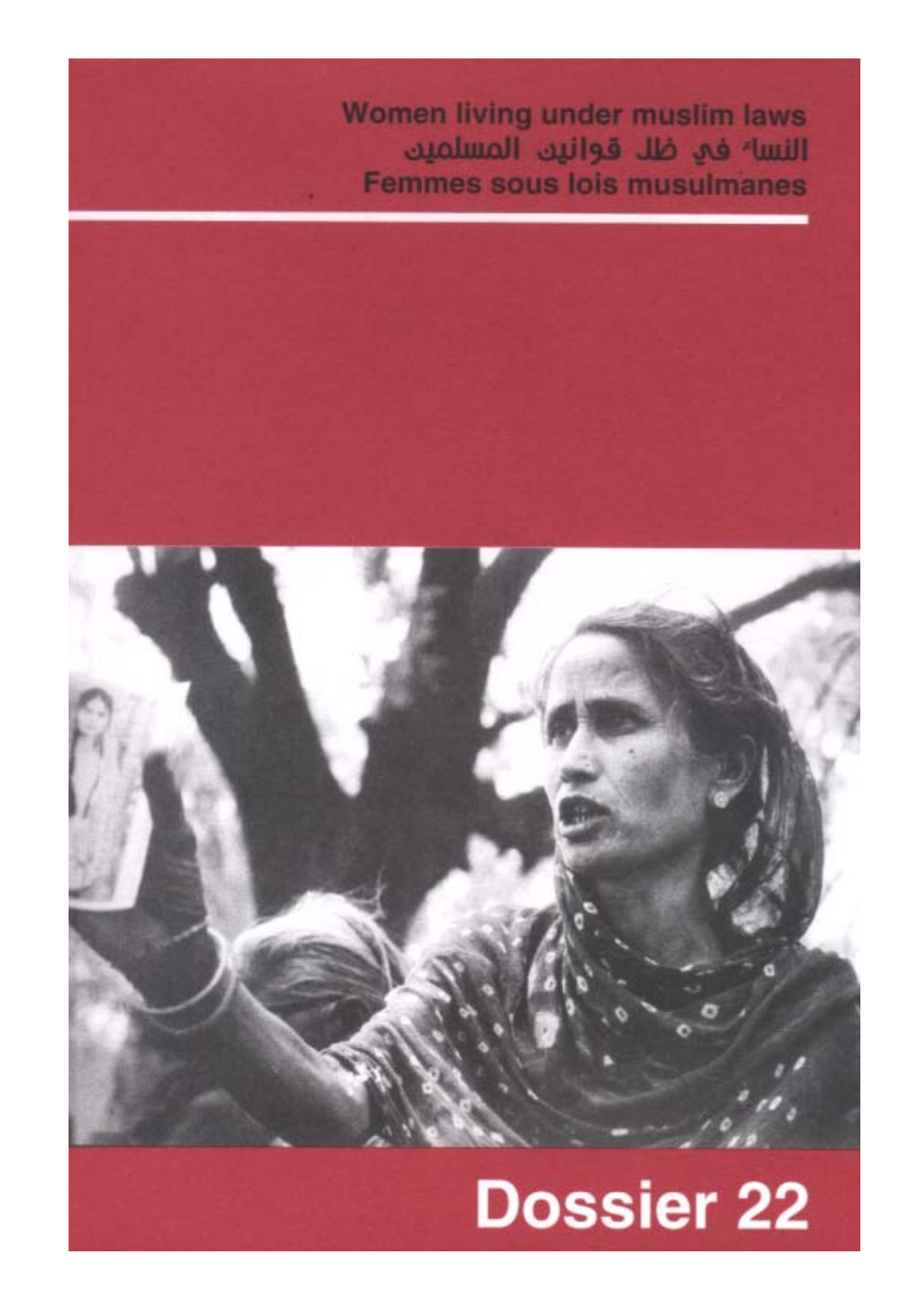Women living under muslim laws

النساء في ظل قوانين المسلمين

Femmes sous lois musulmanes

# Dossier 22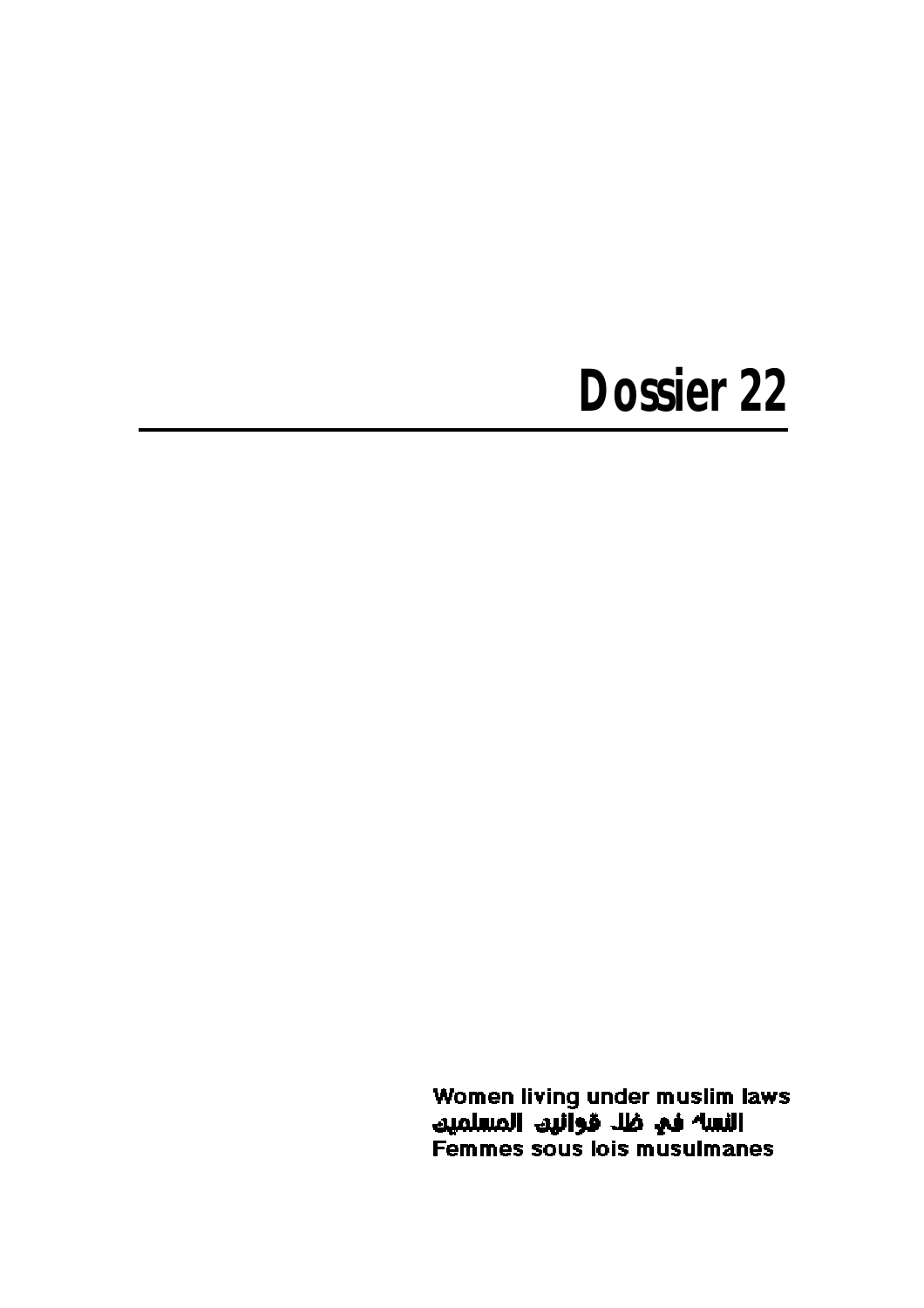# Dossier 22

---

Women living under muslim laws

النساء في ظل قوانين المسلمين

Femmes sous lois musulmanes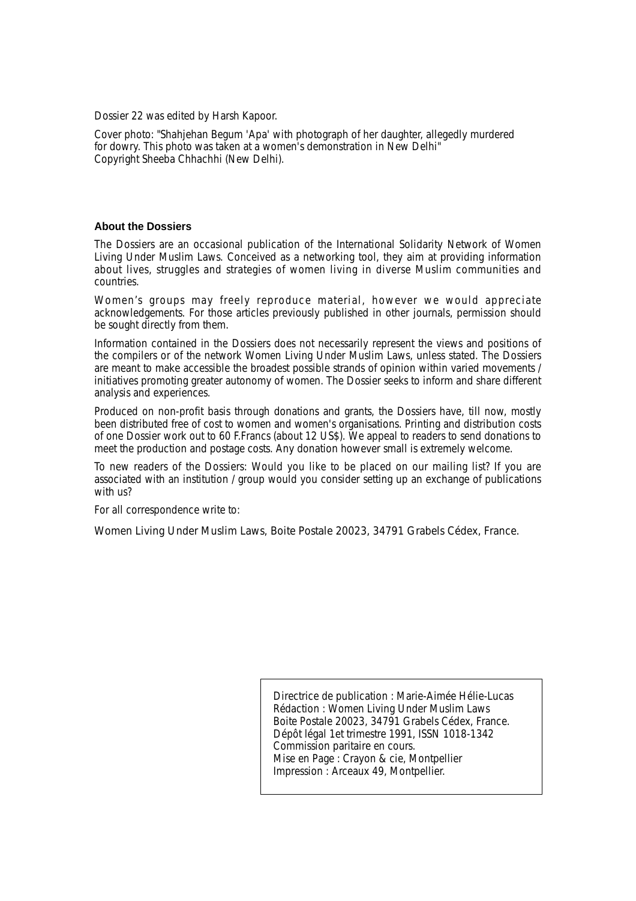Dossier 22 was edited by Harsh Kapoor.

Cover photo: "Shahjehan Begum 'Apa' with photograph of her daughter, allegedly murdered for dowry. This photo was taken at a women's demonstration in New Delhi"
Copyright Sheeba Chhachhi (New Delhi).

**About the Dossiers**

The Dossiers are an occasional publication of the International Solidarity Network of Women Living Under Muslim Laws. Conceived as a networking tool, they aim at providing information about lives, struggles and strategies of women living in diverse Muslim communities and countries.

Women's groups may freely reproduce material, however we would appreciate acknowledgements. For those articles previously published in other journals, permission should be sought directly from them.

Information contained in the Dossiers does not necessarily represent the views and positions of the compilers or of the network Women Living Under Muslim Laws, unless stated. The Dossiers are meant to make accessible the broadest possible strands of opinion within varied movements / initiatives promoting greater autonomy of women. The Dossier seeks to inform and share different analysis and experiences.

Produced on non-profit basis through donations and grants, the Dossiers have, till now, mostly been distributed free of cost to women and women's organisations. Printing and distribution costs of one Dossier work out to 60 F.Francs (about 12 US$). We appeal to readers to send donations to meet the production and postage costs. Any donation however small is extremely welcome.

To new readers of the Dossiers: Would you like to be placed on our mailing list? If you are associated with an institution / group would you consider setting up an exchange of publications with us?

For all correspondence write to:

Women Living Under Muslim Laws, Boite Postale 20023, 34791 Grabels Cédex, France.

Directrice de publication : Marie-Aimée Hélie-Lucas
Rédaction : Women Living Under Muslim Laws
Boite Postale 20023, 34791 Grabels Cédex, France.
Dépôt légal 1et trimestre 1991, ISSN 1018-1342
Commission paritaire en cours.
Mise en Page : Crayon & cie, Montpellier
Impression : Arceaux 49, Montpellier.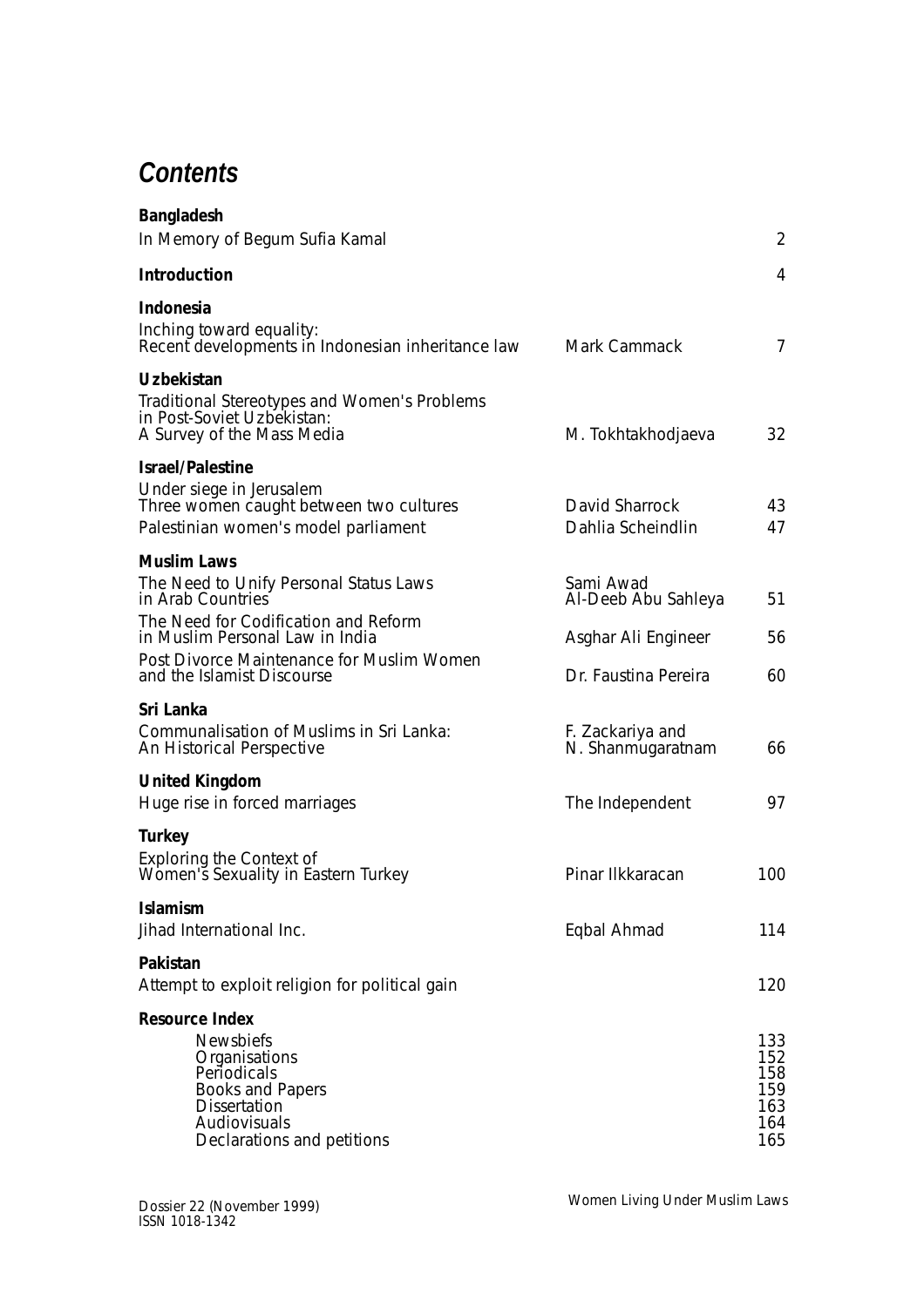# Contents

| | | |
|---|---|---|
| **Bangladesh** | | |
| In Memory of Begum Sufia Kamal | | 2 |
| **Introduction** | | 4 |
| **Indonesia** | | |
| Inching toward equality: Recent developments in Indonesian inheritance law | Mark Cammack | 7 |
| **Uzbekistan** | | |
| Traditional Stereotypes and Women's Problems in Post-Soviet Uzbekistan: A Survey of the Mass Media | M. Tokhtakhodjaeva | 32 |
| **Israel/Palestine** | | |
| Under siege in Jerusalem Three women caught between two cultures | David Sharrock | 43 |
| Palestinian women's model parliament | Dahlia Scheindlin | 47 |
| **Muslim Laws** | | |
| The Need to Unify Personal Status Laws in Arab Countries | Sami Awad Al-Deeb Abu Sahleya | 51 |
| The Need for Codification and Reform in Muslim Personal Law in India | Asghar Ali Engineer | 56 |
| Post Divorce Maintenance for Muslim Women and the Islamist Discourse | Dr. Faustina Pereira | 60 |
| **Sri Lanka** | | |
| Communalisation of Muslims in Sri Lanka: An Historical Perspective | F. Zackariya and N. Shanmugaratnam | 66 |
| **United Kingdom** | | |
| Huge rise in forced marriages | The Independent | 97 |
| **Turkey** | | |
| Exploring the Context of Women's Sexuality in Eastern Turkey | Pinar Ilkkaracan | 100 |
| **Islamism** | | |
| Jihad International Inc. | Eqbal Ahmad | 114 |
| **Pakistan** | | |
| Attempt to exploit religion for political gain | | 120 |
| **Resource Index** | | |
| Newsbiefs | | 133 |
| Organisations | | 152 |
| Periodicals | | 158 |
| Books and Papers | | 159 |
| Dissertation | | 163 |
| Audiovisuals | | 164 |
| Declarations and petitions | | 165 |

Dossier 22 (November 1999)
ISSN 1018-1342

Women Living Under Muslim Laws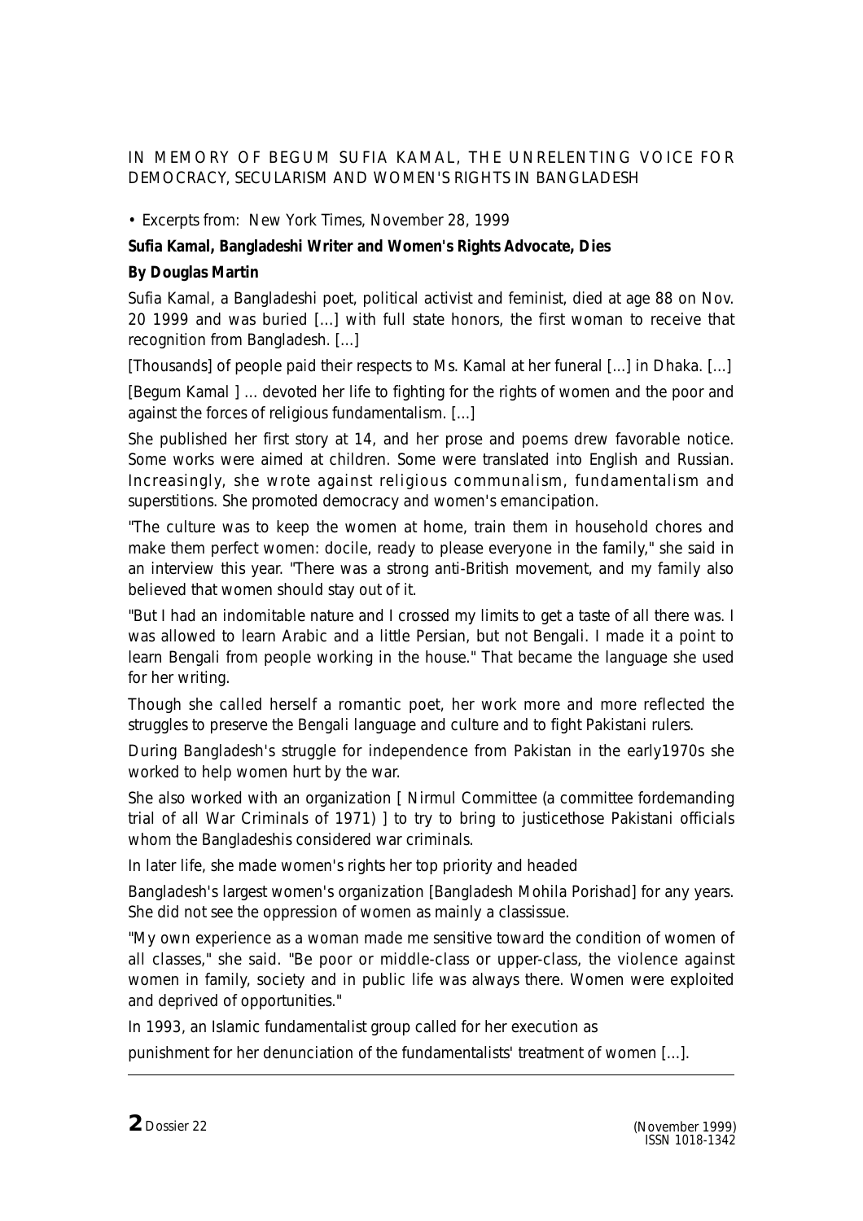IN MEMORY OF BEGUM SUFIA KAMAL, THE UNRELENTING VOICE FOR DEMOCRACY, SECULARISM AND WOMEN'S RIGHTS IN BANGLADESH

• Excerpts from: New York Times, November 28, 1999

**Sufia Kamal, Bangladeshi Writer and Women's Rights Advocate, Dies**

**By Douglas Martin**

Sufia Kamal, a Bangladeshi poet, political activist and feminist, died at age 88 on Nov. 20 1999 and was buried [...] with full state honors, the first woman to receive that recognition from Bangladesh. [...]

[Thousands] of people paid their respects to Ms. Kamal at her funeral [...] in Dhaka. [...]

[Begum Kamal ] ... devoted her life to fighting for the rights of women and the poor and against the forces of religious fundamentalism. [...]

She published her first story at 14, and her prose and poems drew favorable notice. Some works were aimed at children. Some were translated into English and Russian. Increasingly, she wrote against religious communalism, fundamentalism and superstitions. She promoted democracy and women's emancipation.

"The culture was to keep the women at home, train them in household chores and make them perfect women: docile, ready to please everyone in the family," she said in an interview this year. "There was a strong anti-British movement, and my family also believed that women should stay out of it.

"But I had an indomitable nature and I crossed my limits to get a taste of all there was. I was allowed to learn Arabic and a little Persian, but not Bengali. I made it a point to learn Bengali from people working in the house." That became the language she used for her writing.

Though she called herself a romantic poet, her work more and more reflected the struggles to preserve the Bengali language and culture and to fight Pakistani rulers.

During Bangladesh's struggle for independence from Pakistan in the early1970s she worked to help women hurt by the war.

She also worked with an organization [ Nirmul Committee (a committee fordemanding trial of all War Criminals of 1971) ] to try to bring to justicethose Pakistani officials whom the Bangladeshis considered war criminals.

In later life, she made women's rights her top priority and headed

Bangladesh's largest women's organization [Bangladesh Mohila Porishad] for any years. She did not see the oppression of women as mainly a classissue.

"My own experience as a woman made me sensitive toward the condition of women of all classes," she said. "Be poor or middle-class or upper-class, the violence against women in family, society and in public life was always there. Women were exploited and deprived of opportunities."

In 1993, an Islamic fundamentalist group called for her execution as

punishment for her denunciation of the fundamentalists' treatment of women [...].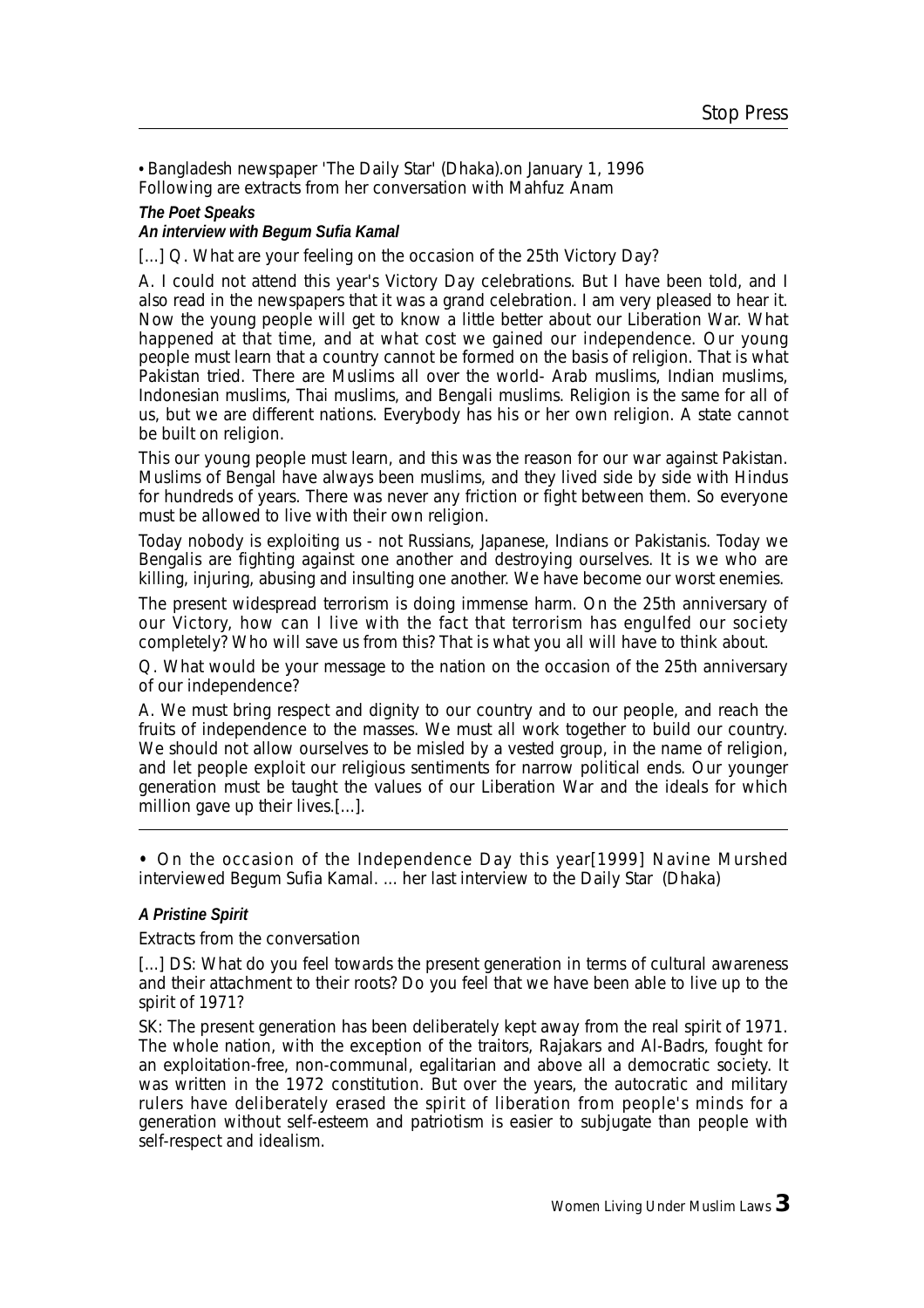• Bangladesh newspaper 'The Daily Star' (Dhaka).on January 1, 1996
Following are extracts from her conversation with Mahfuz Anam

***The Poet Speaks***
***An interview with Begum Sufia Kamal***

[...] Q. What are your feeling on the occasion of the 25th Victory Day?

A. I could not attend this year's Victory Day celebrations. But I have been told, and I also read in the newspapers that it was a grand celebration. I am very pleased to hear it. Now the young people will get to know a little better about our Liberation War. What happened at that time, and at what cost we gained our independence. Our young people must learn that a country cannot be formed on the basis of religion. That is what Pakistan tried. There are Muslims all over the world- Arab muslims, Indian muslims, Indonesian muslims, Thai muslims, and Bengali muslims. Religion is the same for all of us, but we are different nations. Everybody has his or her own religion. A state cannot be built on religion.

This our young people must learn, and this was the reason for our war against Pakistan. Muslims of Bengal have always been muslims, and they lived side by side with Hindus for hundreds of years. There was never any friction or fight between them. So everyone must be allowed to live with their own religion.

Today nobody is exploiting us - not Russians, Japanese, Indians or Pakistanis. Today we Bengalis are fighting against one another and destroying ourselves. It is we who are killing, injuring, abusing and insulting one another. We have become our worst enemies.

The present widespread terrorism is doing immense harm. On the 25th anniversary of our Victory, how can I live with the fact that terrorism has engulfed our society completely? Who will save us from this? That is what you all will have to think about.

Q. What would be your message to the nation on the occasion of the 25th anniversary of our independence?

A. We must bring respect and dignity to our country and to our people, and reach the fruits of independence to the masses. We must all work together to build our country. We should not allow ourselves to be misled by a vested group, in the name of religion, and let people exploit our religious sentiments for narrow political ends. Our younger generation must be taught the values of our Liberation War and the ideals for which million gave up their lives.[...].

---

• On the occasion of the Independence Day this year[1999] Navine Murshed interviewed Begum Sufia Kamal. ... her last interview to the Daily Star (Dhaka)

***A Pristine Spirit***

Extracts from the conversation

[...] DS: What do you feel towards the present generation in terms of cultural awareness and their attachment to their roots? Do you feel that we have been able to live up to the spirit of 1971?

SK: The present generation has been deliberately kept away from the real spirit of 1971. The whole nation, with the exception of the traitors, Rajakars and Al-Badrs, fought for an exploitation-free, non-communal, egalitarian and above all a democratic society. It was written in the 1972 constitution. But over the years, the autocratic and military rulers have deliberately erased the spirit of liberation from people's minds for a generation without self-esteem and patriotism is easier to subjugate than people with self-respect and idealism.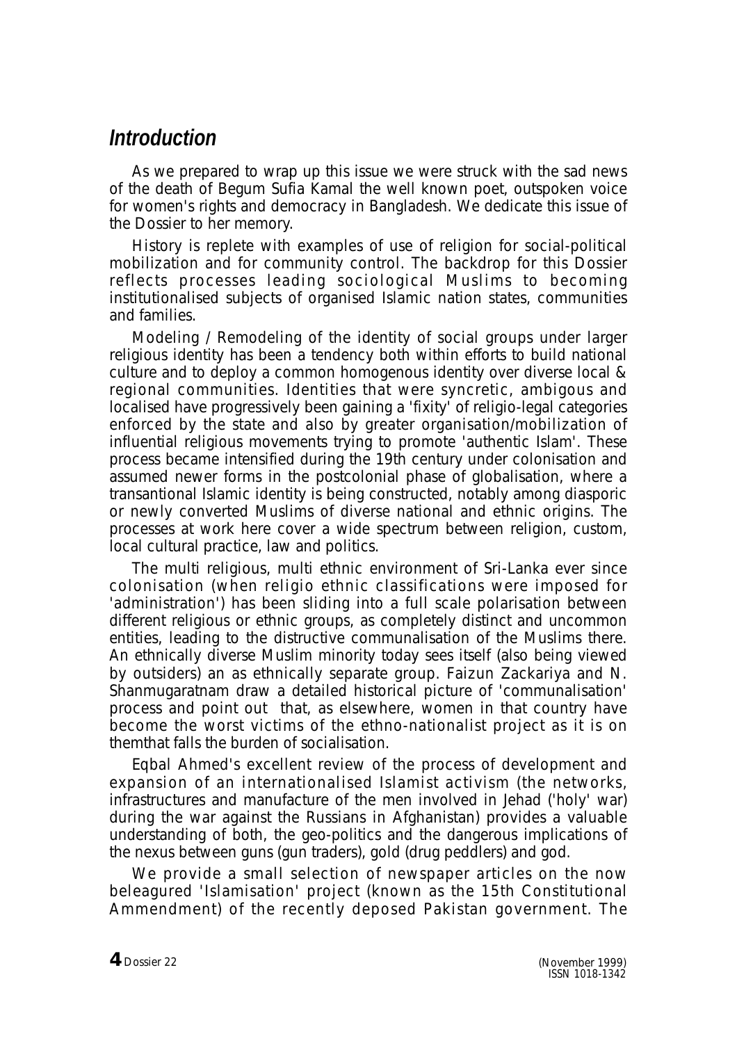## *Introduction*

As we prepared to wrap up this issue we were struck with the sad news of the death of Begum Sufia Kamal the well known poet, outspoken voice for women's rights and democracy in Bangladesh. We dedicate this issue of the Dossier to her memory.

History is replete with examples of use of religion for social-political mobilization and for community control. The backdrop for this Dossier reflects processes leading sociological Muslims to becoming institutionalised subjects of organised Islamic nation states, communities and families.

Modeling / Remodeling of the identity of social groups under larger religious identity has been a tendency both within efforts to build national culture and to deploy a common homogenous identity over diverse local & regional communities. Identities that were syncretic, ambigous and localised have progressively been gaining a 'fixity' of religio-legal categories enforced by the state and also by greater organisation/mobilization of influential religious movements trying to promote 'authentic Islam'. These process became intensified during the 19th century under colonisation and assumed newer forms in the postcolonial phase of globalisation, where a transantional Islamic identity is being constructed, notably among diasporic or newly converted Muslims of diverse national and ethnic origins. The processes at work here cover a wide spectrum between religion, custom, local cultural practice, law and politics.

The multi religious, multi ethnic environment of Sri-Lanka ever since colonisation (when religio ethnic classifications were imposed for 'administration') has been sliding into a full scale polarisation between different religious or ethnic groups, as completely distinct and uncommon entities, leading to the distructive communalisation of the Muslims there. An ethnically diverse Muslim minority today sees itself (also being viewed by outsiders) an as ethnically separate group. Faizun Zackariya and N. Shanmugaratnam draw a detailed historical picture of 'communalisation' process and point out that, as elsewhere, women in that country have become the worst victims of the ethno-nationalist project as it is on themthat falls the burden of socialisation.

Eqbal Ahmed's excellent review of the process of development and expansion of an internationalised Islamist activism (the networks, infrastructures and manufacture of the men involved in Jehad ('holy' war) during the war against the Russians in Afghanistan) provides a valuable understanding of both, the geo-politics and the dangerous implications of the nexus between guns (gun traders), gold (drug peddlers) and god.

We provide a small selection of newspaper articles on the now beleagured 'Islamisation' project (known as the 15th Constitutional Ammendment) of the recently deposed Pakistan government. The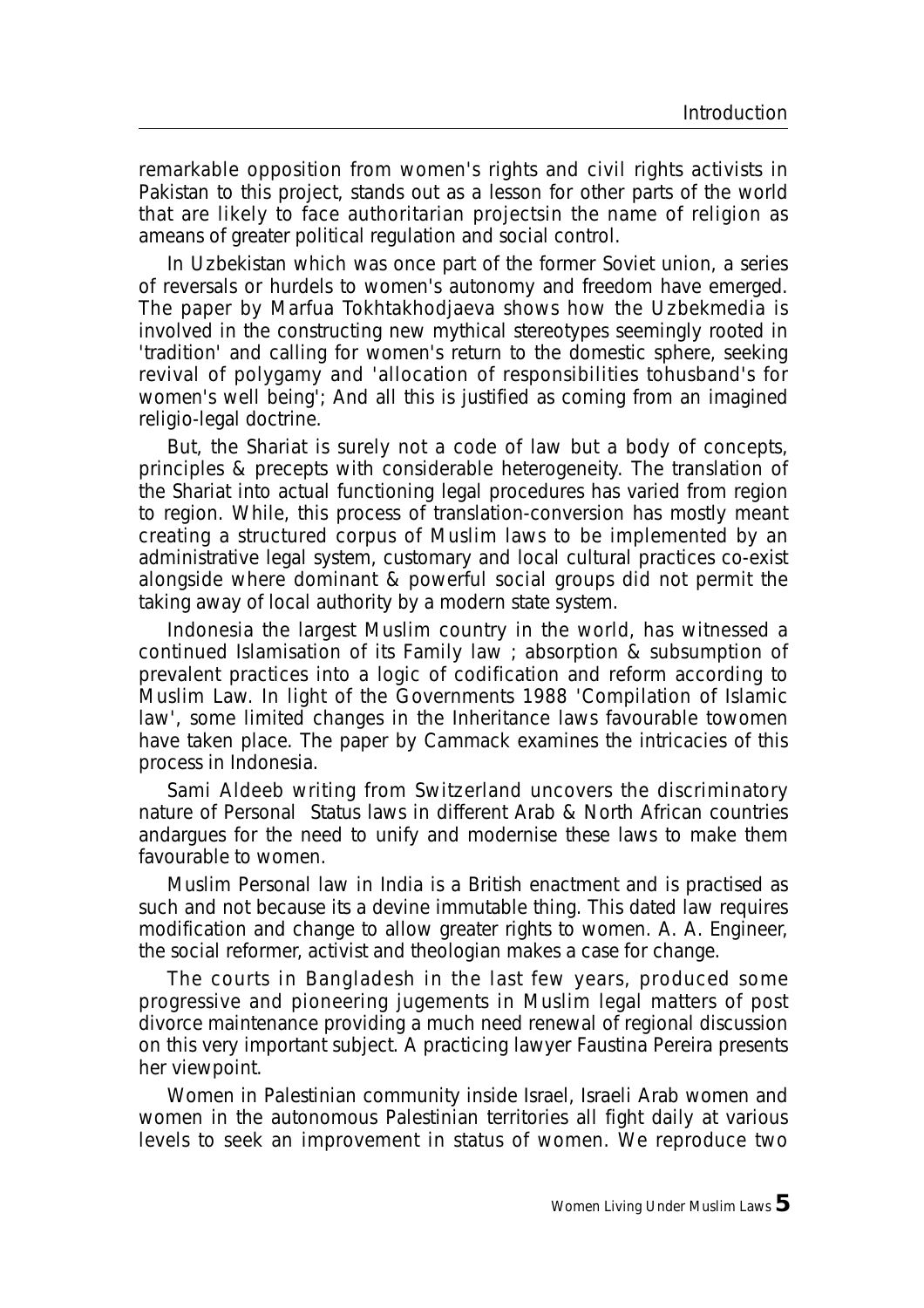remarkable opposition from women's rights and civil rights activists in Pakistan to this project, stands out as a lesson for other parts of the world that are likely to face authoritarian projectsin the name of religion as ameans of greater political regulation and social control.

In Uzbekistan which was once part of the former Soviet union, a series of reversals or hurdels to women's autonomy and freedom have emerged. The paper by Marfua Tokhtakhodjaeva shows how the Uzbekmedia is involved in the constructing new mythical stereotypes seemingly rooted in 'tradition' and calling for women's return to the domestic sphere, seeking revival of polygamy and 'allocation of responsibilities tohusband's for women's well being'; And all this is justified as coming from an imagined religio-legal doctrine.

But, the Shariat is surely not a code of law but a body of concepts, principles & precepts with considerable heterogeneity. The translation of the Shariat into actual functioning legal procedures has varied from region to region. While, this process of translation-conversion has mostly meant creating a structured corpus of Muslim laws to be implemented by an administrative legal system, customary and local cultural practices co-exist alongside where dominant & powerful social groups did not permit the taking away of local authority by a modern state system.

Indonesia the largest Muslim country in the world, has witnessed a continued Islamisation of its Family law ; absorption & subsumption of prevalent practices into a logic of codification and reform according to Muslim Law. In light of the Governments 1988 'Compilation of Islamic law', some limited changes in the Inheritance laws favourable towomen have taken place. The paper by Cammack examines the intricacies of this process in Indonesia.

Sami Aldeeb writing from Switzerland uncovers the discriminatory nature of Personal Status laws in different Arab & North African countries andargues for the need to unify and modernise these laws to make them favourable to women.

Muslim Personal law in India is a British enactment and is practised as such and not because its a devine immutable thing. This dated law requires modification and change to allow greater rights to women. A. A. Engineer, the social reformer, activist and theologian makes a case for change.

The courts in Bangladesh in the last few years, produced some progressive and pioneering jugements in Muslim legal matters of post divorce maintenance providing a much need renewal of regional discussion on this very important subject. A practicing lawyer Faustina Pereira presents her viewpoint.

Women in Palestinian community inside Israel, Israeli Arab women and women in the autonomous Palestinian territories all fight daily at various levels to seek an improvement in status of women. We reproduce two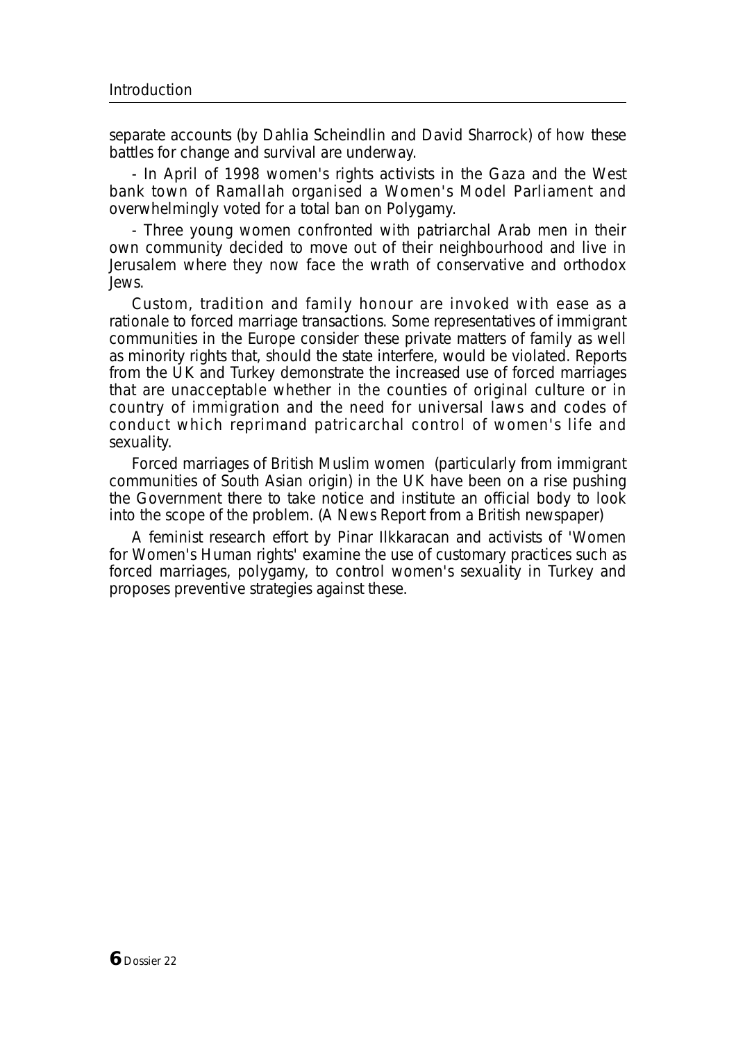separate accounts (by Dahlia Scheindlin and David Sharrock) of how these battles for change and survival are underway.

- In April of 1998 women's rights activists in the Gaza and the West bank town of Ramallah organised a Women's Model Parliament and overwhelmingly voted for a total ban on Polygamy.

- Three young women confronted with patriarchal Arab men in their own community decided to move out of their neighbourhood and live in Jerusalem where they now face the wrath of conservative and orthodox Jews.

Custom, tradition and family honour are invoked with ease as a rationale to forced marriage transactions. Some representatives of immigrant communities in the Europe consider these private matters of family as well as minority rights that, should the state interfere, would be violated. Reports from the UK and Turkey demonstrate the increased use of forced marriages that are unacceptable whether in the counties of original culture or in country of immigration and the need for universal laws and codes of conduct which reprimand patricarchal control of women's life and sexuality.

Forced marriages of British Muslim women (particularly from immigrant communities of South Asian origin) in the UK have been on a rise pushing the Government there to take notice and institute an official body to look into the scope of the problem. (A News Report from a British newspaper)

A feminist research effort by Pinar Ilkkaracan and activists of 'Women for Women's Human rights' examine the use of customary practices such as forced marriages, polygamy, to control women's sexuality in Turkey and proposes preventive strategies against these.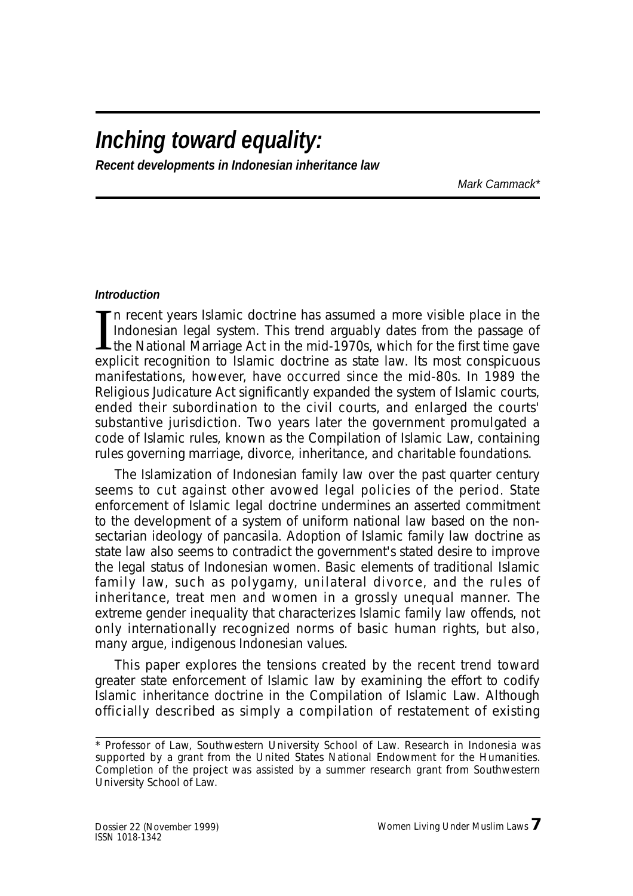# *Inching toward equality:*

***Recent developments in Indonesian inheritance law***

*Mark Cammack\**

#### *Introduction*

In recent years Islamic doctrine has assumed a more visible place in the Indonesian legal system. This trend arguably dates from the passage of the National Marriage Act in the mid-1970s, which for the first time gave explicit recognition to Islamic doctrine as state law. Its most conspicuous manifestations, however, have occurred since the mid-80s. In 1989 the Religious Judicature Act significantly expanded the system of Islamic courts, ended their subordination to the civil courts, and enlarged the courts' substantive jurisdiction. Two years later the government promulgated a code of Islamic rules, known as the Compilation of Islamic Law, containing rules governing marriage, divorce, inheritance, and charitable foundations.

The Islamization of Indonesian family law over the past quarter century seems to cut against other avowed legal policies of the period. State enforcement of Islamic legal doctrine undermines an asserted commitment to the development of a system of uniform national law based on the non-sectarian ideology of pancasila. Adoption of Islamic family law doctrine as state law also seems to contradict the government's stated desire to improve the legal status of Indonesian women. Basic elements of traditional Islamic family law, such as polygamy, unilateral divorce, and the rules of inheritance, treat men and women in a grossly unequal manner. The extreme gender inequality that characterizes Islamic family law offends, not only internationally recognized norms of basic human rights, but also, many argue, indigenous Indonesian values.

This paper explores the tensions created by the recent trend toward greater state enforcement of Islamic law by examining the effort to codify Islamic inheritance doctrine in the Compilation of Islamic Law. Although officially described as simply a compilation of restatement of existing

---

\* Professor of Law, Southwestern University School of Law. Research in Indonesia was supported by a grant from the United States National Endowment for the Humanities. Completion of the project was assisted by a summer research grant from Southwestern University School of Law.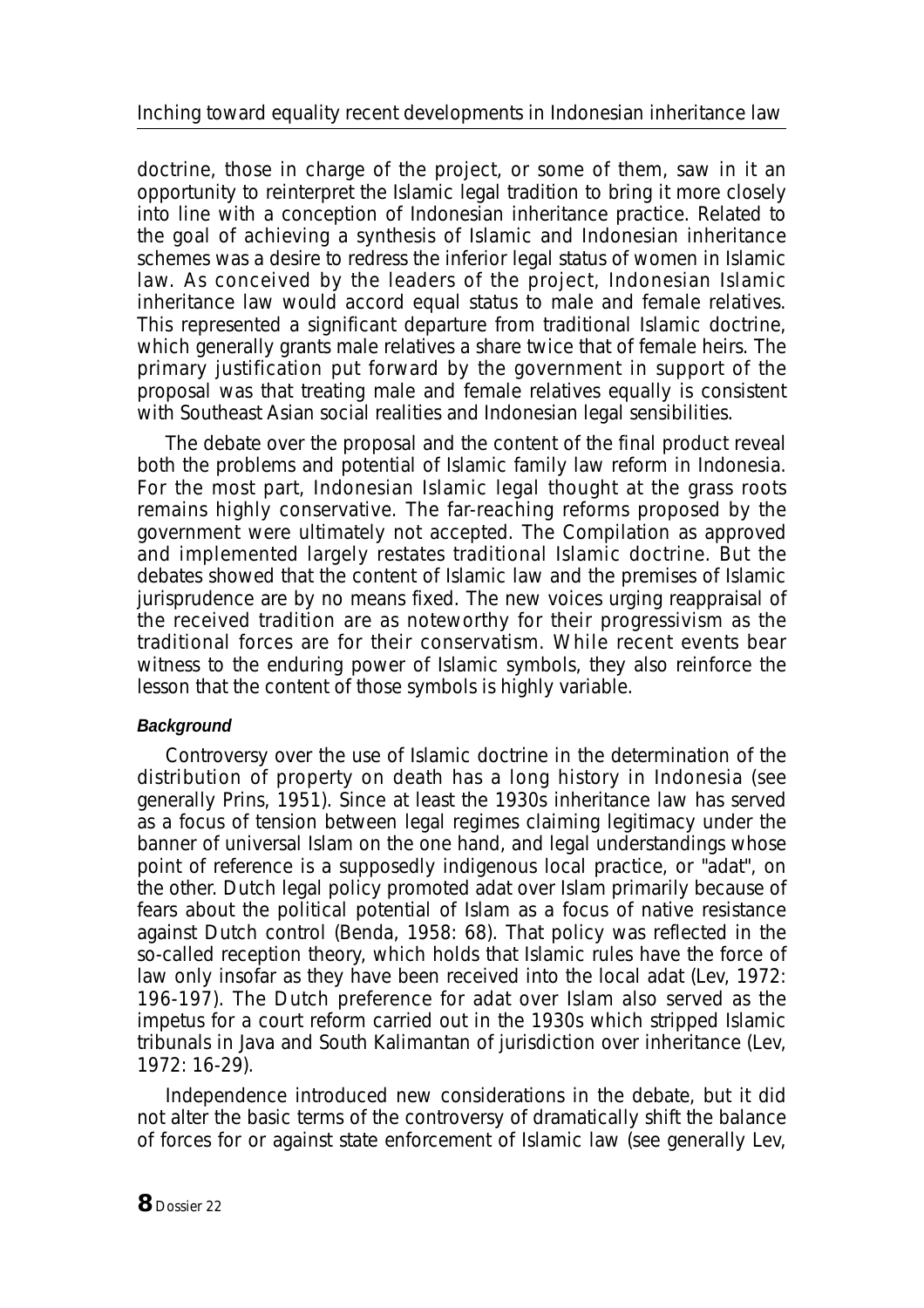doctrine, those in charge of the project, or some of them, saw in it an opportunity to reinterpret the Islamic legal tradition to bring it more closely into line with a conception of Indonesian inheritance practice. Related to the goal of achieving a synthesis of Islamic and Indonesian inheritance schemes was a desire to redress the inferior legal status of women in Islamic law. As conceived by the leaders of the project, Indonesian Islamic inheritance law would accord equal status to male and female relatives. This represented a significant departure from traditional Islamic doctrine, which generally grants male relatives a share twice that of female heirs. The primary justification put forward by the government in support of the proposal was that treating male and female relatives equally is consistent with Southeast Asian social realities and Indonesian legal sensibilities.

The debate over the proposal and the content of the final product reveal both the problems and potential of Islamic family law reform in Indonesia. For the most part, Indonesian Islamic legal thought at the grass roots remains highly conservative. The far-reaching reforms proposed by the government were ultimately not accepted. The Compilation as approved and implemented largely restates traditional Islamic doctrine. But the debates showed that the content of Islamic law and the premises of Islamic jurisprudence are by no means fixed. The new voices urging reappraisal of the received tradition are as noteworthy for their progressivism as the traditional forces are for their conservatism. While recent events bear witness to the enduring power of Islamic symbols, they also reinforce the lesson that the content of those symbols is highly variable.

### Background

Controversy over the use of Islamic doctrine in the determination of the distribution of property on death has a long history in Indonesia (see generally Prins, 1951). Since at least the 1930s inheritance law has served as a focus of tension between legal regimes claiming legitimacy under the banner of universal Islam on the one hand, and legal understandings whose point of reference is a supposedly indigenous local practice, or "adat", on the other. Dutch legal policy promoted adat over Islam primarily because of fears about the political potential of Islam as a focus of native resistance against Dutch control (Benda, 1958: 68). That policy was reflected in the so-called reception theory, which holds that Islamic rules have the force of law only insofar as they have been received into the local adat (Lev, 1972: 196-197). The Dutch preference for adat over Islam also served as the impetus for a court reform carried out in the 1930s which stripped Islamic tribunals in Java and South Kalimantan of jurisdiction over inheritance (Lev, 1972: 16-29).

Independence introduced new considerations in the debate, but it did not alter the basic terms of the controversy of dramatically shift the balance of forces for or against state enforcement of Islamic law (see generally Lev,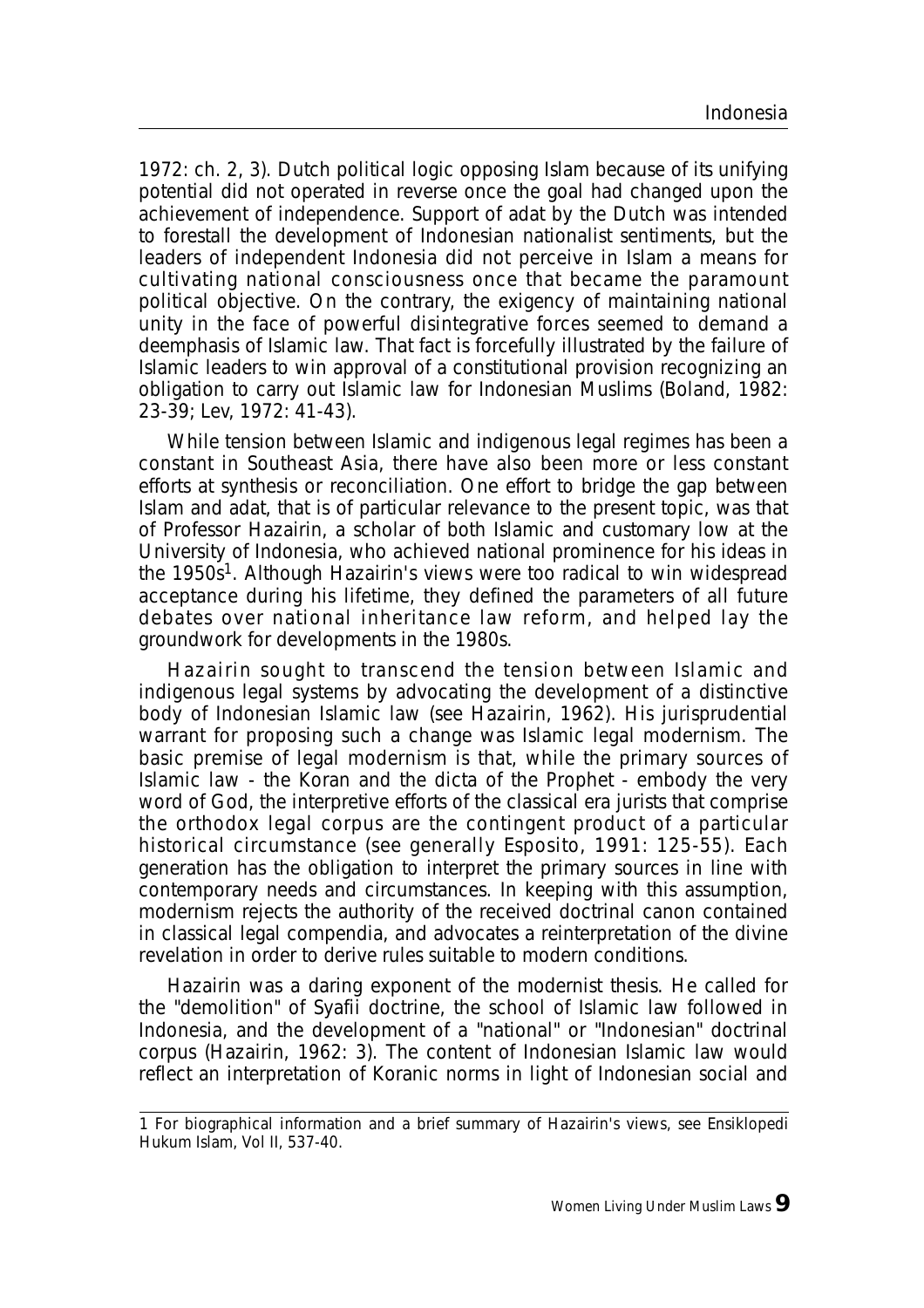1972: ch. 2, 3). Dutch political logic opposing Islam because of its unifying potential did not operated in reverse once the goal had changed upon the achievement of independence. Support of adat by the Dutch was intended to forestall the development of Indonesian nationalist sentiments, but the leaders of independent Indonesia did not perceive in Islam a means for cultivating national consciousness once that became the paramount political objective. On the contrary, the exigency of maintaining national unity in the face of powerful disintegrative forces seemed to demand a deemphasis of Islamic law. That fact is forcefully illustrated by the failure of Islamic leaders to win approval of a constitutional provision recognizing an obligation to carry out Islamic law for Indonesian Muslims (Boland, 1982: 23-39; Lev, 1972: 41-43).

While tension between Islamic and indigenous legal regimes has been a constant in Southeast Asia, there have also been more or less constant efforts at synthesis or reconciliation. One effort to bridge the gap between Islam and adat, that is of particular relevance to the present topic, was that of Professor Hazairin, a scholar of both Islamic and customary low at the University of Indonesia, who achieved national prominence for his ideas in the 1950s[1]. Although Hazairin's views were too radical to win widespread acceptance during his lifetime, they defined the parameters of all future debates over national inheritance law reform, and helped lay the groundwork for developments in the 1980s.

Hazairin sought to transcend the tension between Islamic and indigenous legal systems by advocating the development of a distinctive body of Indonesian Islamic law (see Hazairin, 1962). His jurisprudential warrant for proposing such a change was Islamic legal modernism. The basic premise of legal modernism is that, while the primary sources of Islamic law - the Koran and the dicta of the Prophet - embody the very word of God, the interpretive efforts of the classical era jurists that comprise the orthodox legal corpus are the contingent product of a particular historical circumstance (see generally Esposito, 1991: 125-55). Each generation has the obligation to interpret the primary sources in line with contemporary needs and circumstances. In keeping with this assumption, modernism rejects the authority of the received doctrinal canon contained in classical legal compendia, and advocates a reinterpretation of the divine revelation in order to derive rules suitable to modern conditions.

Hazairin was a daring exponent of the modernist thesis. He called for the "demolition" of Syafii doctrine, the school of Islamic law followed in Indonesia, and the development of a "national" or "Indonesian" doctrinal corpus (Hazairin, 1962: 3). The content of Indonesian Islamic law would reflect an interpretation of Koranic norms in light of Indonesian social and

1 For biographical information and a brief summary of Hazairin's views, see Ensiklopedi Hukum Islam, Vol II, 537-40.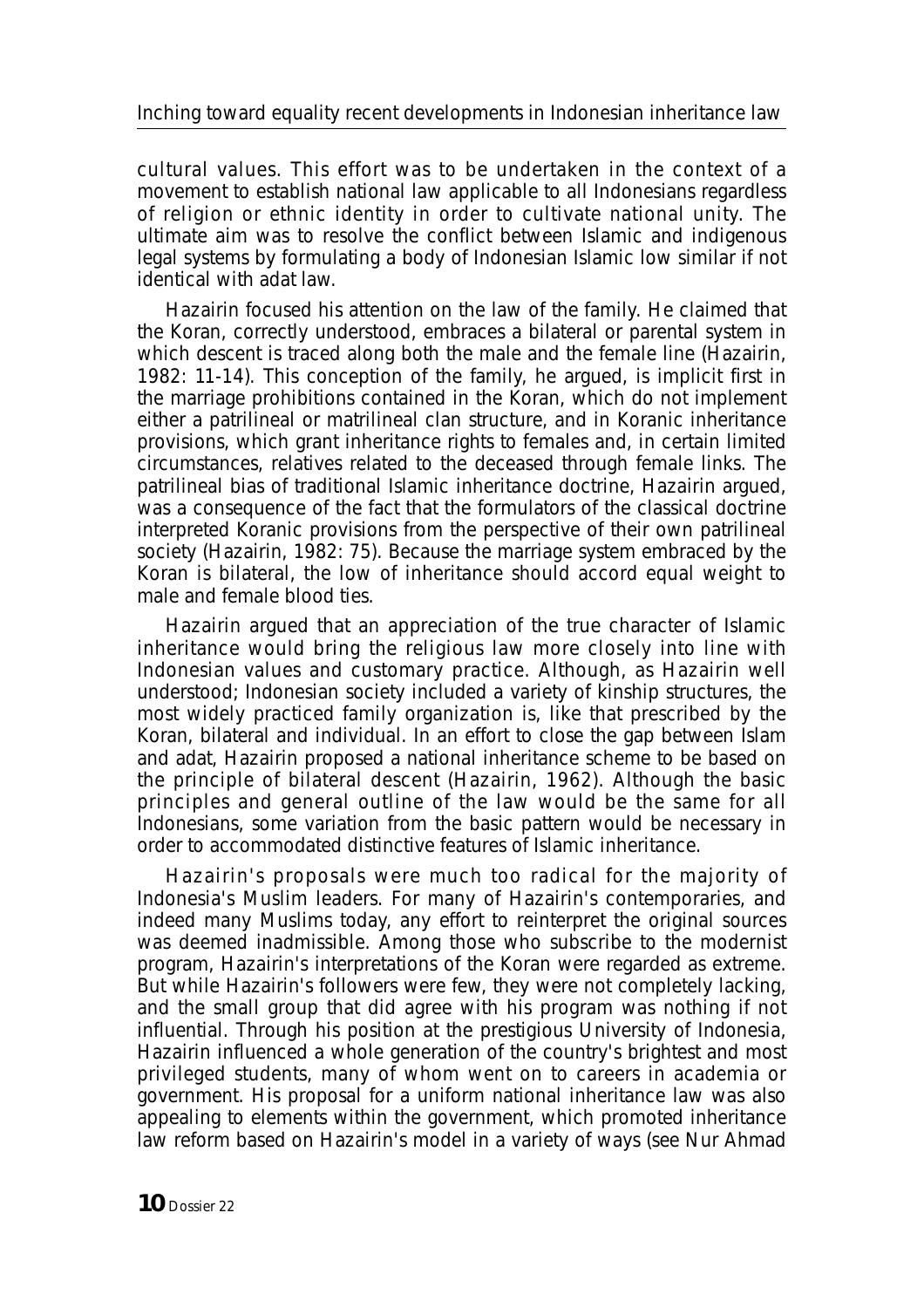cultural values. This effort was to be undertaken in the context of a movement to establish national law applicable to all Indonesians regardless of religion or ethnic identity in order to cultivate national unity. The ultimate aim was to resolve the conflict between Islamic and indigenous legal systems by formulating a body of Indonesian Islamic low similar if not identical with adat law.

Hazairin focused his attention on the law of the family. He claimed that the Koran, correctly understood, embraces a bilateral or parental system in which descent is traced along both the male and the female line (Hazairin, 1982: 11-14). This conception of the family, he argued, is implicit first in the marriage prohibitions contained in the Koran, which do not implement either a patrilineal or matrilineal clan structure, and in Koranic inheritance provisions, which grant inheritance rights to females and, in certain limited circumstances, relatives related to the deceased through female links. The patrilineal bias of traditional Islamic inheritance doctrine, Hazairin argued, was a consequence of the fact that the formulators of the classical doctrine interpreted Koranic provisions from the perspective of their own patrilineal society (Hazairin, 1982: 75). Because the marriage system embraced by the Koran is bilateral, the low of inheritance should accord equal weight to male and female blood ties.

Hazairin argued that an appreciation of the true character of Islamic inheritance would bring the religious law more closely into line with Indonesian values and customary practice. Although, as Hazairin well understood; Indonesian society included a variety of kinship structures, the most widely practiced family organization is, like that prescribed by the Koran, bilateral and individual. In an effort to close the gap between Islam and adat, Hazairin proposed a national inheritance scheme to be based on the principle of bilateral descent (Hazairin, 1962). Although the basic principles and general outline of the law would be the same for all Indonesians, some variation from the basic pattern would be necessary in order to accommodated distinctive features of Islamic inheritance.

Hazairin's proposals were much too radical for the majority of Indonesia's Muslim leaders. For many of Hazairin's contemporaries, and indeed many Muslims today, any effort to reinterpret the original sources was deemed inadmissible. Among those who subscribe to the modernist program, Hazairin's interpretations of the Koran were regarded as extreme. But while Hazairin's followers were few, they were not completely lacking, and the small group that did agree with his program was nothing if not influential. Through his position at the prestigious University of Indonesia, Hazairin influenced a whole generation of the country's brightest and most privileged students, many of whom went on to careers in academia or government. His proposal for a uniform national inheritance law was also appealing to elements within the government, which promoted inheritance law reform based on Hazairin's model in a variety of ways (see Nur Ahmad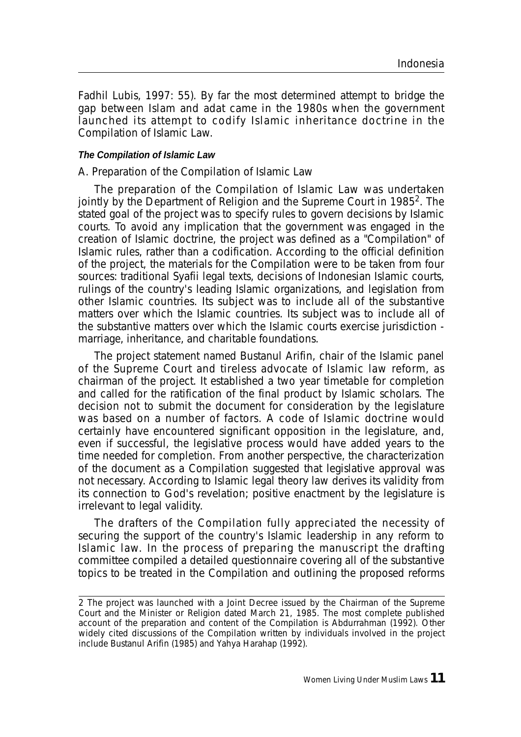Fadhil Lubis, 1997: 55). By far the most determined attempt to bridge the gap between Islam and adat came in the 1980s when the government launched its attempt to codify Islamic inheritance doctrine in the Compilation of Islamic Law.

***The Compilation of Islamic Law***

A. Preparation of the Compilation of Islamic Law

The preparation of the Compilation of Islamic Law was undertaken jointly by the Department of Religion and the Supreme Court in 1985[2]. The stated goal of the project was to specify rules to govern decisions by Islamic courts. To avoid any implication that the government was engaged in the creation of Islamic doctrine, the project was defined as a "Compilation" of Islamic rules, rather than a codification. According to the official definition of the project, the materials for the Compilation were to be taken from four sources: traditional Syafii legal texts, decisions of Indonesian Islamic courts, rulings of the country's leading Islamic organizations, and legislation from other Islamic countries. Its subject was to include all of the substantive matters over which the Islamic countries. Its subject was to include all of the substantive matters over which the Islamic courts exercise jurisdiction - marriage, inheritance, and charitable foundations.

The project statement named Bustanul Arifin, chair of the Islamic panel of the Supreme Court and tireless advocate of Islamic law reform, as chairman of the project. It established a two year timetable for completion and called for the ratification of the final product by Islamic scholars. The decision not to submit the document for consideration by the legislature was based on a number of factors. A code of Islamic doctrine would certainly have encountered significant opposition in the legislature, and, even if successful, the legislative process would have added years to the time needed for completion. From another perspective, the characterization of the document as a Compilation suggested that legislative approval was not necessary. According to Islamic legal theory law derives its validity from its connection to God's revelation; positive enactment by the legislature is irrelevant to legal validity.

The drafters of the Compilation fully appreciated the necessity of securing the support of the country's Islamic leadership in any reform to Islamic law. In the process of preparing the manuscript the drafting committee compiled a detailed questionnaire covering all of the substantive topics to be treated in the Compilation and outlining the proposed reforms

---

2 The project was launched with a Joint Decree issued by the Chairman of the Supreme Court and the Minister or Religion dated March 21, 1985. The most complete published account of the preparation and content of the Compilation is Abdurrahman (1992). Other widely cited discussions of the Compilation written by individuals involved in the project include Bustanul Arifin (1985) and Yahya Harahap (1992).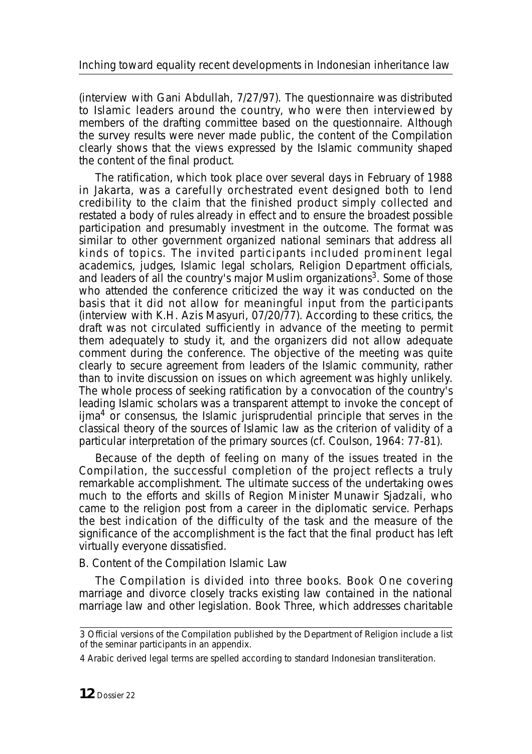(interview with Gani Abdullah, 7/27/97). The questionnaire was distributed to Islamic leaders around the country, who were then interviewed by members of the drafting committee based on the questionnaire. Although the survey results were never made public, the content of the Compilation clearly shows that the views expressed by the Islamic community shaped the content of the final product.

The ratification, which took place over several days in February of 1988 in Jakarta, was a carefully orchestrated event designed both to lend credibility to the claim that the finished product simply collected and restated a body of rules already in effect and to ensure the broadest possible participation and presumably investment in the outcome. The format was similar to other government organized national seminars that address all kinds of topics. The invited participants included prominent legal academics, judges, Islamic legal scholars, Religion Department officials, and leaders of all the country's major Muslim organizations[3]. Some of those who attended the conference criticized the way it was conducted on the basis that it did not allow for meaningful input from the participants (interview with K.H. Azis Masyuri, 07/20/77). According to these critics, the draft was not circulated sufficiently in advance of the meeting to permit them adequately to study it, and the organizers did not allow adequate comment during the conference. The objective of the meeting was quite clearly to secure agreement from leaders of the Islamic community, rather than to invite discussion on issues on which agreement was highly unlikely. The whole process of seeking ratification by a convocation of the country's leading Islamic scholars was a transparent attempt to invoke the concept of ijma[4] or consensus, the Islamic jurisprudential principle that serves in the classical theory of the sources of Islamic law as the criterion of validity of a particular interpretation of the primary sources (cf. Coulson, 1964: 77-81).

Because of the depth of feeling on many of the issues treated in the Compilation, the successful completion of the project reflects a truly remarkable accomplishment. The ultimate success of the undertaking owes much to the efforts and skills of Region Minister Munawir Sjadzali, who came to the religion post from a career in the diplomatic service. Perhaps the best indication of the difficulty of the task and the measure of the significance of the accomplishment is the fact that the final product has left virtually everyone dissatisfied.

B. Content of the Compilation Islamic Law

The Compilation is divided into three books. Book One covering marriage and divorce closely tracks existing law contained in the national marriage law and other legislation. Book Three, which addresses charitable

3 Official versions of the Compilation published by the Department of Religion include a list of the seminar participants in an appendix.

4 Arabic derived legal terms are spelled according to standard Indonesian transliteration.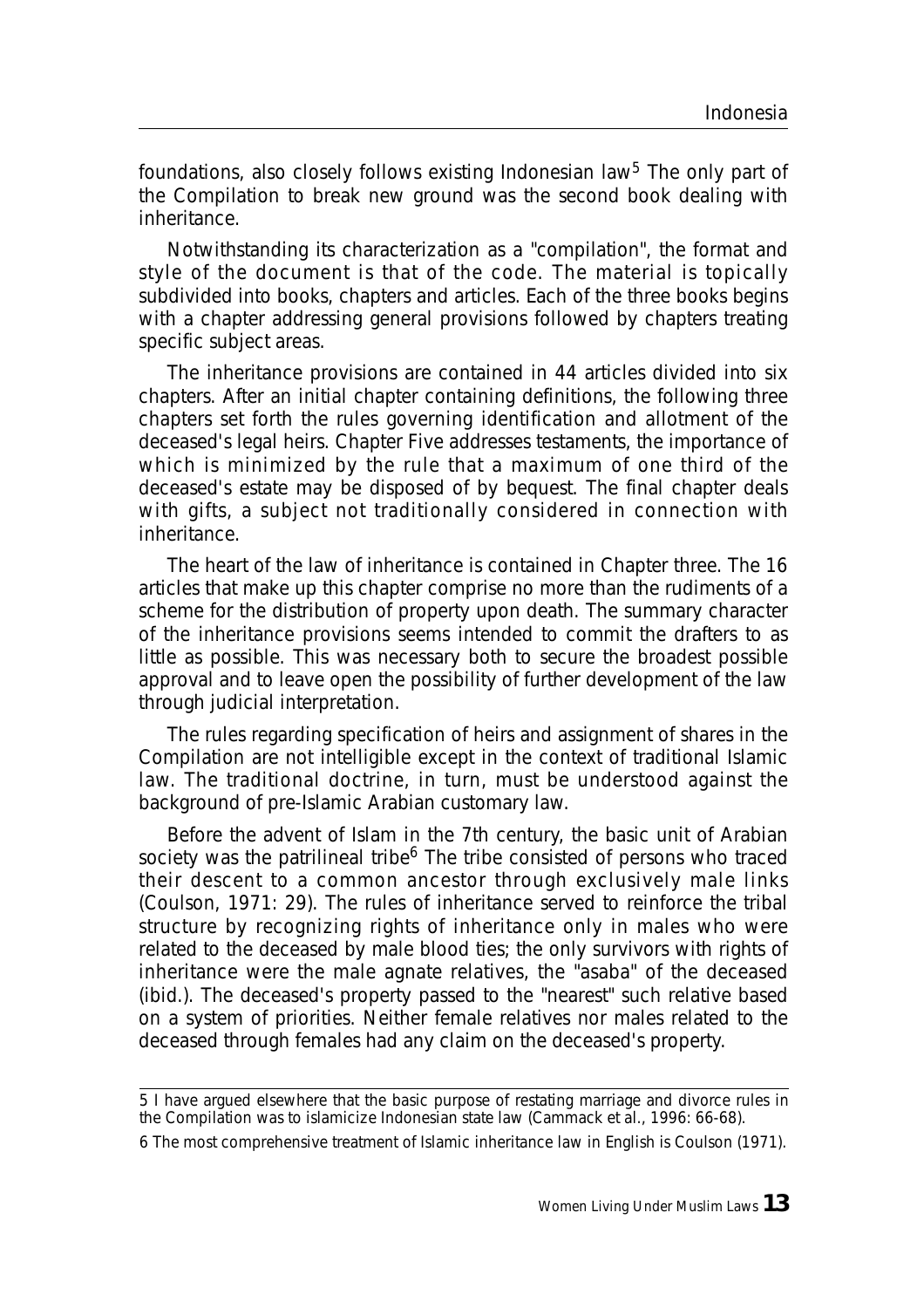foundations, also closely follows existing Indonesian law[5] The only part of the Compilation to break new ground was the second book dealing with inheritance.

Notwithstanding its characterization as a "compilation", the format and style of the document is that of the code. The material is topically subdivided into books, chapters and articles. Each of the three books begins with a chapter addressing general provisions followed by chapters treating specific subject areas.

The inheritance provisions are contained in 44 articles divided into six chapters. After an initial chapter containing definitions, the following three chapters set forth the rules governing identification and allotment of the deceased's legal heirs. Chapter Five addresses testaments, the importance of which is minimized by the rule that a maximum of one third of the deceased's estate may be disposed of by bequest. The final chapter deals with gifts, a subject not traditionally considered in connection with inheritance.

The heart of the law of inheritance is contained in Chapter three. The 16 articles that make up this chapter comprise no more than the rudiments of a scheme for the distribution of property upon death. The summary character of the inheritance provisions seems intended to commit the drafters to as little as possible. This was necessary both to secure the broadest possible approval and to leave open the possibility of further development of the law through judicial interpretation.

The rules regarding specification of heirs and assignment of shares in the Compilation are not intelligible except in the context of traditional Islamic law. The traditional doctrine, in turn, must be understood against the background of pre-Islamic Arabian customary law.

Before the advent of Islam in the 7th century, the basic unit of Arabian society was the patrilineal tribe[6] The tribe consisted of persons who traced their descent to a common ancestor through exclusively male links (Coulson, 1971: 29). The rules of inheritance served to reinforce the tribal structure by recognizing rights of inheritance only in males who were related to the deceased by male blood ties; the only survivors with rights of inheritance were the male agnate relatives, the "asaba" of the deceased (ibid.). The deceased's property passed to the "nearest" such relative based on a system of priorities. Neither female relatives nor males related to the deceased through females had any claim on the deceased's property.

---

5 I have argued elsewhere that the basic purpose of restating marriage and divorce rules in the Compilation was to islamicize Indonesian state law (Cammack et al., 1996: 66-68).

6 The most comprehensive treatment of Islamic inheritance law in English is Coulson (1971).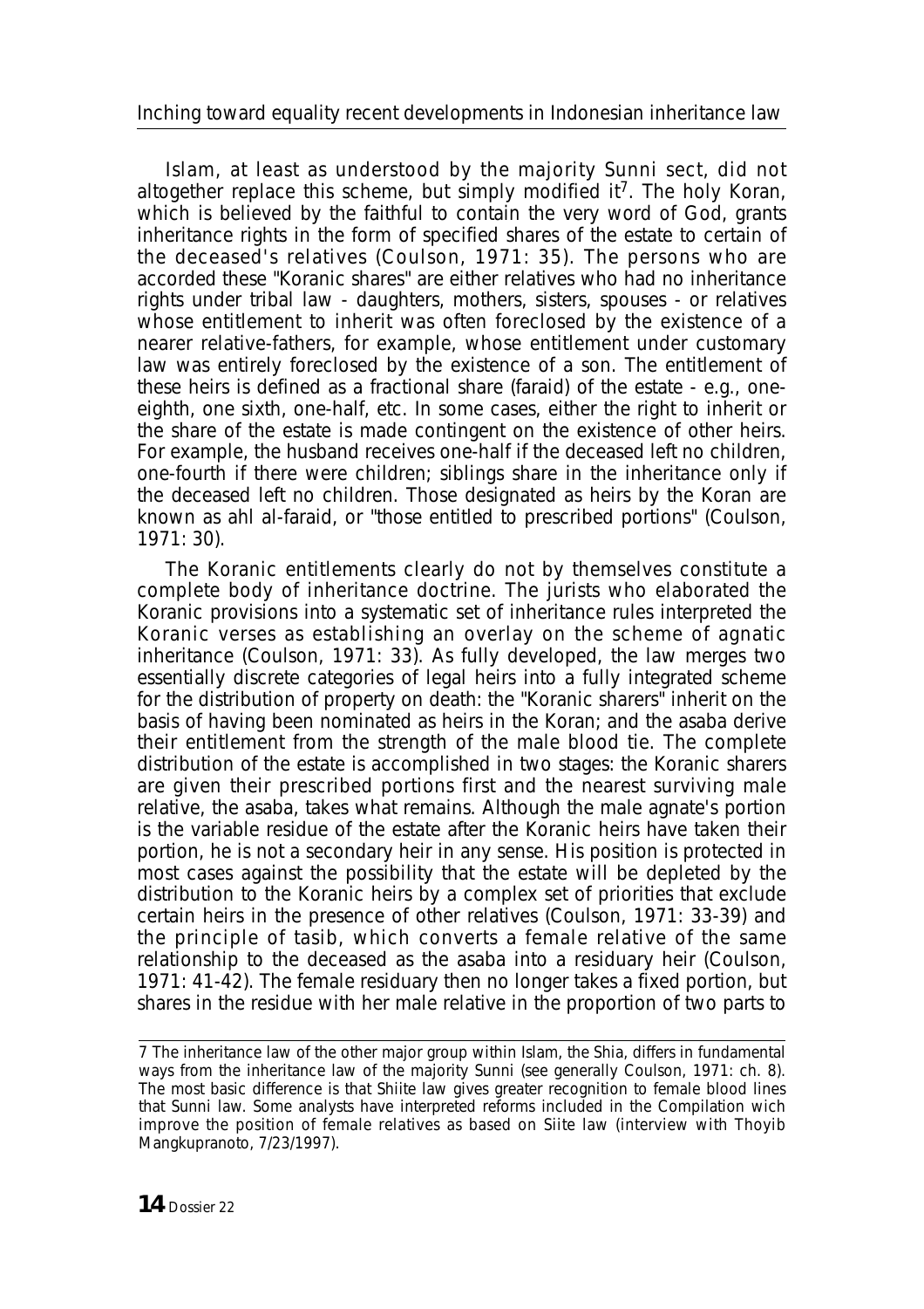Islam, at least as understood by the majority Sunni sect, did not altogether replace this scheme, but simply modified it[7]. The holy Koran, which is believed by the faithful to contain the very word of God, grants inheritance rights in the form of specified shares of the estate to certain of the deceased's relatives (Coulson, 1971: 35). The persons who are accorded these "Koranic shares" are either relatives who had no inheritance rights under tribal law - daughters, mothers, sisters, spouses - or relatives whose entitlement to inherit was often foreclosed by the existence of a nearer relative-fathers, for example, whose entitlement under customary law was entirely foreclosed by the existence of a son. The entitlement of these heirs is defined as a fractional share (faraid) of the estate - e.g., one-eighth, one sixth, one-half, etc. In some cases, either the right to inherit or the share of the estate is made contingent on the existence of other heirs. For example, the husband receives one-half if the deceased left no children, one-fourth if there were children; siblings share in the inheritance only if the deceased left no children. Those designated as heirs by the Koran are known as ahl al-faraid, or "those entitled to prescribed portions" (Coulson, 1971: 30).

The Koranic entitlements clearly do not by themselves constitute a complete body of inheritance doctrine. The jurists who elaborated the Koranic provisions into a systematic set of inheritance rules interpreted the Koranic verses as establishing an overlay on the scheme of agnatic inheritance (Coulson, 1971: 33). As fully developed, the law merges two essentially discrete categories of legal heirs into a fully integrated scheme for the distribution of property on death: the "Koranic sharers" inherit on the basis of having been nominated as heirs in the Koran; and the asaba derive their entitlement from the strength of the male blood tie. The complete distribution of the estate is accomplished in two stages: the Koranic sharers are given their prescribed portions first and the nearest surviving male relative, the asaba, takes what remains. Although the male agnate's portion is the variable residue of the estate after the Koranic heirs have taken their portion, he is not a secondary heir in any sense. His position is protected in most cases against the possibility that the estate will be depleted by the distribution to the Koranic heirs by a complex set of priorities that exclude certain heirs in the presence of other relatives (Coulson, 1971: 33-39) and the principle of tasib, which converts a female relative of the same relationship to the deceased as the asaba into a residuary heir (Coulson, 1971: 41-42). The female residuary then no longer takes a fixed portion, but shares in the residue with her male relative in the proportion of two parts to

---

[7] The inheritance law of the other major group within Islam, the Shia, differs in fundamental ways from the inheritance law of the majority Sunni (see generally Coulson, 1971: ch. 8). The most basic difference is that Shiite law gives greater recognition to female blood lines that Sunni law. Some analysts have interpreted reforms included in the Compilation wich improve the position of female relatives as based on Siite law (interview with Thoyib Mangkupranoto, 7/23/1997).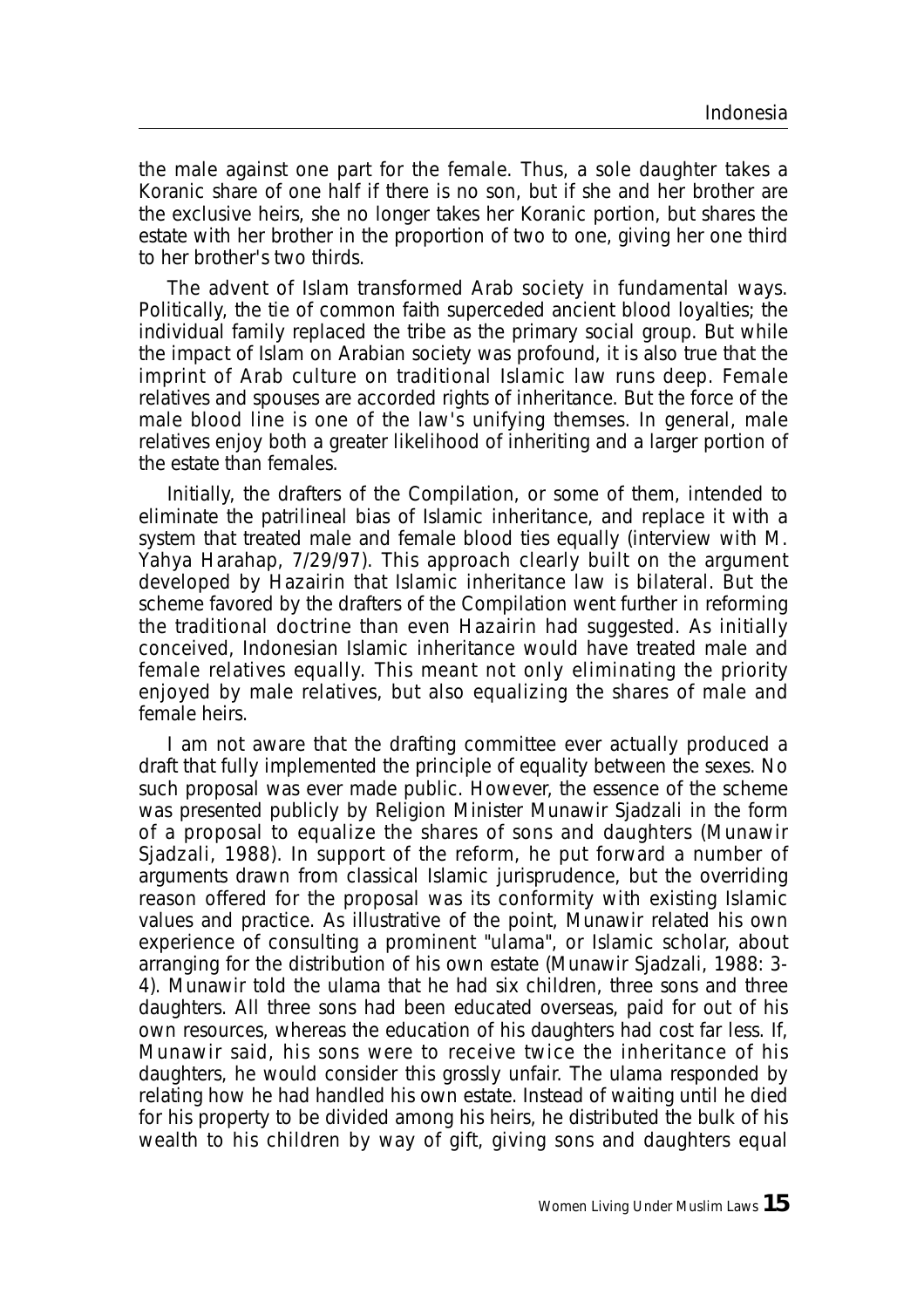the male against one part for the female. Thus, a sole daughter takes a Koranic share of one half if there is no son, but if she and her brother are the exclusive heirs, she no longer takes her Koranic portion, but shares the estate with her brother in the proportion of two to one, giving her one third to her brother's two thirds.

The advent of Islam transformed Arab society in fundamental ways. Politically, the tie of common faith superceded ancient blood loyalties; the individual family replaced the tribe as the primary social group. But while the impact of Islam on Arabian society was profound, it is also true that the imprint of Arab culture on traditional Islamic law runs deep. Female relatives and spouses are accorded rights of inheritance. But the force of the male blood line is one of the law's unifying themses. In general, male relatives enjoy both a greater likelihood of inheriting and a larger portion of the estate than females.

Initially, the drafters of the Compilation, or some of them, intended to eliminate the patrilineal bias of Islamic inheritance, and replace it with a system that treated male and female blood ties equally (interview with M. Yahya Harahap, 7/29/97). This approach clearly built on the argument developed by Hazairin that Islamic inheritance law is bilateral. But the scheme favored by the drafters of the Compilation went further in reforming the traditional doctrine than even Hazairin had suggested. As initially conceived, Indonesian Islamic inheritance would have treated male and female relatives equally. This meant not only eliminating the priority enjoyed by male relatives, but also equalizing the shares of male and female heirs.

I am not aware that the drafting committee ever actually produced a draft that fully implemented the principle of equality between the sexes. No such proposal was ever made public. However, the essence of the scheme was presented publicly by Religion Minister Munawir Sjadzali in the form of a proposal to equalize the shares of sons and daughters (Munawir Sjadzali, 1988). In support of the reform, he put forward a number of arguments drawn from classical Islamic jurisprudence, but the overriding reason offered for the proposal was its conformity with existing Islamic values and practice. As illustrative of the point, Munawir related his own experience of consulting a prominent "ulama", or Islamic scholar, about arranging for the distribution of his own estate (Munawir Sjadzali, 1988: 3-4). Munawir told the ulama that he had six children, three sons and three daughters. All three sons had been educated overseas, paid for out of his own resources, whereas the education of his daughters had cost far less. If, Munawir said, his sons were to receive twice the inheritance of his daughters, he would consider this grossly unfair. The ulama responded by relating how he had handled his own estate. Instead of waiting until he died for his property to be divided among his heirs, he distributed the bulk of his wealth to his children by way of gift, giving sons and daughters equal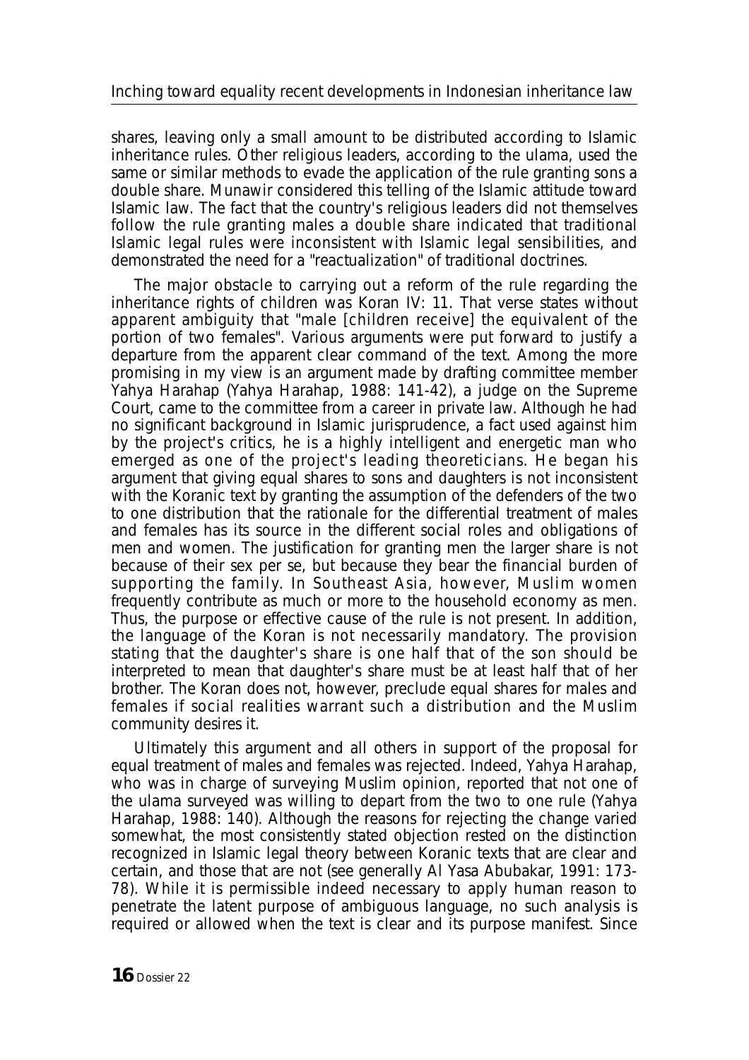shares, leaving only a small amount to be distributed according to Islamic inheritance rules. Other religious leaders, according to the ulama, used the same or similar methods to evade the application of the rule granting sons a double share. Munawir considered this telling of the Islamic attitude toward Islamic law. The fact that the country's religious leaders did not themselves follow the rule granting males a double share indicated that traditional Islamic legal rules were inconsistent with Islamic legal sensibilities, and demonstrated the need for a "reactualization" of traditional doctrines.

The major obstacle to carrying out a reform of the rule regarding the inheritance rights of children was Koran IV: 11. That verse states without apparent ambiguity that "male [children receive] the equivalent of the portion of two females". Various arguments were put forward to justify a departure from the apparent clear command of the text. Among the more promising in my view is an argument made by drafting committee member Yahya Harahap (Yahya Harahap, 1988: 141-42), a judge on the Supreme Court, came to the committee from a career in private law. Although he had no significant background in Islamic jurisprudence, a fact used against him by the project's critics, he is a highly intelligent and energetic man who emerged as one of the project's leading theoreticians. He began his argument that giving equal shares to sons and daughters is not inconsistent with the Koranic text by granting the assumption of the defenders of the two to one distribution that the rationale for the differential treatment of males and females has its source in the different social roles and obligations of men and women. The justification for granting men the larger share is not because of their sex per se, but because they bear the financial burden of supporting the family. In Southeast Asia, however, Muslim women frequently contribute as much or more to the household economy as men. Thus, the purpose or effective cause of the rule is not present. In addition, the language of the Koran is not necessarily mandatory. The provision stating that the daughter's share is one half that of the son should be interpreted to mean that daughter's share must be at least half that of her brother. The Koran does not, however, preclude equal shares for males and females if social realities warrant such a distribution and the Muslim community desires it.

Ultimately this argument and all others in support of the proposal for equal treatment of males and females was rejected. Indeed, Yahya Harahap, who was in charge of surveying Muslim opinion, reported that not one of the ulama surveyed was willing to depart from the two to one rule (Yahya Harahap, 1988: 140). Although the reasons for rejecting the change varied somewhat, the most consistently stated objection rested on the distinction recognized in Islamic legal theory between Koranic texts that are clear and certain, and those that are not (see generally Al Yasa Abubakar, 1991: 173-78). While it is permissible indeed necessary to apply human reason to penetrate the latent purpose of ambiguous language, no such analysis is required or allowed when the text is clear and its purpose manifest. Since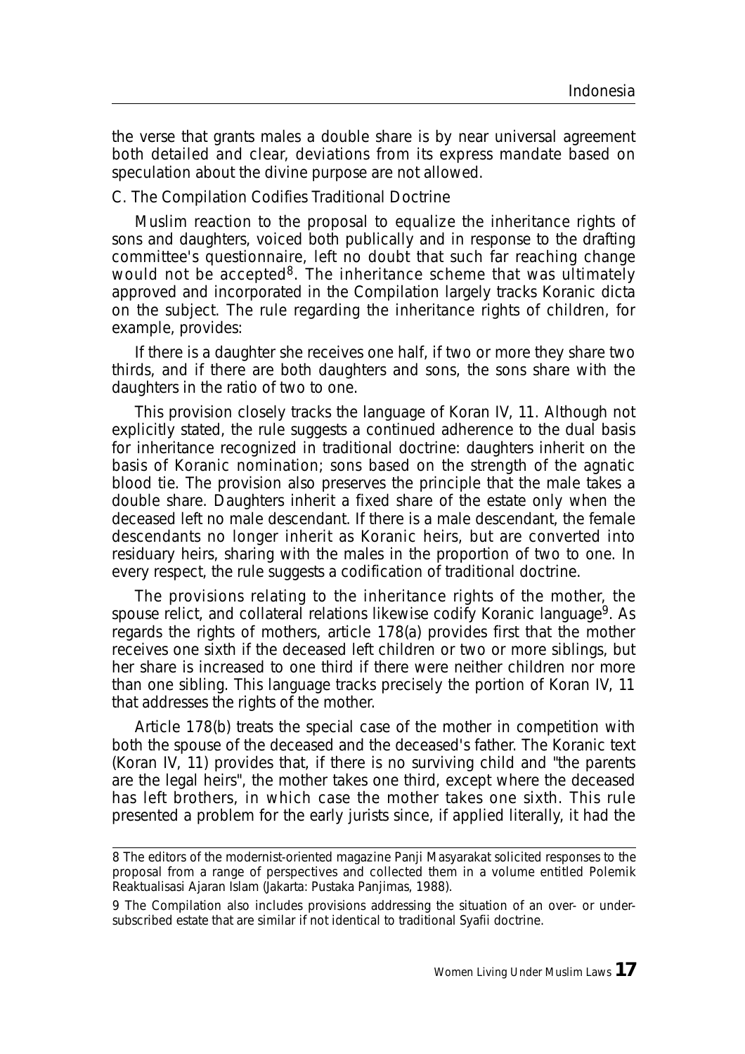the verse that grants males a double share is by near universal agreement both detailed and clear, deviations from its express mandate based on speculation about the divine purpose are not allowed.

### C. The Compilation Codifies Traditional Doctrine

Muslim reaction to the proposal to equalize the inheritance rights of sons and daughters, voiced both publically and in response to the drafting committee's questionnaire, left no doubt that such far reaching change would not be accepted[8]. The inheritance scheme that was ultimately approved and incorporated in the Compilation largely tracks Koranic dicta on the subject. The rule regarding the inheritance rights of children, for example, provides:

If there is a daughter she receives one half, if two or more they share two thirds, and if there are both daughters and sons, the sons share with the daughters in the ratio of two to one.

This provision closely tracks the language of Koran IV, 11. Although not explicitly stated, the rule suggests a continued adherence to the dual basis for inheritance recognized in traditional doctrine: daughters inherit on the basis of Koranic nomination; sons based on the strength of the agnatic blood tie. The provision also preserves the principle that the male takes a double share. Daughters inherit a fixed share of the estate only when the deceased left no male descendant. If there is a male descendant, the female descendants no longer inherit as Koranic heirs, but are converted into residuary heirs, sharing with the males in the proportion of two to one. In every respect, the rule suggests a codification of traditional doctrine.

The provisions relating to the inheritance rights of the mother, the spouse relict, and collateral relations likewise codify Koranic language[9]. As regards the rights of mothers, article 178(a) provides first that the mother receives one sixth if the deceased left children or two or more siblings, but her share is increased to one third if there were neither children nor more than one sibling. This language tracks precisely the portion of Koran IV, 11 that addresses the rights of the mother.

Article 178(b) treats the special case of the mother in competition with both the spouse of the deceased and the deceased's father. The Koranic text (Koran IV, 11) provides that, if there is no surviving child and "the parents are the legal heirs", the mother takes one third, except where the deceased has left brothers, in which case the mother takes one sixth. This rule presented a problem for the early jurists since, if applied literally, it had the

---

8 The editors of the modernist-oriented magazine *Panji Masyarakat* solicited responses to the proposal from a range of perspectives and collected them in a volume entitled *Polemik Reaktualisasi Ajaran Islam* (Jakarta: Pustaka Panjimas, 1988).

9 The Compilation also includes provisions addressing the situation of an over- or under-subscribed estate that are similar if not identical to traditional Syafii doctrine.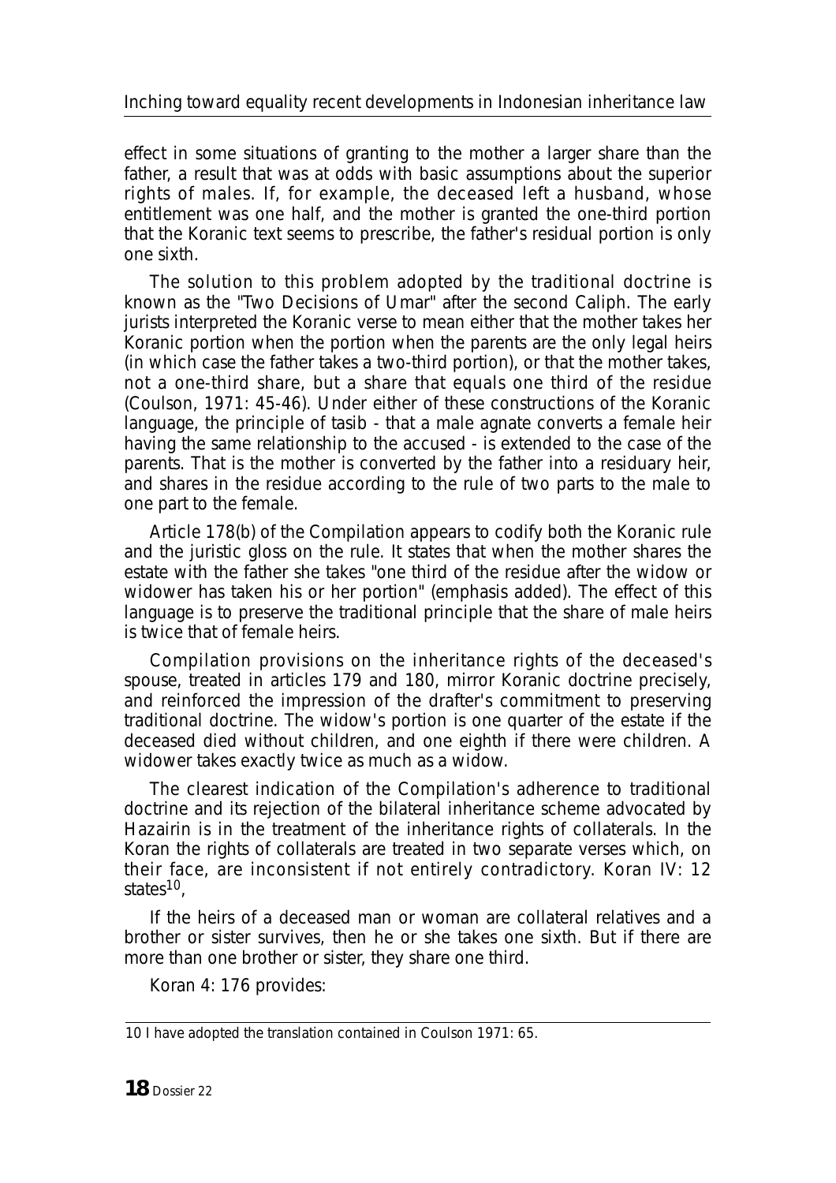effect in some situations of granting to the mother a larger share than the father, a result that was at odds with basic assumptions about the superior rights of males. If, for example, the deceased left a husband, whose entitlement was one half, and the mother is granted the one-third portion that the Koranic text seems to prescribe, the father's residual portion is only one sixth.

The solution to this problem adopted by the traditional doctrine is known as the "Two Decisions of Umar" after the second Caliph. The early jurists interpreted the Koranic verse to mean either that the mother takes her Koranic portion when the portion when the parents are the only legal heirs (in which case the father takes a two-third portion), or that the mother takes, not a one-third share, but a share that equals one third of the residue (Coulson, 1971: 45-46). Under either of these constructions of the Koranic language, the principle of tasib - that a male agnate converts a female heir having the same relationship to the accused - is extended to the case of the parents. That is the mother is converted by the father into a residuary heir, and shares in the residue according to the rule of two parts to the male to one part to the female.

Article 178(b) of the Compilation appears to codify both the Koranic rule and the juristic gloss on the rule. It states that when the mother shares the estate with the father she takes "one third of the residue after the widow or widower has taken his or her portion" (emphasis added). The effect of this language is to preserve the traditional principle that the share of male heirs is twice that of female heirs.

Compilation provisions on the inheritance rights of the deceased's spouse, treated in articles 179 and 180, mirror Koranic doctrine precisely, and reinforced the impression of the drafter's commitment to preserving traditional doctrine. The widow's portion is one quarter of the estate if the deceased died without children, and one eighth if there were children. A widower takes exactly twice as much as a widow.

The clearest indication of the Compilation's adherence to traditional doctrine and its rejection of the bilateral inheritance scheme advocated by Hazairin is in the treatment of the inheritance rights of collaterals. In the Koran the rights of collaterals are treated in two separate verses which, on their face, are inconsistent if not entirely contradictory. Koran IV: 12 states[10],

If the heirs of a deceased man or woman are collateral relatives and a brother or sister survives, then he or she takes one sixth. But if there are more than one brother or sister, they share one third.

Koran 4: 176 provides:

---

10 I have adopted the translation contained in Coulson 1971: 65.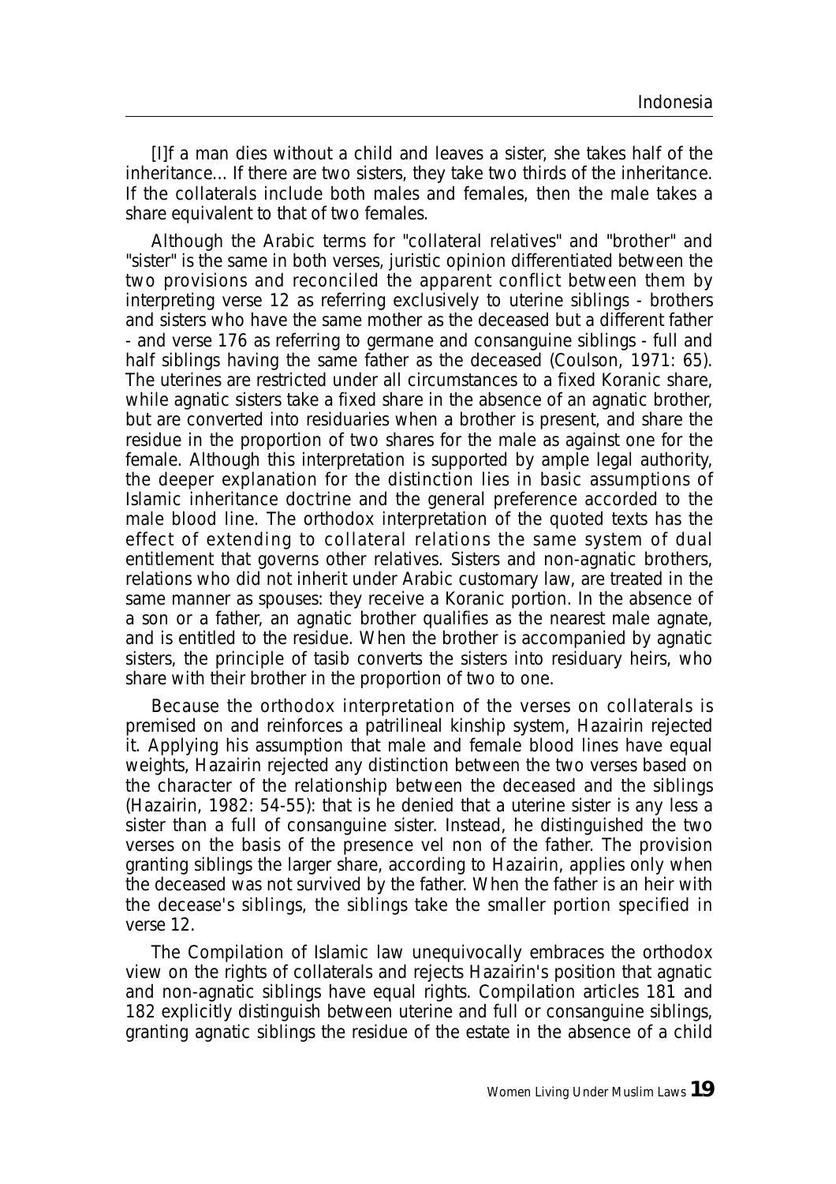[I]f a man dies without a child and leaves a sister, she takes half of the inheritance... If there are two sisters, they take two thirds of the inheritance. If the collaterals include both males and females, then the male takes a share equivalent to that of two females.

Although the Arabic terms for "collateral relatives" and "brother" and "sister" is the same in both verses, juristic opinion differentiated between the two provisions and reconciled the apparent conflict between them by interpreting verse 12 as referring exclusively to uterine siblings - brothers and sisters who have the same mother as the deceased but a different father - and verse 176 as referring to germane and consanguine siblings - full and half siblings having the same father as the deceased (Coulson, 1971: 65). The uterines are restricted under all circumstances to a fixed Koranic share, while agnatic sisters take a fixed share in the absence of an agnatic brother, but are converted into residuaries when a brother is present, and share the residue in the proportion of two shares for the male as against one for the female. Although this interpretation is supported by ample legal authority, the deeper explanation for the distinction lies in basic assumptions of Islamic inheritance doctrine and the general preference accorded to the male blood line. The orthodox interpretation of the quoted texts has the effect of extending to collateral relations the same system of dual entitlement that governs other relatives. Sisters and non-agnatic brothers, relations who did not inherit under Arabic customary law, are treated in the same manner as spouses: they receive a Koranic portion. In the absence of a son or a father, an agnatic brother qualifies as the nearest male agnate, and is entitled to the residue. When the brother is accompanied by agnatic sisters, the principle of tasib converts the sisters into residuary heirs, who share with their brother in the proportion of two to one.

Because the orthodox interpretation of the verses on collaterals is premised on and reinforces a patrilineal kinship system, Hazairin rejected it. Applying his assumption that male and female blood lines have equal weights, Hazairin rejected any distinction between the two verses based on the character of the relationship between the deceased and the siblings (Hazairin, 1982: 54-55): that is he denied that a uterine sister is any less a sister than a full of consanguine sister. Instead, he distinguished the two verses on the basis of the presence vel non of the father. The provision granting siblings the larger share, according to Hazairin, applies only when the deceased was not survived by the father. When the father is an heir with the decease's siblings, the siblings take the smaller portion specified in verse 12.

The Compilation of Islamic law unequivocally embraces the orthodox view on the rights of collaterals and rejects Hazairin's position that agnatic and non-agnatic siblings have equal rights. Compilation articles 181 and 182 explicitly distinguish between uterine and full or consanguine siblings, granting agnatic siblings the residue of the estate in the absence of a child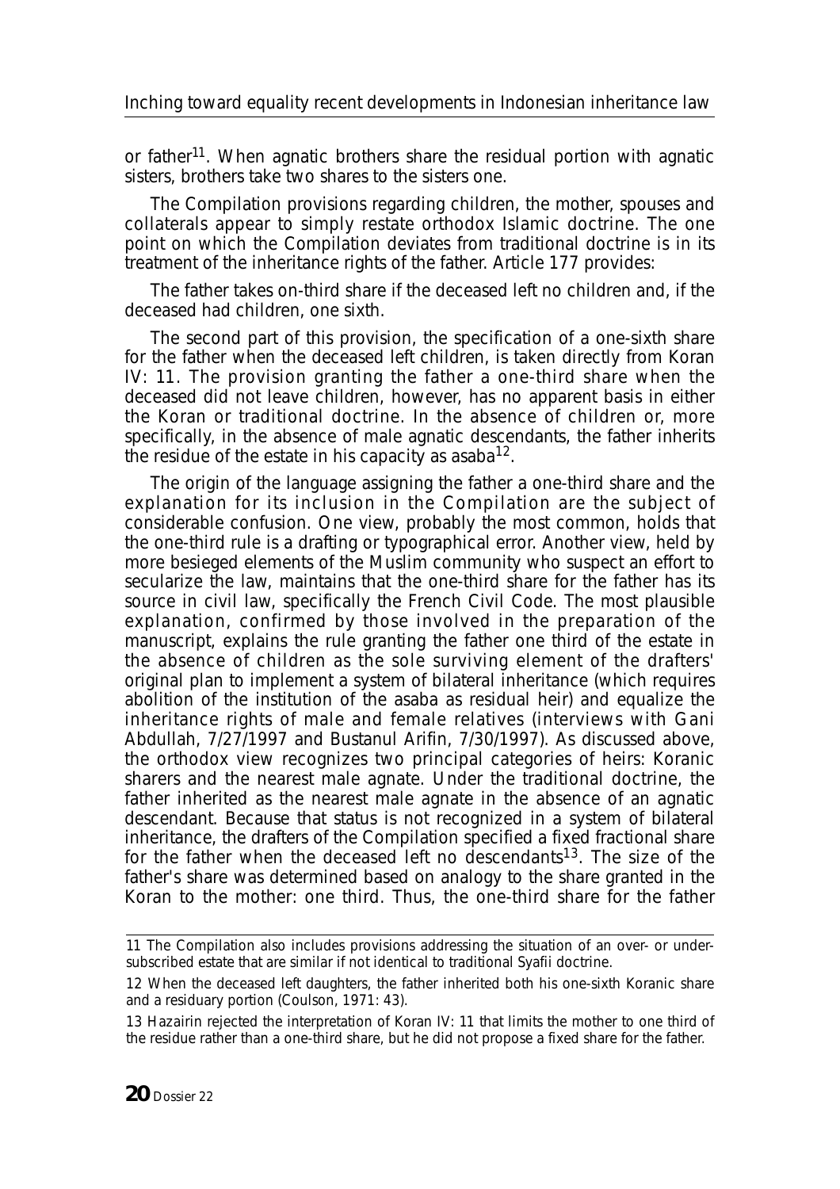or father[11]. When agnatic brothers share the residual portion with agnatic sisters, brothers take two shares to the sisters one.

The Compilation provisions regarding children, the mother, spouses and collaterals appear to simply restate orthodox Islamic doctrine. The one point on which the Compilation deviates from traditional doctrine is in its treatment of the inheritance rights of the father. Article 177 provides:

The father takes on-third share if the deceased left no children and, if the deceased had children, one sixth.

The second part of this provision, the specification of a one-sixth share for the father when the deceased left children, is taken directly from Koran IV: 11. The provision granting the father a one-third share when the deceased did not leave children, however, has no apparent basis in either the Koran or traditional doctrine. In the absence of children or, more specifically, in the absence of male agnatic descendants, the father inherits the residue of the estate in his capacity as asaba[12].

The origin of the language assigning the father a one-third share and the explanation for its inclusion in the Compilation are the subject of considerable confusion. One view, probably the most common, holds that the one-third rule is a drafting or typographical error. Another view, held by more besieged elements of the Muslim community who suspect an effort to secularize the law, maintains that the one-third share for the father has its source in civil law, specifically the French Civil Code. The most plausible explanation, confirmed by those involved in the preparation of the manuscript, explains the rule granting the father one third of the estate in the absence of children as the sole surviving element of the drafters' original plan to implement a system of bilateral inheritance (which requires abolition of the institution of the asaba as residual heir) and equalize the inheritance rights of male and female relatives (interviews with Gani Abdullah, 7/27/1997 and Bustanul Arifin, 7/30/1997). As discussed above, the orthodox view recognizes two principal categories of heirs: Koranic sharers and the nearest male agnate. Under the traditional doctrine, the father inherited as the nearest male agnate in the absence of an agnatic descendant. Because that status is not recognized in a system of bilateral inheritance, the drafters of the Compilation specified a fixed fractional share for the father when the deceased left no descendants[13]. The size of the father's share was determined based on analogy to the share granted in the Koran to the mother: one third. Thus, the one-third share for the father

---

11 The Compilation also includes provisions addressing the situation of an over- or under-subscribed estate that are similar if not identical to traditional Syafii doctrine.

12 When the deceased left daughters, the father inherited both his one-sixth Koranic share and a residuary portion (Coulson, 1971: 43).

13 Hazairin rejected the interpretation of Koran IV: 11 that limits the mother to one third of the residue rather than a one-third share, but he did not propose a fixed share for the father.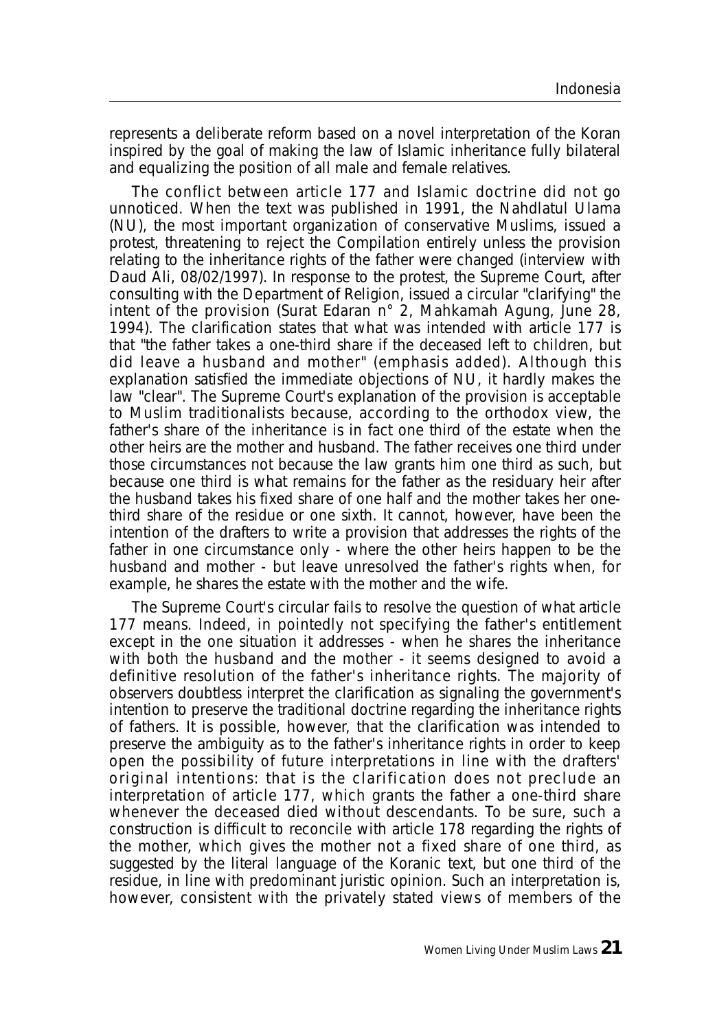represents a deliberate reform based on a novel interpretation of the Koran inspired by the goal of making the law of Islamic inheritance fully bilateral and equalizing the position of all male and female relatives.

The conflict between article 177 and Islamic doctrine did not go unnoticed. When the text was published in 1991, the Nahdlatul Ulama (NU), the most important organization of conservative Muslims, issued a protest, threatening to reject the Compilation entirely unless the provision relating to the inheritance rights of the father were changed (interview with Daud Ali, 08/02/1997). In response to the protest, the Supreme Court, after consulting with the Department of Religion, issued a circular "clarifying" the intent of the provision (Surat Edaran n° 2, Mahkamah Agung, June 28, 1994). The clarification states that what was intended with article 177 is that "the father takes a one-third share if the deceased left to children, but *did leave a husband and mother*" (emphasis added). Although this explanation satisfied the immediate objections of NU, it hardly makes the law "clear". The Supreme Court's explanation of the provision is acceptable to Muslim traditionalists because, according to the orthodox view, the father's share of the inheritance is in fact one third of the estate when the other heirs are the mother and husband. The father receives one third under those circumstances not because the law grants him one third as such, but because one third is what remains for the father as the residuary heir after the husband takes his fixed share of one half and the mother takes her one-third share of the residue or one sixth. It cannot, however, have been the intention of the drafters to write a provision that addresses the rights of the father in one circumstance only - where the other heirs happen to be the husband and mother - but leave unresolved the father's rights when, for example, he shares the estate with the mother and the wife.

The Supreme Court's circular fails to resolve the question of what article 177 means. Indeed, in pointedly not specifying the father's entitlement except in the one situation it addresses - when he shares the inheritance with both the husband and the mother - it seems designed to avoid a definitive resolution of the father's inheritance rights. The majority of observers doubtless interpret the clarification as signaling the government's intention to preserve the traditional doctrine regarding the inheritance rights of fathers. It is possible, however, that the clarification was intended to preserve the ambiguity as to the father's inheritance rights in order to keep open the possibility of future interpretations in line with the drafters' original intentions: that is the clarification does not preclude an interpretation of article 177, which grants the father a one-third share whenever the deceased died without descendants. To be sure, such a construction is difficult to reconcile with article 178 regarding the rights of the mother, which gives the mother not a fixed share of one third, as suggested by the literal language of the Koranic text, but one third of the residue, in line with predominant juristic opinion. Such an interpretation is, however, consistent with the privately stated views of members of the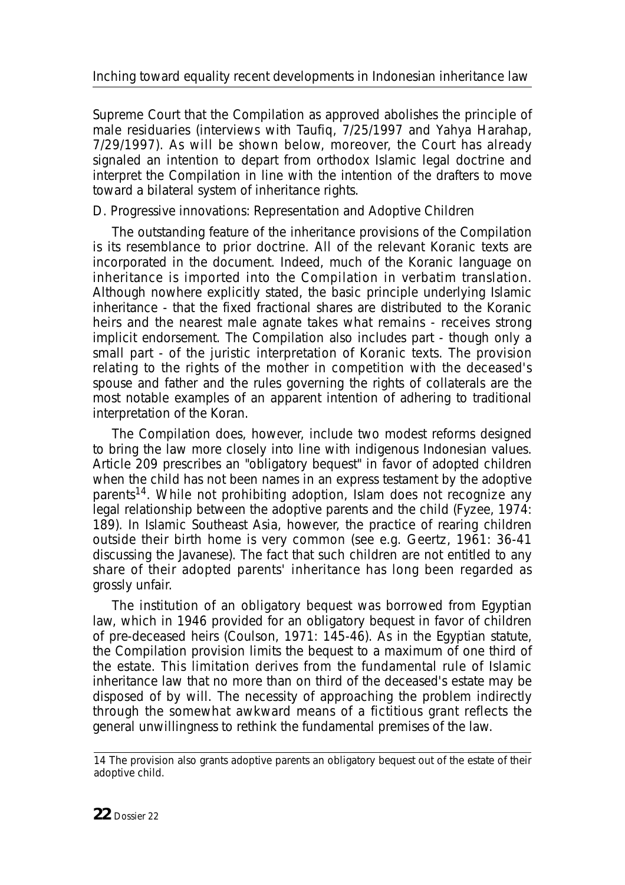Supreme Court that the Compilation as approved abolishes the principle of male residuaries (interviews with Taufiq, 7/25/1997 and Yahya Harahap, 7/29/1997). As will be shown below, moreover, the Court has already signaled an intention to depart from orthodox Islamic legal doctrine and interpret the Compilation in line with the intention of the drafters to move toward a bilateral system of inheritance rights.

### D. Progressive innovations: Representation and Adoptive Children

The outstanding feature of the inheritance provisions of the Compilation is its resemblance to prior doctrine. All of the relevant Koranic texts are incorporated in the document. Indeed, much of the Koranic language on inheritance is imported into the Compilation in verbatim translation. Although nowhere explicitly stated, the basic principle underlying Islamic inheritance - that the fixed fractional shares are distributed to the Koranic heirs and the nearest male agnate takes what remains - receives strong implicit endorsement. The Compilation also includes part - though only a small part - of the juristic interpretation of Koranic texts. The provision relating to the rights of the mother in competition with the deceased's spouse and father and the rules governing the rights of collaterals are the most notable examples of an apparent intention of adhering to traditional interpretation of the Koran.

The Compilation does, however, include two modest reforms designed to bring the law more closely into line with indigenous Indonesian values. Article 209 prescribes an "obligatory bequest" in favor of adopted children when the child has not been names in an express testament by the adoptive parents[14]. While not prohibiting adoption, Islam does not recognize any legal relationship between the adoptive parents and the child (Fyzee, 1974: 189). In Islamic Southeast Asia, however, the practice of rearing children outside their birth home is very common (see e.g. Geertz, 1961: 36-41 discussing the Javanese). The fact that such children are not entitled to any share of their adopted parents' inheritance has long been regarded as grossly unfair.

The institution of an obligatory bequest was borrowed from Egyptian law, which in 1946 provided for an obligatory bequest in favor of children of pre-deceased heirs (Coulson, 1971: 145-46). As in the Egyptian statute, the Compilation provision limits the bequest to a maximum of one third of the estate. This limitation derives from the fundamental rule of Islamic inheritance law that no more than on third of the deceased's estate may be disposed of by will. The necessity of approaching the problem indirectly through the somewhat awkward means of a fictitious grant reflects the general unwillingness to rethink the fundamental premises of the law.

---

14 The provision also grants adoptive parents an obligatory bequest out of the estate of their adoptive child.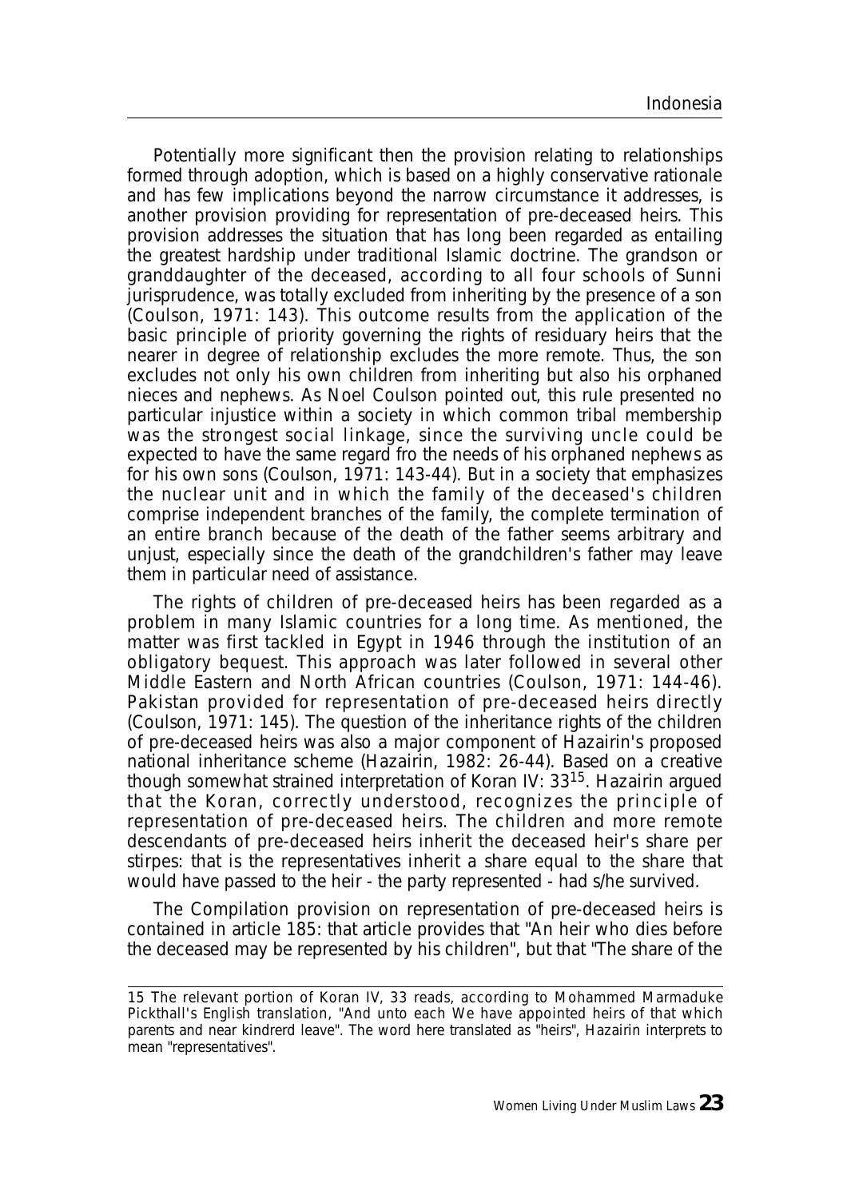Potentially more significant then the provision relating to relationships formed through adoption, which is based on a highly conservative rationale and has few implications beyond the narrow circumstance it addresses, is another provision providing for representation of pre-deceased heirs. This provision addresses the situation that has long been regarded as entailing the greatest hardship under traditional Islamic doctrine. The grandson or granddaughter of the deceased, according to all four schools of Sunni jurisprudence, was totally excluded from inheriting by the presence of a son (Coulson, 1971: 143). This outcome results from the application of the basic principle of priority governing the rights of residuary heirs that the nearer in degree of relationship excludes the more remote. Thus, the son excludes not only his own children from inheriting but also his orphaned nieces and nephews. As Noel Coulson pointed out, this rule presented no particular injustice within a society in which common tribal membership was the strongest social linkage, since the surviving uncle could be expected to have the same regard fro the needs of his orphaned nephews as for his own sons (Coulson, 1971: 143-44). But in a society that emphasizes the nuclear unit and in which the family of the deceased's children comprise independent branches of the family, the complete termination of an entire branch because of the death of the father seems arbitrary and unjust, especially since the death of the grandchildren's father may leave them in particular need of assistance.

The rights of children of pre-deceased heirs has been regarded as a problem in many Islamic countries for a long time. As mentioned, the matter was first tackled in Egypt in 1946 through the institution of an obligatory bequest. This approach was later followed in several other Middle Eastern and North African countries (Coulson, 1971: 144-46). Pakistan provided for representation of pre-deceased heirs directly (Coulson, 1971: 145). The question of the inheritance rights of the children of pre-deceased heirs was also a major component of Hazairin's proposed national inheritance scheme (Hazairin, 1982: 26-44). Based on a creative though somewhat strained interpretation of Koran IV: 33[15]. Hazairin argued that the Koran, correctly understood, recognizes the principle of representation of pre-deceased heirs. The children and more remote descendants of pre-deceased heirs inherit the deceased heir's share per stirpes: that is the representatives inherit a share equal to the share that would have passed to the heir - the party represented - had s/he survived.

The Compilation provision on representation of pre-deceased heirs is contained in article 185: that article provides that "An heir who dies before the deceased may be represented by his children", but that "The share of the

---

15 The relevant portion of Koran IV, 33 reads, according to Mohammed Marmaduke Pickthall's English translation, "And unto each We have appointed heirs of that which parents and near kindrerd leave". The word here translated as "heirs", Hazairin interprets to mean "representatives".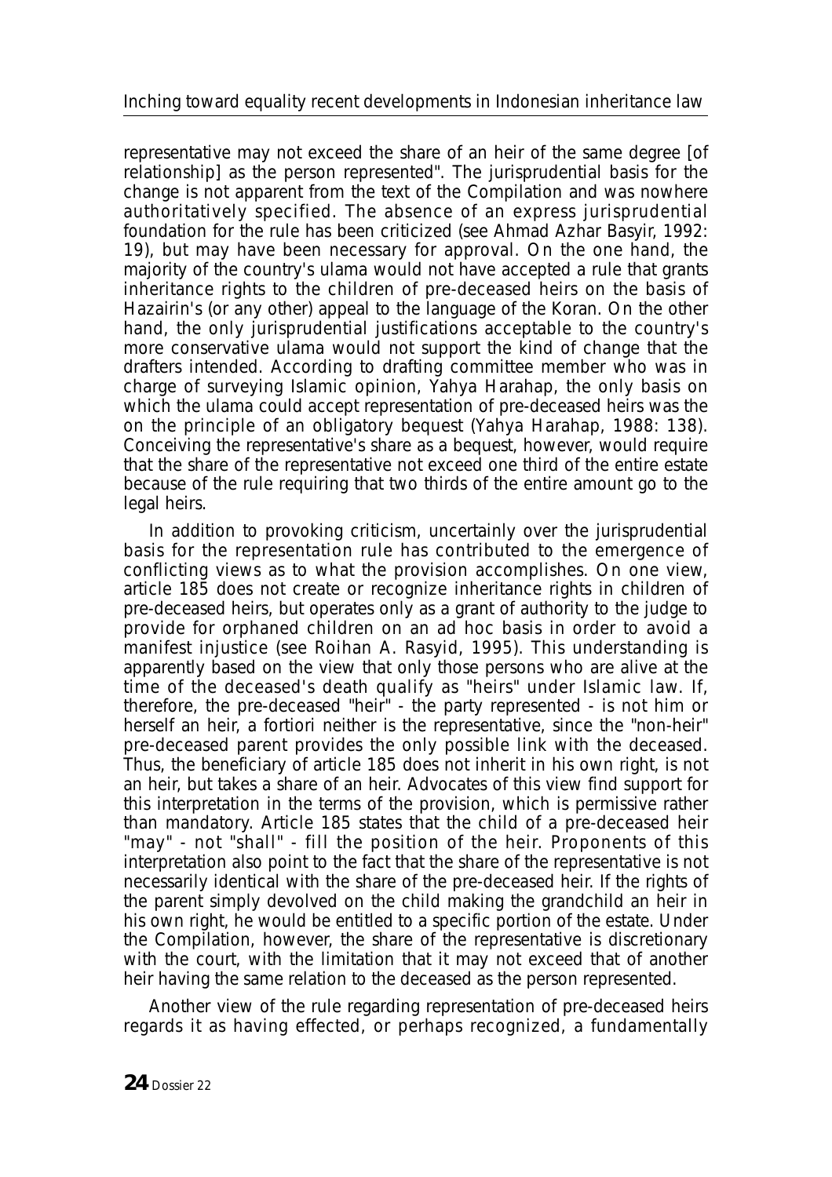representative may not exceed the share of an heir of the same degree [of relationship] as the person represented". The jurisprudential basis for the change is not apparent from the text of the Compilation and was nowhere authoritatively specified. The absence of an express jurisprudential foundation for the rule has been criticized (see Ahmad Azhar Basyir, 1992: 19), but may have been necessary for approval. On the one hand, the majority of the country's ulama would not have accepted a rule that grants inheritance rights to the children of pre-deceased heirs on the basis of Hazairin's (or any other) appeal to the language of the Koran. On the other hand, the only jurisprudential justifications acceptable to the country's more conservative ulama would not support the kind of change that the drafters intended. According to drafting committee member who was in charge of surveying Islamic opinion, Yahya Harahap, the only basis on which the ulama could accept representation of pre-deceased heirs was the on the principle of an obligatory bequest (Yahya Harahap, 1988: 138). Conceiving the representative's share as a bequest, however, would require that the share of the representative not exceed one third of the entire estate because of the rule requiring that two thirds of the entire amount go to the legal heirs.

In addition to provoking criticism, uncertainly over the jurisprudential basis for the representation rule has contributed to the emergence of conflicting views as to what the provision accomplishes. On one view, article 185 does not create or recognize inheritance rights in children of pre-deceased heirs, but operates only as a grant of authority to the judge to provide for orphaned children on an ad hoc basis in order to avoid a manifest injustice (see Roihan A. Rasyid, 1995). This understanding is apparently based on the view that only those persons who are alive at the time of the deceased's death qualify as "heirs" under Islamic law. If, therefore, the pre-deceased "heir" - the party represented - is not him or herself an heir, a fortiori neither is the representative, since the "non-heir" pre-deceased parent provides the only possible link with the deceased. Thus, the beneficiary of article 185 does not inherit in his own right, is not an heir, but takes a share of an heir. Advocates of this view find support for this interpretation in the terms of the provision, which is permissive rather than mandatory. Article 185 states that the child of a pre-deceased heir "may" - not "shall" - fill the position of the heir. Proponents of this interpretation also point to the fact that the share of the representative is not necessarily identical with the share of the pre-deceased heir. If the rights of the parent simply devolved on the child making the grandchild an heir in his own right, he would be entitled to a specific portion of the estate. Under the Compilation, however, the share of the representative is discretionary with the court, with the limitation that it may not exceed that of another heir having the same relation to the deceased as the person represented.

Another view of the rule regarding representation of pre-deceased heirs regards it as having effected, or perhaps recognized, a fundamentally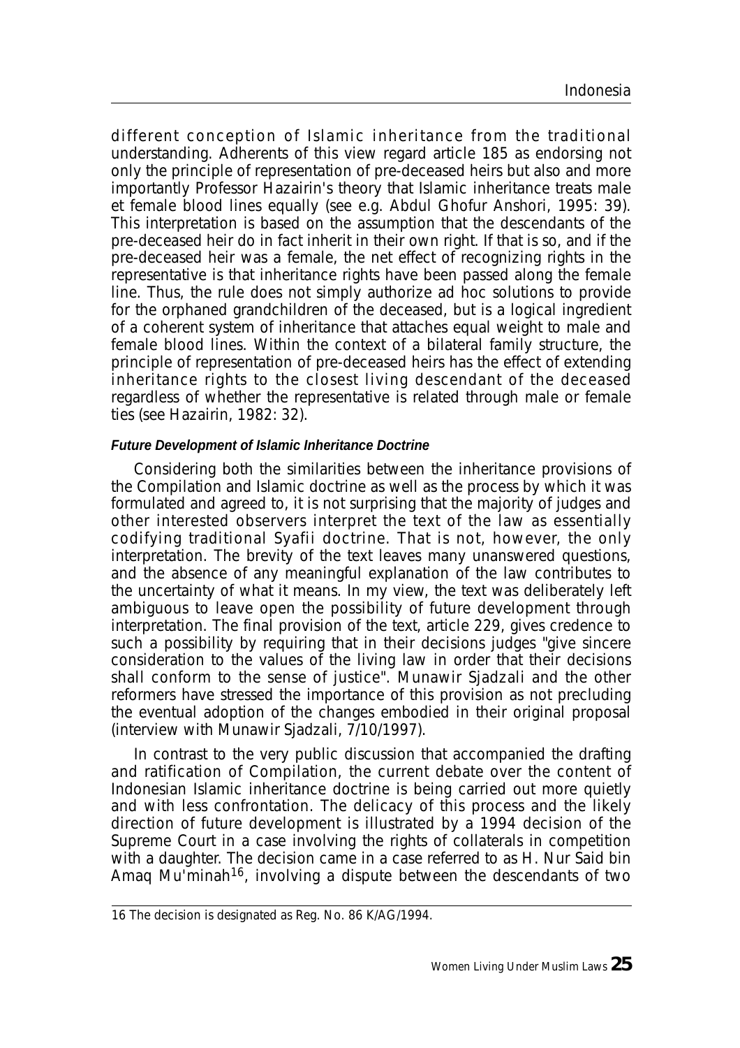different conception of Islamic inheritance from the traditional understanding. Adherents of this view regard article 185 as endorsing not only the principle of representation of pre-deceased heirs but also and more importantly Professor Hazairin's theory that Islamic inheritance treats male et female blood lines equally (see e.g. Abdul Ghofur Anshori, 1995: 39). This interpretation is based on the assumption that the descendants of the pre-deceased heir do in fact inherit in their own right. If that is so, and if the pre-deceased heir was a female, the net effect of recognizing rights in the representative is that inheritance rights have been passed along the female line. Thus, the rule does not simply authorize ad hoc solutions to provide for the orphaned grandchildren of the deceased, but is a logical ingredient of a coherent system of inheritance that attaches equal weight to male and female blood lines. Within the context of a bilateral family structure, the principle of representation of pre-deceased heirs has the effect of extending inheritance rights to the closest living descendant of the deceased regardless of whether the representative is related through male or female ties (see Hazairin, 1982: 32).

#### *Future Development of Islamic Inheritance Doctrine*

Considering both the similarities between the inheritance provisions of the Compilation and Islamic doctrine as well as the process by which it was formulated and agreed to, it is not surprising that the majority of judges and other interested observers interpret the text of the law as essentially codifying traditional Syafii doctrine. That is not, however, the only interpretation. The brevity of the text leaves many unanswered questions, and the absence of any meaningful explanation of the law contributes to the uncertainty of what it means. In my view, the text was deliberately left ambiguous to leave open the possibility of future development through interpretation. The final provision of the text, article 229, gives credence to such a possibility by requiring that in their decisions judges "give sincere consideration to the values of the living law in order that their decisions shall conform to the sense of justice". Munawir Sjadzali and the other reformers have stressed the importance of this provision as not precluding the eventual adoption of the changes embodied in their original proposal (interview with Munawir Sjadzali, 7/10/1997).

In contrast to the very public discussion that accompanied the drafting and ratification of Compilation, the current debate over the content of Indonesian Islamic inheritance doctrine is being carried out more quietly and with less confrontation. The delicacy of this process and the likely direction of future development is illustrated by a 1994 decision of the Supreme Court in a case involving the rights of collaterals in competition with a daughter. The decision came in a case referred to as H. Nur Said bin Amaq Mu'minah[16], involving a dispute between the descendants of two

16 The decision is designated as Reg. No. 86 K/AG/1994.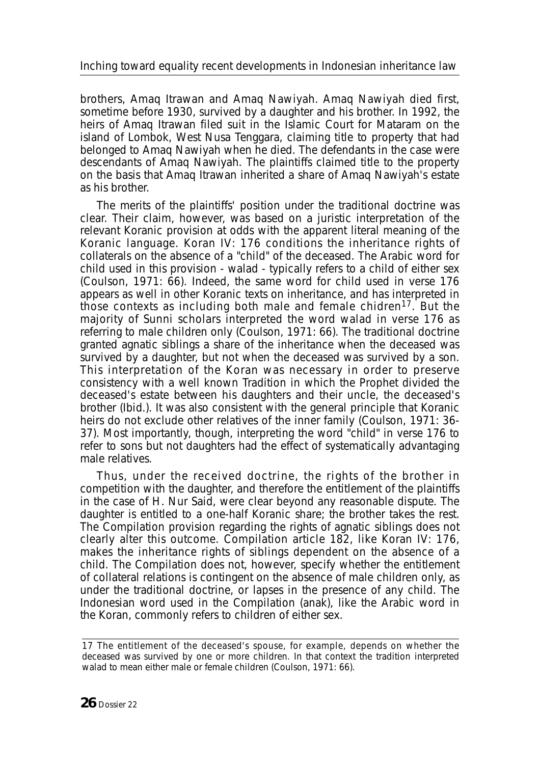brothers, Amaq Itrawan and Amaq Nawiyah. Amaq Nawiyah died first, sometime before 1930, survived by a daughter and his brother. In 1992, the heirs of Amaq Itrawan filed suit in the Islamic Court for Mataram on the island of Lombok, West Nusa Tenggara, claiming title to property that had belonged to Amaq Nawiyah when he died. The defendants in the case were descendants of Amaq Nawiyah. The plaintiffs claimed title to the property on the basis that Amaq Itrawan inherited a share of Amaq Nawiyah's estate as his brother.

The merits of the plaintiffs' position under the traditional doctrine was clear. Their claim, however, was based on a juristic interpretation of the relevant Koranic provision at odds with the apparent literal meaning of the Koranic language. Koran IV: 176 conditions the inheritance rights of collaterals on the absence of a "child" of the deceased. The Arabic word for child used in this provision - walad - typically refers to a child of either sex (Coulson, 1971: 66). Indeed, the same word for child used in verse 176 appears as well in other Koranic texts on inheritance, and has interpreted in those contexts as including both male and female chidren[17]. But the majority of Sunni scholars interpreted the word walad in verse 176 as referring to male children only (Coulson, 1971: 66). The traditional doctrine granted agnatic siblings a share of the inheritance when the deceased was survived by a daughter, but not when the deceased was survived by a son. This interpretation of the Koran was necessary in order to preserve consistency with a well known Tradition in which the Prophet divided the deceased's estate between his daughters and their uncle, the deceased's brother (Ibid.). It was also consistent with the general principle that Koranic heirs do not exclude other relatives of the inner family (Coulson, 1971: 36-37). Most importantly, though, interpreting the word "child" in verse 176 to refer to sons but not daughters had the effect of systematically advantaging male relatives.

Thus, under the received doctrine, the rights of the brother in competition with the daughter, and therefore the entitlement of the plaintiffs in the case of H. Nur Said, were clear beyond any reasonable dispute. The daughter is entitled to a one-half Koranic share; the brother takes the rest. The Compilation provision regarding the rights of agnatic siblings does not clearly alter this outcome. Compilation article 182, like Koran IV: 176, makes the inheritance rights of siblings dependent on the absence of a child. The Compilation does not, however, specify whether the entitlement of collateral relations is contingent on the absence of male children only, as under the traditional doctrine, or lapses in the presence of any child. The Indonesian word used in the Compilation (anak), like the Arabic word in the Koran, commonly refers to children of either sex.

---

17 The entitlement of the deceased's spouse, for example, depends on whether the deceased was survived by one or more children. In that context the tradition interpreted walad to mean either male or female children (Coulson, 1971: 66).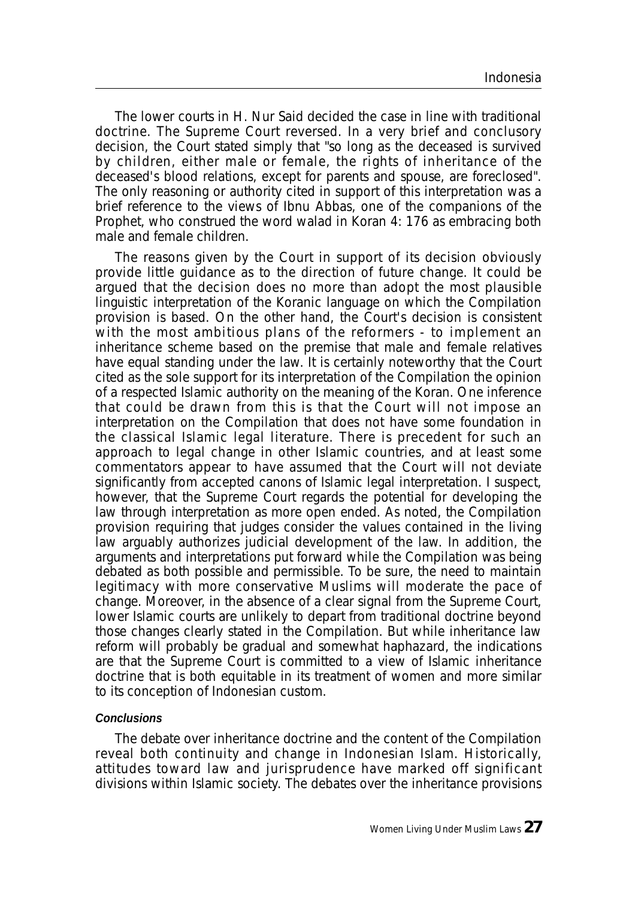The lower courts in H. Nur Said decided the case in line with traditional doctrine. The Supreme Court reversed. In a very brief and conclusory decision, the Court stated simply that "so long as the deceased is survived by children, either male or female, the rights of inheritance of the deceased's blood relations, except for parents and spouse, are foreclosed". The only reasoning or authority cited in support of this interpretation was a brief reference to the views of Ibnu Abbas, one of the companions of the Prophet, who construed the word walad in Koran 4: 176 as embracing both male and female children.

The reasons given by the Court in support of its decision obviously provide little guidance as to the direction of future change. It could be argued that the decision does no more than adopt the most plausible linguistic interpretation of the Koranic language on which the Compilation provision is based. On the other hand, the Court's decision is consistent with the most ambitious plans of the reformers - to implement an inheritance scheme based on the premise that male and female relatives have equal standing under the law. It is certainly noteworthy that the Court cited as the sole support for its interpretation of the Compilation the opinion of a respected Islamic authority on the meaning of the Koran. One inference that could be drawn from this is that the Court will not impose an interpretation on the Compilation that does not have some foundation in the classical Islamic legal literature. There is precedent for such an approach to legal change in other Islamic countries, and at least some commentators appear to have assumed that the Court will not deviate significantly from accepted canons of Islamic legal interpretation. I suspect, however, that the Supreme Court regards the potential for developing the law through interpretation as more open ended. As noted, the Compilation provision requiring that judges consider the values contained in the living law arguably authorizes judicial development of the law. In addition, the arguments and interpretations put forward while the Compilation was being debated as both possible and permissible. To be sure, the need to maintain legitimacy with more conservative Muslims will moderate the pace of change. Moreover, in the absence of a clear signal from the Supreme Court, lower Islamic courts are unlikely to depart from traditional doctrine beyond those changes clearly stated in the Compilation. But while inheritance law reform will probably be gradual and somewhat haphazard, the indications are that the Supreme Court is committed to a view of Islamic inheritance doctrine that is both equitable in its treatment of women and more similar to its conception of Indonesian custom.

#### *Conclusions*

The debate over inheritance doctrine and the content of the Compilation reveal both continuity and change in Indonesian Islam. Historically, attitudes toward law and jurisprudence have marked off significant divisions within Islamic society. The debates over the inheritance provisions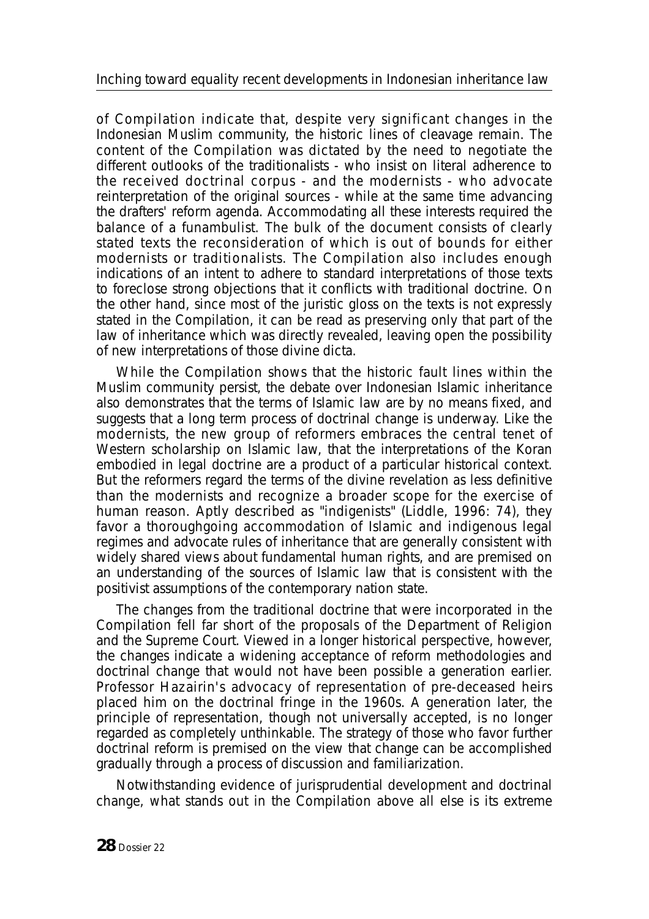of Compilation indicate that, despite very significant changes in the Indonesian Muslim community, the historic lines of cleavage remain. The content of the Compilation was dictated by the need to negotiate the different outlooks of the traditionalists - who insist on literal adherence to the received doctrinal corpus - and the modernists - who advocate reinterpretation of the original sources - while at the same time advancing the drafters' reform agenda. Accommodating all these interests required the balance of a funambulist. The bulk of the document consists of clearly stated texts the reconsideration of which is out of bounds for either modernists or traditionalists. The Compilation also includes enough indications of an intent to adhere to standard interpretations of those texts to foreclose strong objections that it conflicts with traditional doctrine. On the other hand, since most of the juristic gloss on the texts is not expressly stated in the Compilation, it can be read as preserving only that part of the law of inheritance which was directly revealed, leaving open the possibility of new interpretations of those divine dicta.

While the Compilation shows that the historic fault lines within the Muslim community persist, the debate over Indonesian Islamic inheritance also demonstrates that the terms of Islamic law are by no means fixed, and suggests that a long term process of doctrinal change is underway. Like the modernists, the new group of reformers embraces the central tenet of Western scholarship on Islamic law, that the interpretations of the Koran embodied in legal doctrine are a product of a particular historical context. But the reformers regard the terms of the divine revelation as less definitive than the modernists and recognize a broader scope for the exercise of human reason. Aptly described as "indigenists" (Liddle, 1996: 74), they favor a thoroughgoing accommodation of Islamic and indigenous legal regimes and advocate rules of inheritance that are generally consistent with widely shared views about fundamental human rights, and are premised on an understanding of the sources of Islamic law that is consistent with the positivist assumptions of the contemporary nation state.

The changes from the traditional doctrine that were incorporated in the Compilation fell far short of the proposals of the Department of Religion and the Supreme Court. Viewed in a longer historical perspective, however, the changes indicate a widening acceptance of reform methodologies and doctrinal change that would not have been possible a generation earlier. Professor Hazairin's advocacy of representation of pre-deceased heirs placed him on the doctrinal fringe in the 1960s. A generation later, the principle of representation, though not universally accepted, is no longer regarded as completely unthinkable. The strategy of those who favor further doctrinal reform is premised on the view that change can be accomplished gradually through a process of discussion and familiarization.

Notwithstanding evidence of jurisprudential development and doctrinal change, what stands out in the Compilation above all else is its extreme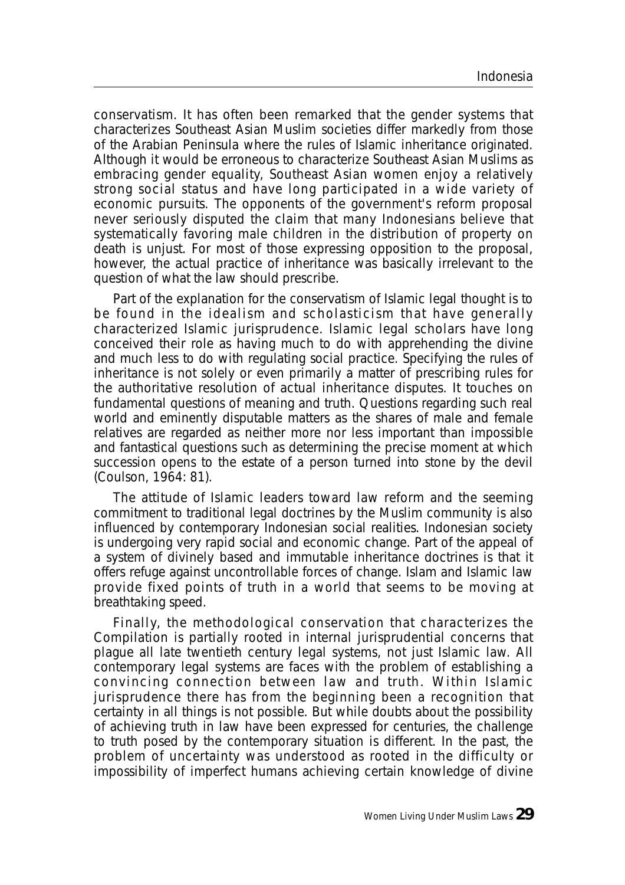conservatism. It has often been remarked that the gender systems that characterizes Southeast Asian Muslim societies differ markedly from those of the Arabian Peninsula where the rules of Islamic inheritance originated. Although it would be erroneous to characterize Southeast Asian Muslims as embracing gender equality, Southeast Asian women enjoy a relatively strong social status and have long participated in a wide variety of economic pursuits. The opponents of the government's reform proposal never seriously disputed the claim that many Indonesians believe that systematically favoring male children in the distribution of property on death is unjust. For most of those expressing opposition to the proposal, however, the actual practice of inheritance was basically irrelevant to the question of what the law should prescribe.

Part of the explanation for the conservatism of Islamic legal thought is to be found in the idealism and scholasticism that have generally characterized Islamic jurisprudence. Islamic legal scholars have long conceived their role as having much to do with apprehending the divine and much less to do with regulating social practice. Specifying the rules of inheritance is not solely or even primarily a matter of prescribing rules for the authoritative resolution of actual inheritance disputes. It touches on fundamental questions of meaning and truth. Questions regarding such real world and eminently disputable matters as the shares of male and female relatives are regarded as neither more nor less important than impossible and fantastical questions such as determining the precise moment at which succession opens to the estate of a person turned into stone by the devil (Coulson, 1964: 81).

The attitude of Islamic leaders toward law reform and the seeming commitment to traditional legal doctrines by the Muslim community is also influenced by contemporary Indonesian social realities. Indonesian society is undergoing very rapid social and economic change. Part of the appeal of a system of divinely based and immutable inheritance doctrines is that it offers refuge against uncontrollable forces of change. Islam and Islamic law provide fixed points of truth in a world that seems to be moving at breathtaking speed.

Finally, the methodological conservation that characterizes the Compilation is partially rooted in internal jurisprudential concerns that plague all late twentieth century legal systems, not just Islamic law. All contemporary legal systems are faces with the problem of establishing a convincing connection between law and truth. Within Islamic jurisprudence there has from the beginning been a recognition that certainty in all things is not possible. But while doubts about the possibility of achieving truth in law have been expressed for centuries, the challenge to truth posed by the contemporary situation is different. In the past, the problem of uncertainty was understood as rooted in the difficulty or impossibility of imperfect humans achieving certain knowledge of divine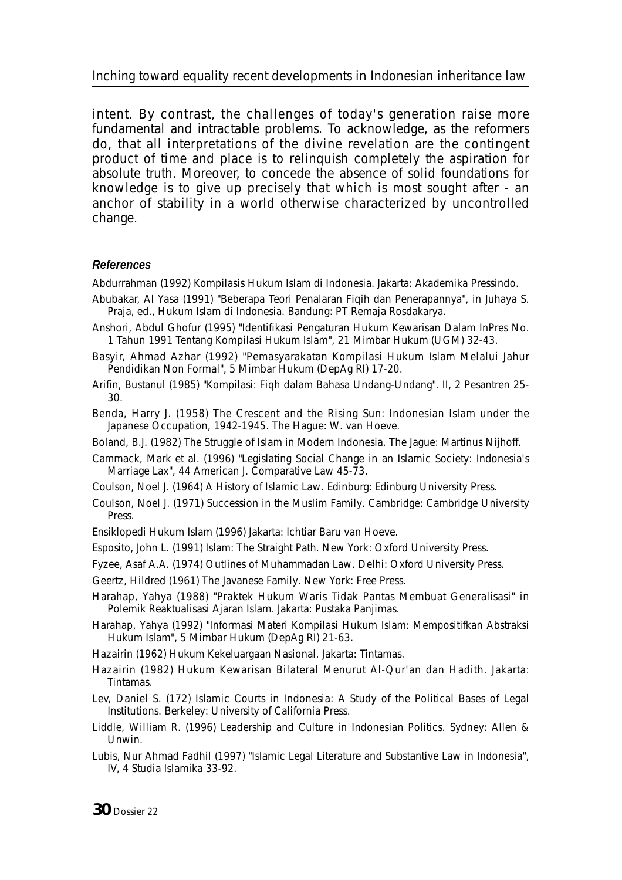intent. By contrast, the challenges of today's generation raise more fundamental and intractable problems. To acknowledge, as the reformers do, that all interpretations of the divine revelation are the contingent product of time and place is to relinquish completely the aspiration for absolute truth. Moreover, to concede the absence of solid foundations for knowledge is to give up precisely that which is most sought after - an anchor of stability in a world otherwise characterized by uncontrolled change.

### *References*

Abdurrahman (1992) Kompilasis Hukum Islam di Indonesia. Jakarta: Akademika Pressindo.

Abubakar, Al Yasa (1991) "Beberapa Teori Penalaran Fiqih dan Penerapannya", in Juhaya S. Praja, ed., Hukum Islam di Indonesia. Bandung: PT Remaja Rosdakarya.

Anshori, Abdul Ghofur (1995) "Identifikasi Pengaturan Hukum Kewarisan Dalam InPres No. 1 Tahun 1991 Tentang Kompilasi Hukum Islam", 21 Mimbar Hukum (UGM) 32-43.

Basyir, Ahmad Azhar (1992) "Pemasyarakatan Kompilasi Hukum Islam Melalui Jahur Pendidikan Non Formal", 5 Mimbar Hukum (DepAg RI) 17-20.

Arifin, Bustanul (1985) "Kompilasi: Fiqh dalam Bahasa Undang-Undang". II, 2 Pesantren 25-30.

Benda, Harry J. (1958) The Crescent and the Rising Sun: Indonesian Islam under the Japanese Occupation, 1942-1945. The Hague: W. van Hoeve.

Boland, B.J. (1982) The Struggle of Islam in Modern Indonesia. The Jague: Martinus Nijhoff.

Cammack, Mark et al. (1996) "Legislating Social Change in an Islamic Society: Indonesia's Marriage Lax", 44 American J. Comparative Law 45-73.

Coulson, Noel J. (1964) A History of Islamic Law. Edinburg: Edinburg University Press.

Coulson, Noel J. (1971) Succession in the Muslim Family. Cambridge: Cambridge University Press.

Ensiklopedi Hukum Islam (1996) Jakarta: Ichtiar Baru van Hoeve.

Esposito, John L. (1991) Islam: The Straight Path. New York: Oxford University Press.

Fyzee, Asaf A.A. (1974) Outlines of Muhammadan Law. Delhi: Oxford University Press.

Geertz, Hildred (1961) The Javanese Family. New York: Free Press.

Harahap, Yahya (1988) "Praktek Hukum Waris Tidak Pantas Membuat Generalisasi" in Polemik Reaktualisasi Ajaran Islam. Jakarta: Pustaka Panjimas.

Harahap, Yahya (1992) "Informasi Materi Kompilasi Hukum Islam: Mempositifkan Abstraksi Hukum Islam", 5 Mimbar Hukum (DepAg RI) 21-63.

Hazairin (1962) Hukum Kekeluargaan Nasional. Jakarta: Tintamas.

Hazairin (1982) Hukum Kewarisan Bilateral Menurut Al-Qur'an dan Hadith. Jakarta: Tintamas.

Lev, Daniel S. (172) Islamic Courts in Indonesia: A Study of the Political Bases of Legal Institutions. Berkeley: University of California Press.

Liddle, William R. (1996) Leadership and Culture in Indonesian Politics. Sydney: Allen & Unwin.

Lubis, Nur Ahmad Fadhil (1997) "Islamic Legal Literature and Substantive Law in Indonesia", IV, 4 Studia Islamika 33-92.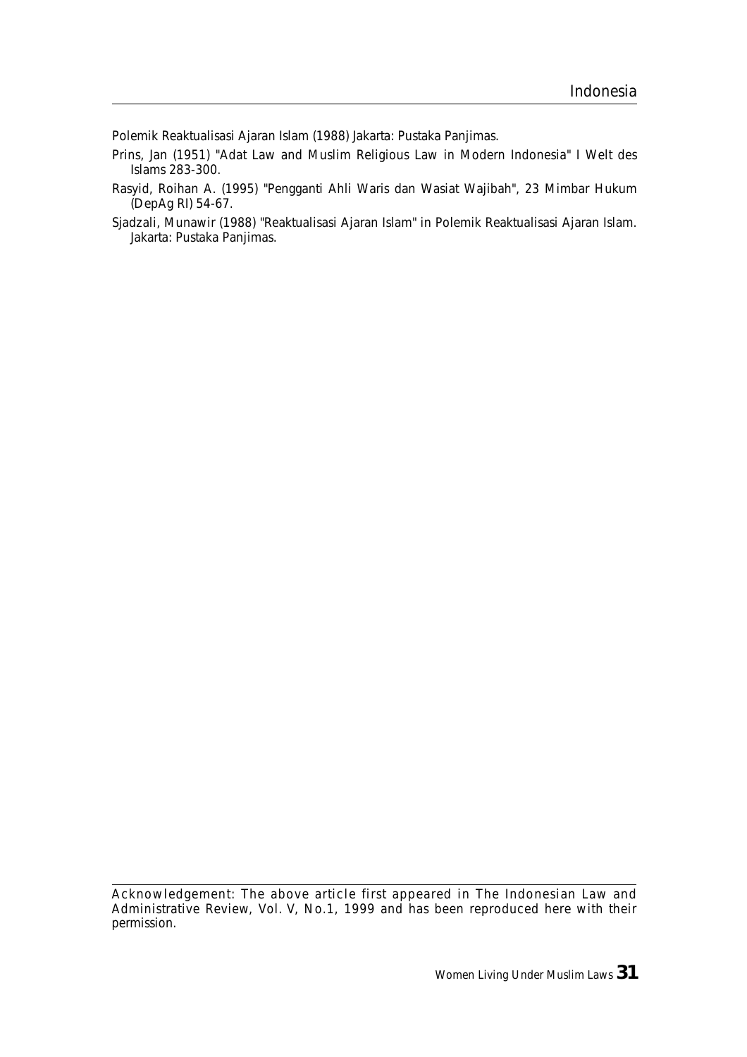Polemik Reaktualisasi Ajaran Islam (1988) Jakarta: Pustaka Panjimas.

Prins, Jan (1951) "Adat Law and Muslim Religious Law in Modern Indonesia" I Welt des Islams 283-300.

Rasyid, Roihan A. (1995) "Pengganti Ahli Waris dan Wasiat Wajibah", 23 Mimbar Hukum (DepAg RI) 54-67.

Sjadzali, Munawir (1988) "Reaktualisasi Ajaran Islam" in Polemik Reaktualisasi Ajaran Islam. Jakarta: Pustaka Panjimas.

---

Acknowledgement: The above article first appeared in The Indonesian Law and Administrative Review, Vol. V, No.1, 1999 and has been reproduced here with their permission.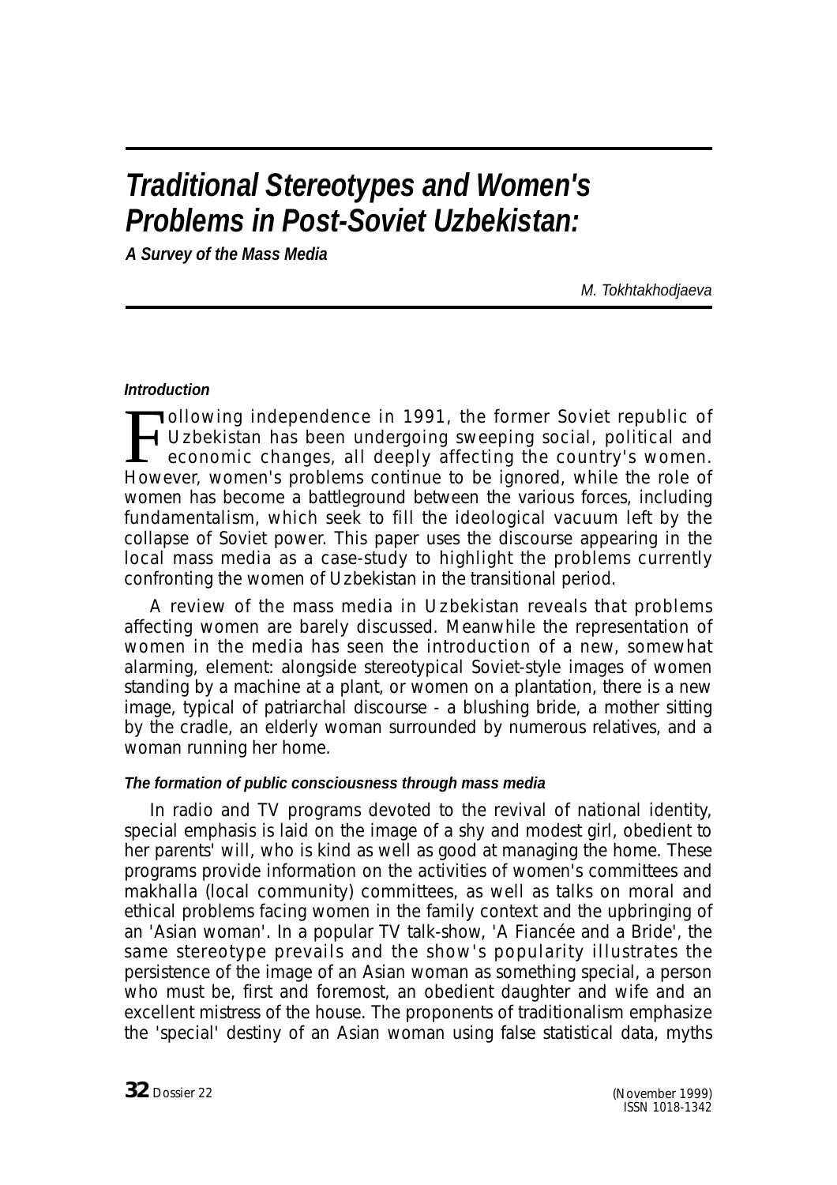# *Traditional Stereotypes and Women's Problems in Post-Soviet Uzbekistan:*

***A Survey of the Mass Media***

*M. Tokhtakhodjaeva*

#### *Introduction*

Following independence in 1991, the former Soviet republic of Uzbekistan has been undergoing sweeping social, political and economic changes, all deeply affecting the country's women. However, women's problems continue to be ignored, while the role of women has become a battleground between the various forces, including fundamentalism, which seek to fill the ideological vacuum left by the collapse of Soviet power. This paper uses the discourse appearing in the local mass media as a case-study to highlight the problems currently confronting the women of Uzbekistan in the transitional period.

A review of the mass media in Uzbekistan reveals that problems affecting women are barely discussed. Meanwhile the representation of women in the media has seen the introduction of a new, somewhat alarming, element: alongside stereotypical Soviet-style images of women standing by a machine at a plant, or women on a plantation, there is a new image, typical of patriarchal discourse - a blushing bride, a mother sitting by the cradle, an elderly woman surrounded by numerous relatives, and a woman running her home.

#### *The formation of public consciousness through mass media*

In radio and TV programs devoted to the revival of national identity, special emphasis is laid on the image of a shy and modest girl, obedient to her parents' will, who is kind as well as good at managing the home. These programs provide information on the activities of women's committees and makhalla (local community) committees, as well as talks on moral and ethical problems facing women in the family context and the upbringing of an 'Asian woman'. In a popular TV talk-show, 'A Fiancée and a Bride', the same stereotype prevails and the show's popularity illustrates the persistence of the image of an Asian woman as something special, a person who must be, first and foremost, an obedient daughter and wife and an excellent mistress of the house. The proponents of traditionalism emphasize the 'special' destiny of an Asian woman using false statistical data, myths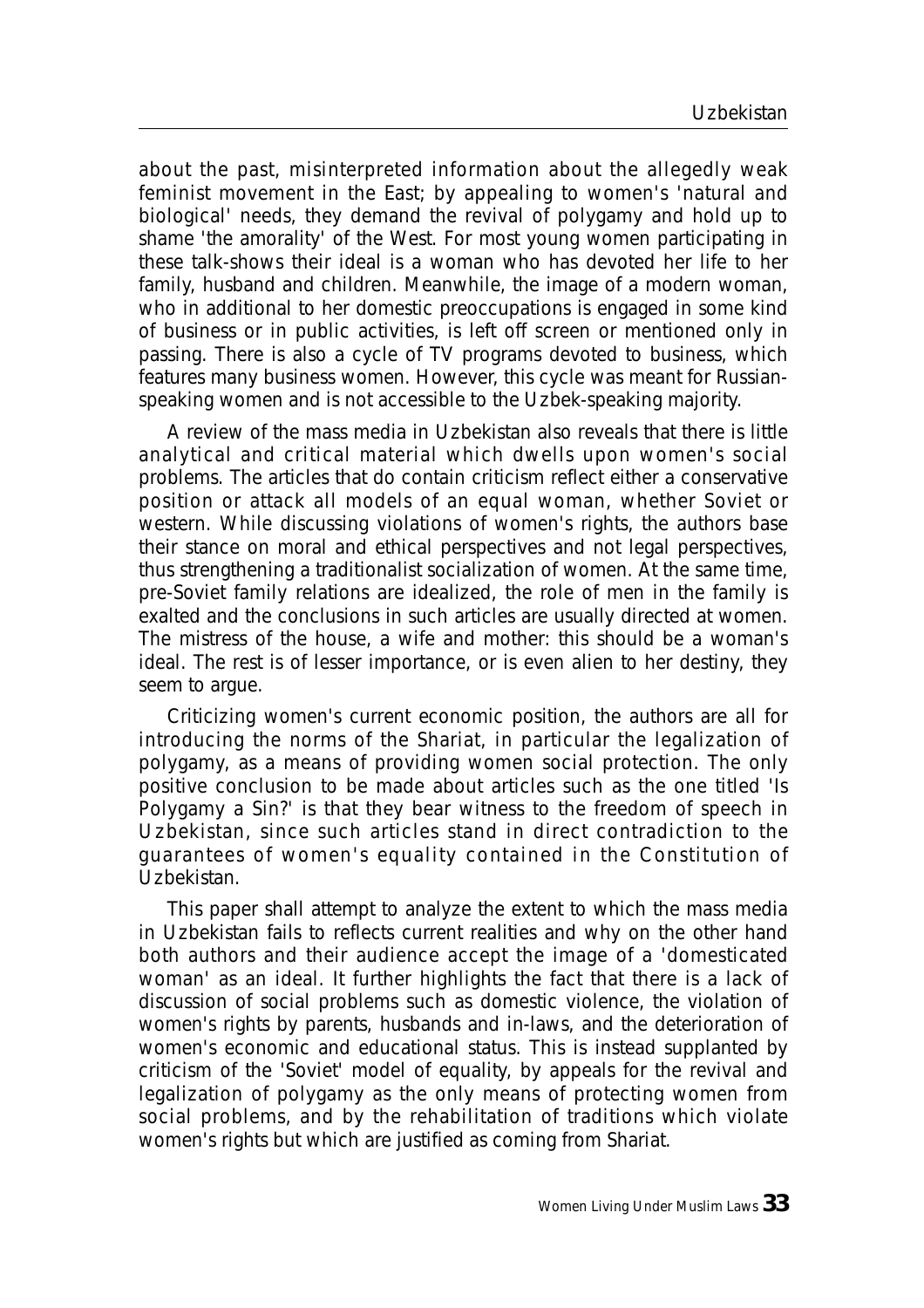about the past, misinterpreted information about the allegedly weak feminist movement in the East; by appealing to women's 'natural and biological' needs, they demand the revival of polygamy and hold up to shame 'the amorality' of the West. For most young women participating in these talk-shows their ideal is a woman who has devoted her life to her family, husband and children. Meanwhile, the image of a modern woman, who in additional to her domestic preoccupations is engaged in some kind of business or in public activities, is left off screen or mentioned only in passing. There is also a cycle of TV programs devoted to business, which features many business women. However, this cycle was meant for Russian-speaking women and is not accessible to the Uzbek-speaking majority.

A review of the mass media in Uzbekistan also reveals that there is little analytical and critical material which dwells upon women's social problems. The articles that do contain criticism reflect either a conservative position or attack all models of an equal woman, whether Soviet or western. While discussing violations of women's rights, the authors base their stance on moral and ethical perspectives and not legal perspectives, thus strengthening a traditionalist socialization of women. At the same time, pre-Soviet family relations are idealized, the role of men in the family is exalted and the conclusions in such articles are usually directed at women. The mistress of the house, a wife and mother: this should be a woman's ideal. The rest is of lesser importance, or is even alien to her destiny, they seem to argue.

Criticizing women's current economic position, the authors are all for introducing the norms of the Shariat, in particular the legalization of polygamy, as a means of providing women social protection. The only positive conclusion to be made about articles such as the one titled 'Is Polygamy a Sin?' is that they bear witness to the freedom of speech in Uzbekistan, since such articles stand in direct contradiction to the guarantees of women's equality contained in the Constitution of Uzbekistan.

This paper shall attempt to analyze the extent to which the mass media in Uzbekistan fails to reflects current realities and why on the other hand both authors and their audience accept the image of a 'domesticated woman' as an ideal. It further highlights the fact that there is a lack of discussion of social problems such as domestic violence, the violation of women's rights by parents, husbands and in-laws, and the deterioration of women's economic and educational status. This is instead supplanted by criticism of the 'Soviet' model of equality, by appeals for the revival and legalization of polygamy as the only means of protecting women from social problems, and by the rehabilitation of traditions which violate women's rights but which are justified as coming from Shariat.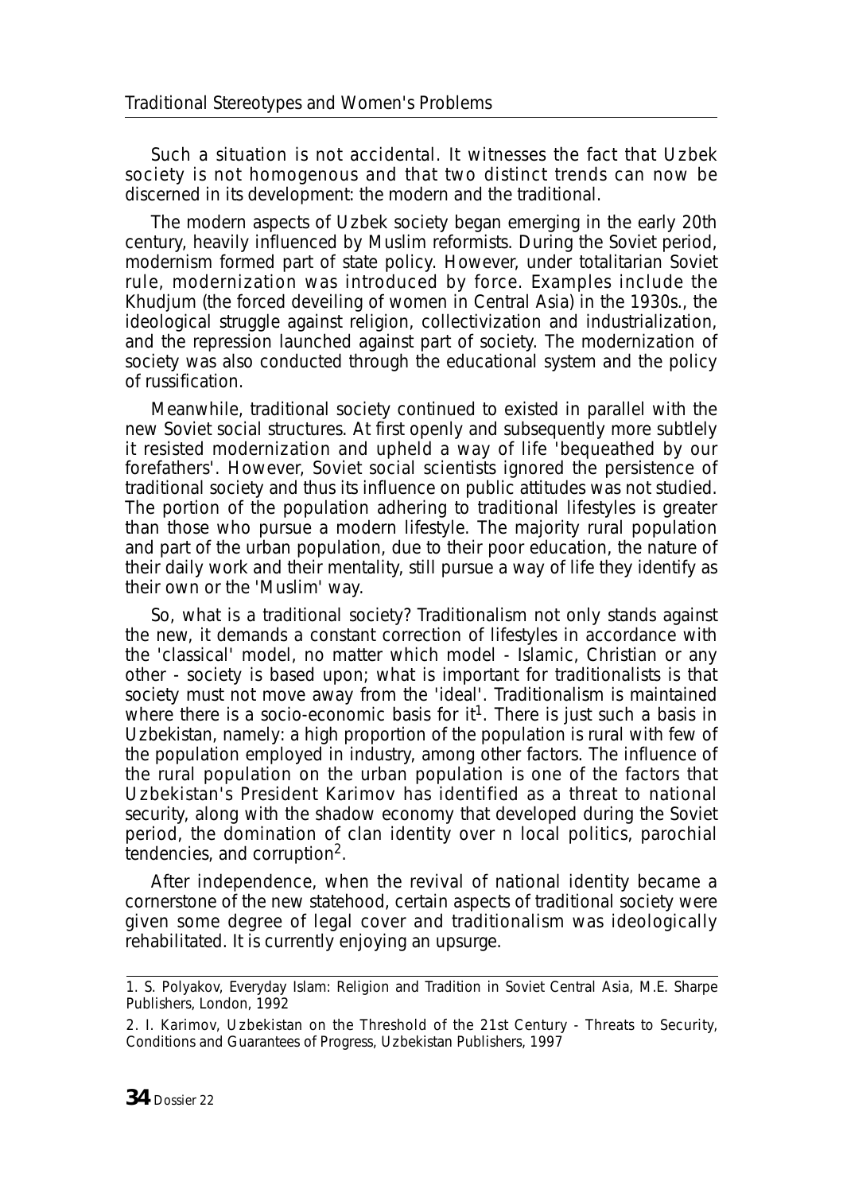Such a situation is not accidental. It witnesses the fact that Uzbek society is not homogenous and that two distinct trends can now be discerned in its development: the modern and the traditional.

The modern aspects of Uzbek society began emerging in the early 20th century, heavily influenced by Muslim reformists. During the Soviet period, modernism formed part of state policy. However, under totalitarian Soviet rule, modernization was introduced by force. Examples include the Khudjum (the forced deveiling of women in Central Asia) in the 1930s., the ideological struggle against religion, collectivization and industrialization, and the repression launched against part of society. The modernization of society was also conducted through the educational system and the policy of russification.

Meanwhile, traditional society continued to existed in parallel with the new Soviet social structures. At first openly and subsequently more subtlely it resisted modernization and upheld a way of life 'bequeathed by our forefathers'. However, Soviet social scientists ignored the persistence of traditional society and thus its influence on public attitudes was not studied. The portion of the population adhering to traditional lifestyles is greater than those who pursue a modern lifestyle. The majority rural population and part of the urban population, due to their poor education, the nature of their daily work and their mentality, still pursue a way of life they identify as their own or the 'Muslim' way.

So, what is a traditional society? Traditionalism not only stands against the new, it demands a constant correction of lifestyles in accordance with the 'classical' model, no matter which model - Islamic, Christian or any other - society is based upon; what is important for traditionalists is that society must not move away from the 'ideal'. Traditionalism is maintained where there is a socio-economic basis for it[1]. There is just such a basis in Uzbekistan, namely: a high proportion of the population is rural with few of the population employed in industry, among other factors. The influence of the rural population on the urban population is one of the factors that Uzbekistan's President Karimov has identified as a threat to national security, along with the shadow economy that developed during the Soviet period, the domination of clan identity over n local politics, parochial tendencies, and corruption[2].

After independence, when the revival of national identity became a cornerstone of the new statehood, certain aspects of traditional society were given some degree of legal cover and traditionalism was ideologically rehabilitated. It is currently enjoying an upsurge.

---

1. S. Polyakov, Everyday Islam: Religion and Tradition in Soviet Central Asia, M.E. Sharpe Publishers, London, 1992

2. I. Karimov, Uzbekistan on the Threshold of the 21st Century - Threats to Security, Conditions and Guarantees of Progress, Uzbekistan Publishers, 1997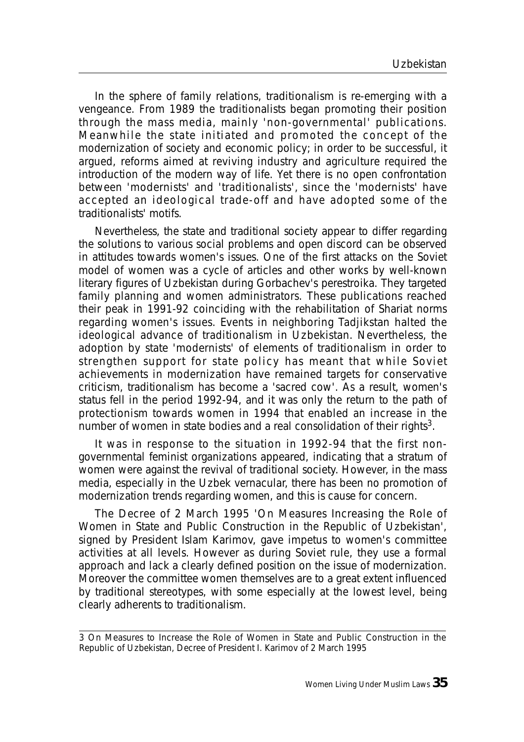In the sphere of family relations, traditionalism is re-emerging with a vengeance. From 1989 the traditionalists began promoting their position through the mass media, mainly 'non-governmental' publications. Meanwhile the state initiated and promoted the concept of the modernization of society and economic policy; in order to be successful, it argued, reforms aimed at reviving industry and agriculture required the introduction of the modern way of life. Yet there is no open confrontation between 'modernists' and 'traditionalists', since the 'modernists' have accepted an ideological trade-off and have adopted some of the traditionalists' motifs.

Nevertheless, the state and traditional society appear to differ regarding the solutions to various social problems and open discord can be observed in attitudes towards women's issues. One of the first attacks on the Soviet model of women was a cycle of articles and other works by well-known literary figures of Uzbekistan during Gorbachev's perestroika. They targeted family planning and women administrators. These publications reached their peak in 1991-92 coinciding with the rehabilitation of Shariat norms regarding women's issues. Events in neighboring Tadjikstan halted the ideological advance of traditionalism in Uzbekistan. Nevertheless, the adoption by state 'modernists' of elements of traditionalism in order to strengthen support for state policy has meant that while Soviet achievements in modernization have remained targets for conservative criticism, traditionalism has become a 'sacred cow'. As a result, women's status fell in the period 1992-94, and it was only the return to the path of protectionism towards women in 1994 that enabled an increase in the number of women in state bodies and a real consolidation of their rights[3].

It was in response to the situation in 1992-94 that the first non-governmental feminist organizations appeared, indicating that a stratum of women were against the revival of traditional society. However, in the mass media, especially in the Uzbek vernacular, there has been no promotion of modernization trends regarding women, and this is cause for concern.

The Decree of 2 March 1995 'On Measures Increasing the Role of Women in State and Public Construction in the Republic of Uzbekistan', signed by President Islam Karimov, gave impetus to women's committee activities at all levels. However as during Soviet rule, they use a formal approach and lack a clearly defined position on the issue of modernization. Moreover the committee women themselves are to a great extent influenced by traditional stereotypes, with some especially at the lowest level, being clearly adherents to traditionalism.

---

3 On Measures to Increase the Role of Women in State and Public Construction in the Republic of Uzbekistan, Decree of President I. Karimov of 2 March 1995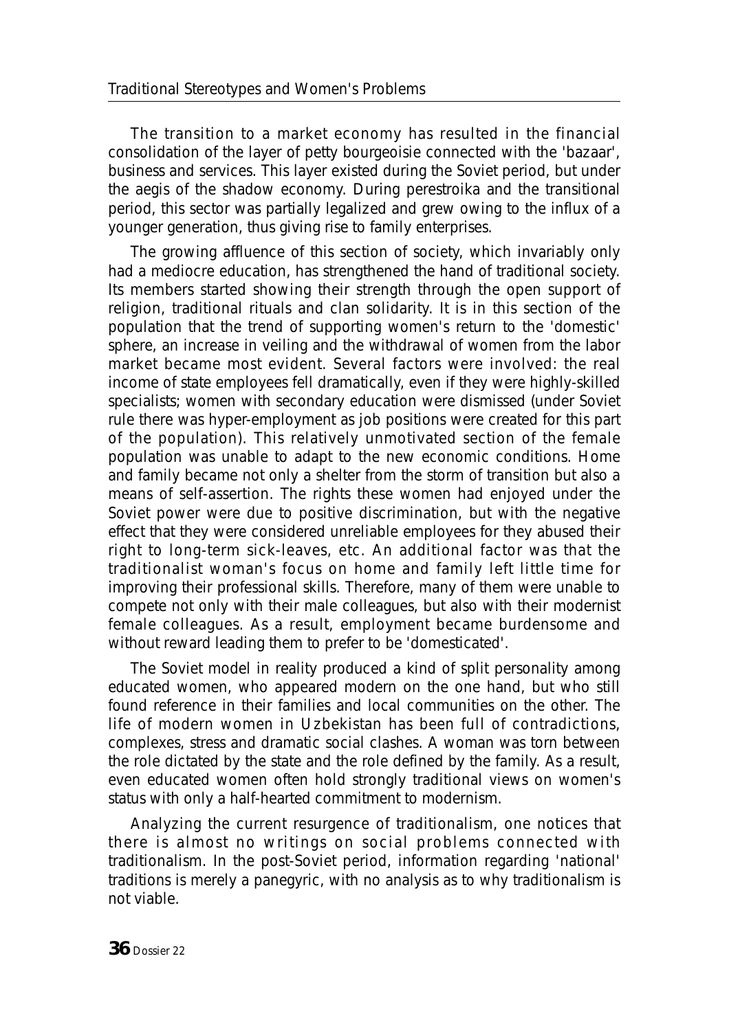The transition to a market economy has resulted in the financial consolidation of the layer of petty bourgeoisie connected with the 'bazaar', business and services. This layer existed during the Soviet period, but under the aegis of the shadow economy. During perestroika and the transitional period, this sector was partially legalized and grew owing to the influx of a younger generation, thus giving rise to family enterprises.

The growing affluence of this section of society, which invariably only had a mediocre education, has strengthened the hand of traditional society. Its members started showing their strength through the open support of religion, traditional rituals and clan solidarity. It is in this section of the population that the trend of supporting women's return to the 'domestic' sphere, an increase in veiling and the withdrawal of women from the labor market became most evident. Several factors were involved: the real income of state employees fell dramatically, even if they were highly-skilled specialists; women with secondary education were dismissed (under Soviet rule there was hyper-employment as job positions were created for this part of the population). This relatively unmotivated section of the female population was unable to adapt to the new economic conditions. Home and family became not only a shelter from the storm of transition but also a means of self-assertion. The rights these women had enjoyed under the Soviet power were due to positive discrimination, but with the negative effect that they were considered unreliable employees for they abused their right to long-term sick-leaves, etc. An additional factor was that the traditionalist woman's focus on home and family left little time for improving their professional skills. Therefore, many of them were unable to compete not only with their male colleagues, but also with their modernist female colleagues. As a result, employment became burdensome and without reward leading them to prefer to be 'domesticated'.

The Soviet model in reality produced a kind of split personality among educated women, who appeared modern on the one hand, but who still found reference in their families and local communities on the other. The life of modern women in Uzbekistan has been full of contradictions, complexes, stress and dramatic social clashes. A woman was torn between the role dictated by the state and the role defined by the family. As a result, even educated women often hold strongly traditional views on women's status with only a half-hearted commitment to modernism.

Analyzing the current resurgence of traditionalism, one notices that there is almost no writings on social problems connected with traditionalism. In the post-Soviet period, information regarding 'national' traditions is merely a panegyric, with no analysis as to why traditionalism is not viable.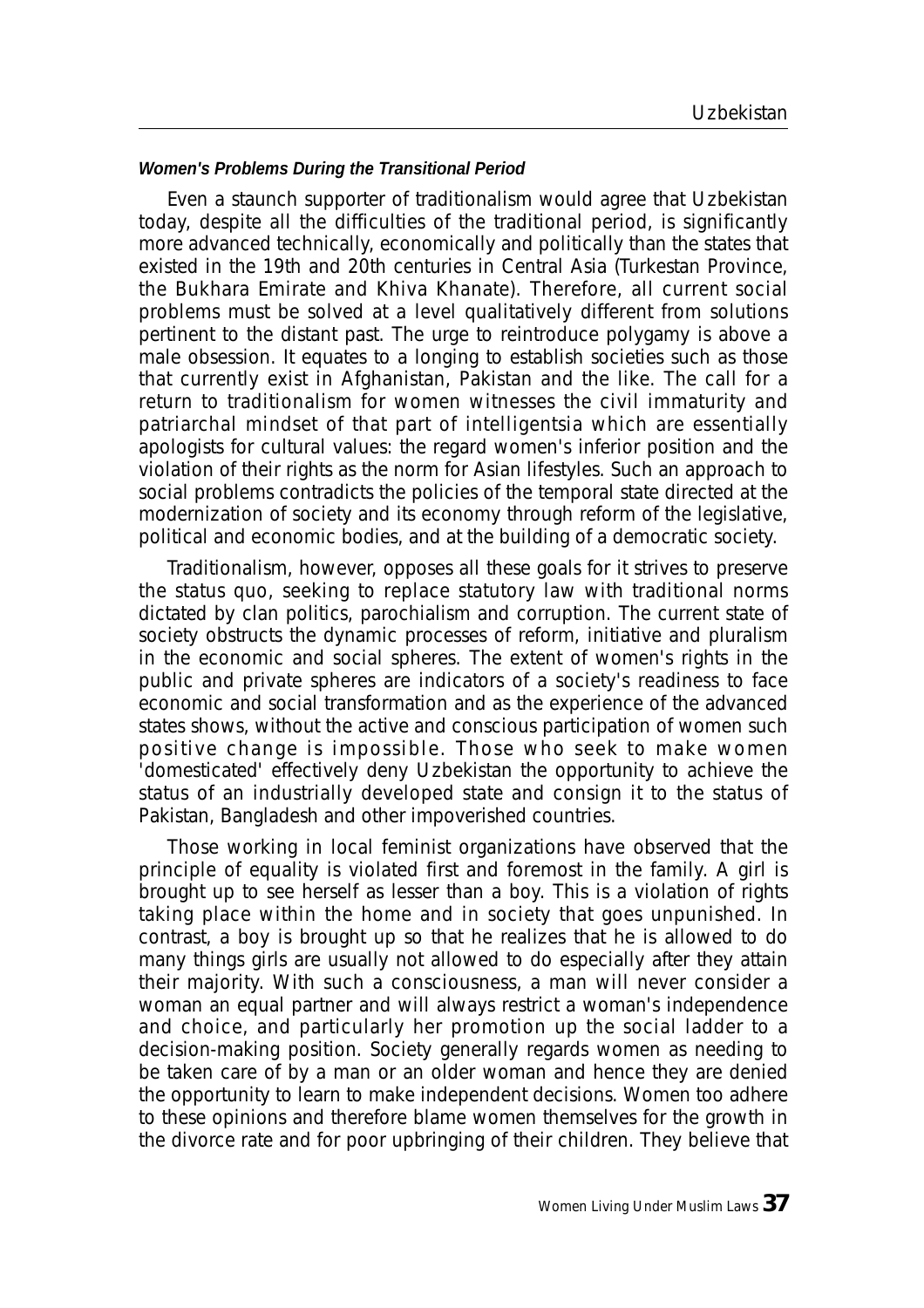#### *Women's Problems During the Transitional Period*

Even a staunch supporter of traditionalism would agree that Uzbekistan today, despite all the difficulties of the traditional period, is significantly more advanced technically, economically and politically than the states that existed in the 19th and 20th centuries in Central Asia (Turkestan Province, the Bukhara Emirate and Khiva Khanate). Therefore, all current social problems must be solved at a level qualitatively different from solutions pertinent to the distant past. The urge to reintroduce polygamy is above a male obsession. It equates to a longing to establish societies such as those that currently exist in Afghanistan, Pakistan and the like. The call for a return to traditionalism for women witnesses the civil immaturity and patriarchal mindset of that part of intelligentsia which are essentially apologists for cultural values: the regard women's inferior position and the violation of their rights as the norm for Asian lifestyles. Such an approach to social problems contradicts the policies of the temporal state directed at the modernization of society and its economy through reform of the legislative, political and economic bodies, and at the building of a democratic society.

Traditionalism, however, opposes all these goals for it strives to preserve the status quo, seeking to replace statutory law with traditional norms dictated by clan politics, parochialism and corruption. The current state of society obstructs the dynamic processes of reform, initiative and pluralism in the economic and social spheres. The extent of women's rights in the public and private spheres are indicators of a society's readiness to face economic and social transformation and as the experience of the advanced states shows, without the active and conscious participation of women such positive change is impossible. Those who seek to make women 'domesticated' effectively deny Uzbekistan the opportunity to achieve the status of an industrially developed state and consign it to the status of Pakistan, Bangladesh and other impoverished countries.

Those working in local feminist organizations have observed that the principle of equality is violated first and foremost in the family. A girl is brought up to see herself as lesser than a boy. This is a violation of rights taking place within the home and in society that goes unpunished. In contrast, a boy is brought up so that he realizes that he is allowed to do many things girls are usually not allowed to do especially after they attain their majority. With such a consciousness, a man will never consider a woman an equal partner and will always restrict a woman's independence and choice, and particularly her promotion up the social ladder to a decision-making position. Society generally regards women as needing to be taken care of by a man or an older woman and hence they are denied the opportunity to learn to make independent decisions. Women too adhere to these opinions and therefore blame women themselves for the growth in the divorce rate and for poor upbringing of their children. They believe that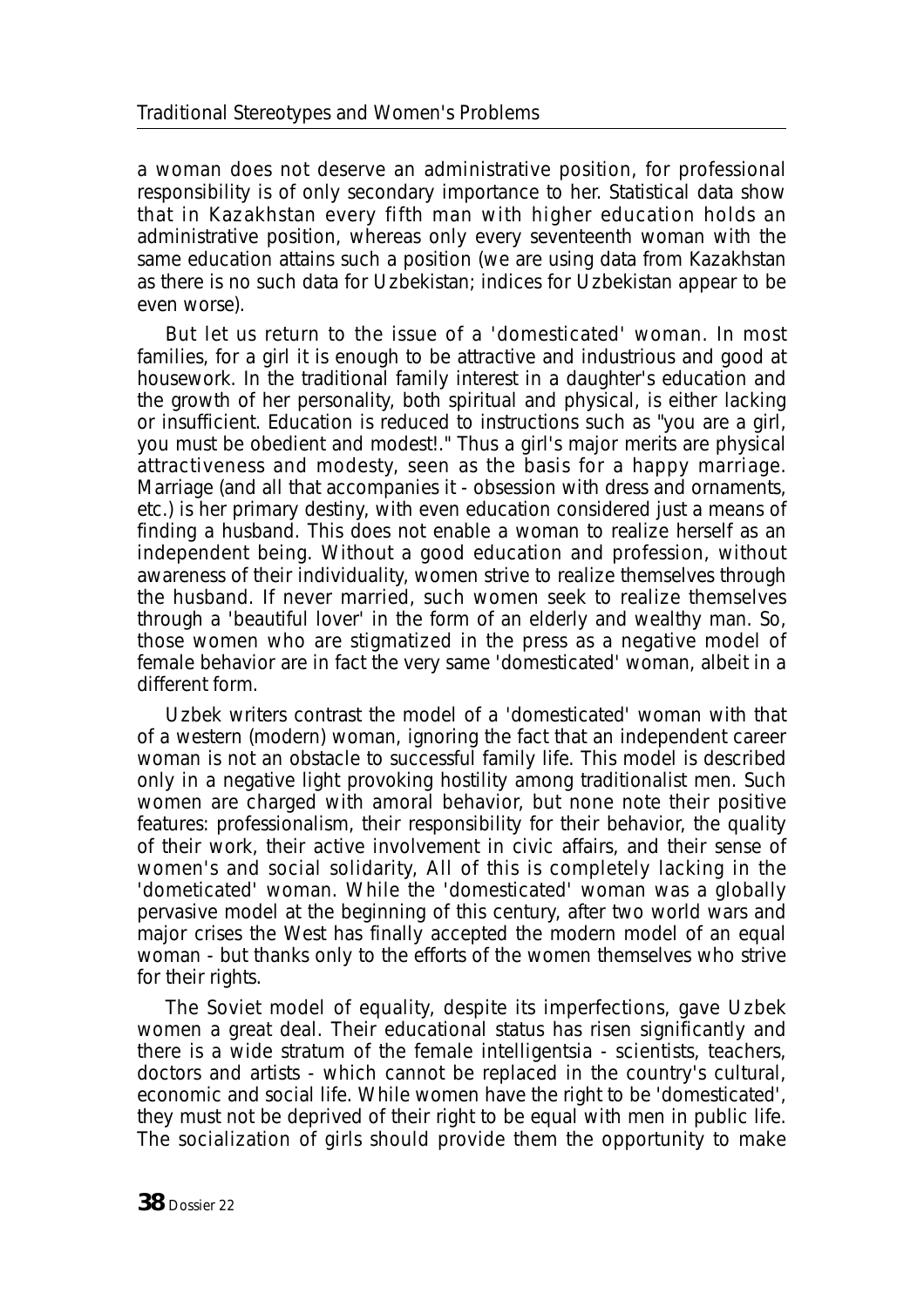a woman does not deserve an administrative position, for professional responsibility is of only secondary importance to her. Statistical data show that in Kazakhstan every fifth man with higher education holds an administrative position, whereas only every seventeenth woman with the same education attains such a position (we are using data from Kazakhstan as there is no such data for Uzbekistan; indices for Uzbekistan appear to be even worse).

But let us return to the issue of a 'domesticated' woman. In most families, for a girl it is enough to be attractive and industrious and good at housework. In the traditional family interest in a daughter's education and the growth of her personality, both spiritual and physical, is either lacking or insufficient. Education is reduced to instructions such as "you are a girl, you must be obedient and modest!." Thus a girl's major merits are physical attractiveness and modesty, seen as the basis for a happy marriage. Marriage (and all that accompanies it - obsession with dress and ornaments, etc.) is her primary destiny, with even education considered just a means of finding a husband. This does not enable a woman to realize herself as an independent being. Without a good education and profession, without awareness of their individuality, women strive to realize themselves through the husband. If never married, such women seek to realize themselves through a 'beautiful lover' in the form of an elderly and wealthy man. So, those women who are stigmatized in the press as a negative model of female behavior are in fact the very same 'domesticated' woman, albeit in a different form.

Uzbek writers contrast the model of a 'domesticated' woman with that of a western (modern) woman, ignoring the fact that an independent career woman is not an obstacle to successful family life. This model is described only in a negative light provoking hostility among traditionalist men. Such women are charged with amoral behavior, but none note their positive features: professionalism, their responsibility for their behavior, the quality of their work, their active involvement in civic affairs, and their sense of women's and social solidarity, All of this is completely lacking in the 'dometicated' woman. While the 'domesticated' woman was a globally pervasive model at the beginning of this century, after two world wars and major crises the West has finally accepted the modern model of an equal woman - but thanks only to the efforts of the women themselves who strive for their rights.

The Soviet model of equality, despite its imperfections, gave Uzbek women a great deal. Their educational status has risen significantly and there is a wide stratum of the female intelligentsia - scientists, teachers, doctors and artists - which cannot be replaced in the country's cultural, economic and social life. While women have the right to be 'domesticated', they must not be deprived of their right to be equal with men in public life. The socialization of girls should provide them the opportunity to make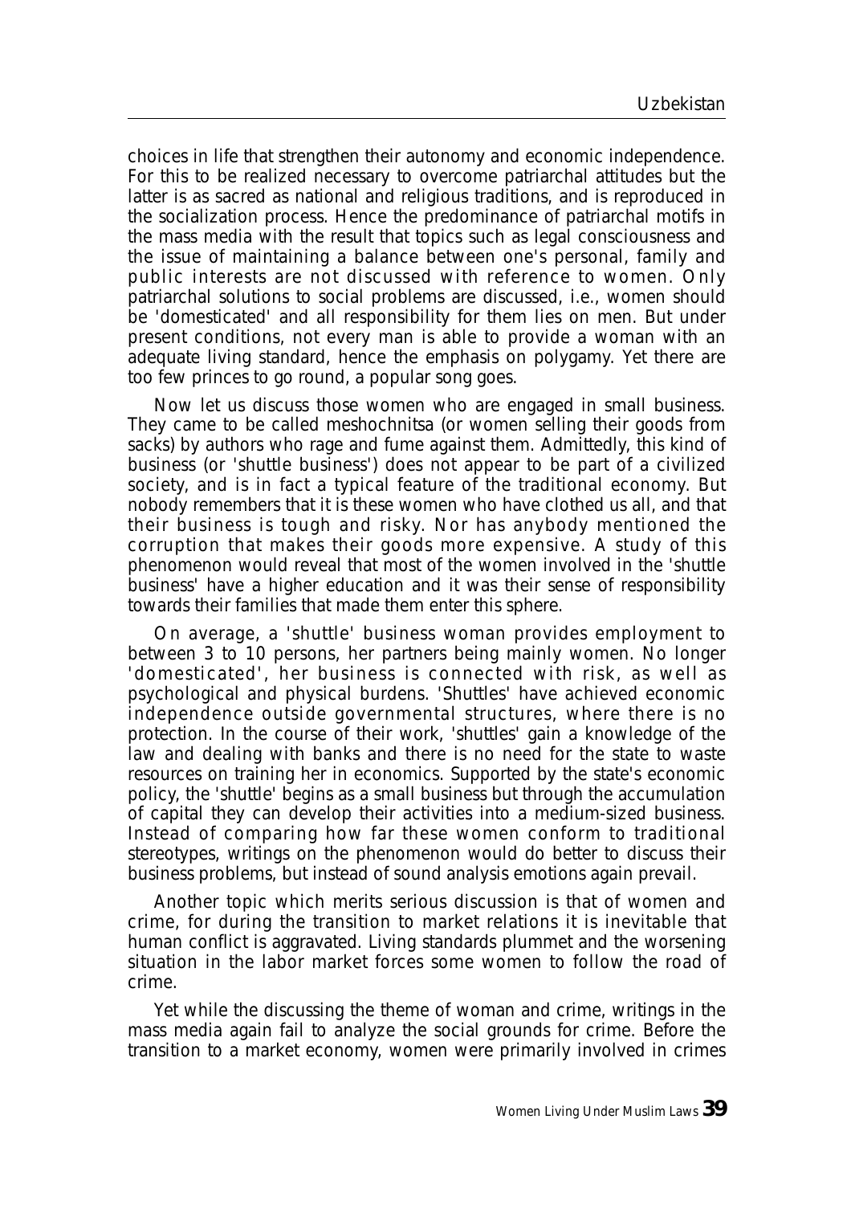choices in life that strengthen their autonomy and economic independence. For this to be realized necessary to overcome patriarchal attitudes but the latter is as sacred as national and religious traditions, and is reproduced in the socialization process. Hence the predominance of patriarchal motifs in the mass media with the result that topics such as legal consciousness and the issue of maintaining a balance between one's personal, family and public interests are not discussed with reference to women. Only patriarchal solutions to social problems are discussed, i.e., women should be 'domesticated' and all responsibility for them lies on men. But under present conditions, not every man is able to provide a woman with an adequate living standard, hence the emphasis on polygamy. Yet there are too few princes to go round, a popular song goes.

Now let us discuss those women who are engaged in small business. They came to be called meshochnitsa (or women selling their goods from sacks) by authors who rage and fume against them. Admittedly, this kind of business (or 'shuttle business') does not appear to be part of a civilized society, and is in fact a typical feature of the traditional economy. But nobody remembers that it is these women who have clothed us all, and that their business is tough and risky. Nor has anybody mentioned the corruption that makes their goods more expensive. A study of this phenomenon would reveal that most of the women involved in the 'shuttle business' have a higher education and it was their sense of responsibility towards their families that made them enter this sphere.

On average, a 'shuttle' business woman provides employment to between 3 to 10 persons, her partners being mainly women. No longer 'domesticated', her business is connected with risk, as well as psychological and physical burdens. 'Shuttles' have achieved economic independence outside governmental structures, where there is no protection. In the course of their work, 'shuttles' gain a knowledge of the law and dealing with banks and there is no need for the state to waste resources on training her in economics. Supported by the state's economic policy, the 'shuttle' begins as a small business but through the accumulation of capital they can develop their activities into a medium-sized business. Instead of comparing how far these women conform to traditional stereotypes, writings on the phenomenon would do better to discuss their business problems, but instead of sound analysis emotions again prevail.

Another topic which merits serious discussion is that of women and crime, for during the transition to market relations it is inevitable that human conflict is aggravated. Living standards plummet and the worsening situation in the labor market forces some women to follow the road of crime.

Yet while the discussing the theme of woman and crime, writings in the mass media again fail to analyze the social grounds for crime. Before the transition to a market economy, women were primarily involved in crimes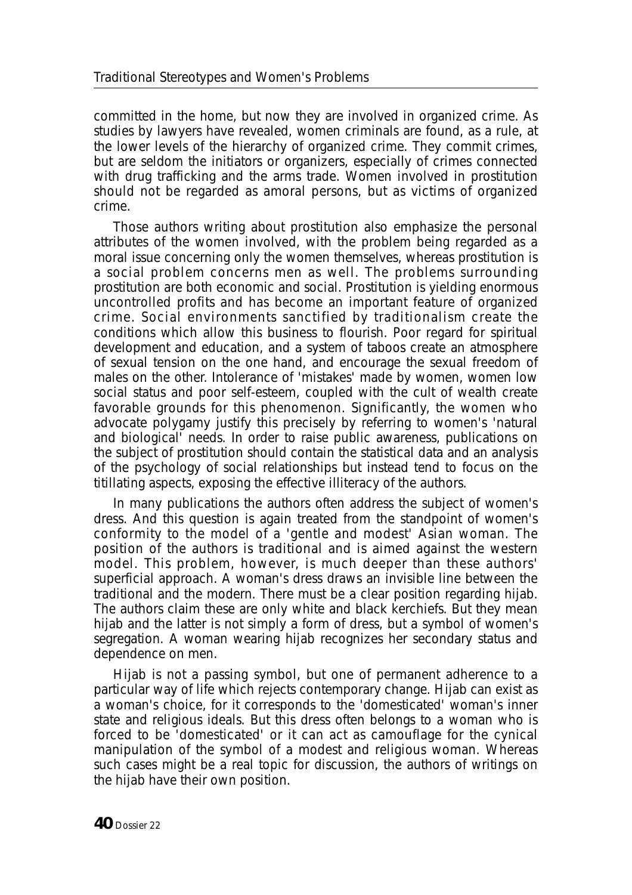committed in the home, but now they are involved in organized crime. As studies by lawyers have revealed, women criminals are found, as a rule, at the lower levels of the hierarchy of organized crime. They commit crimes, but are seldom the initiators or organizers, especially of crimes connected with drug trafficking and the arms trade. Women involved in prostitution should not be regarded as amoral persons, but as victims of organized crime.

Those authors writing about prostitution also emphasize the personal attributes of the women involved, with the problem being regarded as a moral issue concerning only the women themselves, whereas prostitution is a social problem concerns men as well. The problems surrounding prostitution are both economic and social. Prostitution is yielding enormous uncontrolled profits and has become an important feature of organized crime. Social environments sanctified by traditionalism create the conditions which allow this business to flourish. Poor regard for spiritual development and education, and a system of taboos create an atmosphere of sexual tension on the one hand, and encourage the sexual freedom of males on the other. Intolerance of 'mistakes' made by women, women low social status and poor self-esteem, coupled with the cult of wealth create favorable grounds for this phenomenon. Significantly, the women who advocate polygamy justify this precisely by referring to women's 'natural and biological' needs. In order to raise public awareness, publications on the subject of prostitution should contain the statistical data and an analysis of the psychology of social relationships but instead tend to focus on the titillating aspects, exposing the effective illiteracy of the authors.

In many publications the authors often address the subject of women's dress. And this question is again treated from the standpoint of women's conformity to the model of a 'gentle and modest' Asian woman. The position of the authors is traditional and is aimed against the western model. This problem, however, is much deeper than these authors' superficial approach. A woman's dress draws an invisible line between the traditional and the modern. There must be a clear position regarding hijab. The authors claim these are only white and black kerchiefs. But they mean hijab and the latter is not simply a form of dress, but a symbol of women's segregation. A woman wearing hijab recognizes her secondary status and dependence on men.

Hijab is not a passing symbol, but one of permanent adherence to a particular way of life which rejects contemporary change. Hijab can exist as a woman's choice, for it corresponds to the 'domesticated' woman's inner state and religious ideals. But this dress often belongs to a woman who is forced to be 'domesticated' or it can act as camouflage for the cynical manipulation of the symbol of a modest and religious woman. Whereas such cases might be a real topic for discussion, the authors of writings on the hijab have their own position.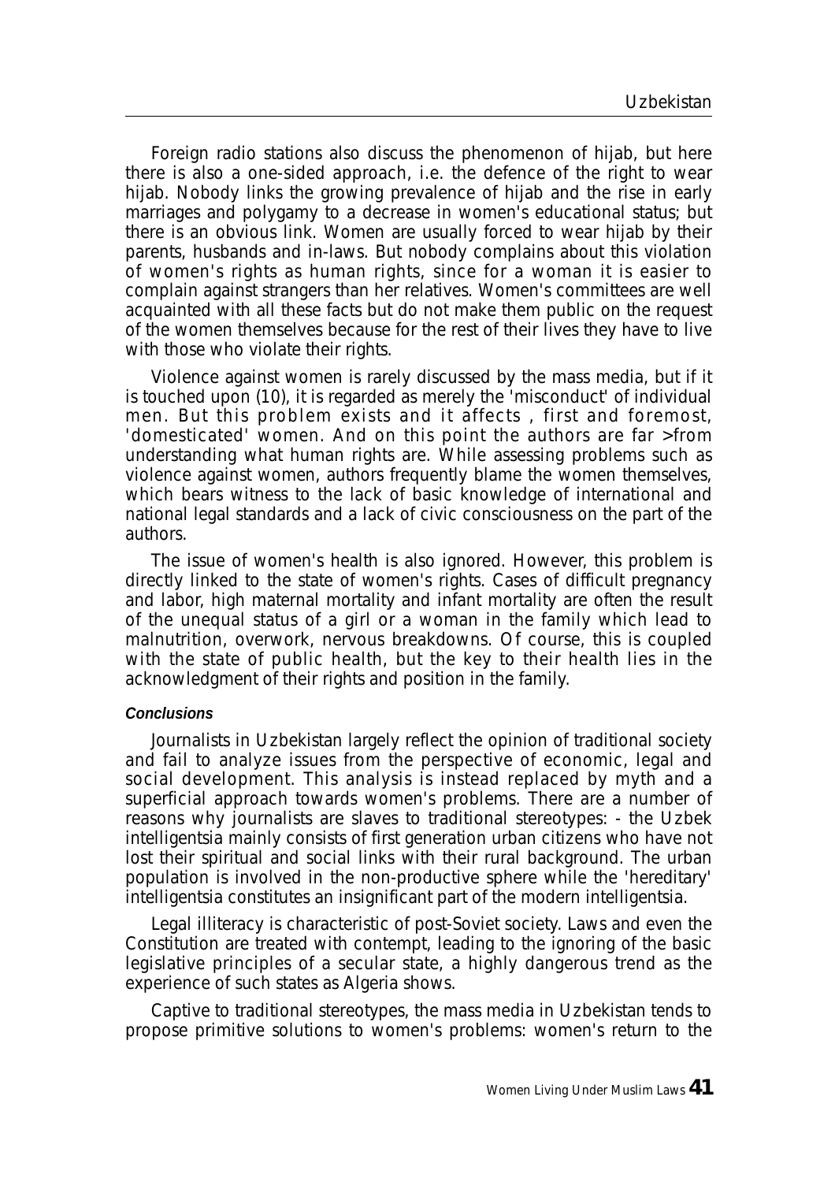Foreign radio stations also discuss the phenomenon of hijab, but here there is also a one-sided approach, i.e. the defence of the right to wear hijab. Nobody links the growing prevalence of hijab and the rise in early marriages and polygamy to a decrease in women's educational status; but there is an obvious link. Women are usually forced to wear hijab by their parents, husbands and in-laws. But nobody complains about this violation of women's rights as human rights, since for a woman it is easier to complain against strangers than her relatives. Women's committees are well acquainted with all these facts but do not make them public on the request of the women themselves because for the rest of their lives they have to live with those who violate their rights.

Violence against women is rarely discussed by the mass media, but if it is touched upon (10), it is regarded as merely the 'misconduct' of individual men. But this problem exists and it affects , first and foremost, 'domesticated' women. And on this point the authors are far >from understanding what human rights are. While assessing problems such as violence against women, authors frequently blame the women themselves, which bears witness to the lack of basic knowledge of international and national legal standards and a lack of civic consciousness on the part of the authors.

The issue of women's health is also ignored. However, this problem is directly linked to the state of women's rights. Cases of difficult pregnancy and labor, high maternal mortality and infant mortality are often the result of the unequal status of a girl or a woman in the family which lead to malnutrition, overwork, nervous breakdowns. Of course, this is coupled with the state of public health, but the key to their health lies in the acknowledgment of their rights and position in the family.

#### *Conclusions*

Journalists in Uzbekistan largely reflect the opinion of traditional society and fail to analyze issues from the perspective of economic, legal and social development. This analysis is instead replaced by myth and a superficial approach towards women's problems. There are a number of reasons why journalists are slaves to traditional stereotypes: - the Uzbek intelligentsia mainly consists of first generation urban citizens who have not lost their spiritual and social links with their rural background. The urban population is involved in the non-productive sphere while the 'hereditary' intelligentsia constitutes an insignificant part of the modern intelligentsia.

Legal illiteracy is characteristic of post-Soviet society. Laws and even the Constitution are treated with contempt, leading to the ignoring of the basic legislative principles of a secular state, a highly dangerous trend as the experience of such states as Algeria shows.

Captive to traditional stereotypes, the mass media in Uzbekistan tends to propose primitive solutions to women's problems: women's return to the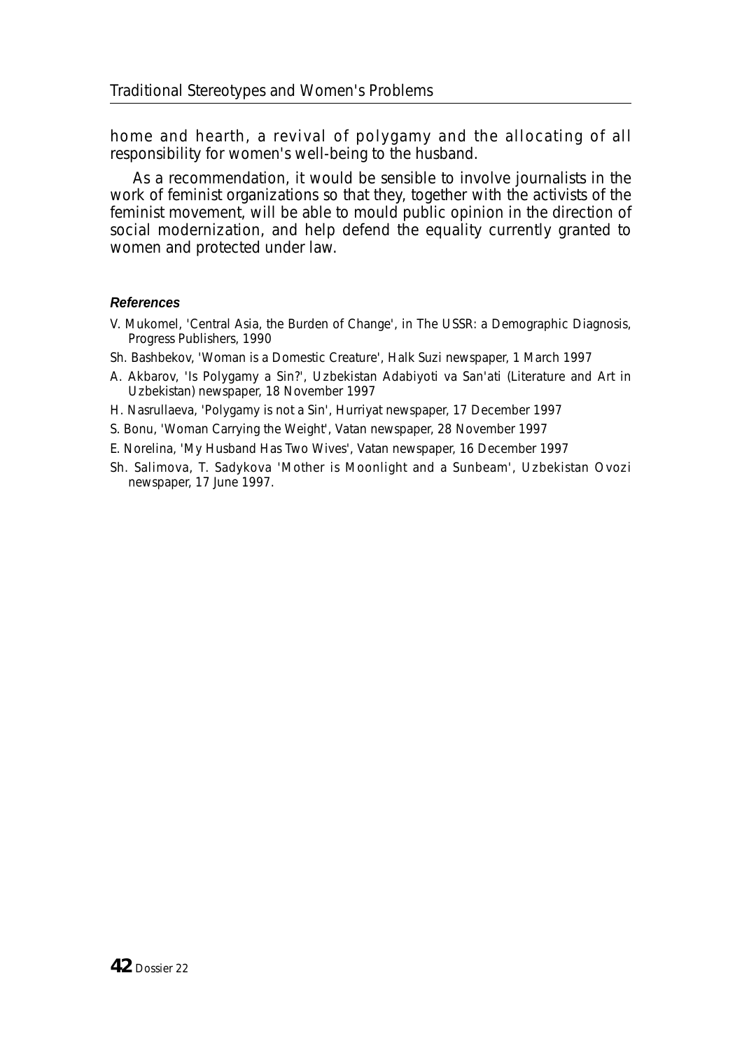home and hearth, a revival of polygamy and the allocating of all responsibility for women's well-being to the husband.

As a recommendation, it would be sensible to involve journalists in the work of feminist organizations so that they, together with the activists of the feminist movement, will be able to mould public opinion in the direction of social modernization, and help defend the equality currently granted to women and protected under law.

#### *References*

- V. Mukomel, 'Central Asia, the Burden of Change', in The USSR: a Demographic Diagnosis, Progress Publishers, 1990
- Sh. Bashbekov, 'Woman is a Domestic Creature', Halk Suzi newspaper, 1 March 1997
- A. Akbarov, 'Is Polygamy a Sin?', Uzbekistan Adabiyoti va San'ati (Literature and Art in Uzbekistan) newspaper, 18 November 1997
- H. Nasrullaeva, 'Polygamy is not a Sin', Hurriyat newspaper, 17 December 1997
- S. Bonu, 'Woman Carrying the Weight', Vatan newspaper, 28 November 1997
- E. Norelina, 'My Husband Has Two Wives', Vatan newspaper, 16 December 1997
- Sh. Salimova, T. Sadykova 'Mother is Moonlight and a Sunbeam', Uzbekistan Ovozi newspaper, 17 June 1997.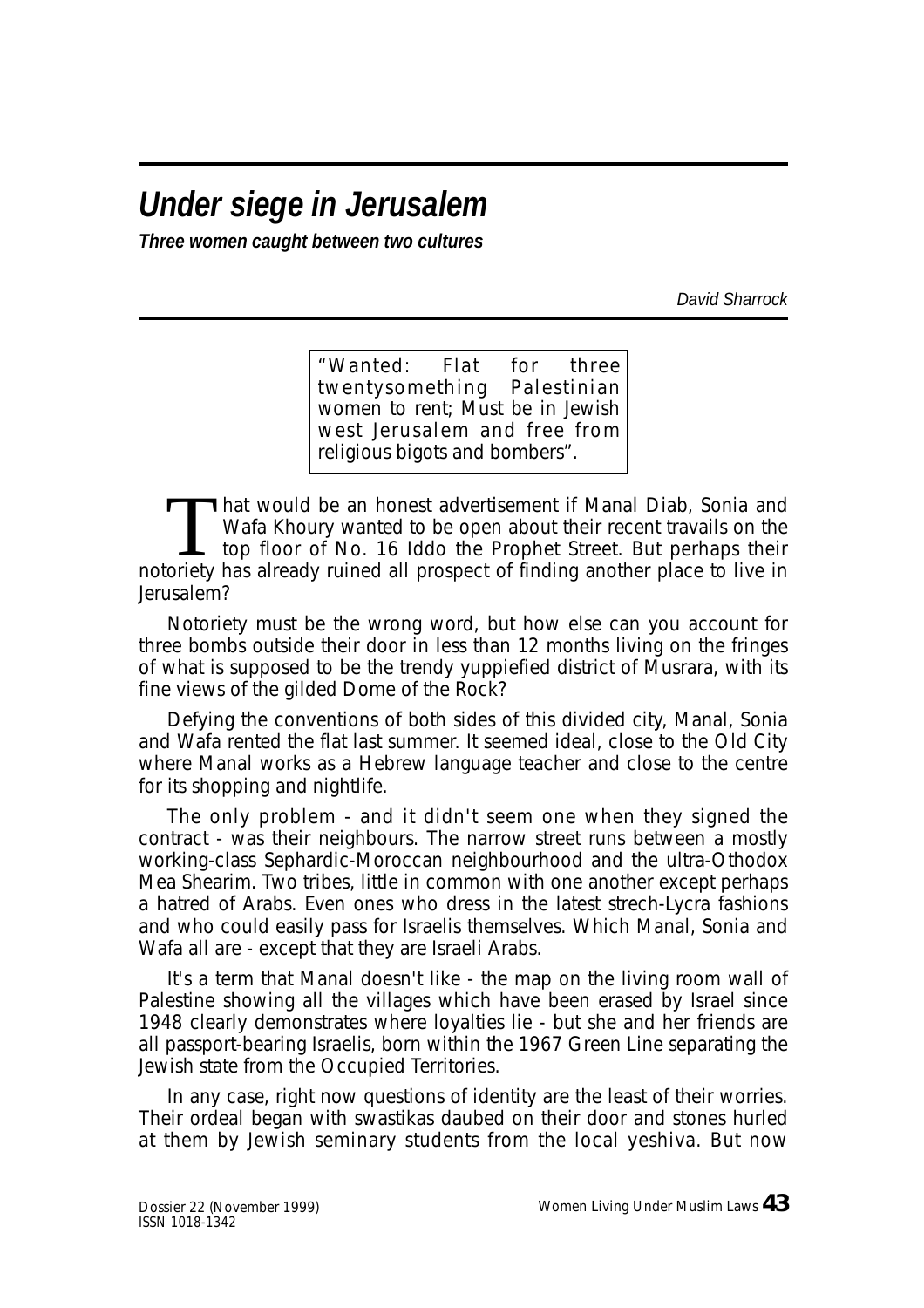# *Under siege in Jerusalem*

***Three women caught between two cultures***

*David Sharrock*

> "Wanted: Flat for three twentysomething Palestinian women to rent; Must be in Jewish west Jerusalem and free from religious bigots and bombers".

That would be an honest advertisement if Manal Diab, Sonia and Wafa Khoury wanted to be open about their recent travails on the top floor of No. 16 Iddo the Prophet Street. But perhaps their notoriety has already ruined all prospect of finding another place to live in Jerusalem?

Notoriety must be the wrong word, but how else can you account for three bombs outside their door in less than 12 months living on the fringes of what is supposed to be the trendy yuppiefied district of Musrara, with its fine views of the gilded Dome of the Rock?

Defying the conventions of both sides of this divided city, Manal, Sonia and Wafa rented the flat last summer. It seemed ideal, close to the Old City where Manal works as a Hebrew language teacher and close to the centre for its shopping and nightlife.

The only problem - and it didn't seem one when they signed the contract - was their neighbours. The narrow street runs between a mostly working-class Sephardic-Moroccan neighbourhood and the ultra-Othodox Mea Shearim. Two tribes, little in common with one another except perhaps a hatred of Arabs. Even ones who dress in the latest strech-Lycra fashions and who could easily pass for Israelis themselves. Which Manal, Sonia and Wafa all are - except that they are Israeli Arabs.

It's a term that Manal doesn't like - the map on the living room wall of Palestine showing all the villages which have been erased by Israel since 1948 clearly demonstrates where loyalties lie - but she and her friends are all passport-bearing Israelis, born within the 1967 Green Line separating the Jewish state from the Occupied Territories.

In any case, right now questions of identity are the least of their worries. Their ordeal began with swastikas daubed on their door and stones hurled at them by Jewish seminary students from the local yeshiva. But now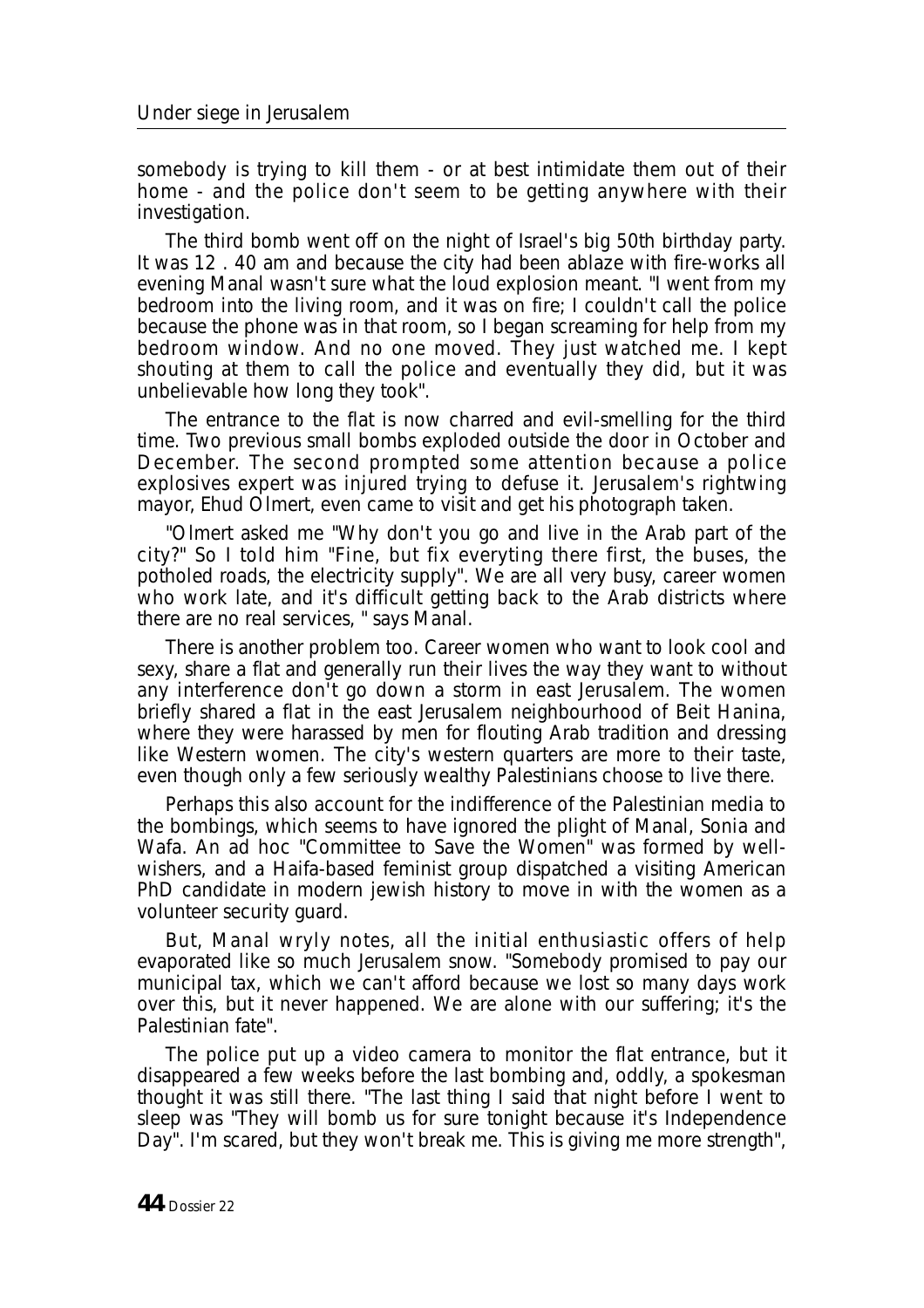somebody is trying to kill them - or at best intimidate them out of their home - and the police don't seem to be getting anywhere with their investigation.

The third bomb went off on the night of Israel's big 50th birthday party. It was 12 . 40 am and because the city had been ablaze with fire-works all evening Manal wasn't sure what the loud explosion meant. "I went from my bedroom into the living room, and it was on fire; I couldn't call the police because the phone was in that room, so I began screaming for help from my bedroom window. And no one moved. They just watched me. I kept shouting at them to call the police and eventually they did, but it was unbelievable how long they took".

The entrance to the flat is now charred and evil-smelling for the third time. Two previous small bombs exploded outside the door in October and December. The second prompted some attention because a police explosives expert was injured trying to defuse it. Jerusalem's rightwing mayor, Ehud Olmert, even came to visit and get his photograph taken.

"Olmert asked me "Why don't you go and live in the Arab part of the city?" So I told him "Fine, but fix everyting there first, the buses, the potholed roads, the electricity supply". We are all very busy, career women who work late, and it's difficult getting back to the Arab districts where there are no real services, " says Manal.

There is another problem too. Career women who want to look cool and sexy, share a flat and generally run their lives the way they want to without any interference don't go down a storm in east Jerusalem. The women briefly shared a flat in the east Jerusalem neighbourhood of Beit Hanina, where they were harassed by men for flouting Arab tradition and dressing like Western women. The city's western quarters are more to their taste, even though only a few seriously wealthy Palestinians choose to live there.

Perhaps this also account for the indifference of the Palestinian media to the bombings, which seems to have ignored the plight of Manal, Sonia and Wafa. An ad hoc "Committee to Save the Women" was formed by well-wishers, and a Haifa-based feminist group dispatched a visiting American PhD candidate in modern jewish history to move in with the women as a volunteer security guard.

But, Manal wryly notes, all the initial enthusiastic offers of help evaporated like so much Jerusalem snow. "Somebody promised to pay our municipal tax, which we can't afford because we lost so many days work over this, but it never happened. We are alone with our suffering; it's the Palestinian fate".

The police put up a video camera to monitor the flat entrance, but it disappeared a few weeks before the last bombing and, oddly, a spokesman thought it was still there. "The last thing I said that night before I went to sleep was "They will bomb us for sure tonight because it's Independence Day". I'm scared, but they won't break me. This is giving me more strength",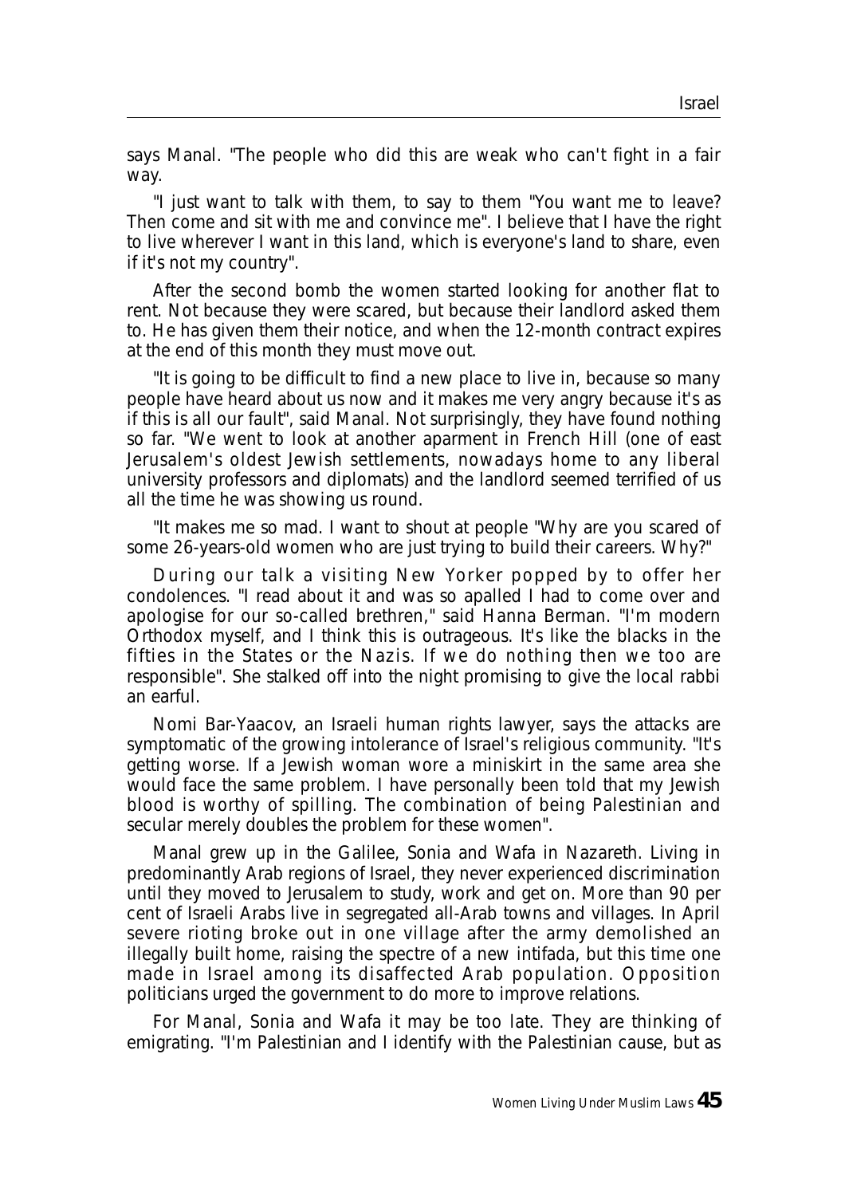says Manal. "The people who did this are weak who can't fight in a fair way.

"I just want to talk with them, to say to them "You want me to leave? Then come and sit with me and convince me". I believe that I have the right to live wherever I want in this land, which is everyone's land to share, even if it's not my country".

After the second bomb the women started looking for another flat to rent. Not because they were scared, but because their landlord asked them to. He has given them their notice, and when the 12-month contract expires at the end of this month they must move out.

"It is going to be difficult to find a new place to live in, because so many people have heard about us now and it makes me very angry because it's as if this is all our fault", said Manal. Not surprisingly, they have found nothing so far. "We went to look at another aparment in French Hill (one of east Jerusalem's oldest Jewish settlements, nowadays home to any liberal university professors and diplomats) and the landlord seemed terrified of us all the time he was showing us round.

"It makes me so mad. I want to shout at people "Why are you scared of some 26-years-old women who are just trying to build their careers. Why?"

During our talk a visiting New Yorker popped by to offer her condolences. "I read about it and was so apalled I had to come over and apologise for our so-called brethren," said Hanna Berman. "I'm modern Orthodox myself, and I think this is outrageous. It's like the blacks in the fifties in the States or the Nazis. If we do nothing then we too are responsible". She stalked off into the night promising to give the local rabbi an earful.

Nomi Bar-Yaacov, an Israeli human rights lawyer, says the attacks are symptomatic of the growing intolerance of Israel's religious community. "It's getting worse. If a Jewish woman wore a miniskirt in the same area she would face the same problem. I have personally been told that my Jewish blood is worthy of spilling. The combination of being Palestinian and secular merely doubles the problem for these women".

Manal grew up in the Galilee, Sonia and Wafa in Nazareth. Living in predominantly Arab regions of Israel, they never experienced discrimination until they moved to Jerusalem to study, work and get on. More than 90 per cent of Israeli Arabs live in segregated all-Arab towns and villages. In April severe rioting broke out in one village after the army demolished an illegally built home, raising the spectre of a new intifada, but this time one made in Israel among its disaffected Arab population. Opposition politicians urged the government to do more to improve relations.

For Manal, Sonia and Wafa it may be too late. They are thinking of emigrating. "I'm Palestinian and I identify with the Palestinian cause, but as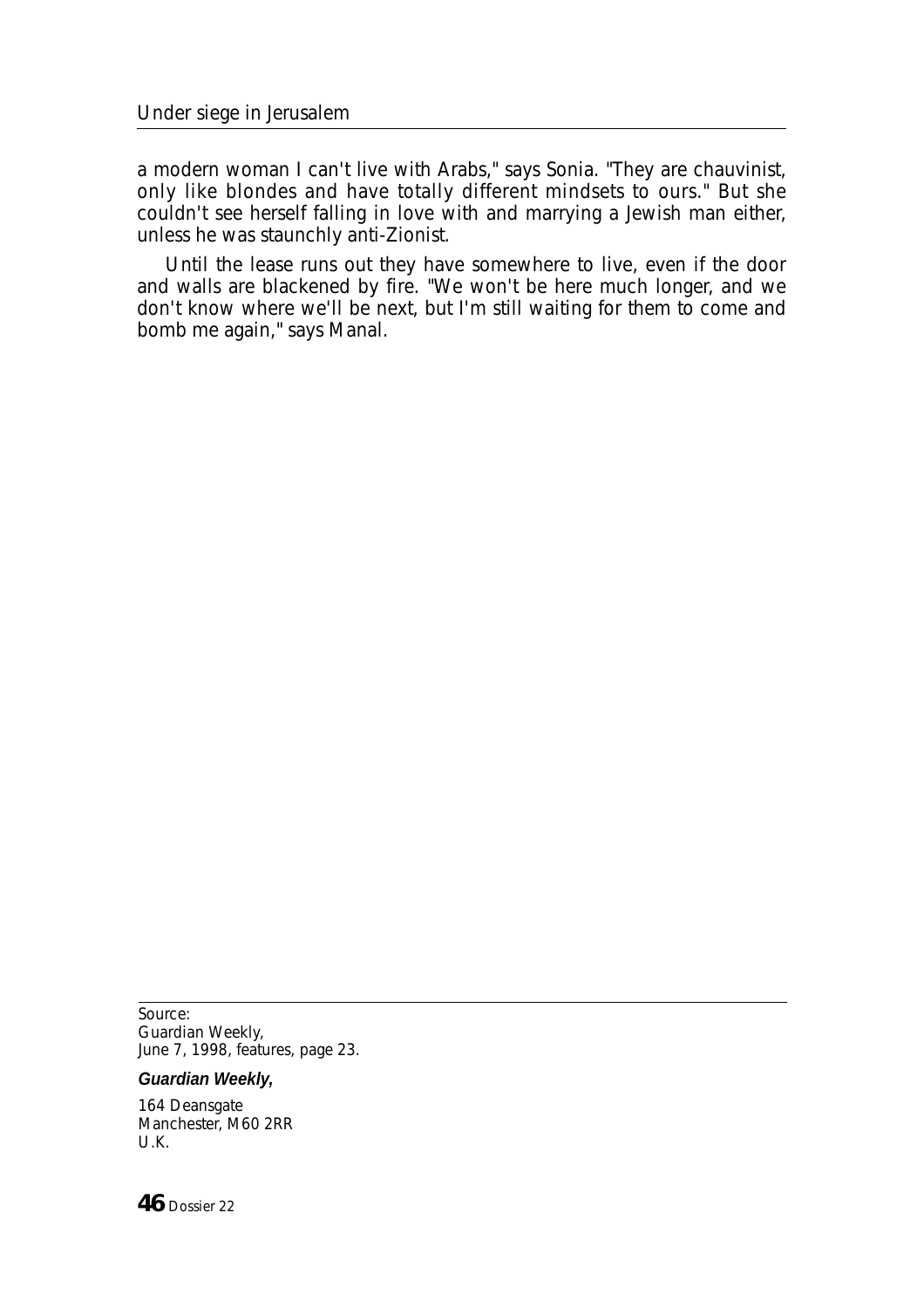a modern woman I can't live with Arabs," says Sonia. "They are chauvinist, only like blondes and have totally different mindsets to ours." But she couldn't see herself falling in love with and marrying a Jewish man either, unless he was staunchly anti-Zionist.

Until the lease runs out they have somewhere to live, even if the door and walls are blackened by fire. "We won't be here much longer, and we don't know where we'll be next, but I'm still waiting for them to come and bomb me again," says Manal.

---

Source:
Guardian Weekly,
June 7, 1998, features, page 23.

**Guardian Weekly,**

164 Deansgate
Manchester, M60 2RR
U.K.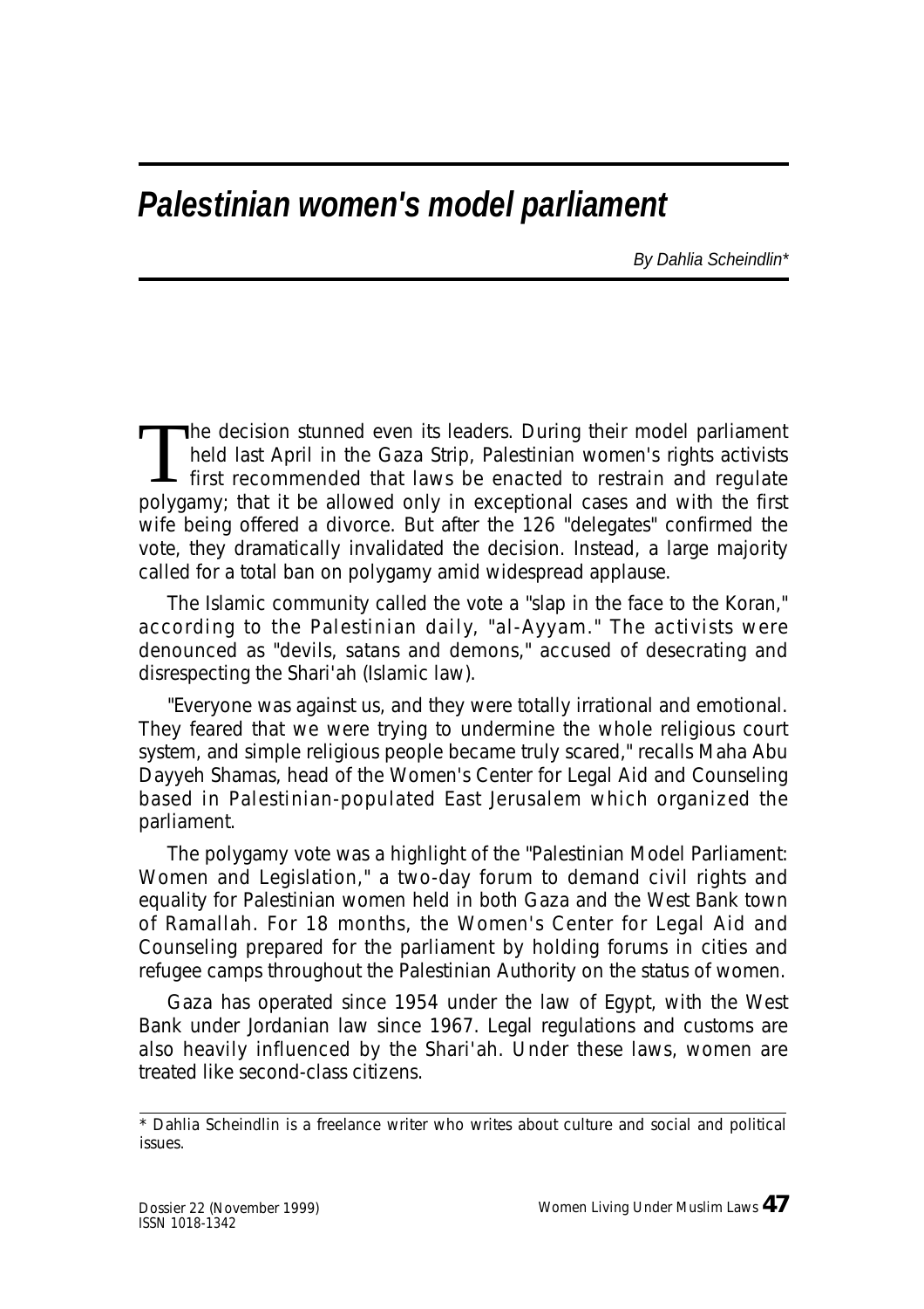# *Palestinian women's model parliament*

*By Dahlia Scheindlin**

The decision stunned even its leaders. During their model parliament held last April in the Gaza Strip, Palestinian women's rights activists first recommended that laws be enacted to restrain and regulate polygamy; that it be allowed only in exceptional cases and with the first wife being offered a divorce. But after the 126 "delegates" confirmed the vote, they dramatically invalidated the decision. Instead, a large majority called for a total ban on polygamy amid widespread applause.

The Islamic community called the vote a "slap in the face to the Koran," according to the Palestinian daily, "al-Ayyam." The activists were denounced as "devils, satans and demons," accused of desecrating and disrespecting the Shari'ah (Islamic law).

"Everyone was against us, and they were totally irrational and emotional. They feared that we were trying to undermine the whole religious court system, and simple religious people became truly scared," recalls Maha Abu Dayyeh Shamas, head of the Women's Center for Legal Aid and Counseling based in Palestinian-populated East Jerusalem which organized the parliament.

The polygamy vote was a highlight of the "Palestinian Model Parliament: Women and Legislation," a two-day forum to demand civil rights and equality for Palestinian women held in both Gaza and the West Bank town of Ramallah. For 18 months, the Women's Center for Legal Aid and Counseling prepared for the parliament by holding forums in cities and refugee camps throughout the Palestinian Authority on the status of women.

Gaza has operated since 1954 under the law of Egypt, with the West Bank under Jordanian law since 1967. Legal regulations and customs are also heavily influenced by the Shari'ah. Under these laws, women are treated like second-class citizens.

---

* Dahlia Scheindlin is a freelance writer who writes about culture and social and political issues.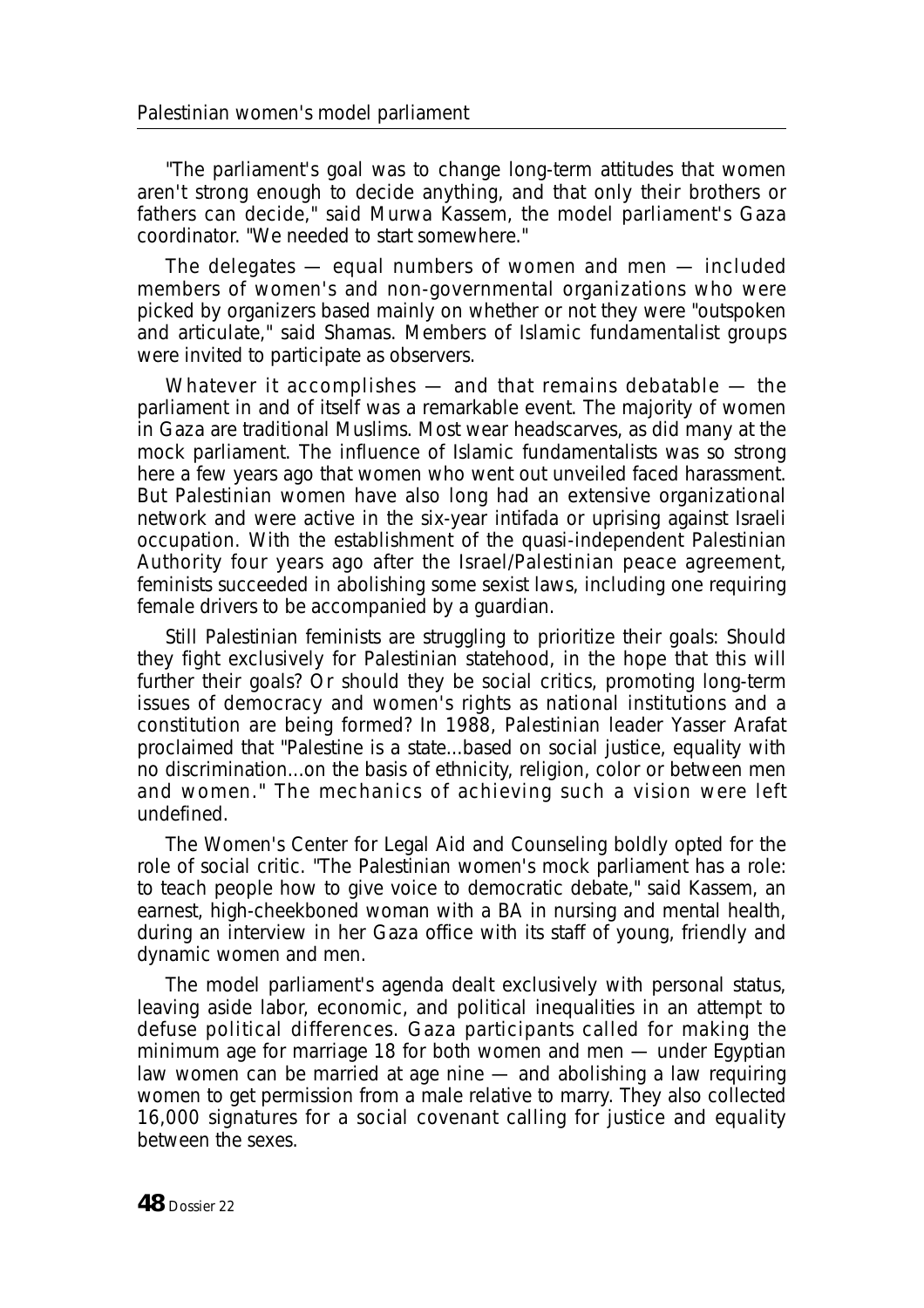"The parliament's goal was to change long-term attitudes that women aren't strong enough to decide anything, and that only their brothers or fathers can decide," said Murwa Kassem, the model parliament's Gaza coordinator. "We needed to start somewhere."

The delegates — equal numbers of women and men — included members of women's and non-governmental organizations who were picked by organizers based mainly on whether or not they were "outspoken and articulate," said Shamas. Members of Islamic fundamentalist groups were invited to participate as observers.

Whatever it accomplishes — and that remains debatable — the parliament in and of itself was a remarkable event. The majority of women in Gaza are traditional Muslims. Most wear headscarves, as did many at the mock parliament. The influence of Islamic fundamentalists was so strong here a few years ago that women who went out unveiled faced harassment. But Palestinian women have also long had an extensive organizational network and were active in the six-year intifada or uprising against Israeli occupation. With the establishment of the quasi-independent Palestinian Authority four years ago after the Israel/Palestinian peace agreement, feminists succeeded in abolishing some sexist laws, including one requiring female drivers to be accompanied by a guardian.

Still Palestinian feminists are struggling to prioritize their goals: Should they fight exclusively for Palestinian statehood, in the hope that this will further their goals? Or should they be social critics, promoting long-term issues of democracy and women's rights as national institutions and a constitution are being formed? In 1988, Palestinian leader Yasser Arafat proclaimed that "Palestine is a state...based on social justice, equality with no discrimination...on the basis of ethnicity, religion, color or between men and women." The mechanics of achieving such a vision were left undefined.

The Women's Center for Legal Aid and Counseling boldly opted for the role of social critic. "The Palestinian women's mock parliament has a role: to teach people how to give voice to democratic debate," said Kassem, an earnest, high-cheekboned woman with a BA in nursing and mental health, during an interview in her Gaza office with its staff of young, friendly and dynamic women and men.

The model parliament's agenda dealt exclusively with personal status, leaving aside labor, economic, and political inequalities in an attempt to defuse political differences. Gaza participants called for making the minimum age for marriage 18 for both women and men — under Egyptian law women can be married at age nine — and abolishing a law requiring women to get permission from a male relative to marry. They also collected 16,000 signatures for a social covenant calling for justice and equality between the sexes.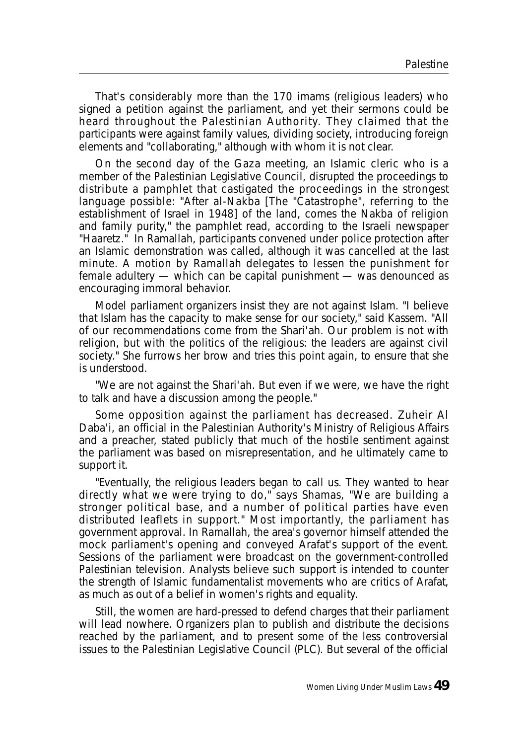That's considerably more than the 170 imams (religious leaders) who signed a petition against the parliament, and yet their sermons could be heard throughout the Palestinian Authority. They claimed that the participants were against family values, dividing society, introducing foreign elements and "collaborating," although with whom it is not clear.

On the second day of the Gaza meeting, an Islamic cleric who is a member of the Palestinian Legislative Council, disrupted the proceedings to distribute a pamphlet that castigated the proceedings in the strongest language possible: "After al-Nakba [The "Catastrophe", referring to the establishment of Israel in 1948] of the land, comes the Nakba of religion and family purity," the pamphlet read, according to the Israeli newspaper "Haaretz." In Ramallah, participants convened under police protection after an Islamic demonstration was called, although it was cancelled at the last minute. A motion by Ramallah delegates to lessen the punishment for female adultery — which can be capital punishment — was denounced as encouraging immoral behavior.

Model parliament organizers insist they are not against Islam. "I believe that Islam has the capacity to make sense for our society," said Kassem. "All of our recommendations come from the Shari'ah. Our problem is not with religion, but with the politics of the religious: the leaders are against civil society." She furrows her brow and tries this point again, to ensure that she is understood.

"We are not against the Shari'ah. But even if we were, we have the right to talk and have a discussion among the people."

Some opposition against the parliament has decreased. Zuheir Al Daba'i, an official in the Palestinian Authority's Ministry of Religious Affairs and a preacher, stated publicly that much of the hostile sentiment against the parliament was based on misrepresentation, and he ultimately came to support it.

"Eventually, the religious leaders began to call us. They wanted to hear directly what we were trying to do," says Shamas, "We are building a stronger political base, and a number of political parties have even distributed leaflets in support." Most importantly, the parliament has government approval. In Ramallah, the area's governor himself attended the mock parliament's opening and conveyed Arafat's support of the event. Sessions of the parliament were broadcast on the government-controlled Palestinian television. Analysts believe such support is intended to counter the strength of Islamic fundamentalist movements who are critics of Arafat, as much as out of a belief in women's rights and equality.

Still, the women are hard-pressed to defend charges that their parliament will lead nowhere. Organizers plan to publish and distribute the decisions reached by the parliament, and to present some of the less controversial issues to the Palestinian Legislative Council (PLC). But several of the official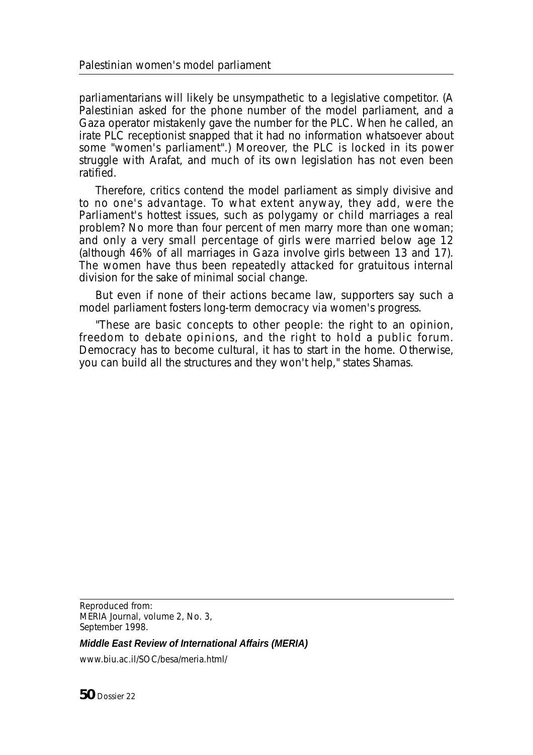parliamentarians will likely be unsympathetic to a legislative competitor. (A Palestinian asked for the phone number of the model parliament, and a Gaza operator mistakenly gave the number for the PLC. When he called, an irate PLC receptionist snapped that it had no information whatsoever about some "women's parliament".) Moreover, the PLC is locked in its power struggle with Arafat, and much of its own legislation has not even been ratified.

Therefore, critics contend the model parliament as simply divisive and to no one's advantage. To what extent anyway, they add, were the Parliament's hottest issues, such as polygamy or child marriages a real problem? No more than four percent of men marry more than one woman; and only a very small percentage of girls were married below age 12 (although 46% of all marriages in Gaza involve girls between 13 and 17). The women have thus been repeatedly attacked for gratuitous internal division for the sake of minimal social change.

But even if none of their actions became law, supporters say such a model parliament fosters long-term democracy via women's progress.

"These are basic concepts to other people: the right to an opinion, freedom to debate opinions, and the right to hold a public forum. Democracy has to become cultural, it has to start in the home. Otherwise, you can build all the structures and they won't help," states Shamas.

---

Reproduced from:
MERIA Journal, volume 2, No. 3,
September 1998.

***Middle East Review of International Affairs (MERIA)***

www.biu.ac.il/SOC/besa/meria.html/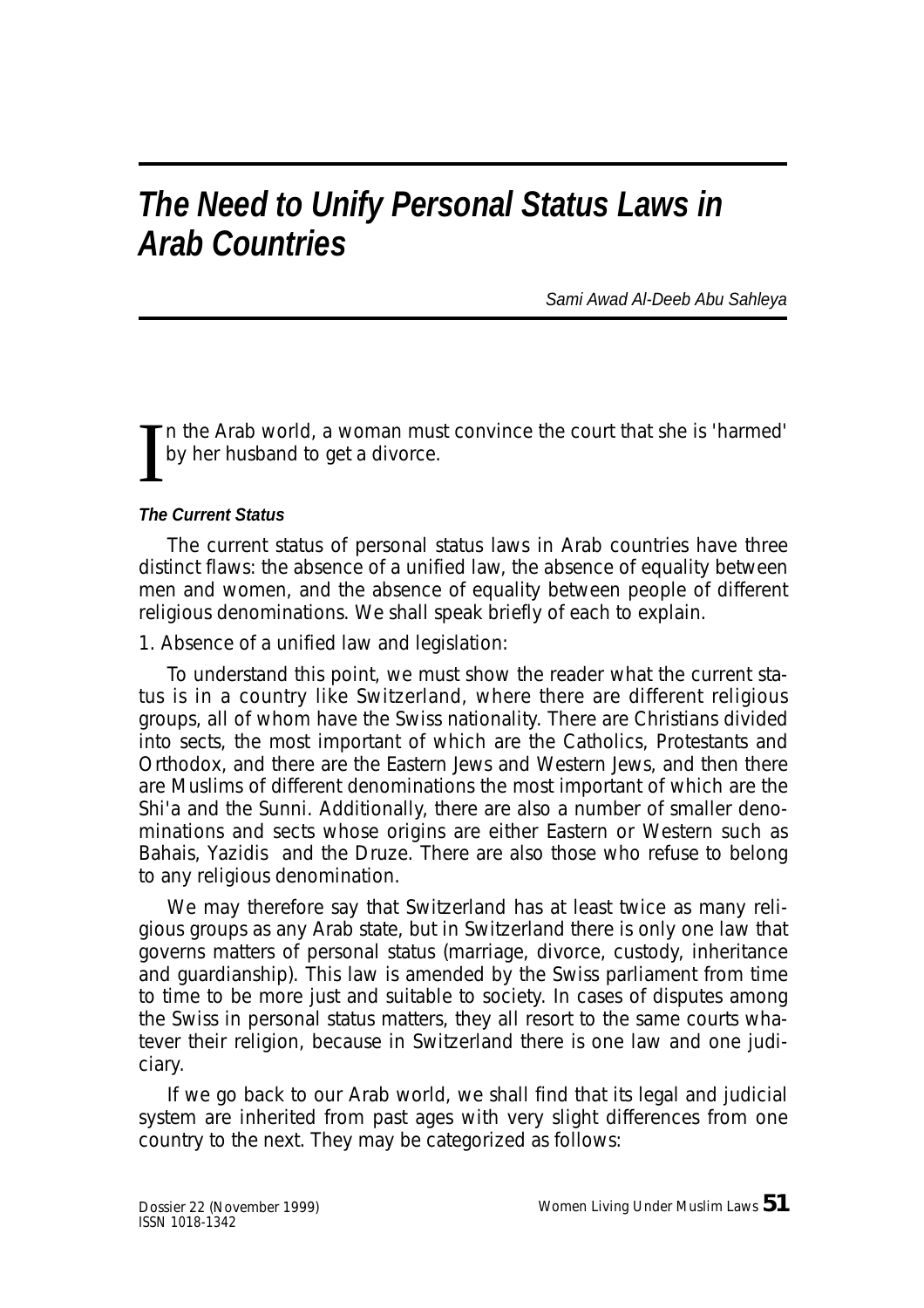# The Need to Unify Personal Status Laws in Arab Countries

*Sami Awad Al-Deeb Abu Sahleya*

In the Arab world, a woman must convince the court that she is 'harmed' by her husband to get a divorce.

**The Current Status**

The current status of personal status laws in Arab countries have three distinct flaws: the absence of a unified law, the absence of equality between men and women, and the absence of equality between people of different religious denominations. We shall speak briefly of each to explain.

1. Absence of a unified law and legislation:

To understand this point, we must show the reader what the current status is in a country like Switzerland, where there are different religious groups, all of whom have the Swiss nationality. There are Christians divided into sects, the most important of which are the Catholics, Protestants and Orthodox, and there are the Eastern Jews and Western Jews, and then there are Muslims of different denominations the most important of which are the Shi'a and the Sunni. Additionally, there are also a number of smaller denominations and sects whose origins are either Eastern or Western such as Bahais, Yazidis and the Druze. There are also those who refuse to belong to any religious denomination.

We may therefore say that Switzerland has at least twice as many religious groups as any Arab state, but in Switzerland there is only one law that governs matters of personal status (marriage, divorce, custody, inheritance and guardianship). This law is amended by the Swiss parliament from time to time to be more just and suitable to society. In cases of disputes among the Swiss in personal status matters, they all resort to the same courts whatever their religion, because in Switzerland there is one law and one judiciary.

If we go back to our Arab world, we shall find that its legal and judicial system are inherited from past ages with very slight differences from one country to the next. They may be categorized as follows: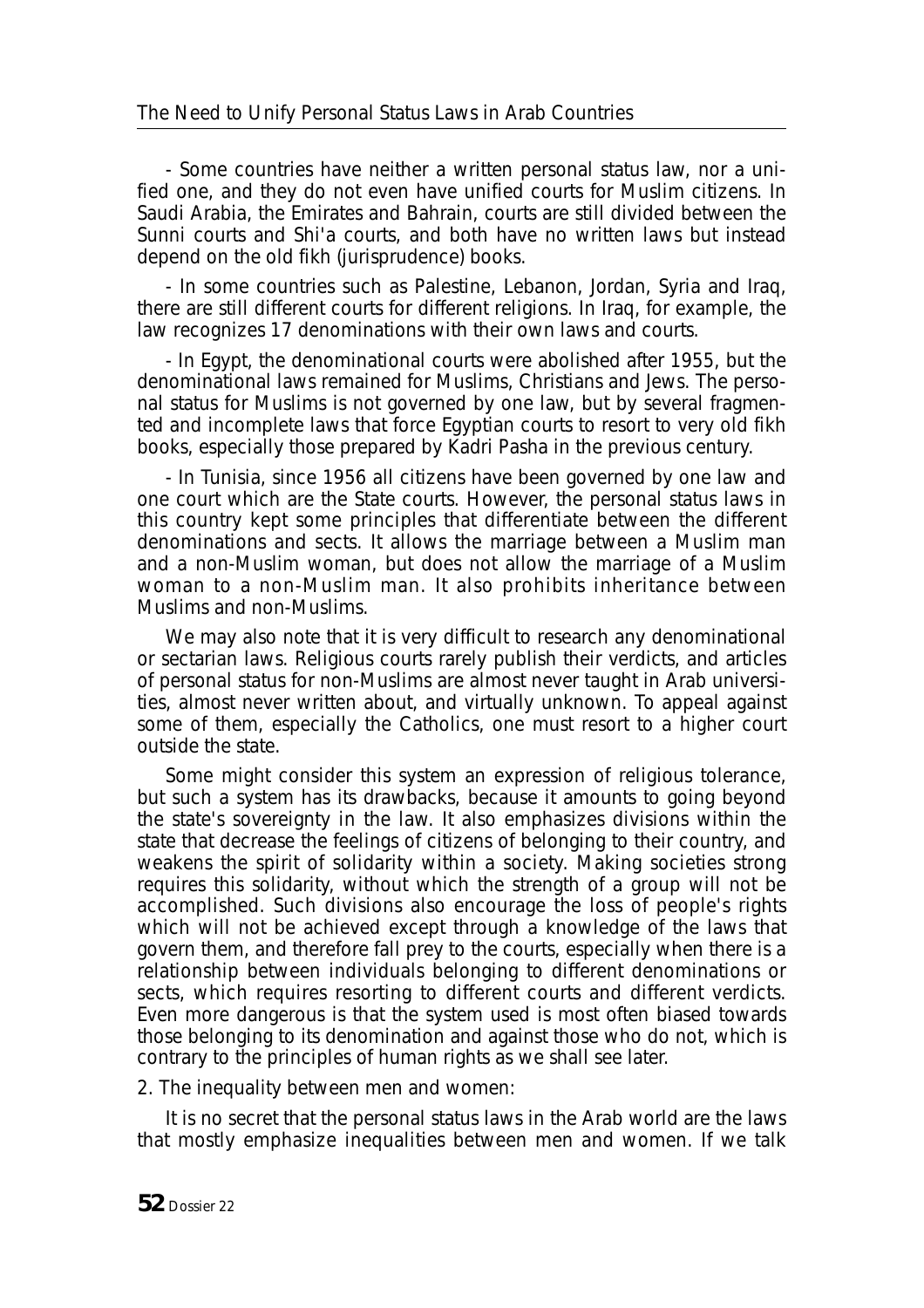- Some countries have neither a written personal status law, nor a unified one, and they do not even have unified courts for Muslim citizens. In Saudi Arabia, the Emirates and Bahrain, courts are still divided between the Sunni courts and Shi'a courts, and both have no written laws but instead depend on the old fikh (jurisprudence) books.

- In some countries such as Palestine, Lebanon, Jordan, Syria and Iraq, there are still different courts for different religions. In Iraq, for example, the law recognizes 17 denominations with their own laws and courts.

- In Egypt, the denominational courts were abolished after 1955, but the denominational laws remained for Muslims, Christians and Jews. The personal status for Muslims is not governed by one law, but by several fragmented and incomplete laws that force Egyptian courts to resort to very old fikh books, especially those prepared by Kadri Pasha in the previous century.

- In Tunisia, since 1956 all citizens have been governed by one law and one court which are the State courts. However, the personal status laws in this country kept some principles that differentiate between the different denominations and sects. It allows the marriage between a Muslim man and a non-Muslim woman, but does not allow the marriage of a Muslim woman to a non-Muslim man. It also prohibits inheritance between Muslims and non-Muslims.

We may also note that it is very difficult to research any denominational or sectarian laws. Religious courts rarely publish their verdicts, and articles of personal status for non-Muslims are almost never taught in Arab universities, almost never written about, and virtually unknown. To appeal against some of them, especially the Catholics, one must resort to a higher court outside the state.

Some might consider this system an expression of religious tolerance, but such a system has its drawbacks, because it amounts to going beyond the state's sovereignty in the law. It also emphasizes divisions within the state that decrease the feelings of citizens of belonging to their country, and weakens the spirit of solidarity within a society. Making societies strong requires this solidarity, without which the strength of a group will not be accomplished. Such divisions also encourage the loss of people's rights which will not be achieved except through a knowledge of the laws that govern them, and therefore fall prey to the courts, especially when there is a relationship between individuals belonging to different denominations or sects, which requires resorting to different courts and different verdicts. Even more dangerous is that the system used is most often biased towards those belonging to its denomination and against those who do not, which is contrary to the principles of human rights as we shall see later.

2. The inequality between men and women:

It is no secret that the personal status laws in the Arab world are the laws that mostly emphasize inequalities between men and women. If we talk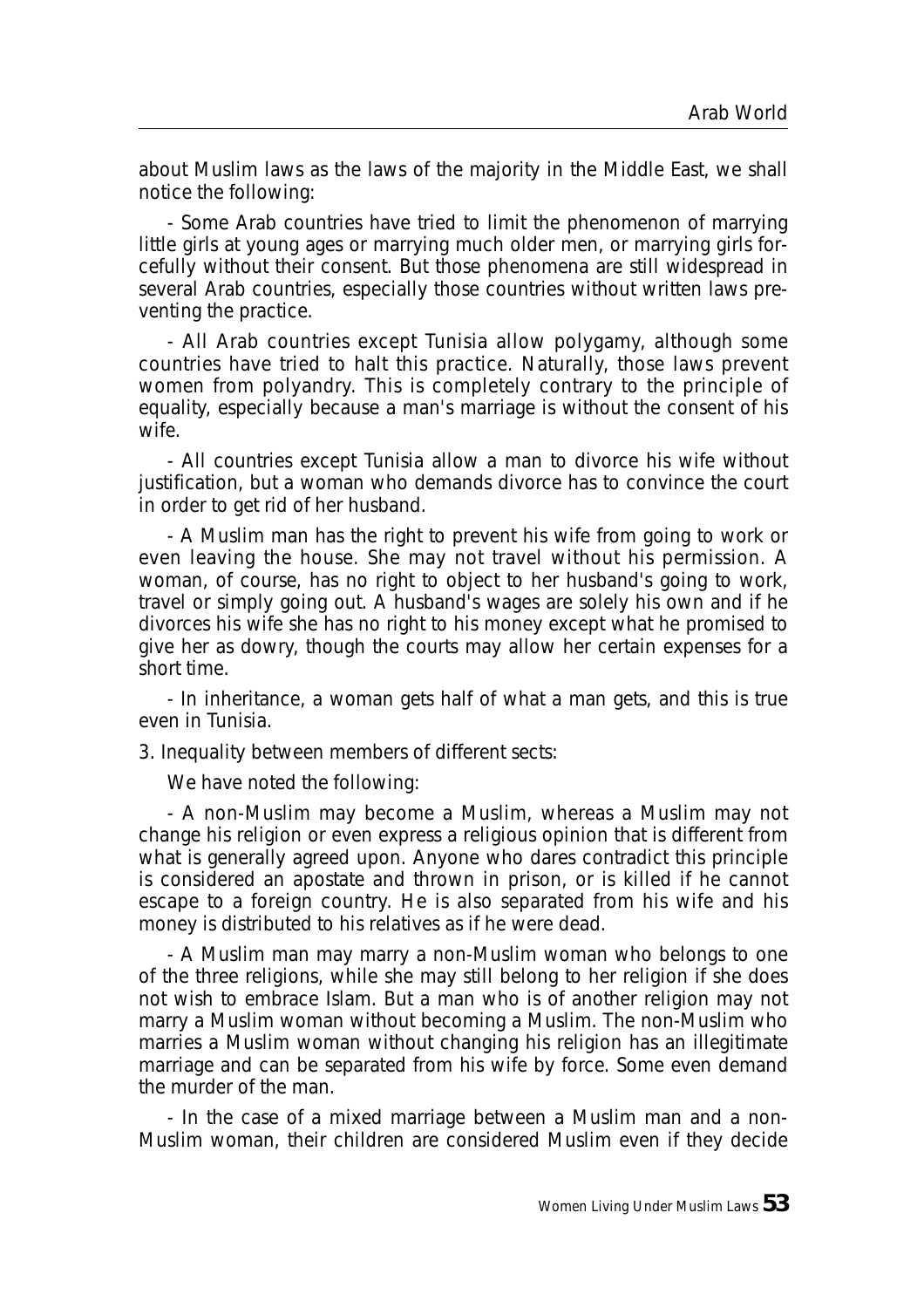about Muslim laws as the laws of the majority in the Middle East, we shall notice the following:

- Some Arab countries have tried to limit the phenomenon of marrying little girls at young ages or marrying much older men, or marrying girls forcefully without their consent. But those phenomena are still widespread in several Arab countries, especially those countries without written laws preventing the practice.

- All Arab countries except Tunisia allow polygamy, although some countries have tried to halt this practice. Naturally, those laws prevent women from polyandry. This is completely contrary to the principle of equality, especially because a man's marriage is without the consent of his wife.

- All countries except Tunisia allow a man to divorce his wife without justification, but a woman who demands divorce has to convince the court in order to get rid of her husband.

- A Muslim man has the right to prevent his wife from going to work or even leaving the house. She may not travel without his permission. A woman, of course, has no right to object to her husband's going to work, travel or simply going out. A husband's wages are solely his own and if he divorces his wife she has no right to his money except what he promised to give her as dowry, though the courts may allow her certain expenses for a short time.

- In inheritance, a woman gets half of what a man gets, and this is true even in Tunisia.

3. Inequality between members of different sects:

We have noted the following:

- A non-Muslim may become a Muslim, whereas a Muslim may not change his religion or even express a religious opinion that is different from what is generally agreed upon. Anyone who dares contradict this principle is considered an apostate and thrown in prison, or is killed if he cannot escape to a foreign country. He is also separated from his wife and his money is distributed to his relatives as if he were dead.

- A Muslim man may marry a non-Muslim woman who belongs to one of the three religions, while she may still belong to her religion if she does not wish to embrace Islam. But a man who is of another religion may not marry a Muslim woman without becoming a Muslim. The non-Muslim who marries a Muslim woman without changing his religion has an illegitimate marriage and can be separated from his wife by force. Some even demand the murder of the man.

- In the case of a mixed marriage between a Muslim man and a non-Muslim woman, their children are considered Muslim even if they decide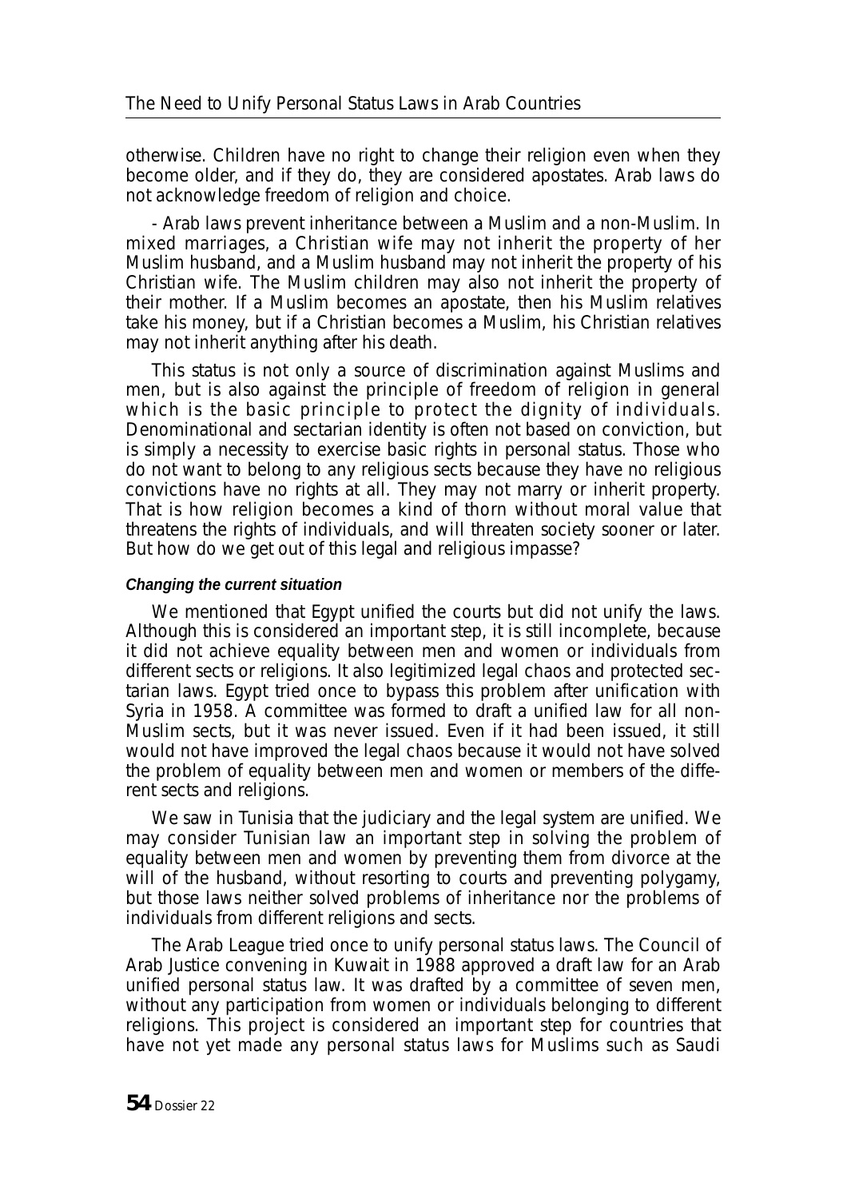otherwise. Children have no right to change their religion even when they become older, and if they do, they are considered apostates. Arab laws do not acknowledge freedom of religion and choice.

- Arab laws prevent inheritance between a Muslim and a non-Muslim. In mixed marriages, a Christian wife may not inherit the property of her Muslim husband, and a Muslim husband may not inherit the property of his Christian wife. The Muslim children may also not inherit the property of their mother. If a Muslim becomes an apostate, then his Muslim relatives take his money, but if a Christian becomes a Muslim, his Christian relatives may not inherit anything after his death.

This status is not only a source of discrimination against Muslims and men, but is also against the principle of freedom of religion in general which is the basic principle to protect the dignity of individuals. Denominational and sectarian identity is often not based on conviction, but is simply a necessity to exercise basic rights in personal status. Those who do not want to belong to any religious sects because they have no religious convictions have no rights at all. They may not marry or inherit property. That is how religion becomes a kind of thorn without moral value that threatens the rights of individuals, and will threaten society sooner or later. But how do we get out of this legal and religious impasse?

#### *Changing the current situation*

We mentioned that Egypt unified the courts but did not unify the laws. Although this is considered an important step, it is still incomplete, because it did not achieve equality between men and women or individuals from different sects or religions. It also legitimized legal chaos and protected sectarian laws. Egypt tried once to bypass this problem after unification with Syria in 1958. A committee was formed to draft a unified law for all non-Muslim sects, but it was never issued. Even if it had been issued, it still would not have improved the legal chaos because it would not have solved the problem of equality between men and women or members of the different sects and religions.

We saw in Tunisia that the judiciary and the legal system are unified. We may consider Tunisian law an important step in solving the problem of equality between men and women by preventing them from divorce at the will of the husband, without resorting to courts and preventing polygamy, but those laws neither solved problems of inheritance nor the problems of individuals from different religions and sects.

The Arab League tried once to unify personal status laws. The Council of Arab Justice convening in Kuwait in 1988 approved a draft law for an Arab unified personal status law. It was drafted by a committee of seven men, without any participation from women or individuals belonging to different religions. This project is considered an important step for countries that have not yet made any personal status laws for Muslims such as Saudi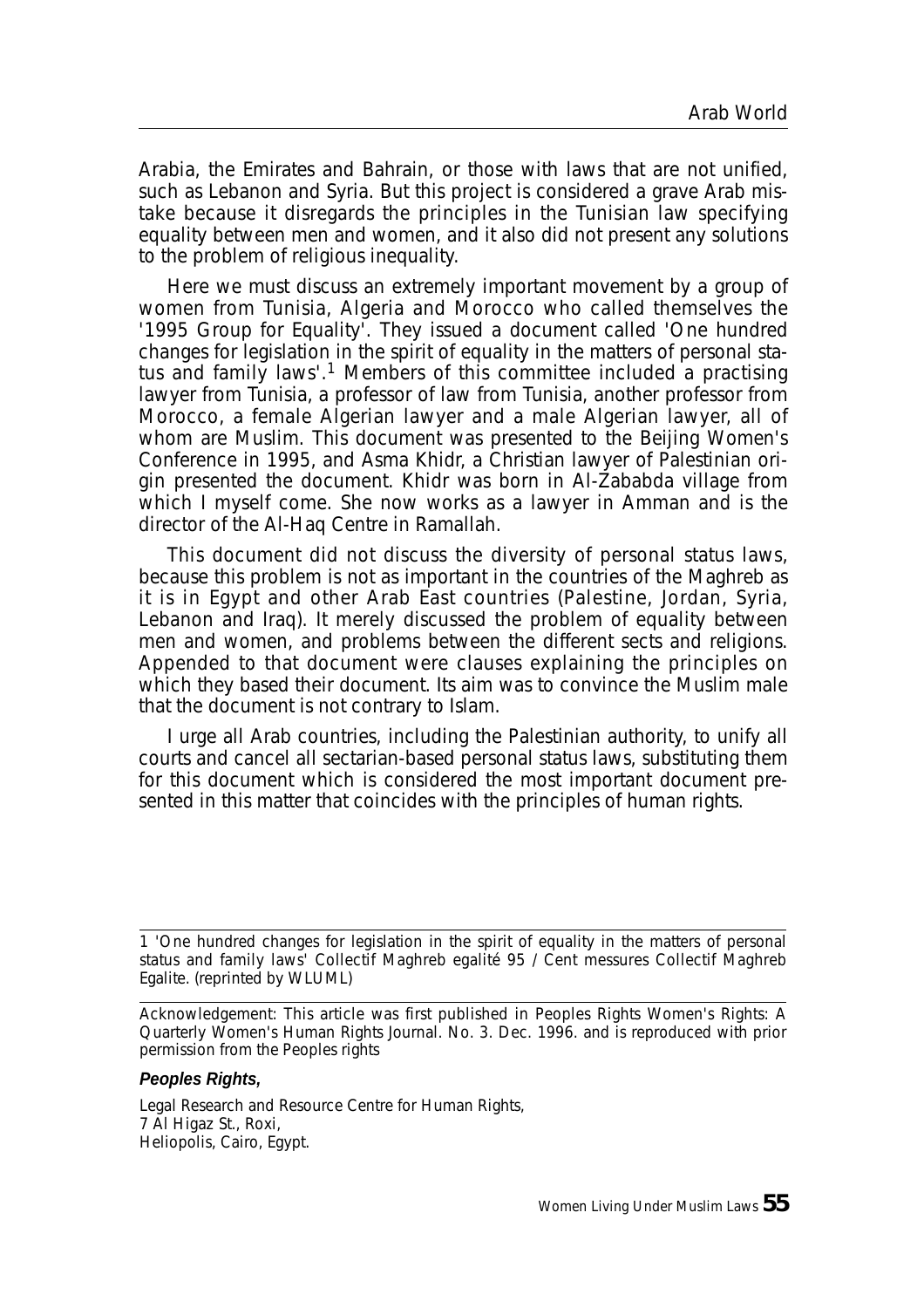Arabia, the Emirates and Bahrain, or those with laws that are not unified, such as Lebanon and Syria. But this project is considered a grave Arab mistake because it disregards the principles in the Tunisian law specifying equality between men and women, and it also did not present any solutions to the problem of religious inequality.

Here we must discuss an extremely important movement by a group of women from Tunisia, Algeria and Morocco who called themselves the '1995 Group for Equality'. They issued a document called 'One hundred changes for legislation in the spirit of equality in the matters of personal status and family laws'.[1] Members of this committee included a practising lawyer from Tunisia, a professor of law from Tunisia, another professor from Morocco, a female Algerian lawyer and a male Algerian lawyer, all of whom are Muslim. This document was presented to the Beijing Women's Conference in 1995, and Asma Khidr, a Christian lawyer of Palestinian origin presented the document. Khidr was born in Al-Zababda village from which I myself come. She now works as a lawyer in Amman and is the director of the Al-Haq Centre in Ramallah.

This document did not discuss the diversity of personal status laws, because this problem is not as important in the countries of the Maghreb as it is in Egypt and other Arab East countries (Palestine, Jordan, Syria, Lebanon and Iraq). It merely discussed the problem of equality between men and women, and problems between the different sects and religions. Appended to that document were clauses explaining the principles on which they based their document. Its aim was to convince the Muslim male that the document is not contrary to Islam.

I urge all Arab countries, including the Palestinian authority, to unify all courts and cancel all sectarian-based personal status laws, substituting them for this document which is considered the most important document presented in this matter that coincides with the principles of human rights.

---

1 'One hundred changes for legislation in the spirit of equality in the matters of personal status and family laws' Collectif Maghreb egalité 95 / Cent mesures Collectif Maghreb Egalite. (reprinted by WLUML)

---

Acknowledgement: This article was first published in Peoples Rights Women's Rights: A Quarterly Women's Human Rights Journal. No. 3. Dec. 1996. and is reproduced with prior permission from the Peoples rights

***Peoples Rights,***

Legal Research and Resource Centre for Human Rights,
7 Al Higaz St., Roxi,
Heliopolis, Cairo, Egypt.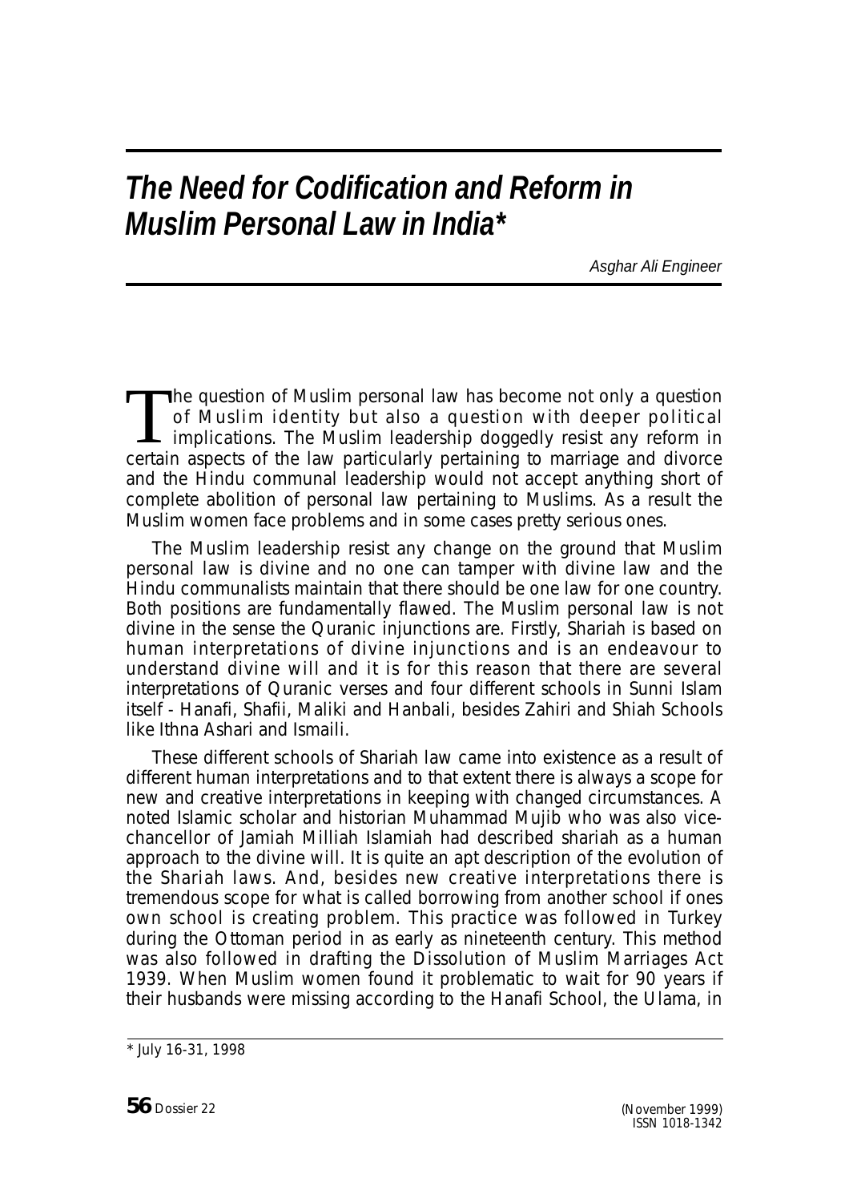# *The Need for Codification and Reform in Muslim Personal Law in India**

*Asghar Ali Engineer*

The question of Muslim personal law has become not only a question of Muslim identity but also a question with deeper political implications. The Muslim leadership doggedly resist any reform in certain aspects of the law particularly pertaining to marriage and divorce and the Hindu communal leadership would not accept anything short of complete abolition of personal law pertaining to Muslims. As a result the Muslim women face problems and in some cases pretty serious ones.

The Muslim leadership resist any change on the ground that Muslim personal law is divine and no one can tamper with divine law and the Hindu communalists maintain that there should be one law for one country. Both positions are fundamentally flawed. The Muslim personal law is not divine in the sense the Quranic injunctions are. Firstly, Shariah is based on human interpretations of divine injunctions and is an endeavour to understand divine will and it is for this reason that there are several interpretations of Quranic verses and four different schools in Sunni Islam itself - Hanafi, Shafii, Maliki and Hanbali, besides Zahiri and Shiah Schools like Ithna Ashari and Ismaili.

These different schools of Shariah law came into existence as a result of different human interpretations and to that extent there is always a scope for new and creative interpretations in keeping with changed circumstances. A noted Islamic scholar and historian Muhammad Mujib who was also vice-chancellor of Jamiah Milliah Islamiah had described shariah as a human approach to the divine will. It is quite an apt description of the evolution of the Shariah laws. And, besides new creative interpretations there is tremendous scope for what is called borrowing from another school if ones own school is creating problem. This practice was followed in Turkey during the Ottoman period in as early as nineteenth century. This method was also followed in drafting the Dissolution of Muslim Marriages Act 1939. When Muslim women found it problematic to wait for 90 years if their husbands were missing according to the Hanafi School, the Ulama, in

---

* July 16-31, 1998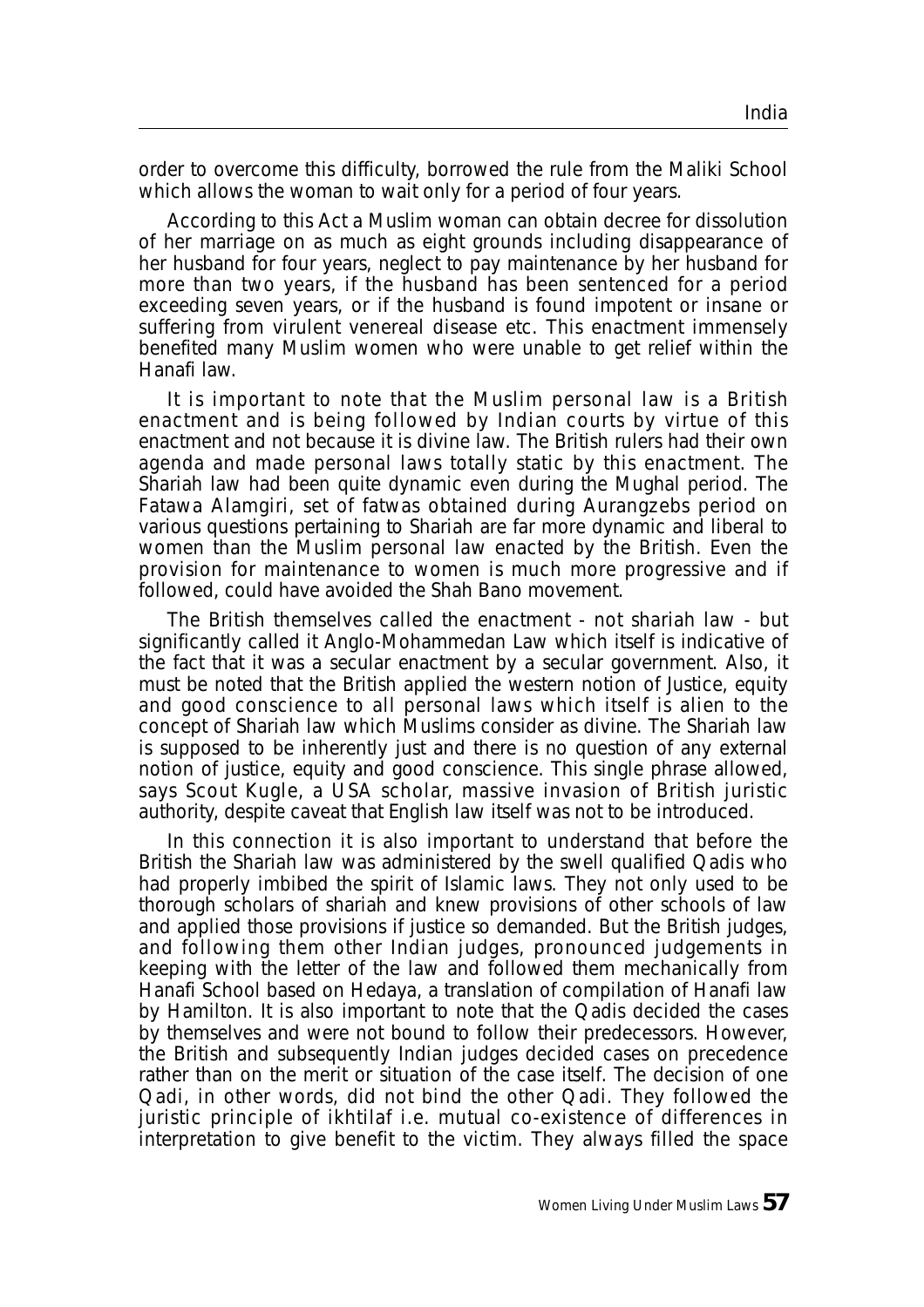order to overcome this difficulty, borrowed the rule from the Maliki School which allows the woman to wait only for a period of four years.

According to this Act a Muslim woman can obtain decree for dissolution of her marriage on as much as eight grounds including disappearance of her husband for four years, neglect to pay maintenance by her husband for more than two years, if the husband has been sentenced for a period exceeding seven years, or if the husband is found impotent or insane or suffering from virulent venereal disease etc. This enactment immensely benefited many Muslim women who were unable to get relief within the Hanafi law.

It is important to note that the Muslim personal law is a British enactment and is being followed by Indian courts by virtue of this enactment and not because it is divine law. The British rulers had their own agenda and made personal laws totally static by this enactment. The Shariah law had been quite dynamic even during the Mughal period. The Fatawa Alamgiri, set of fatwas obtained during Aurangzebs period on various questions pertaining to Shariah are far more dynamic and liberal to women than the Muslim personal law enacted by the British. Even the provision for maintenance to women is much more progressive and if followed, could have avoided the Shah Bano movement.

The British themselves called the enactment - not shariah law - but significantly called it Anglo-Mohammedan Law which itself is indicative of the fact that it was a secular enactment by a secular government. Also, it must be noted that the British applied the western notion of Justice, equity and good conscience to all personal laws which itself is alien to the concept of Shariah law which Muslims consider as divine. The Shariah law is supposed to be inherently just and there is no question of any external notion of justice, equity and good conscience. This single phrase allowed, says Scout Kugle, a USA scholar, massive invasion of British juristic authority, despite caveat that English law itself was not to be introduced.

In this connection it is also important to understand that before the British the Shariah law was administered by the swell qualified Qadis who had properly imbibed the spirit of Islamic laws. They not only used to be thorough scholars of shariah and knew provisions of other schools of law and applied those provisions if justice so demanded. But the British judges, and following them other Indian judges, pronounced judgements in keeping with the letter of the law and followed them mechanically from Hanafi School based on Hedaya, a translation of compilation of Hanafi law by Hamilton. It is also important to note that the Qadis decided the cases by themselves and were not bound to follow their predecessors. However, the British and subsequently Indian judges decided cases on precedence rather than on the merit or situation of the case itself. The decision of one Qadi, in other words, did not bind the other Qadi. They followed the juristic principle of ikhtilaf i.e. mutual co-existence of differences in interpretation to give benefit to the victim. They always filled the space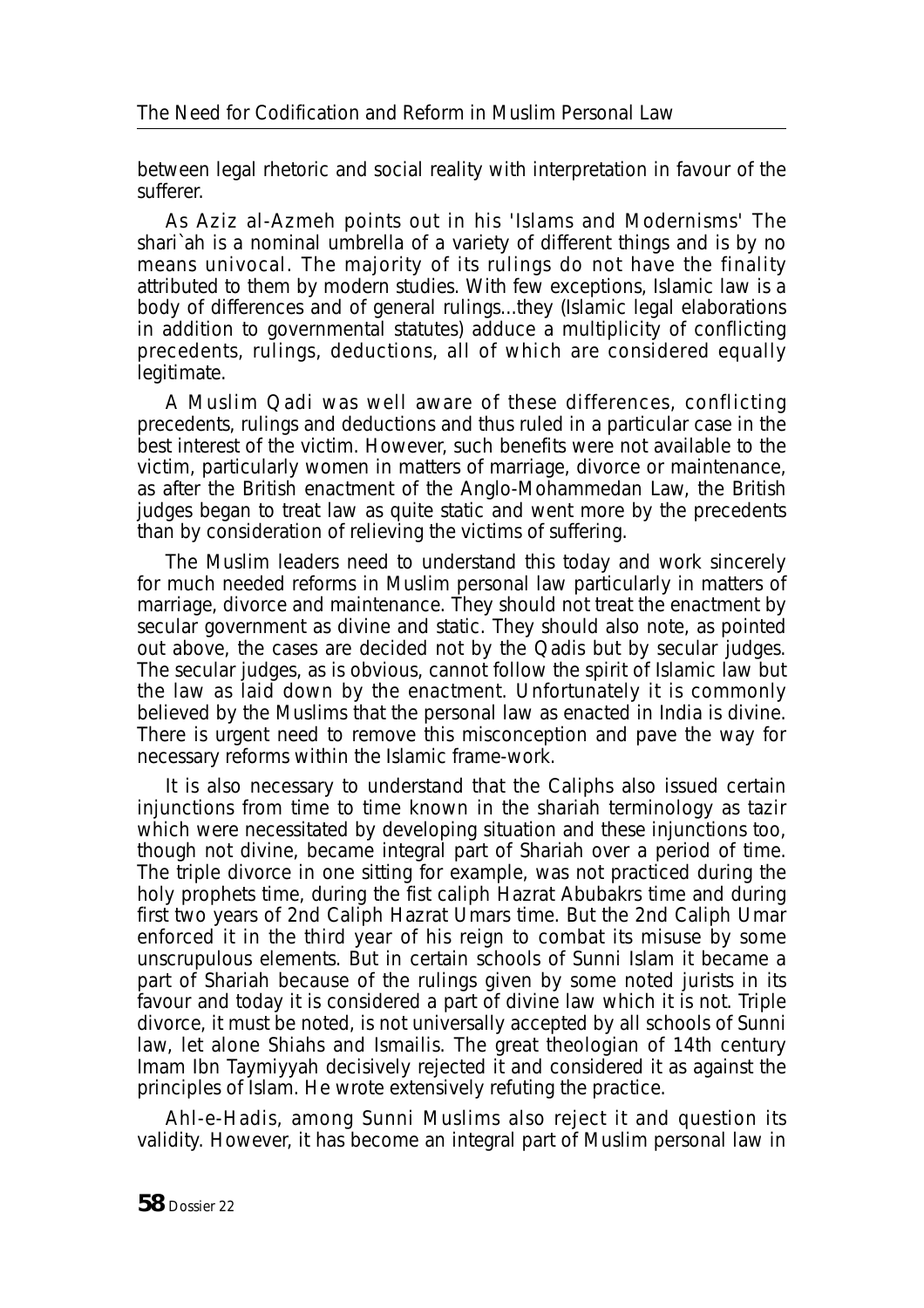between legal rhetoric and social reality with interpretation in favour of the sufferer.

As Aziz al-Azmeh points out in his 'Islams and Modernisms' The shari`ah is a nominal umbrella of a variety of different things and is by no means univocal. The majority of its rulings do not have the finality attributed to them by modern studies. With few exceptions, Islamic law is a body of differences and of general rulings...they (Islamic legal elaborations in addition to governmental statutes) adduce a multiplicity of conflicting precedents, rulings, deductions, all of which are considered equally legitimate.

A Muslim Qadi was well aware of these differences, conflicting precedents, rulings and deductions and thus ruled in a particular case in the best interest of the victim. However, such benefits were not available to the victim, particularly women in matters of marriage, divorce or maintenance, as after the British enactment of the Anglo-Mohammedan Law, the British judges began to treat law as quite static and went more by the precedents than by consideration of relieving the victims of suffering.

The Muslim leaders need to understand this today and work sincerely for much needed reforms in Muslim personal law particularly in matters of marriage, divorce and maintenance. They should not treat the enactment by secular government as divine and static. They should also note, as pointed out above, the cases are decided not by the Qadis but by secular judges. The secular judges, as is obvious, cannot follow the spirit of Islamic law but the law as laid down by the enactment. Unfortunately it is commonly believed by the Muslims that the personal law as enacted in India is divine. There is urgent need to remove this misconception and pave the way for necessary reforms within the Islamic frame-work.

It is also necessary to understand that the Caliphs also issued certain injunctions from time to time known in the shariah terminology as tazir which were necessitated by developing situation and these injunctions too, though not divine, became integral part of Shariah over a period of time. The triple divorce in one sitting for example, was not practiced during the holy prophets time, during the fist caliph Hazrat Abubakrs time and during first two years of 2nd Caliph Hazrat Umars time. But the 2nd Caliph Umar enforced it in the third year of his reign to combat its misuse by some unscrupulous elements. But in certain schools of Sunni Islam it became a part of Shariah because of the rulings given by some noted jurists in its favour and today it is considered a part of divine law which it is not. Triple divorce, it must be noted, is not universally accepted by all schools of Sunni law, let alone Shiahs and Ismailis. The great theologian of 14th century Imam Ibn Taymiyyah decisively rejected it and considered it as against the principles of Islam. He wrote extensively refuting the practice.

Ahl-e-Hadis, among Sunni Muslims also reject it and question its validity. However, it has become an integral part of Muslim personal law in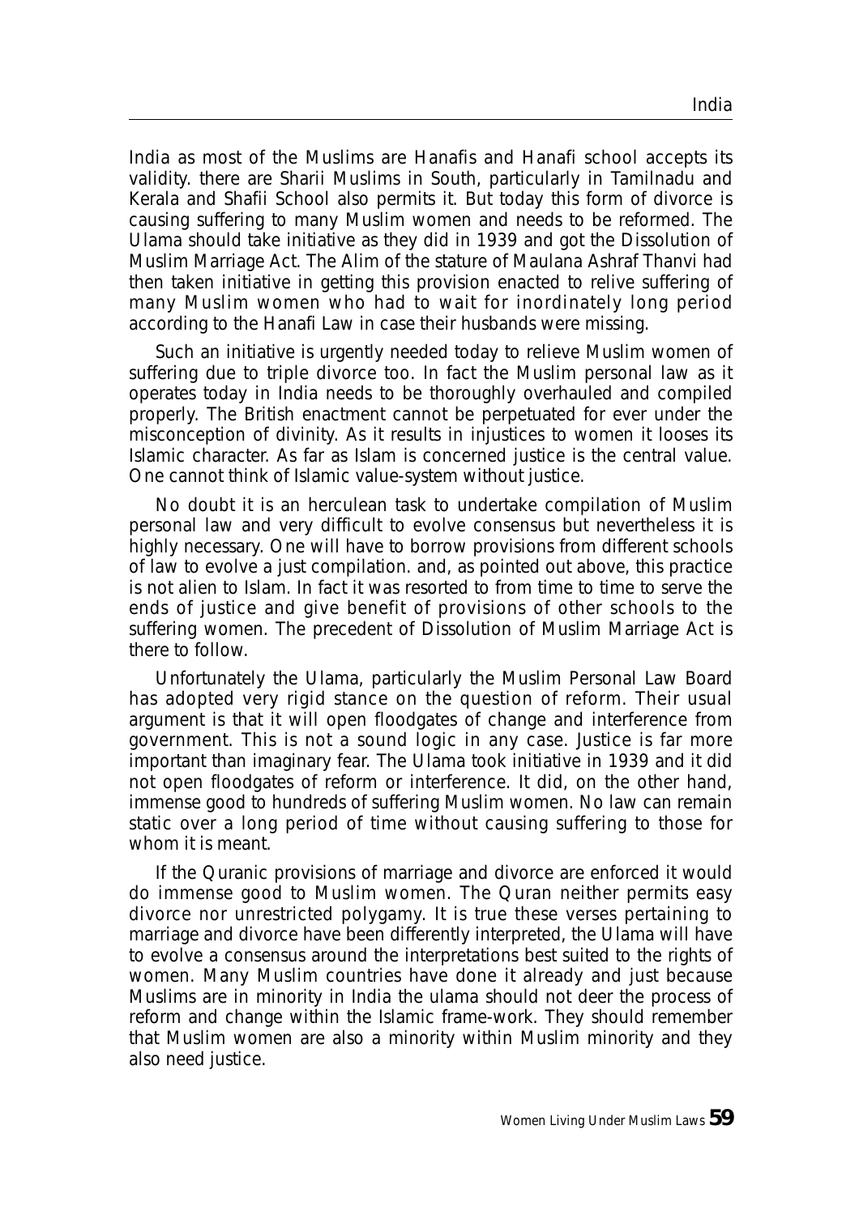India as most of the Muslims are Hanafis and Hanafi school accepts its validity. there are Sharii Muslims in South, particularly in Tamilnadu and Kerala and Shafii School also permits it. But today this form of divorce is causing suffering to many Muslim women and needs to be reformed. The Ulama should take initiative as they did in 1939 and got the Dissolution of Muslim Marriage Act. The Alim of the stature of Maulana Ashraf Thanvi had then taken initiative in getting this provision enacted to relive suffering of many Muslim women who had to wait for inordinately long period according to the Hanafi Law in case their husbands were missing.

Such an initiative is urgently needed today to relieve Muslim women of suffering due to triple divorce too. In fact the Muslim personal law as it operates today in India needs to be thoroughly overhauled and compiled properly. The British enactment cannot be perpetuated for ever under the misconception of divinity. As it results in injustices to women it looses its Islamic character. As far as Islam is concerned justice is the central value. One cannot think of Islamic value-system without justice.

No doubt it is an herculean task to undertake compilation of Muslim personal law and very difficult to evolve consensus but nevertheless it is highly necessary. One will have to borrow provisions from different schools of law to evolve a just compilation. and, as pointed out above, this practice is not alien to Islam. In fact it was resorted to from time to time to serve the ends of justice and give benefit of provisions of other schools to the suffering women. The precedent of Dissolution of Muslim Marriage Act is there to follow.

Unfortunately the Ulama, particularly the Muslim Personal Law Board has adopted very rigid stance on the question of reform. Their usual argument is that it will open floodgates of change and interference from government. This is not a sound logic in any case. Justice is far more important than imaginary fear. The Ulama took initiative in 1939 and it did not open floodgates of reform or interference. It did, on the other hand, immense good to hundreds of suffering Muslim women. No law can remain static over a long period of time without causing suffering to those for whom it is meant.

If the Quranic provisions of marriage and divorce are enforced it would do immense good to Muslim women. The Quran neither permits easy divorce nor unrestricted polygamy. It is true these verses pertaining to marriage and divorce have been differently interpreted, the Ulama will have to evolve a consensus around the interpretations best suited to the rights of women. Many Muslim countries have done it already and just because Muslims are in minority in India the ulama should not deer the process of reform and change within the Islamic frame-work. They should remember that Muslim women are also a minority within Muslim minority and they also need justice.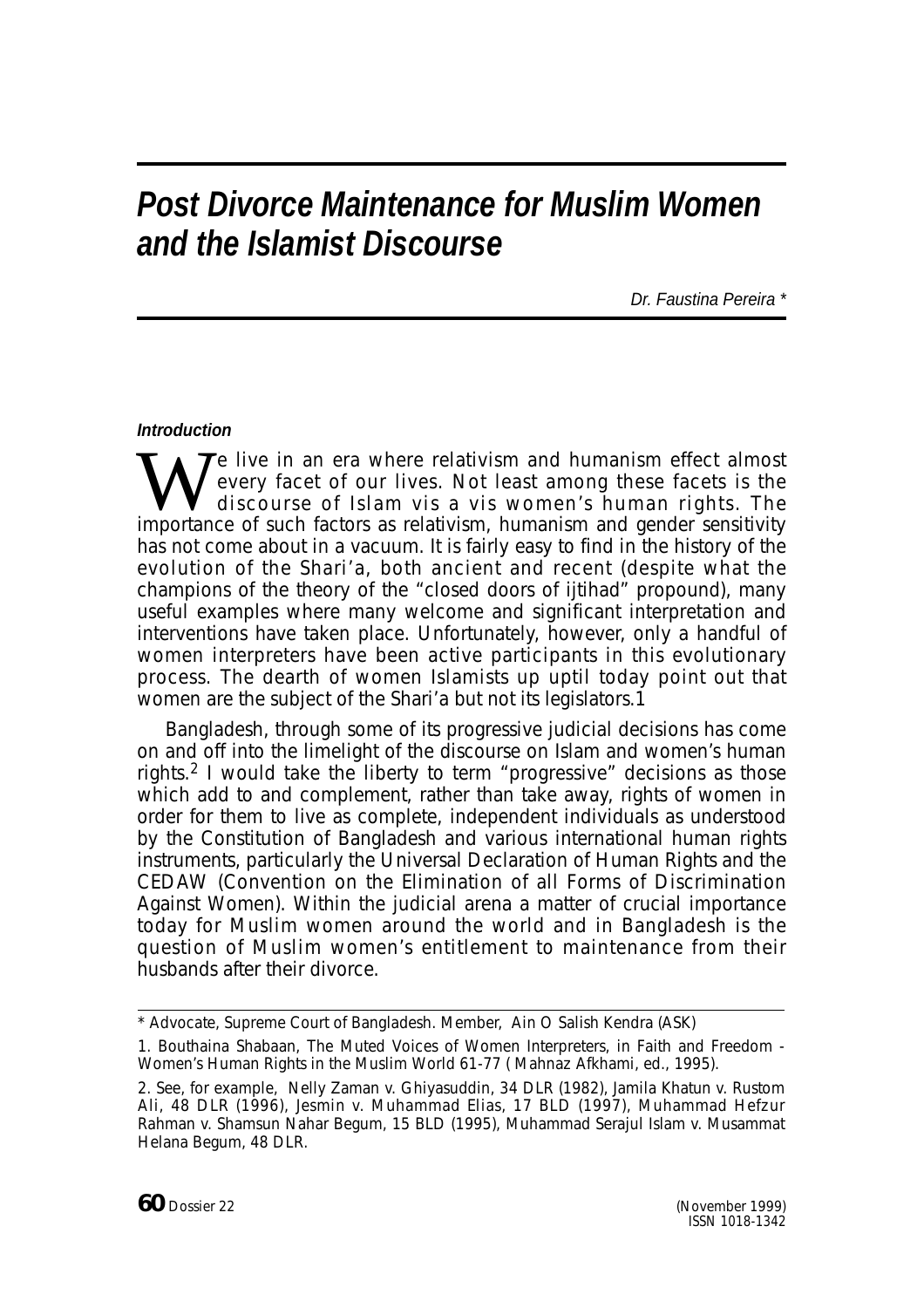# *Post Divorce Maintenance for Muslim Women and the Islamist Discourse*

*Dr. Faustina Pereira \**

#### *Introduction*

We live in an era where relativism and humanism effect almost every facet of our lives. Not least among these facets is the discourse of Islam vis a vis women's human rights. The importance of such factors as relativism, humanism and gender sensitivity has not come about in a vacuum. It is fairly easy to find in the history of the evolution of the Shari'a, both ancient and recent (despite what the champions of the theory of the "closed doors of ijtihad" propound), many useful examples where many welcome and significant interpretation and interventions have taken place. Unfortunately, however, only a handful of women interpreters have been active participants in this evolutionary process. The dearth of women Islamists up uptil today point out that women are the subject of the Shari'a but not its legislators.1

Bangladesh, through some of its progressive judicial decisions has come on and off into the limelight of the discourse on Islam and women's human rights.[2] I would take the liberty to term "progressive" decisions as those which add to and complement, rather than take away, rights of women in order for them to live as complete, independent individuals as understood by the Constitution of Bangladesh and various international human rights instruments, particularly the Universal Declaration of Human Rights and the CEDAW (Convention on the Elimination of all Forms of Discrimination Against Women). Within the judicial arena a matter of crucial importance today for Muslim women around the world and in Bangladesh is the question of Muslim women's entitlement to maintenance from their husbands after their divorce.

---

\* Advocate, Supreme Court of Bangladesh. Member, Ain O Salish Kendra (ASK)

1. Bouthaina Shabaan, The Muted Voices of Women Interpreters, in Faith and Freedom - Women's Human Rights in the Muslim World 61-77 ( Mahnaz Afkhami, ed., 1995).

2. See, for example, Nelly Zaman v. Ghiyasuddin, 34 DLR (1982), Jamila Khatun v. Rustom Ali, 48 DLR (1996), Jesmin v. Muhammad Elias, 17 BLD (1997), Muhammad Hefzur Rahman v. Shamsun Nahar Begum, 15 BLD (1995), Muhammad Serajul Islam v. Musammat Helana Begum, 48 DLR.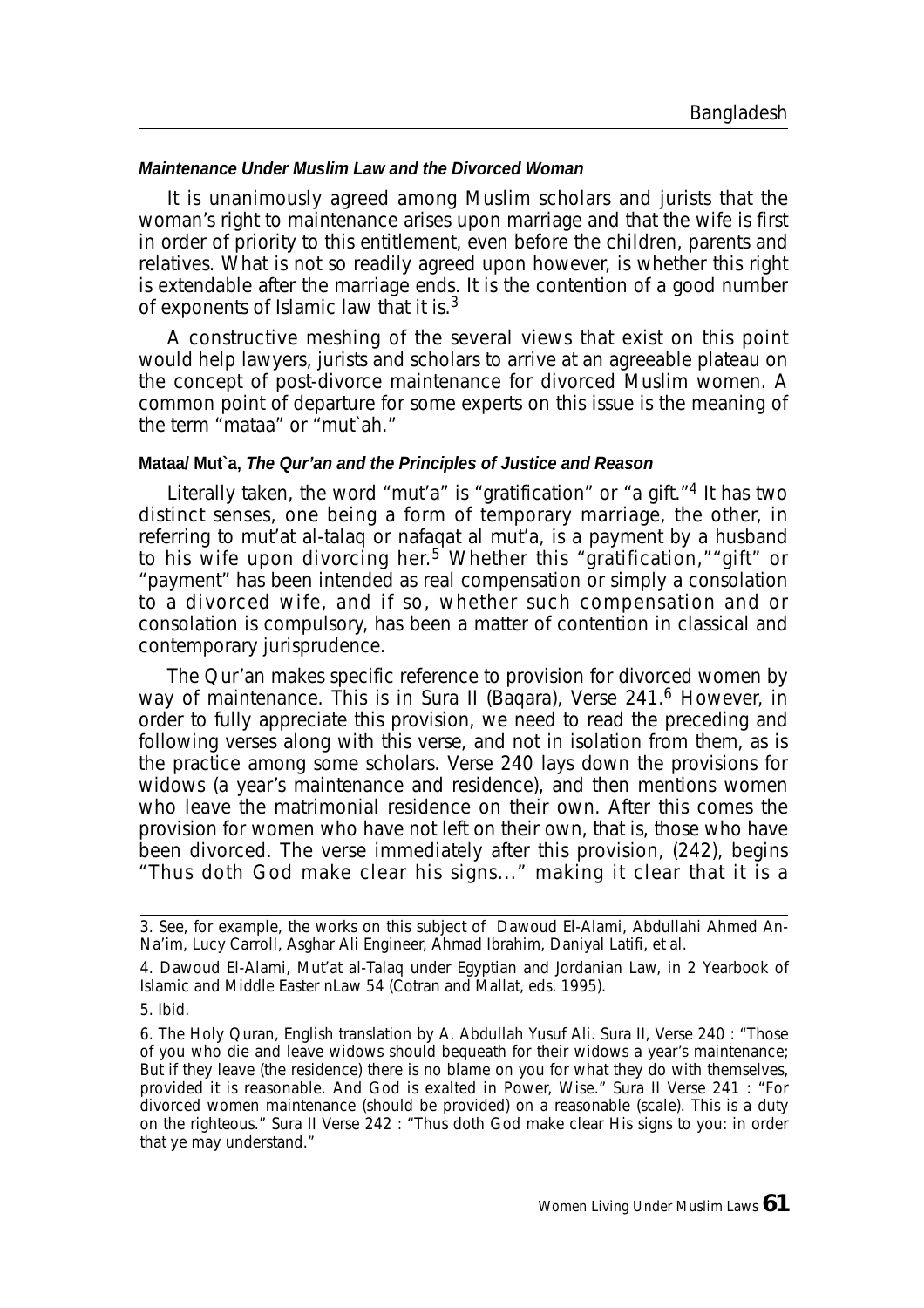#### *Maintenance Under Muslim Law and the Divorced Woman*

It is unanimously agreed among Muslim scholars and jurists that the woman's right to maintenance arises upon marriage and that the wife is first in order of priority to this entitlement, even before the children, parents and relatives. What is not so readily agreed upon however, is whether this right is extendable after the marriage ends. It is the contention of a good number of exponents of Islamic law that it is.[3]

A constructive meshing of the several views that exist on this point would help lawyers, jurists and scholars to arrive at an agreeable plateau on the concept of post-divorce maintenance for divorced Muslim women. A common point of departure for some experts on this issue is the meaning of the term "mataa" or "mut`ah."

#### **Mataa/ Mut`a,** ***The Qur'an and the Principles of Justice and Reason***

Literally taken, the word "mut'a" is "gratification" or "a gift."[4] It has two distinct senses, one being a form of temporary marriage, the other, in referring to mut'at al-talaq or nafaqat al mut'a, is a payment by a husband to his wife upon divorcing her.[5] Whether this "gratification," "gift" or "payment" has been intended as real compensation or simply a consolation to a divorced wife, and if so, whether such compensation and or consolation is compulsory, has been a matter of contention in classical and contemporary jurisprudence.

The Qur'an makes specific reference to provision for divorced women by way of maintenance. This is in Sura II (Baqara), Verse 241.[6] However, in order to fully appreciate this provision, we need to read the preceding and following verses along with this verse, and not in isolation from them, as is the practice among some scholars. Verse 240 lays down the provisions for widows (a year's maintenance and residence), and then mentions women who leave the matrimonial residence on their own. After this comes the provision for women who have not left on their own, that is, those who have been divorced. The verse immediately after this provision, (242), begins "Thus doth God make clear his signs..." making it clear that it is a

---

3. See, for example, the works on this subject of Dawoud El-Alami, Abdullahi Ahmed An-Na'im, Lucy Carroll, Asghar Ali Engineer, Ahmad Ibrahim, Daniyal Latifi, et al.

4. Dawoud El-Alami, Mut'at al-Talaq under Egyptian and Jordanian Law, in 2 Yearbook of Islamic and Middle Easter nLaw 54 (Cotran and Mallat, eds. 1995).

5. Ibid.

6. The Holy Quran, English translation by A. Abdullah Yusuf Ali. Sura II, Verse 240 : "Those of you who die and leave widows should bequeath for their widows a year's maintenance; But if they leave (the residence) there is no blame on you for what they do with themselves, provided it is reasonable. And God is exalted in Power, Wise." Sura II Verse 241 : "For divorced women maintenance (should be provided) on a reasonable (scale). This is a duty on the righteous." Sura II Verse 242 : "Thus doth God make clear His signs to you: in order that ye may understand."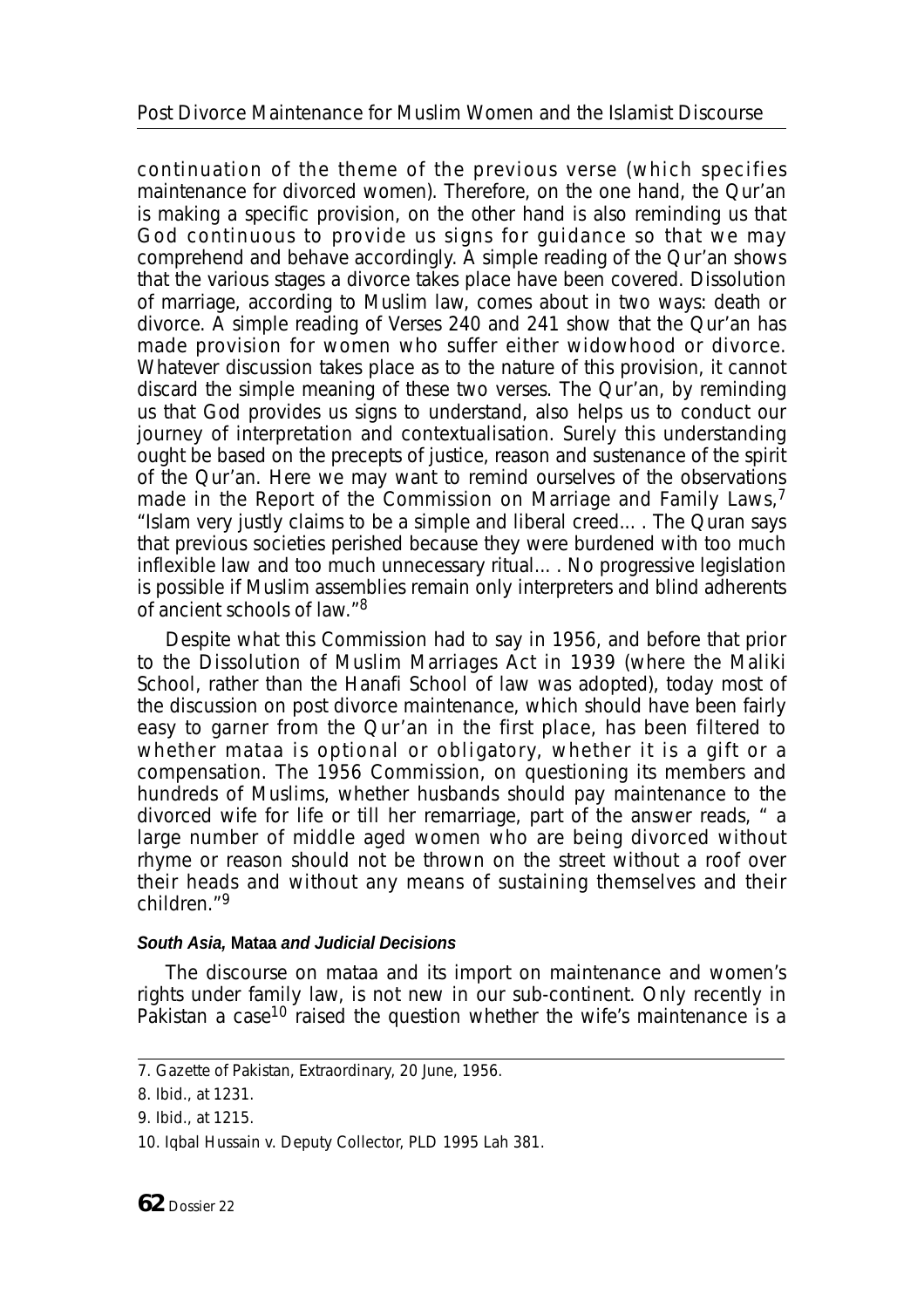continuation of the theme of the previous verse (which specifies maintenance for divorced women). Therefore, on the one hand, the Qur'an is making a specific provision, on the other hand is also reminding us that God continuous to provide us signs for guidance so that we may comprehend and behave accordingly. A simple reading of the Qur'an shows that the various stages a divorce takes place have been covered. Dissolution of marriage, according to Muslim law, comes about in two ways: death or divorce. A simple reading of Verses 240 and 241 show that the Qur'an has made provision for women who suffer either widowhood or divorce. Whatever discussion takes place as to the nature of this provision, it cannot discard the simple meaning of these two verses. The Qur'an, by reminding us that God provides us signs to understand, also helps us to conduct our journey of interpretation and contextualisation. Surely this understanding ought be based on the precepts of justice, reason and sustenance of the spirit of the Qur'an. Here we may want to remind ourselves of the observations made in the Report of the Commission on Marriage and Family Laws,[7] "Islam very justly claims to be a simple and liberal creed... . The Quran says that previous societies perished because they were burdened with too much inflexible law and too much unnecessary ritual... . No progressive legislation is possible if Muslim assemblies remain only interpreters and blind adherents of ancient schools of law."[8]

Despite what this Commission had to say in 1956, and before that prior to the Dissolution of Muslim Marriages Act in 1939 (where the Maliki School, rather than the Hanafi School of law was adopted), today most of the discussion on post divorce maintenance, which should have been fairly easy to garner from the Qur'an in the first place, has been filtered to whether mataa is optional or obligatory, whether it is a gift or a compensation. The 1956 Commission, on questioning its members and hundreds of Muslims, whether husbands should pay maintenance to the divorced wife for life or till her remarriage, part of the answer reads, " a large number of middle aged women who are being divorced without rhyme or reason should not be thrown on the street without a roof over their heads and without any means of sustaining themselves and their children."[9]

#### *South Asia,* Mataa *and Judicial Decisions*

The discourse on mataa and its import on maintenance and women's rights under family law, is not new in our sub-continent. Only recently in Pakistan a case[10] raised the question whether the wife's maintenance is a

---

7. *Gazette of Pakistan, Extraordinary*, 20 June, 1956.

8. *Ibid.*, at 1231.

9. *Ibid.*, at 1215.

10. *Iqbal Hussain v. Deputy Collector*, PLD 1995 Lah 381.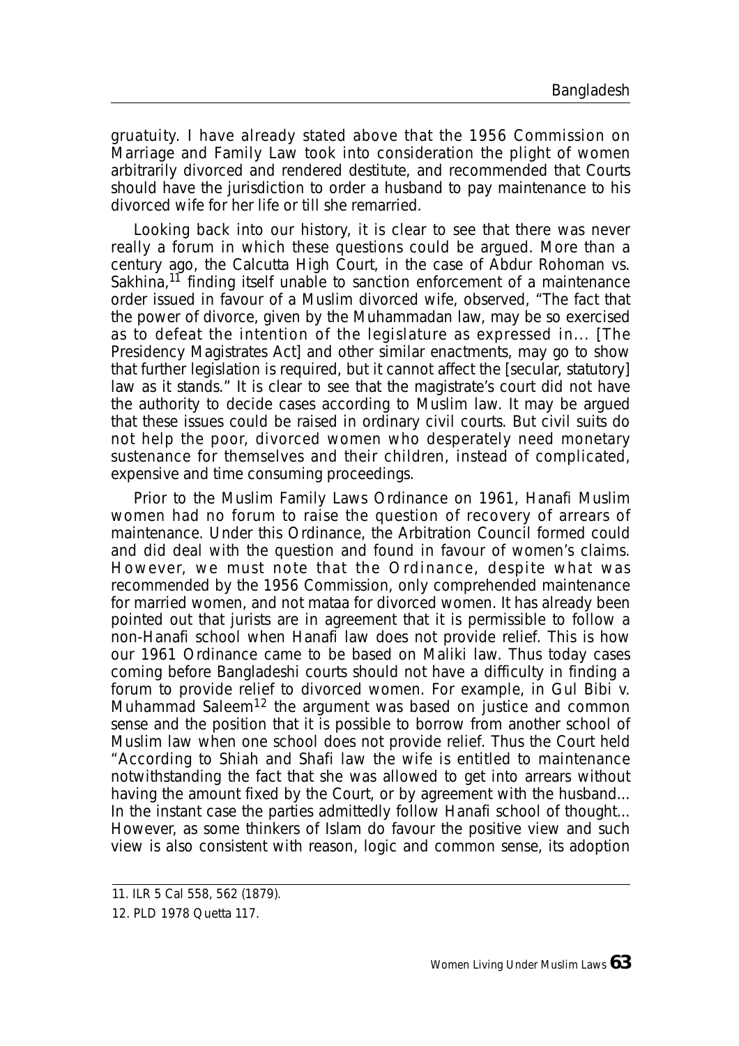gruatuity. I have already stated above that the 1956 Commission on Marriage and Family Law took into consideration the plight of women arbitrarily divorced and rendered destitute, and recommended that Courts should have the jurisdiction to order a husband to pay maintenance to his divorced wife for her life or till she remarried.

Looking back into our history, it is clear to see that there was never really a forum in which these questions could be argued. More than a century ago, the Calcutta High Court, in the case of Abdur Rohoman vs. Sakhina,[11] finding itself unable to sanction enforcement of a maintenance order issued in favour of a Muslim divorced wife, observed, "The fact that the power of divorce, given by the Muhammadan law, may be so exercised as to defeat the intention of the legislature as expressed in... [The Presidency Magistrates Act] and other similar enactments, may go to show that further legislation is required, but it cannot affect the [secular, statutory] law as it stands." It is clear to see that the magistrate's court did not have the authority to decide cases according to Muslim law. It may be argued that these issues could be raised in ordinary civil courts. But civil suits do not help the poor, divorced women who desperately need monetary sustenance for themselves and their children, instead of complicated, expensive and time consuming proceedings.

Prior to the Muslim Family Laws Ordinance on 1961, Hanafi Muslim women had no forum to raise the question of recovery of arrears of maintenance. Under this Ordinance, the Arbitration Council formed could and did deal with the question and found in favour of women's claims. However, we must note that the Ordinance, despite what was recommended by the 1956 Commission, only comprehended maintenance for married women, and not mataa for divorced women. It has already been pointed out that jurists are in agreement that it is permissible to follow a non-Hanafi school when Hanafi law does not provide relief. This is how our 1961 Ordinance came to be based on Maliki law. Thus today cases coming before Bangladeshi courts should not have a difficulty in finding a forum to provide relief to divorced women. For example, in Gul Bibi v. Muhammad Saleem[12] the argument was based on justice and common sense and the position that it is possible to borrow from another school of Muslim law when one school does not provide relief. Thus the Court held "According to Shiah and Shafi law the wife is entitled to maintenance notwithstanding the fact that she was allowed to get into arrears without having the amount fixed by the Court, or by agreement with the husband... In the instant case the parties admittedly follow Hanafi school of thought... However, as some thinkers of Islam do favour the positive view and such view is also consistent with reason, logic and common sense, its adoption

11. ILR 5 Cal 558, 562 (1879).

12. PLD 1978 Quetta 117.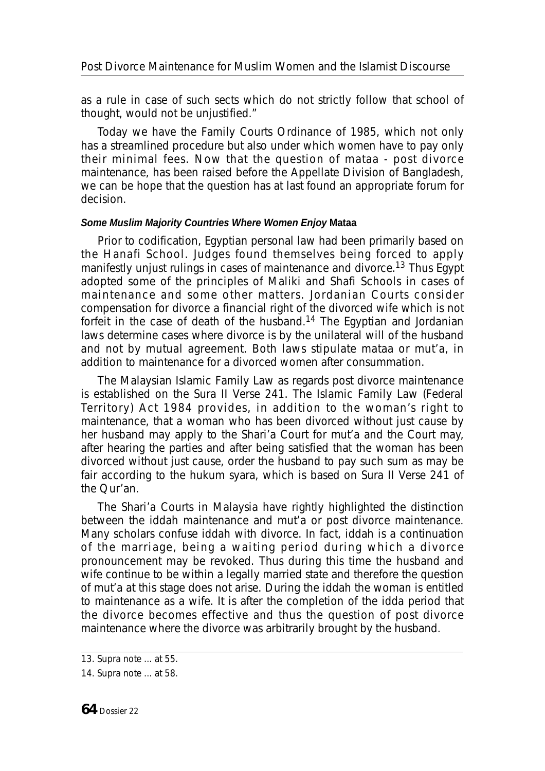as a rule in case of such sects which do not strictly follow that school of thought, would not be unjustified."

Today we have the Family Courts Ordinance of 1985, which not only has a streamlined procedure but also under which women have to pay only their minimal fees. Now that the question of mataa - post divorce maintenance, has been raised before the Appellate Division of Bangladesh, we can be hope that the question has at last found an appropriate forum for decision.

#### *Some Muslim Majority Countries Where Women Enjoy* Mataa

Prior to codification, Egyptian personal law had been primarily based on the Hanafi School. Judges found themselves being forced to apply manifestly unjust rulings in cases of maintenance and divorce.[13] Thus Egypt adopted some of the principles of Maliki and Shafi Schools in cases of maintenance and some other matters. Jordanian Courts consider compensation for divorce a financial right of the divorced wife which is not forfeit in the case of death of the husband.[14] The Egyptian and Jordanian laws determine cases where divorce is by the unilateral will of the husband and not by mutual agreement. Both laws stipulate mataa or mut'a, in addition to maintenance for a divorced women after consummation.

The Malaysian Islamic Family Law as regards post divorce maintenance is established on the Sura II Verse 241. The Islamic Family Law (Federal Territory) Act 1984 provides, in addition to the woman's right to maintenance, that a woman who has been divorced without just cause by her husband may apply to the Shari'a Court for mut'a and the Court may, after hearing the parties and after being satisfied that the woman has been divorced without just cause, order the husband to pay such sum as may be fair according to the hukum syara, which is based on Sura II Verse 241 of the Qur'an.

The Shari'a Courts in Malaysia have rightly highlighted the distinction between the iddah maintenance and mut'a or post divorce maintenance. Many scholars confuse iddah with divorce. In fact, iddah is a continuation of the marriage, being a waiting period during which a divorce pronouncement may be revoked. Thus during this time the husband and wife continue to be within a legally married state and therefore the question of mut'a at this stage does not arise. During the iddah the woman is entitled to maintenance as a wife. It is after the completion of the idda period that the divorce becomes effective and thus the question of post divorce maintenance where the divorce was arbitrarily brought by the husband.

---

13. Supra note ... at 55.

14. Supra note ... at 58.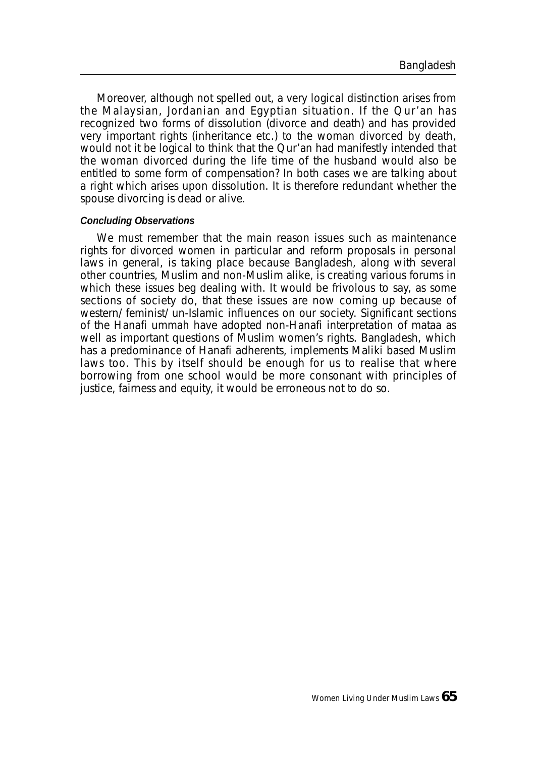Moreover, although not spelled out, a very logical distinction arises from the Malaysian, Jordanian and Egyptian situation. If the Qur'an has recognized two forms of dissolution (divorce and death) and has provided very important rights (inheritance etc.) to the woman divorced by death, would not it be logical to think that the Qur'an had manifestly intended that the woman divorced during the life time of the husband would also be entitled to some form of compensation? In both cases we are talking about a right which arises upon dissolution. It is therefore redundant whether the spouse divorcing is dead or alive.

#### *Concluding Observations*

We must remember that the main reason issues such as maintenance rights for divorced women in particular and reform proposals in personal laws in general, is taking place because Bangladesh, along with several other countries, Muslim and non-Muslim alike, is creating various forums in which these issues beg dealing with. It would be frivolous to say, as some sections of society do, that these issues are now coming up because of western/feminist/un-Islamic influences on our society. Significant sections of the Hanafi ummah have adopted non-Hanafi interpretation of mataa as well as important questions of Muslim women's rights. Bangladesh, which has a predominance of Hanafi adherents, implements Maliki based Muslim laws too. This by itself should be enough for us to realise that where borrowing from one school would be more consonant with principles of justice, fairness and equity, it would be erroneous not to do so.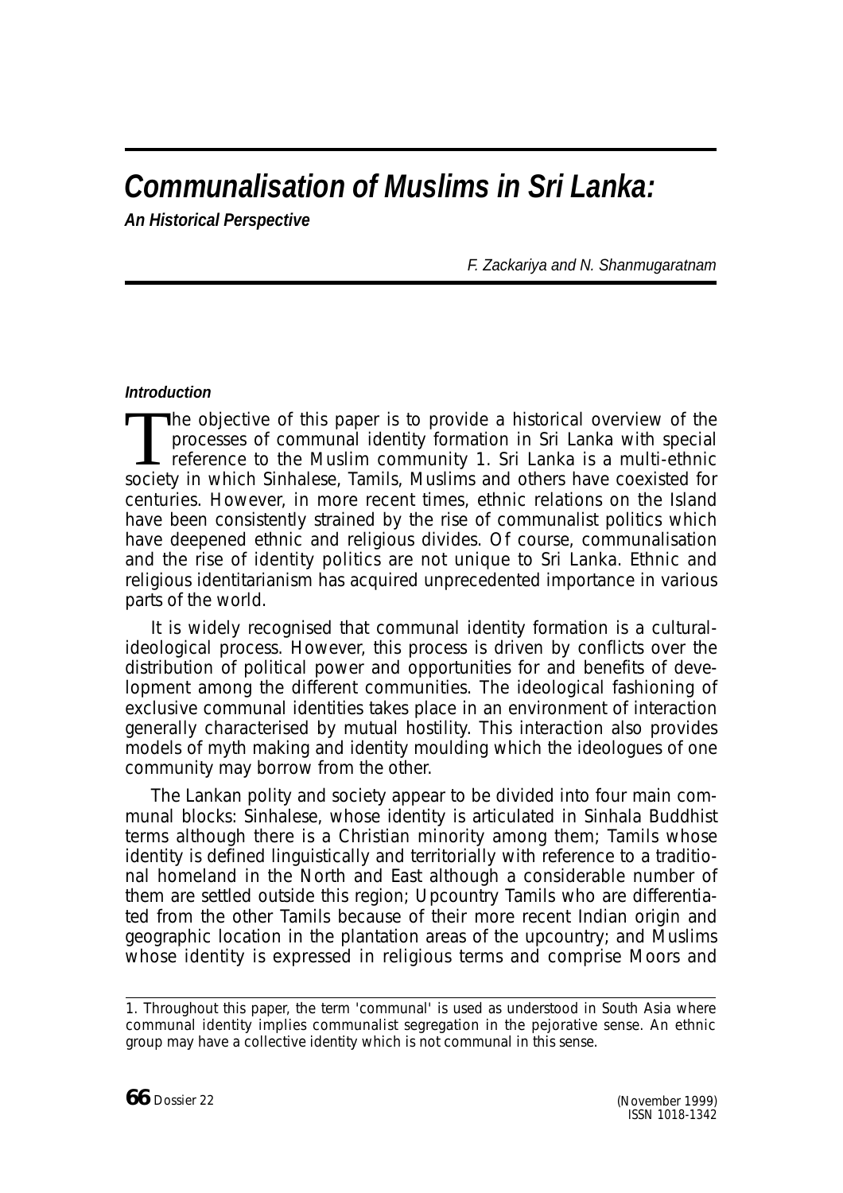# *Communalisation of Muslims in Sri Lanka:*

***An Historical Perspective***

*F. Zackariya and N. Shanmugaratnam*

## *Introduction*

The objective of this paper is to provide a historical overview of the processes of communal identity formation in Sri Lanka with special reference to the Muslim community [1]. Sri Lanka is a multi-ethnic society in which Sinhalese, Tamils, Muslims and others have coexisted for centuries. However, in more recent times, ethnic relations on the Island have been consistently strained by the rise of communalist politics which have deepened ethnic and religious divides. Of course, communalisation and the rise of identity politics are not unique to Sri Lanka. Ethnic and religious identitarianism has acquired unprecedented importance in various parts of the world.

It is widely recognised that communal identity formation is a cultural-ideological process. However, this process is driven by conflicts over the distribution of political power and opportunities for and benefits of development among the different communities. The ideological fashioning of exclusive communal identities takes place in an environment of interaction generally characterised by mutual hostility. This interaction also provides models of myth making and identity moulding which the ideologues of one community may borrow from the other.

The Lankan polity and society appear to be divided into four main communal blocks: Sinhalese, whose identity is articulated in Sinhala Buddhist terms although there is a Christian minority among them; Tamils whose identity is defined linguistically and territorially with reference to a traditional homeland in the North and East although a considerable number of them are settled outside this region; Upcountry Tamils who are differentiated from the other Tamils because of their more recent Indian origin and geographic location in the plantation areas of the upcountry; and Muslims whose identity is expressed in religious terms and comprise Moors and

---

1. Throughout this paper, the term 'communal' is used as understood in South Asia where communal identity implies communalist segregation in the pejorative sense. An ethnic group may have a collective identity which is not communal in this sense.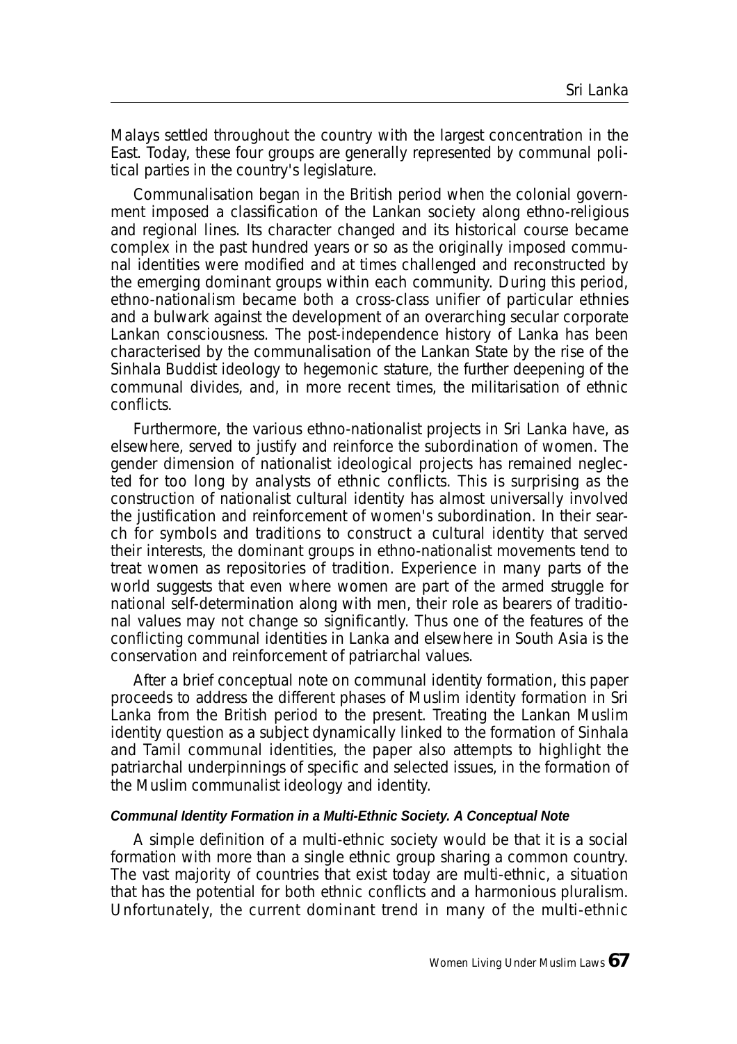Malays settled throughout the country with the largest concentration in the East. Today, these four groups are generally represented by communal political parties in the country's legislature.

Communalisation began in the British period when the colonial government imposed a classification of the Lankan society along ethno-religious and regional lines. Its character changed and its historical course became complex in the past hundred years or so as the originally imposed communal identities were modified and at times challenged and reconstructed by the emerging dominant groups within each community. During this period, ethno-nationalism became both a cross-class unifier of particular ethnies and a bulwark against the development of an overarching secular corporate Lankan consciousness. The post-independence history of Lanka has been characterised by the communalisation of the Lankan State by the rise of the Sinhala Buddist ideology to hegemonic stature, the further deepening of the communal divides, and, in more recent times, the militarisation of ethnic conflicts.

Furthermore, the various ethno-nationalist projects in Sri Lanka have, as elsewhere, served to justify and reinforce the subordination of women. The gender dimension of nationalist ideological projects has remained neglected for too long by analysts of ethnic conflicts. This is surprising as the construction of nationalist cultural identity has almost universally involved the justification and reinforcement of women's subordination. In their search for symbols and traditions to construct a cultural identity that served their interests, the dominant groups in ethno-nationalist movements tend to treat women as repositories of tradition. Experience in many parts of the world suggests that even where women are part of the armed struggle for national self-determination along with men, their role as bearers of traditional values may not change so significantly. Thus one of the features of the conflicting communal identities in Lanka and elsewhere in South Asia is the conservation and reinforcement of patriarchal values.

After a brief conceptual note on communal identity formation, this paper proceeds to address the different phases of Muslim identity formation in Sri Lanka from the British period to the present. Treating the Lankan Muslim identity question as a subject dynamically linked to the formation of Sinhala and Tamil communal identities, the paper also attempts to highlight the patriarchal underpinnings of specific and selected issues, in the formation of the Muslim communalist ideology and identity.

#### *Communal Identity Formation in a Multi-Ethnic Society. A Conceptual Note*

A simple definition of a multi-ethnic society would be that it is a social formation with more than a single ethnic group sharing a common country. The vast majority of countries that exist today are multi-ethnic, a situation that has the potential for both ethnic conflicts and a harmonious pluralism. Unfortunately, the current dominant trend in many of the multi-ethnic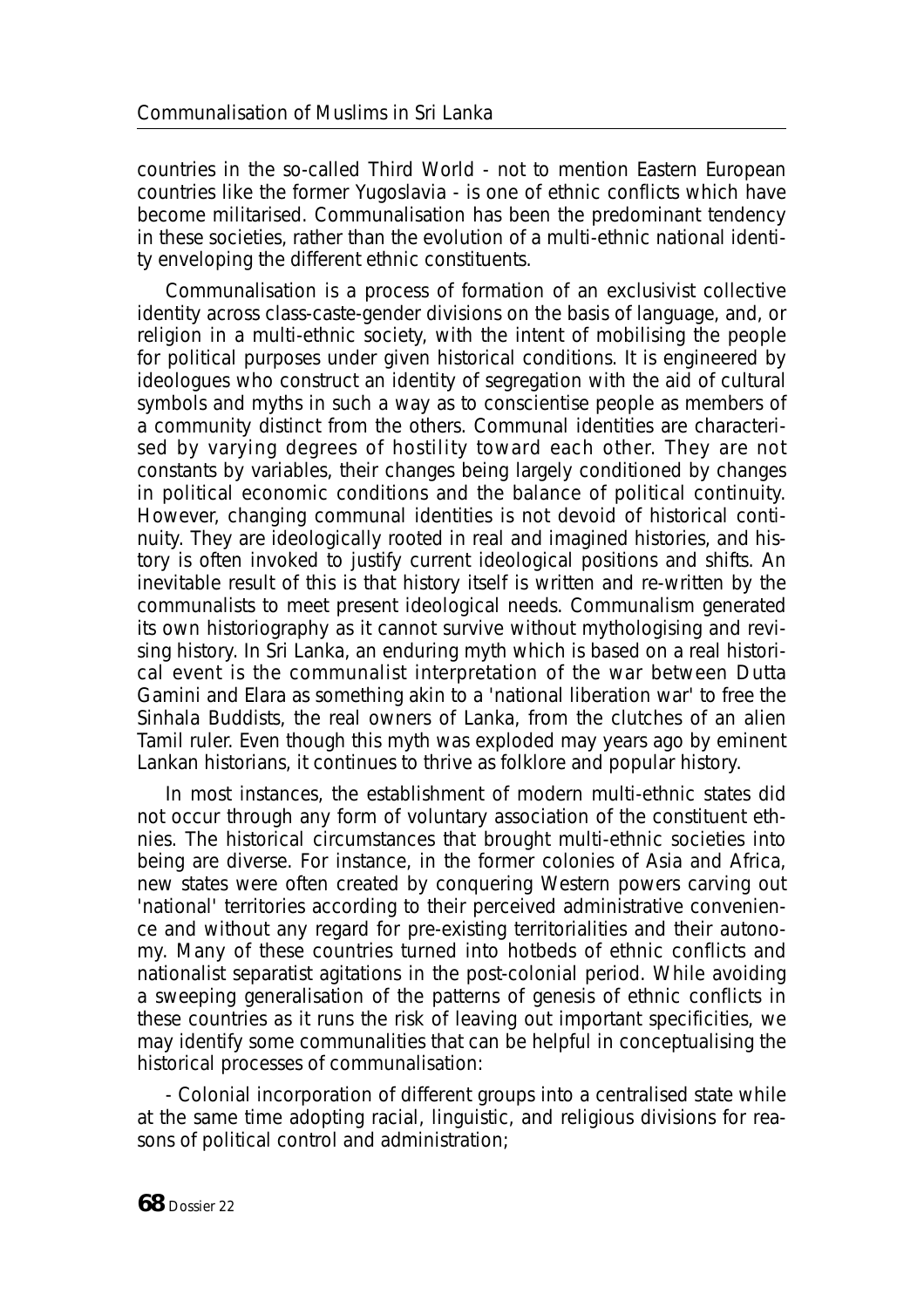countries in the so-called Third World - not to mention Eastern European countries like the former Yugoslavia - is one of ethnic conflicts which have become militarised. Communalisation has been the predominant tendency in these societies, rather than the evolution of a multi-ethnic national identity enveloping the different ethnic constituents.

Communalisation is a process of formation of an exclusivist collective identity across class-caste-gender divisions on the basis of language, and, or religion in a multi-ethnic society, with the intent of mobilising the people for political purposes under given historical conditions. It is engineered by ideologues who construct an identity of segregation with the aid of cultural symbols and myths in such a way as to conscientise people as members of a community distinct from the others. Communal identities are characterised by varying degrees of hostility toward each other. They are not constants by variables, their changes being largely conditioned by changes in political economic conditions and the balance of political continuity. However, changing communal identities is not devoid of historical continuity. They are ideologically rooted in real and imagined histories, and history is often invoked to justify current ideological positions and shifts. An inevitable result of this is that history itself is written and re-written by the communalists to meet present ideological needs. Communalism generated its own historiography as it cannot survive without mythologising and revising history. In Sri Lanka, an enduring myth which is based on a real historical event is the communalist interpretation of the war between Dutta Gamini and Elara as something akin to a 'national liberation war' to free the Sinhala Buddists, the real owners of Lanka, from the clutches of an alien Tamil ruler. Even though this myth was exploded may years ago by eminent Lankan historians, it continues to thrive as folklore and popular history.

In most instances, the establishment of modern multi-ethnic states did not occur through any form of voluntary association of the constituent ethnies. The historical circumstances that brought multi-ethnic societies into being are diverse. For instance, in the former colonies of Asia and Africa, new states were often created by conquering Western powers carving out 'national' territories according to their perceived administrative convenience and without any regard for pre-existing territorialities and their autonomy. Many of these countries turned into hotbeds of ethnic conflicts and nationalist separatist agitations in the post-colonial period. While avoiding a sweeping generalisation of the patterns of genesis of ethnic conflicts in these countries as it runs the risk of leaving out important specificities, we may identify some communalities that can be helpful in conceptualising the historical processes of communalisation:

- Colonial incorporation of different groups into a centralised state while at the same time adopting racial, linguistic, and religious divisions for reasons of political control and administration;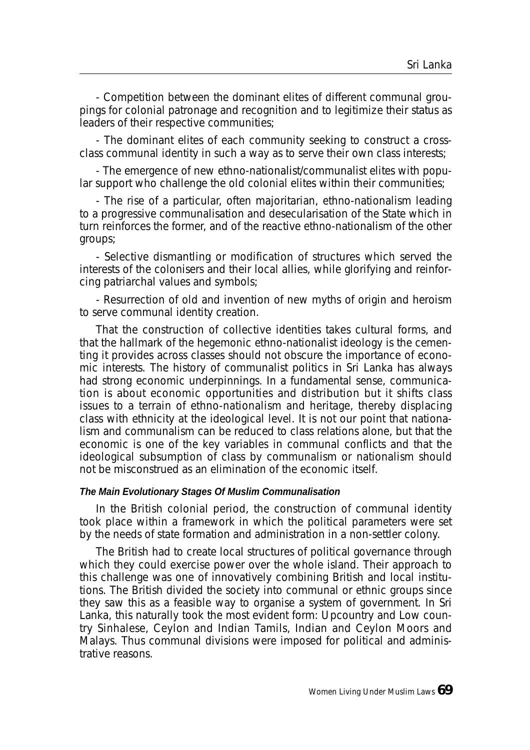- Competition between the dominant elites of different communal groupings for colonial patronage and recognition and to legitimize their status as leaders of their respective communities;

- The dominant elites of each community seeking to construct a cross-class communal identity in such a way as to serve their own class interests;

- The emergence of new ethno-nationalist/communalist elites with popular support who challenge the old colonial elites within their communities;

- The rise of a particular, often majoritarian, ethno-nationalism leading to a progressive communalisation and desecularisation of the State which in turn reinforces the former, and of the reactive ethno-nationalism of the other groups;

- Selective dismantling or modification of structures which served the interests of the colonisers and their local allies, while glorifying and reinforcing patriarchal values and symbols;

- Resurrection of old and invention of new myths of origin and heroism to serve communal identity creation.

That the construction of collective identities takes cultural forms, and that the hallmark of the hegemonic ethno-nationalist ideology is the cementing it provides across classes should not obscure the importance of economic interests. The history of communalist politics in Sri Lanka has always had strong economic underpinnings. In a fundamental sense, communication is about economic opportunities and distribution but it shifts class issues to a terrain of ethno-nationalism and heritage, thereby displacing class with ethnicity at the ideological level. It is not our point that nationalism and communalism can be reduced to class relations alone, but that the economic is one of the key variables in communal conflicts and that the ideological subsumption of class by communalism or nationalism should not be misconstrued as an elimination of the economic itself.

#### *The Main Evolutionary Stages Of Muslim Communalisation*

In the British colonial period, the construction of communal identity took place within a framework in which the political parameters were set by the needs of state formation and administration in a non-settler colony.

The British had to create local structures of political governance through which they could exercise power over the whole island. Their approach to this challenge was one of innovatively combining British and local institutions. The British divided the society into communal or ethnic groups since they saw this as a feasible way to organise a system of government. In Sri Lanka, this naturally took the most evident form: Upcountry and Low country Sinhalese, Ceylon and Indian Tamils, Indian and Ceylon Moors and Malays. Thus communal divisions were imposed for political and administrative reasons.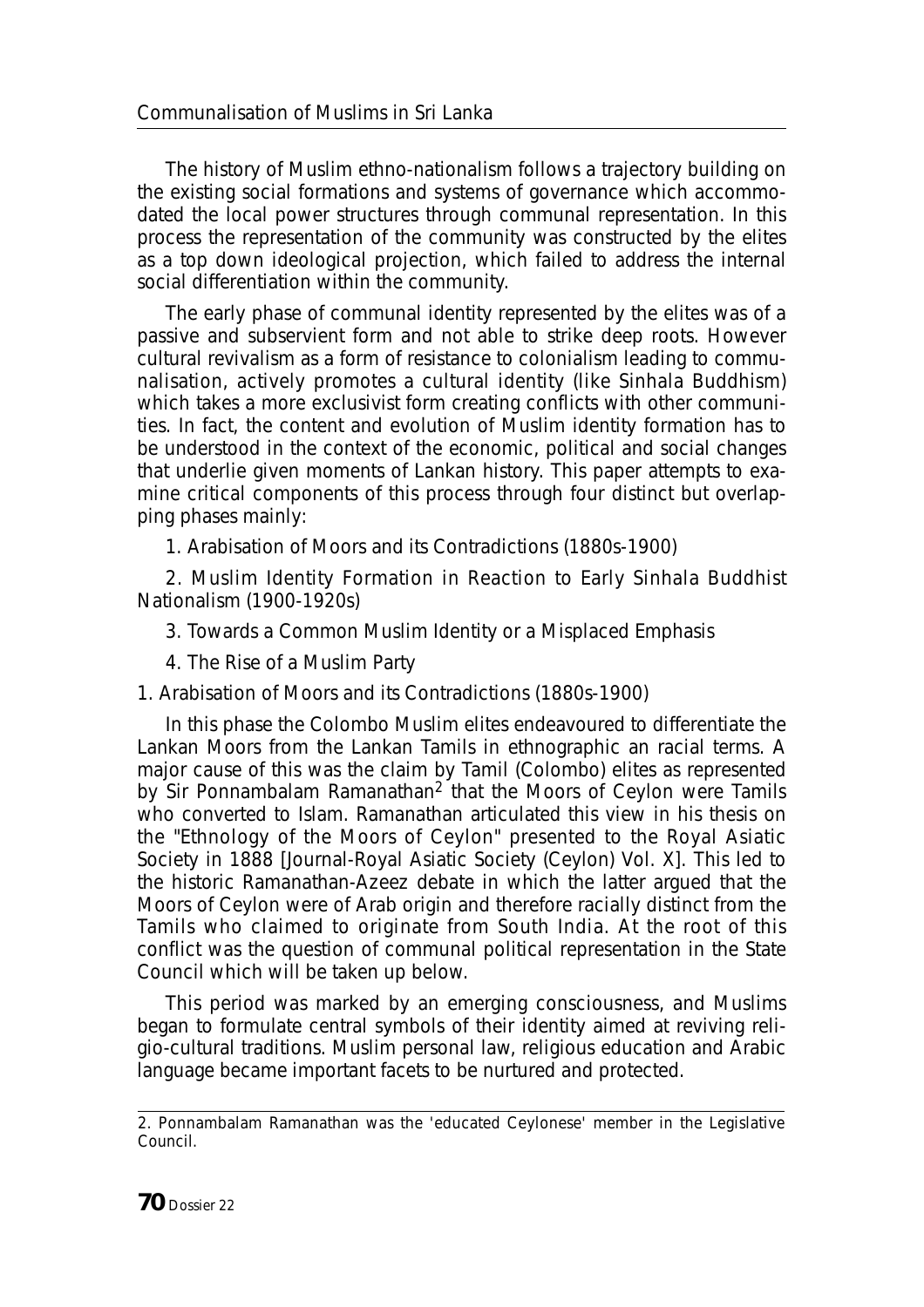The history of Muslim ethno-nationalism follows a trajectory building on the existing social formations and systems of governance which accommodated the local power structures through communal representation. In this process the representation of the community was constructed by the elites as a top down ideological projection, which failed to address the internal social differentiation within the community.

The early phase of communal identity represented by the elites was of a passive and subservient form and not able to strike deep roots. However cultural revivalism as a form of resistance to colonialism leading to communalisation, actively promotes a cultural identity (like Sinhala Buddhism) which takes a more exclusivist form creating conflicts with other communities. In fact, the content and evolution of Muslim identity formation has to be understood in the context of the economic, political and social changes that underlie given moments of Lankan history. This paper attempts to examine critical components of this process through four distinct but overlapping phases mainly:

1. Arabisation of Moors and its Contradictions (1880s-1900)
2. Muslim Identity Formation in Reaction to Early Sinhala Buddhist Nationalism (1900-1920s)
3. Towards a Common Muslim Identity or a Misplaced Emphasis
4. The Rise of a Muslim Party

## 1. Arabisation of Moors and its Contradictions (1880s-1900)

In this phase the Colombo Muslim elites endeavoured to differentiate the Lankan Moors from the Lankan Tamils in ethnographic an racial terms. A major cause of this was the claim by Tamil (Colombo) elites as represented by Sir Ponnambalam Ramanathan[2] that the Moors of Ceylon were Tamils who converted to Islam. Ramanathan articulated this view in his thesis on the "Ethnology of the Moors of Ceylon" presented to the Royal Asiatic Society in 1888 [Journal-Royal Asiatic Society (Ceylon) Vol. X]. This led to the historic Ramanathan-Azeez debate in which the latter argued that the Moors of Ceylon were of Arab origin and therefore racially distinct from the Tamils who claimed to originate from South India. At the root of this conflict was the question of communal political representation in the State Council which will be taken up below.

This period was marked by an emerging consciousness, and Muslims began to formulate central symbols of their identity aimed at reviving religio-cultural traditions. Muslim personal law, religious education and Arabic language became important facets to be nurtured and protected.

---

2. Ponnambalam Ramanathan was the 'educated Ceylonese' member in the Legislative Council.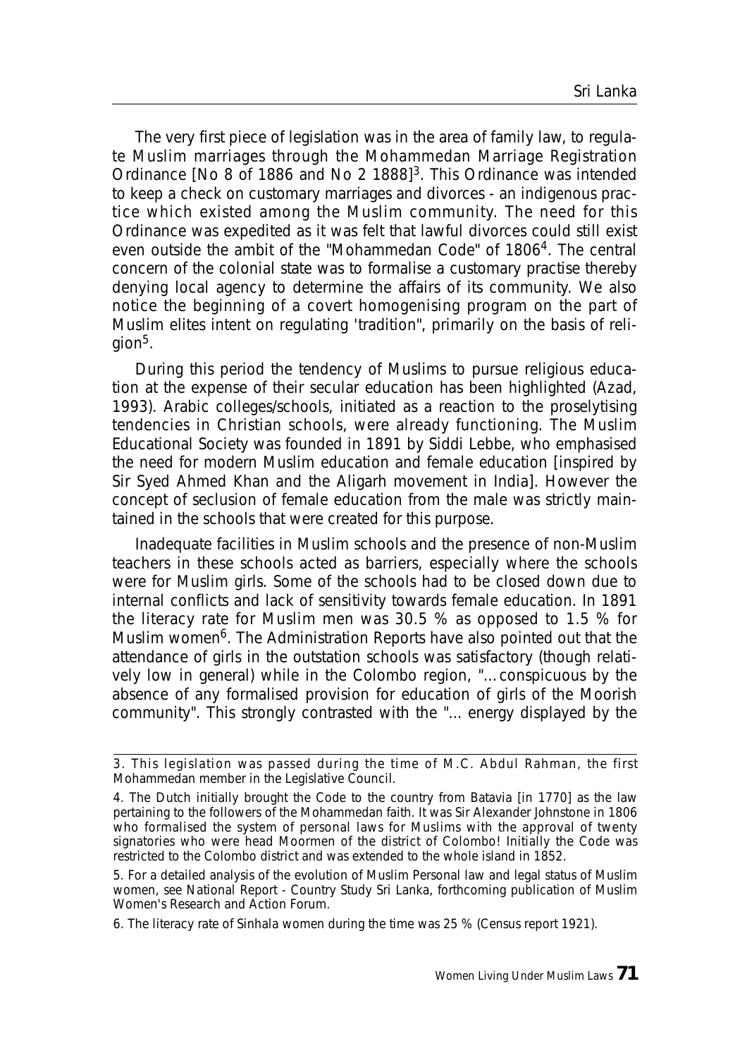The very first piece of legislation was in the area of family law, to regulate Muslim marriages through the Mohammedan Marriage Registration Ordinance [No 8 of 1886 and No 2 1888][3]. This Ordinance was intended to keep a check on customary marriages and divorces - an indigenous practice which existed among the Muslim community. The need for this Ordinance was expedited as it was felt that lawful divorces could still exist even outside the ambit of the "Mohammedan Code" of 1806[4]. The central concern of the colonial state was to formalise a customary practise thereby denying local agency to determine the affairs of its community. We also notice the beginning of a covert homogenising program on the part of Muslim elites intent on regulating 'tradition", primarily on the basis of religion[5].

During this period the tendency of Muslims to pursue religious education at the expense of their secular education has been highlighted (Azad, 1993). Arabic colleges/schools, initiated as a reaction to the proselytising tendencies in Christian schools, were already functioning. The Muslim Educational Society was founded in 1891 by Siddi Lebbe, who emphasised the need for modern Muslim education and female education [inspired by Sir Syed Ahmed Khan and the Aligarh movement in India]. However the concept of seclusion of female education from the male was strictly maintained in the schools that were created for this purpose.

Inadequate facilities in Muslim schools and the presence of non-Muslim teachers in these schools acted as barriers, especially where the schools were for Muslim girls. Some of the schools had to be closed down due to internal conflicts and lack of sensitivity towards female education. In 1891 the literacy rate for Muslim men was 30.5 % as opposed to 1.5 % for Muslim women[6]. The Administration Reports have also pointed out that the attendance of girls in the outstation schools was satisfactory (though relatively low in general) while in the Colombo region, "...conspicuous by the absence of any formalised provision for education of girls of the Moorish community". This strongly contrasted with the "... energy displayed by the

---

3. This legislation was passed during the time of M.C. Abdul Rahman, the first Mohammedan member in the Legislative Council.

4. The Dutch initially brought the Code to the country from Batavia [in 1770] as the law pertaining to the followers of the Mohammedan faith. It was Sir Alexander Johnstone in 1806 who formalised the system of personal laws for Muslims with the approval of twenty signatories who were head Moormen of the district of Colombo! Initially the Code was restricted to the Colombo district and was extended to the whole island in 1852.

5. For a detailed analysis of the evolution of Muslim Personal law and legal status of Muslim women, see National Report - Country Study Sri Lanka, forthcoming publication of Muslim Women's Research and Action Forum.

6. The literacy rate of Sinhala women during the time was 25 % (Census report 1921).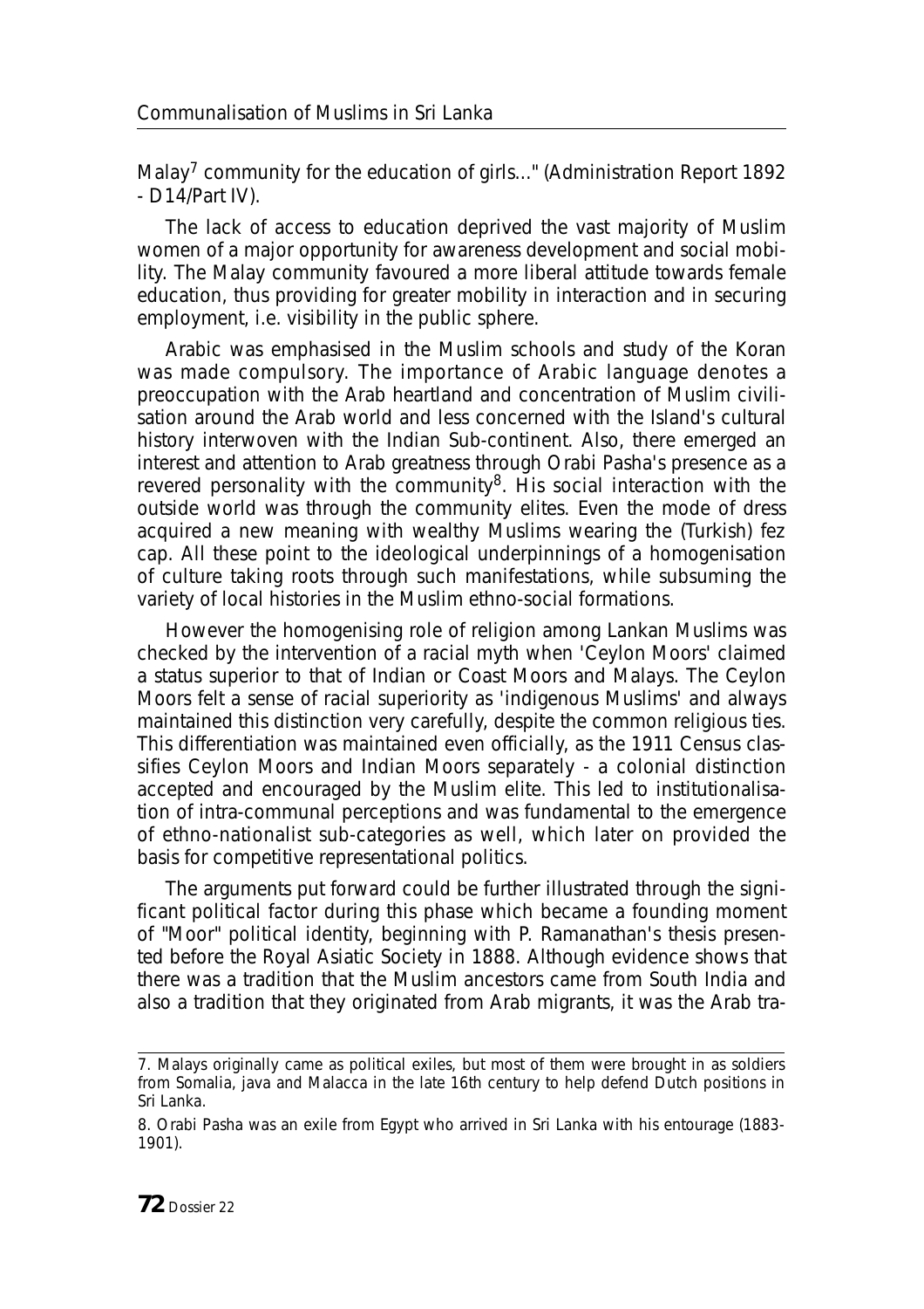Malay[7] community for the education of girls..." (Administration Report 1892 - D14/Part IV).

The lack of access to education deprived the vast majority of Muslim women of a major opportunity for awareness development and social mobility. The Malay community favoured a more liberal attitude towards female education, thus providing for greater mobility in interaction and in securing employment, i.e. visibility in the public sphere.

Arabic was emphasised in the Muslim schools and study of the Koran was made compulsory. The importance of Arabic language denotes a preoccupation with the Arab heartland and concentration of Muslim civilisation around the Arab world and less concerned with the Island's cultural history interwoven with the Indian Sub-continent. Also, there emerged an interest and attention to Arab greatness through Orabi Pasha's presence as a revered personality with the community[8]. His social interaction with the outside world was through the community elites. Even the mode of dress acquired a new meaning with wealthy Muslims wearing the (Turkish) fez cap. All these point to the ideological underpinnings of a homogenisation of culture taking roots through such manifestations, while subsuming the variety of local histories in the Muslim ethno-social formations.

However the homogenising role of religion among Lankan Muslims was checked by the intervention of a racial myth when 'Ceylon Moors' claimed a status superior to that of Indian or Coast Moors and Malays. The Ceylon Moors felt a sense of racial superiority as 'indigenous Muslims' and always maintained this distinction very carefully, despite the common religious ties. This differentiation was maintained even officially, as the 1911 Census classifies Ceylon Moors and Indian Moors separately - a colonial distinction accepted and encouraged by the Muslim elite. This led to institutionalisation of intra-communal perceptions and was fundamental to the emergence of ethno-nationalist sub-categories as well, which later on provided the basis for competitive representational politics.

The arguments put forward could be further illustrated through the significant political factor during this phase which became a founding moment of "Moor" political identity, beginning with P. Ramanathan's thesis presented before the Royal Asiatic Society in 1888. Although evidence shows that there was a tradition that the Muslim ancestors came from South India and also a tradition that they originated from Arab migrants, it was the Arab tra-

---

7. Malays originally came as political exiles, but most of them were brought in as soldiers from Somalia, java and Malacca in the late 16th century to help defend Dutch positions in Sri Lanka.

8. Orabi Pasha was an exile from Egypt who arrived in Sri Lanka with his entourage (1883-1901).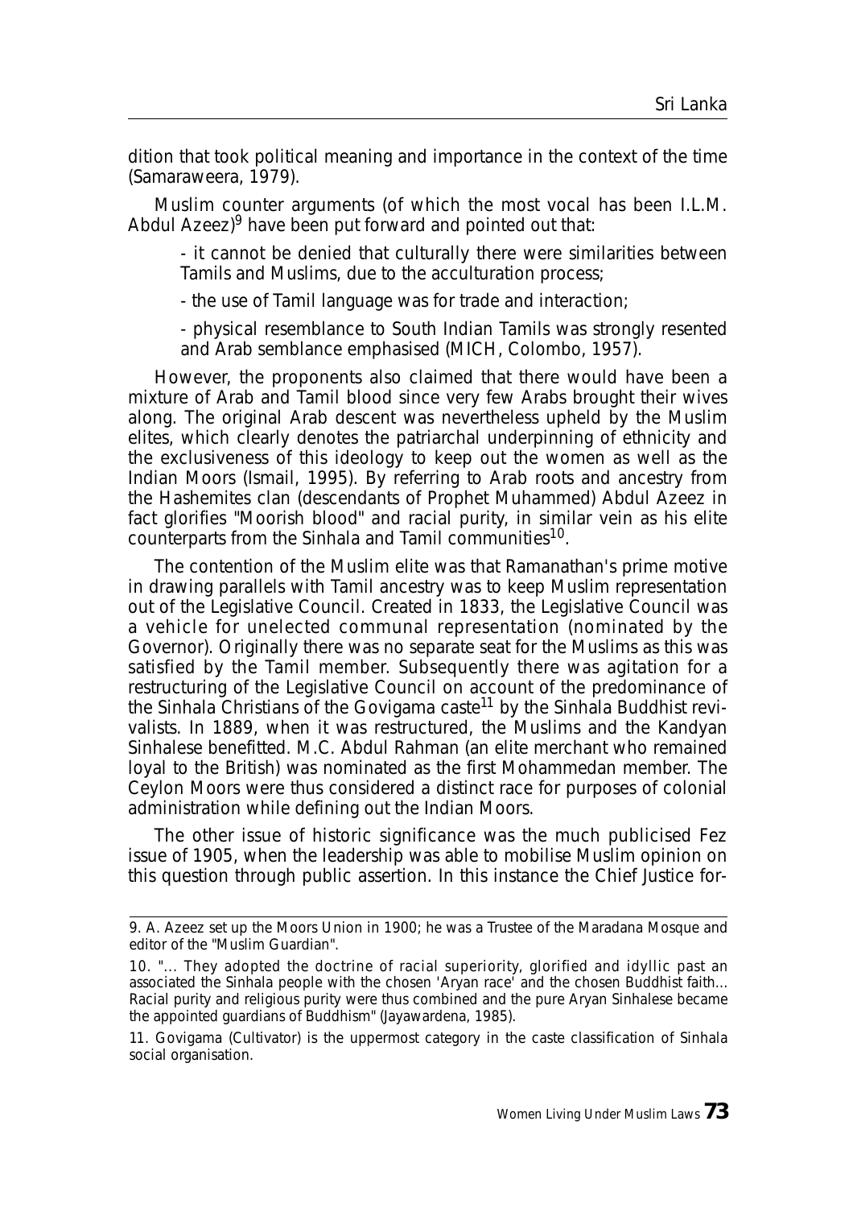dition that took political meaning and importance in the context of the time (Samaraweera, 1979).

Muslim counter arguments (of which the most vocal has been I.L.M. Abdul Azeez)[9] have been put forward and pointed out that:

- it cannot be denied that culturally there were similarities between Tamils and Muslims, due to the acculturation process;

- the use of Tamil language was for trade and interaction;

- physical resemblance to South Indian Tamils was strongly resented and Arab semblance emphasised (MICH, Colombo, 1957).

However, the proponents also claimed that there would have been a mixture of Arab and Tamil blood since very few Arabs brought their wives along. The original Arab descent was nevertheless upheld by the Muslim elites, which clearly denotes the patriarchal underpinning of ethnicity and the exclusiveness of this ideology to keep out the women as well as the Indian Moors (Ismail, 1995). By referring to Arab roots and ancestry from the Hashemites clan (descendants of Prophet Muhammed) Abdul Azeez in fact glorifies "Moorish blood" and racial purity, in similar vein as his elite counterparts from the Sinhala and Tamil communities[10].

The contention of the Muslim elite was that Ramanathan's prime motive in drawing parallels with Tamil ancestry was to keep Muslim representation out of the Legislative Council. Created in 1833, the Legislative Council was a vehicle for unelected communal representation (nominated by the Governor). Originally there was no separate seat for the Muslims as this was satisfied by the Tamil member. Subsequently there was agitation for a restructuring of the Legislative Council on account of the predominance of the Sinhala Christians of the Govigama caste[11] by the Sinhala Buddhist revivalists. In 1889, when it was restructured, the Muslims and the Kandyan Sinhalese benefitted. M.C. Abdul Rahman (an elite merchant who remained loyal to the British) was nominated as the first Mohammedan member. The Ceylon Moors were thus considered a distinct race for purposes of colonial administration while defining out the Indian Moors.

The other issue of historic significance was the much publicised Fez issue of 1905, when the leadership was able to mobilise Muslim opinion on this question through public assertion. In this instance the Chief Justice for-

---

9. A. Azeez set up the Moors Union in 1900; he was a Trustee of the Maradana Mosque and editor of the "Muslim Guardian".

10. "... They adopted the doctrine of racial superiority, glorified and idyllic past an associated the Sinhala people with the chosen 'Aryan race' and the chosen Buddhist faith... Racial purity and religious purity were thus combined and the pure Aryan Sinhalese became the appointed guardians of Buddhism" (Jayawardena, 1985).

11. Govigama (Cultivator) is the uppermost category in the caste classification of Sinhala social organisation.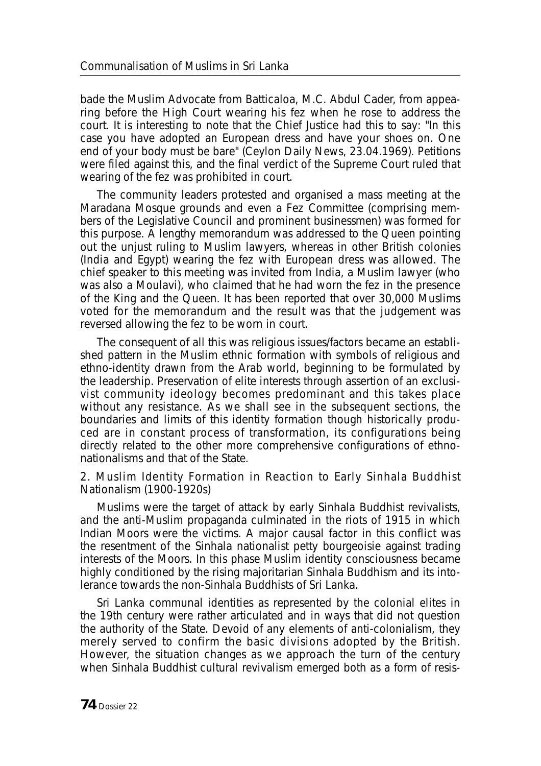bade the Muslim Advocate from Batticaloa, M.C. Abdul Cader, from appearing before the High Court wearing his fez when he rose to address the court. It is interesting to note that the Chief Justice had this to say: "In this case you have adopted an European dress and have your shoes on. One end of your body must be bare" (Ceylon Daily News, 23.04.1969). Petitions were filed against this, and the final verdict of the Supreme Court ruled that wearing of the fez was prohibited in court.

The community leaders protested and organised a mass meeting at the Maradana Mosque grounds and even a Fez Committee (comprising members of the Legislative Council and prominent businessmen) was formed for this purpose. A lengthy memorandum was addressed to the Queen pointing out the unjust ruling to Muslim lawyers, whereas in other British colonies (India and Egypt) wearing the fez with European dress was allowed. The chief speaker to this meeting was invited from India, a Muslim lawyer (who was also a Moulavi), who claimed that he had worn the fez in the presence of the King and the Queen. It has been reported that over 30,000 Muslims voted for the memorandum and the result was that the judgement was reversed allowing the fez to be worn in court.

The consequent of all this was religious issues/factors became an established pattern in the Muslim ethnic formation with symbols of religious and ethno-identity drawn from the Arab world, beginning to be formulated by the leadership. Preservation of elite interests through assertion of an exclusivist community ideology becomes predominant and this takes place without any resistance. As we shall see in the subsequent sections, the boundaries and limits of this identity formation though historically produced are in constant process of transformation, its configurations being directly related to the other more comprehensive configurations of ethno-nationalisms and that of the State.

## 2. Muslim Identity Formation in Reaction to Early Sinhala Buddhist Nationalism (1900-1920s)

Muslims were the target of attack by early Sinhala Buddhist revivalists, and the anti-Muslim propaganda culminated in the riots of 1915 in which Indian Moors were the victims. A major causal factor in this conflict was the resentment of the Sinhala nationalist petty bourgeoisie against trading interests of the Moors. In this phase Muslim identity consciousness became highly conditioned by the rising majoritarian Sinhala Buddhism and its intolerance towards the non-Sinhala Buddhists of Sri Lanka.

Sri Lanka communal identities as represented by the colonial elites in the 19th century were rather articulated and in ways that did not question the authority of the State. Devoid of any elements of anti-colonialism, they merely served to confirm the basic divisions adopted by the British. However, the situation changes as we approach the turn of the century when Sinhala Buddhist cultural revivalism emerged both as a form of resis-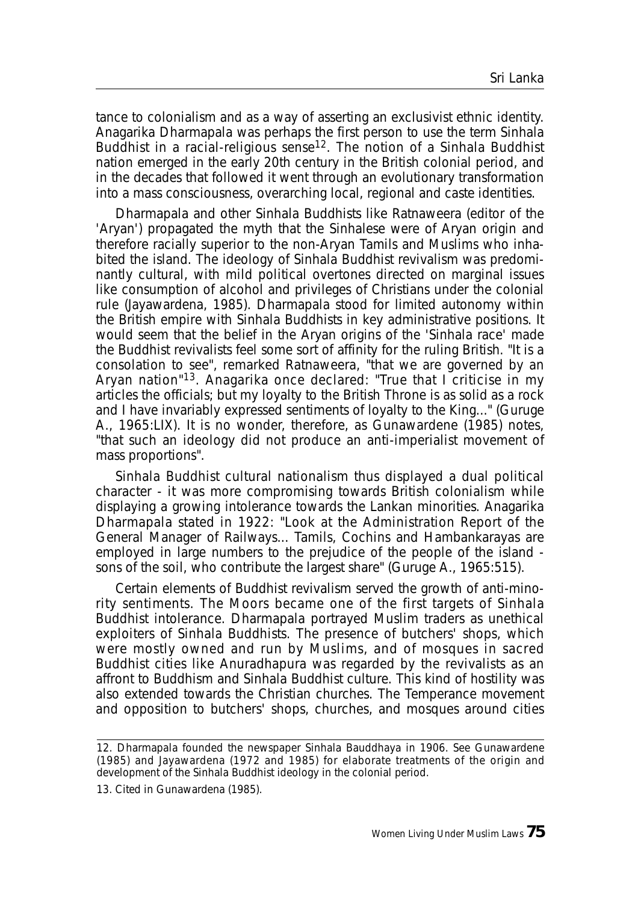tance to colonialism and as a way of asserting an exclusivist ethnic identity. Anagarika Dharmapala was perhaps the first person to use the term Sinhala Buddhist in a racial-religious sense[12]. The notion of a Sinhala Buddhist nation emerged in the early 20th century in the British colonial period, and in the decades that followed it went through an evolutionary transformation into a mass consciousness, overarching local, regional and caste identities.

Dharmapala and other Sinhala Buddhists like Ratnaweera (editor of the 'Aryan') propagated the myth that the Sinhalese were of Aryan origin and therefore racially superior to the non-Aryan Tamils and Muslims who inhabited the island. The ideology of Sinhala Buddhist revivalism was predominantly cultural, with mild political overtones directed on marginal issues like consumption of alcohol and privileges of Christians under the colonial rule (Jayawardena, 1985). Dharmapala stood for limited autonomy within the British empire with Sinhala Buddhists in key administrative positions. It would seem that the belief in the Aryan origins of the 'Sinhala race' made the Buddhist revivalists feel some sort of affinity for the ruling British. "It is a consolation to see", remarked Ratnaweera, "that we are governed by an Aryan nation"[13]. Anagarika once declared: "True that I criticise in my articles the officials; but my loyalty to the British Throne is as solid as a rock and I have invariably expressed sentiments of loyalty to the King..." (Guruge A., 1965:LIX). It is no wonder, therefore, as Gunawardene (1985) notes, "that such an ideology did not produce an anti-imperialist movement of mass proportions".

Sinhala Buddhist cultural nationalism thus displayed a dual political character - it was more compromising towards British colonialism while displaying a growing intolerance towards the Lankan minorities. Anagarika Dharmapala stated in 1922: "Look at the Administration Report of the General Manager of Railways... Tamils, Cochins and Hambankarayas are employed in large numbers to the prejudice of the people of the island - sons of the soil, who contribute the largest share" (Guruge A., 1965:515).

Certain elements of Buddhist revivalism served the growth of anti-minority sentiments. The Moors became one of the first targets of Sinhala Buddhist intolerance. Dharmapala portrayed Muslim traders as unethical exploiters of Sinhala Buddhists. The presence of butchers' shops, which were mostly owned and run by Muslims, and of mosques in sacred Buddhist cities like Anuradhapura was regarded by the revivalists as an affront to Buddhism and Sinhala Buddhist culture. This kind of hostility was also extended towards the Christian churches. The Temperance movement and opposition to butchers' shops, churches, and mosques around cities

---

12. Dharmapala founded the newspaper Sinhala Bauddhaya in 1906. See Gunawardene (1985) and Jayawardena (1972 and 1985) for elaborate treatments of the origin and development of the Sinhala Buddhist ideology in the colonial period.

13. Cited in Gunawardena (1985).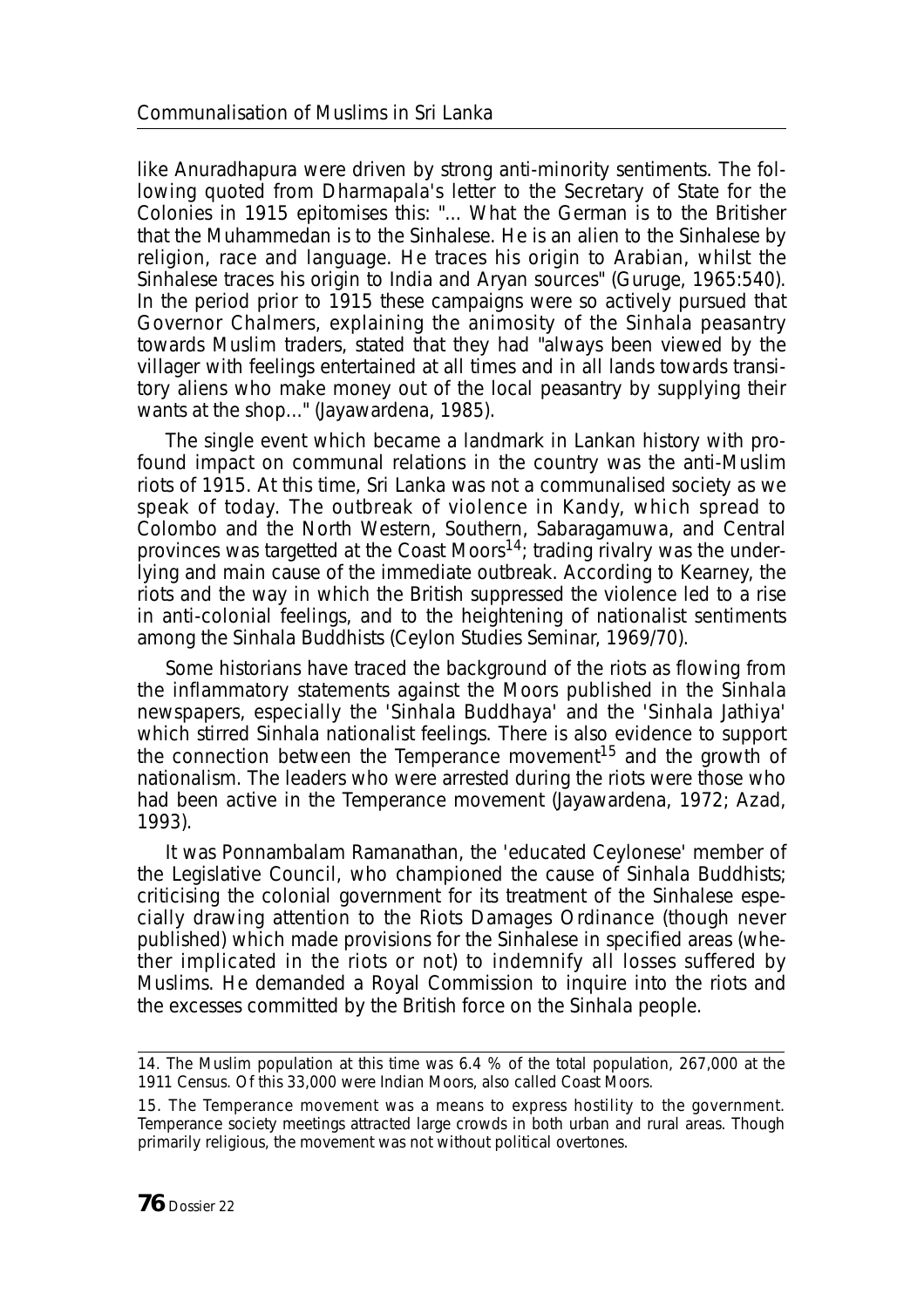like Anuradhapura were driven by strong anti-minority sentiments. The following quoted from Dharmapala's letter to the Secretary of State for the Colonies in 1915 epitomises this: "... What the German is to the Britisher that the Muhammedan is to the Sinhalese. He is an alien to the Sinhalese by religion, race and language. He traces his origin to Arabian, whilst the Sinhalese traces his origin to India and Aryan sources" (Guruge, 1965:540). In the period prior to 1915 these campaigns were so actively pursued that Governor Chalmers, explaining the animosity of the Sinhala peasantry towards Muslim traders, stated that they had "always been viewed by the villager with feelings entertained at all times and in all lands towards transitory aliens who make money out of the local peasantry by supplying their wants at the shop..." (Jayawardena, 1985).

The single event which became a landmark in Lankan history with profound impact on communal relations in the country was the anti-Muslim riots of 1915. At this time, Sri Lanka was not a communalised society as we speak of today. The outbreak of violence in Kandy, which spread to Colombo and the North Western, Southern, Sabaragamuwa, and Central provinces was targetted at the Coast Moors[14]; trading rivalry was the underlying and main cause of the immediate outbreak. According to Kearney, the riots and the way in which the British suppressed the violence led to a rise in anti-colonial feelings, and to the heightening of nationalist sentiments among the Sinhala Buddhists (Ceylon Studies Seminar, 1969/70).

Some historians have traced the background of the riots as flowing from the inflammatory statements against the Moors published in the Sinhala newspapers, especially the 'Sinhala Buddhaya' and the 'Sinhala Jathiya' which stirred Sinhala nationalist feelings. There is also evidence to support the connection between the Temperance movement[15] and the growth of nationalism. The leaders who were arrested during the riots were those who had been active in the Temperance movement (Jayawardena, 1972; Azad, 1993).

It was Ponnambalam Ramanathan, the 'educated Ceylonese' member of the Legislative Council, who championed the cause of Sinhala Buddhists; criticising the colonial government for its treatment of the Sinhalese especially drawing attention to the Riots Damages Ordinance (though never published) which made provisions for the Sinhalese in specified areas (whether implicated in the riots or not) to indemnify all losses suffered by Muslims. He demanded a Royal Commission to inquire into the riots and the excesses committed by the British force on the Sinhala people.

---

14. The Muslim population at this time was 6.4 % of the total population, 267,000 at the 1911 Census. Of this 33,000 were Indian Moors, also called Coast Moors.

15. The Temperance movement was a means to express hostility to the government. Temperance society meetings attracted large crowds in both urban and rural areas. Though primarily religious, the movement was not without political overtones.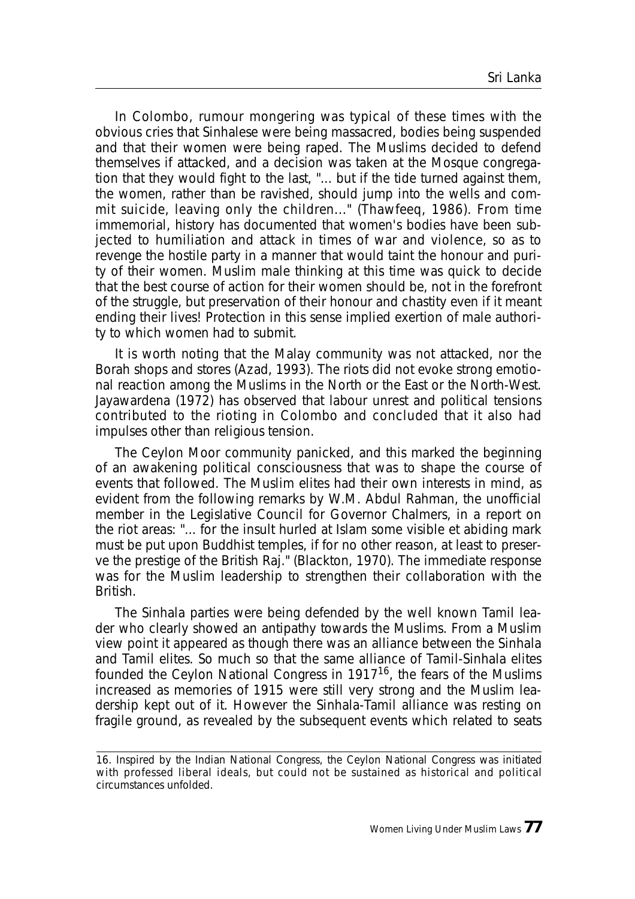In Colombo, rumour mongering was typical of these times with the obvious cries that Sinhalese were being massacred, bodies being suspended and that their women were being raped. The Muslims decided to defend themselves if attacked, and a decision was taken at the Mosque congregation that they would fight to the last, "... but if the tide turned against them, the women, rather than be ravished, should jump into the wells and commit suicide, leaving only the children..." (Thawfeeq, 1986). From time immemorial, history has documented that women's bodies have been subjected to humiliation and attack in times of war and violence, so as to revenge the hostile party in a manner that would taint the honour and purity of their women. Muslim male thinking at this time was quick to decide that the best course of action for their women should be, not in the forefront of the struggle, but preservation of their honour and chastity even if it meant ending their lives! Protection in this sense implied exertion of male authority to which women had to submit.

It is worth noting that the Malay community was not attacked, nor the Borah shops and stores (Azad, 1993). The riots did not evoke strong emotional reaction among the Muslims in the North or the East or the North-West. Jayawardena (1972) has observed that labour unrest and political tensions contributed to the rioting in Colombo and concluded that it also had impulses other than religious tension.

The Ceylon Moor community panicked, and this marked the beginning of an awakening political consciousness that was to shape the course of events that followed. The Muslim elites had their own interests in mind, as evident from the following remarks by W.M. Abdul Rahman, the unofficial member in the Legislative Council for Governor Chalmers, in a report on the riot areas: "... for the insult hurled at Islam some visible et abiding mark must be put upon Buddhist temples, if for no other reason, at least to preserve the prestige of the British Raj." (Blackton, 1970). The immediate response was for the Muslim leadership to strengthen their collaboration with the British.

The Sinhala parties were being defended by the well known Tamil leader who clearly showed an antipathy towards the Muslims. From a Muslim view point it appeared as though there was an alliance between the Sinhala and Tamil elites. So much so that the same alliance of Tamil-Sinhala elites founded the Ceylon National Congress in 1917[16], the fears of the Muslims increased as memories of 1915 were still very strong and the Muslim leadership kept out of it. However the Sinhala-Tamil alliance was resting on fragile ground, as revealed by the subsequent events which related to seats

16. Inspired by the Indian National Congress, the Ceylon National Congress was initiated with professed liberal ideals, but could not be sustained as historical and political circumstances unfolded.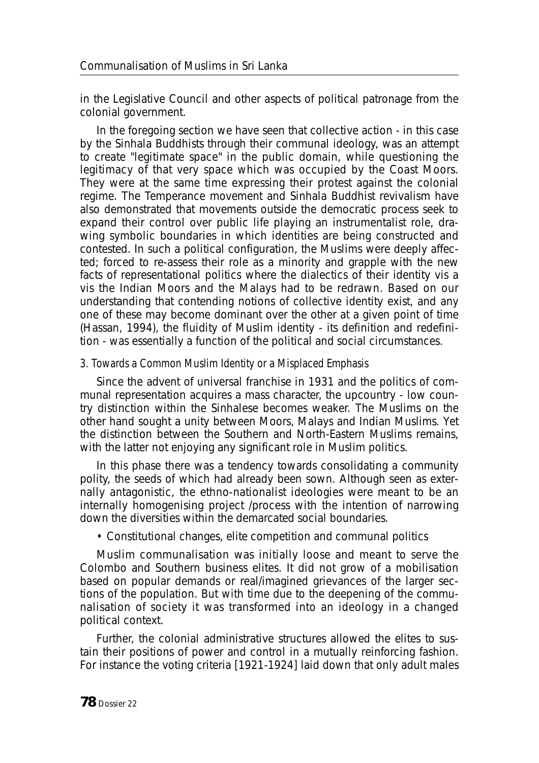in the Legislative Council and other aspects of political patronage from the colonial government.

In the foregoing section we have seen that collective action - in this case by the Sinhala Buddhists through their communal ideology, was an attempt to create "legitimate space" in the public domain, while questioning the legitimacy of that very space which was occupied by the Coast Moors. They were at the same time expressing their protest against the colonial regime. The Temperance movement and Sinhala Buddhist revivalism have also demonstrated that movements outside the democratic process seek to expand their control over public life playing an instrumentalist role, drawing symbolic boundaries in which identities are being constructed and contested. In such a political configuration, the Muslims were deeply affected; forced to re-assess their role as a minority and grapple with the new facts of representational politics where the dialectics of their identity vis a vis the Indian Moors and the Malays had to be redrawn. Based on our understanding that contending notions of collective identity exist, and any one of these may become dominant over the other at a given point of time (Hassan, 1994), the fluidity of Muslim identity - its definition and redefinition - was essentially a function of the political and social circumstances.

### *3. Towards a Common Muslim Identity or a Misplaced Emphasis*

Since the advent of universal franchise in 1931 and the politics of communal representation acquires a mass character, the upcountry - low country distinction within the Sinhalese becomes weaker. The Muslims on the other hand sought a unity between Moors, Malays and Indian Muslims. Yet the distinction between the Southern and North-Eastern Muslims remains, with the latter not enjoying any significant role in Muslim politics.

In this phase there was a tendency towards consolidating a community polity, the seeds of which had already been sown. Although seen as externally antagonistic, the ethno-nationalist ideologies were meant to be an internally homogenising project /process with the intention of narrowing down the diversities within the demarcated social boundaries.

- Constitutional changes, elite competition and communal politics

Muslim communalisation was initially loose and meant to serve the Colombo and Southern business elites. It did not grow of a mobilisation based on popular demands or real/imagined grievances of the larger sections of the population. But with time due to the deepening of the communalisation of society it was transformed into an ideology in a changed political context.

Further, the colonial administrative structures allowed the elites to sustain their positions of power and control in a mutually reinforcing fashion. For instance the voting criteria [1921-1924] laid down that only adult males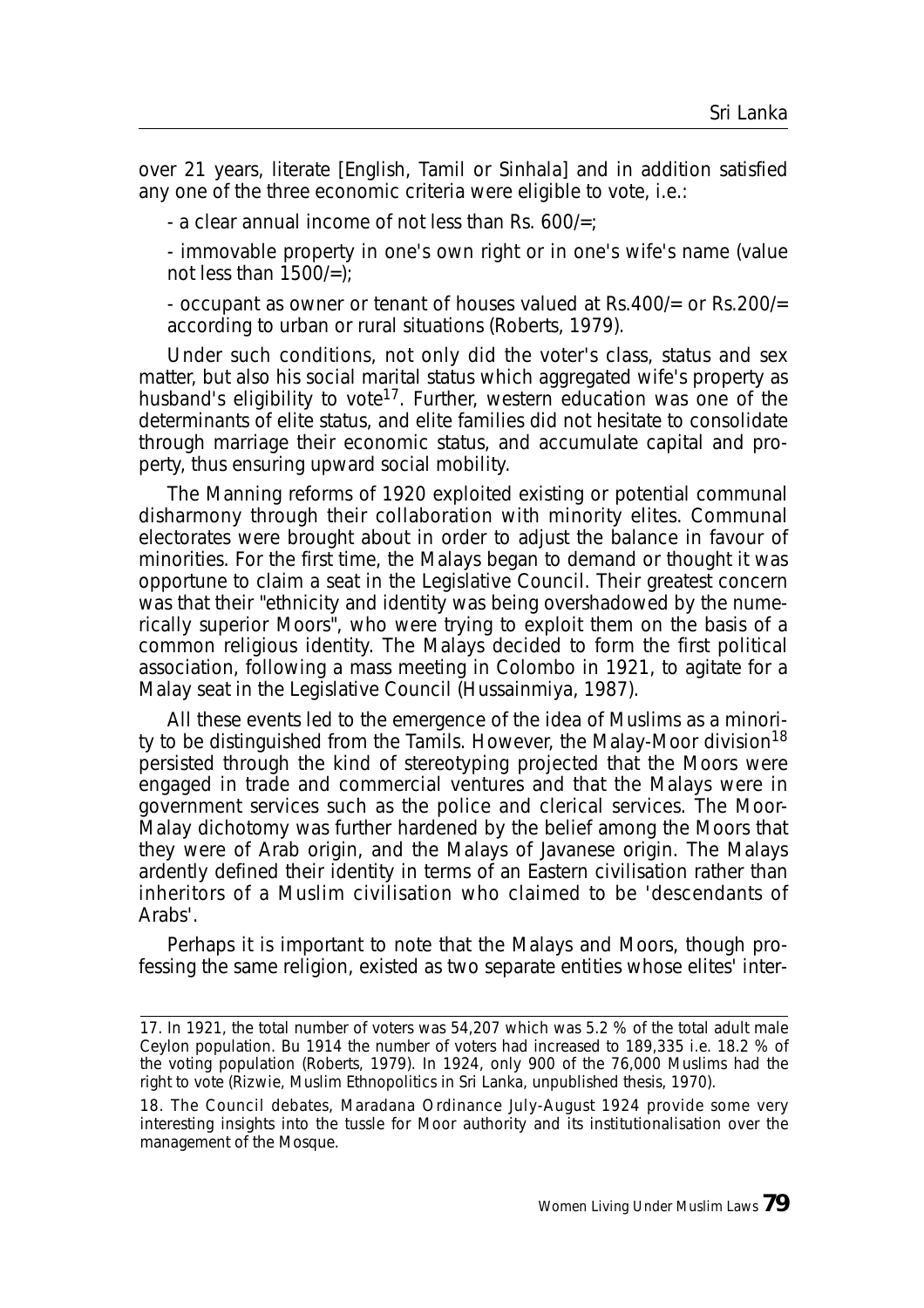over 21 years, literate [English, Tamil or Sinhala] and in addition satisfied any one of the three economic criteria were eligible to vote, i.e.:

- a clear annual income of not less than Rs. 600/=;

- immovable property in one's own right or in one's wife's name (value not less than 1500/=);

- occupant as owner or tenant of houses valued at Rs.400/= or Rs.200/= according to urban or rural situations (Roberts, 1979).

Under such conditions, not only did the voter's class, status and sex matter, but also his social marital status which aggregated wife's property as husband's eligibility to vote[17]. Further, western education was one of the determinants of elite status, and elite families did not hesitate to consolidate through marriage their economic status, and accumulate capital and property, thus ensuring upward social mobility.

The Manning reforms of 1920 exploited existing or potential communal disharmony through their collaboration with minority elites. Communal electorates were brought about in order to adjust the balance in favour of minorities. For the first time, the Malays began to demand or thought it was opportune to claim a seat in the Legislative Council. Their greatest concern was that their "ethnicity and identity was being overshadowed by the numerically superior Moors", who were trying to exploit them on the basis of a common religious identity. The Malays decided to form the first political association, following a mass meeting in Colombo in 1921, to agitate for a Malay seat in the Legislative Council (Hussainmiya, 1987).

All these events led to the emergence of the idea of Muslims as a minority to be distinguished from the Tamils. However, the Malay-Moor division[18] persisted through the kind of stereotyping projected that the Moors were engaged in trade and commercial ventures and that the Malays were in government services such as the police and clerical services. The Moor-Malay dichotomy was further hardened by the belief among the Moors that they were of Arab origin, and the Malays of Javanese origin. The Malays ardently defined their identity in terms of an Eastern civilisation rather than inheritors of a Muslim civilisation who claimed to be 'descendants of Arabs'.

Perhaps it is important to note that the Malays and Moors, though professing the same religion, existed as two separate entities whose elites' inter-

---

17. In 1921, the total number of voters was 54,207 which was 5.2 % of the total adult male Ceylon population. Bu 1914 the number of voters had increased to 189,335 i.e. 18.2 % of the voting population (Roberts, 1979). In 1924, only 900 of the 76,000 Muslims had the right to vote (Rizwie, Muslim Ethnopolitics in Sri Lanka, unpublished thesis, 1970).

18. The Council debates, Maradana Ordinance July-August 1924 provide some very interesting insights into the tussle for Moor authority and its institutionalisation over the management of the Mosque.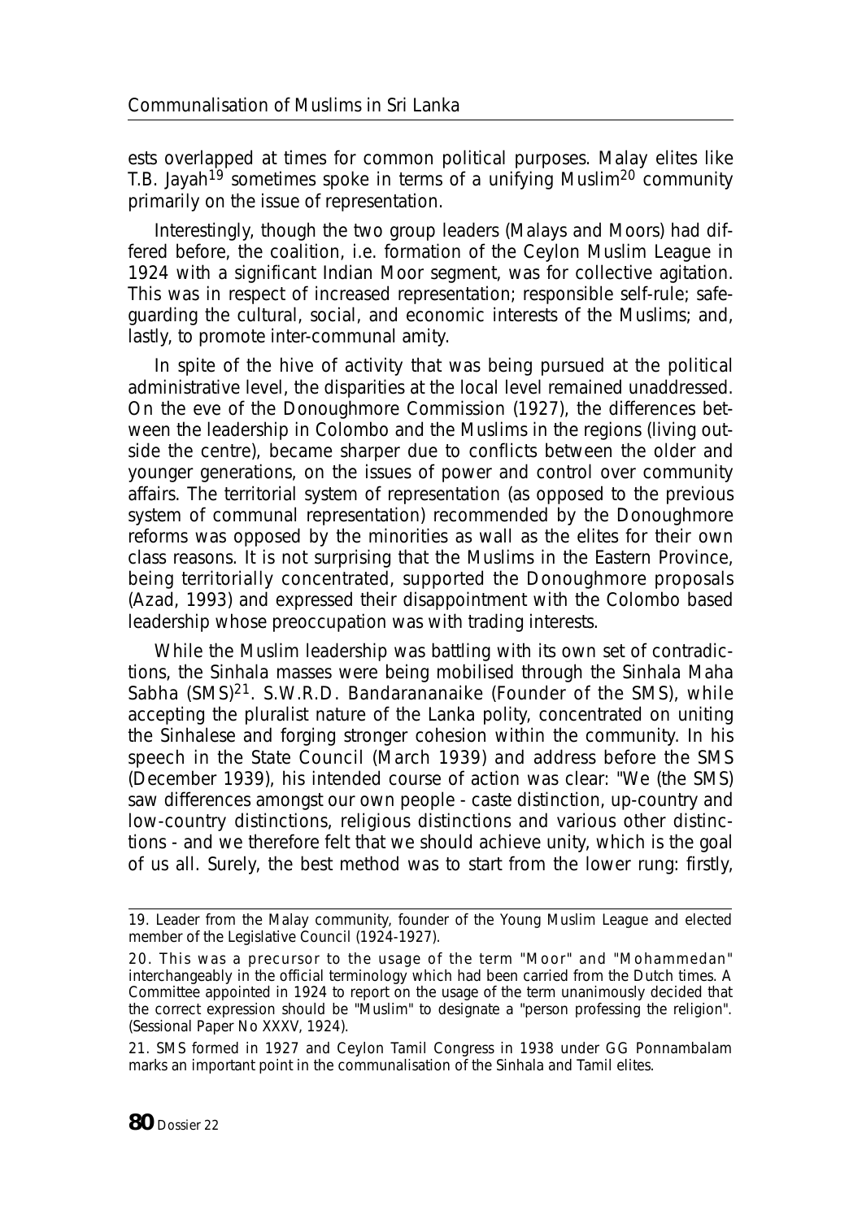ests overlapped at times for common political purposes. Malay elites like T.B. Jayah[19] sometimes spoke in terms of a unifying Muslim[20] community primarily on the issue of representation.

Interestingly, though the two group leaders (Malays and Moors) had differed before, the coalition, i.e. formation of the Ceylon Muslim League in 1924 with a significant Indian Moor segment, was for collective agitation. This was in respect of increased representation; responsible self-rule; safeguarding the cultural, social, and economic interests of the Muslims; and, lastly, to promote inter-communal amity.

In spite of the hive of activity that was being pursued at the political administrative level, the disparities at the local level remained unaddressed. On the eve of the Donoughmore Commission (1927), the differences between the leadership in Colombo and the Muslims in the regions (living outside the centre), became sharper due to conflicts between the older and younger generations, on the issues of power and control over community affairs. The territorial system of representation (as opposed to the previous system of communal representation) recommended by the Donoughmore reforms was opposed by the minorities as wall as the elites for their own class reasons. It is not surprising that the Muslims in the Eastern Province, being territorially concentrated, supported the Donoughmore proposals (Azad, 1993) and expressed their disappointment with the Colombo based leadership whose preoccupation was with trading interests.

While the Muslim leadership was battling with its own set of contradictions, the Sinhala masses were being mobilised through the Sinhala Maha Sabha (SMS)[21]. S.W.R.D. Bandarananaike (Founder of the SMS), while accepting the pluralist nature of the Lanka polity, concentrated on uniting the Sinhalese and forging stronger cohesion within the community. In his speech in the State Council (March 1939) and address before the SMS (December 1939), his intended course of action was clear: "We (the SMS) saw differences amongst our own people - caste distinction, up-country and low-country distinctions, religious distinctions and various other distinctions - and we therefore felt that we should achieve unity, which is the goal of us all. Surely, the best method was to start from the lower rung: firstly,

---

19. Leader from the Malay community, founder of the Young Muslim League and elected member of the Legislative Council (1924-1927).

20. This was a precursor to the usage of the term "Moor" and "Mohammedan" interchangeably in the official terminology which had been carried from the Dutch times. A Committee appointed in 1924 to report on the usage of the term unanimously decided that the correct expression should be "Muslim" to designate a "person professing the religion". (Sessional Paper No XXXV, 1924).

21. SMS formed in 1927 and Ceylon Tamil Congress in 1938 under GG Ponnambalam marks an important point in the communalisation of the Sinhala and Tamil elites.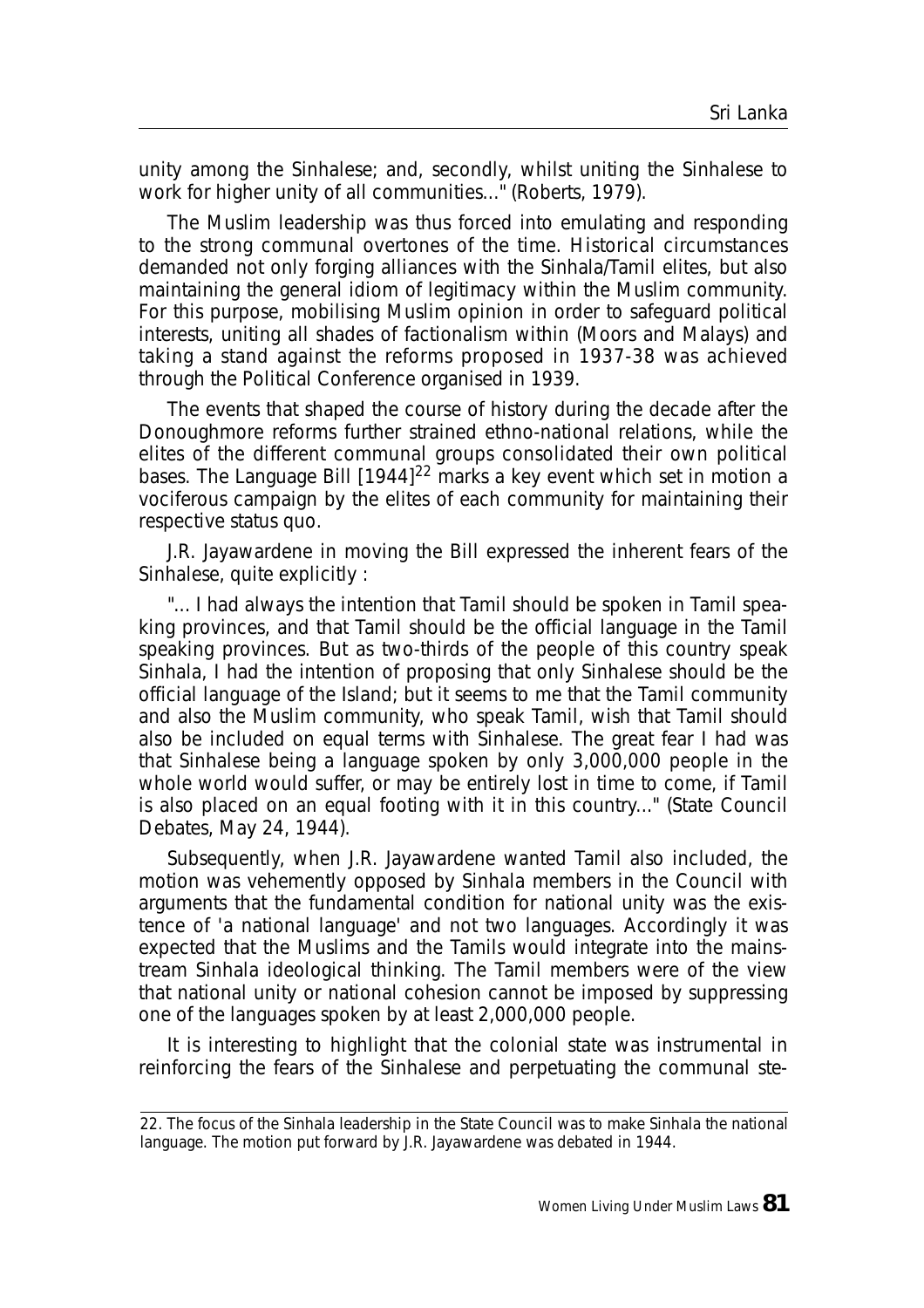unity among the Sinhalese; and, secondly, whilst uniting the Sinhalese to work for higher unity of all communities..." (Roberts, 1979).

The Muslim leadership was thus forced into emulating and responding to the strong communal overtones of the time. Historical circumstances demanded not only forging alliances with the Sinhala/Tamil elites, but also maintaining the general idiom of legitimacy within the Muslim community. For this purpose, mobilising Muslim opinion in order to safeguard political interests, uniting all shades of factionalism within (Moors and Malays) and taking a stand against the reforms proposed in 1937-38 was achieved through the Political Conference organised in 1939.

The events that shaped the course of history during the decade after the Donoughmore reforms further strained ethno-national relations, while the elites of the different communal groups consolidated their own political bases. The Language Bill [1944][22] marks a key event which set in motion a vociferous campaign by the elites of each community for maintaining their respective status quo.

J.R. Jayawardene in moving the Bill expressed the inherent fears of the Sinhalese, quite explicitly :

"... I had always the intention that Tamil should be spoken in Tamil speaking provinces, and that Tamil should be the official language in the Tamil speaking provinces. But as two-thirds of the people of this country speak Sinhala, I had the intention of proposing that only Sinhalese should be the official language of the Island; but it seems to me that the Tamil community and also the Muslim community, who speak Tamil, wish that Tamil should also be included on equal terms with Sinhalese. The great fear I had was that Sinhalese being a language spoken by only 3,000,000 people in the whole world would suffer, or may be entirely lost in time to come, if Tamil is also placed on an equal footing with it in this country..." (State Council Debates, May 24, 1944).

Subsequently, when J.R. Jayawardene wanted Tamil also included, the motion was vehemently opposed by Sinhala members in the Council with arguments that the fundamental condition for national unity was the existence of 'a national language' and not two languages. Accordingly it was expected that the Muslims and the Tamils would integrate into the mainstream Sinhala ideological thinking. The Tamil members were of the view that national unity or national cohesion cannot be imposed by suppressing one of the languages spoken by at least 2,000,000 people.

It is interesting to highlight that the colonial state was instrumental in reinforcing the fears of the Sinhalese and perpetuating the communal ste-

22. The focus of the Sinhala leadership in the State Council was to make Sinhala the national language. The motion put forward by J.R. Jayawardene was debated in 1944.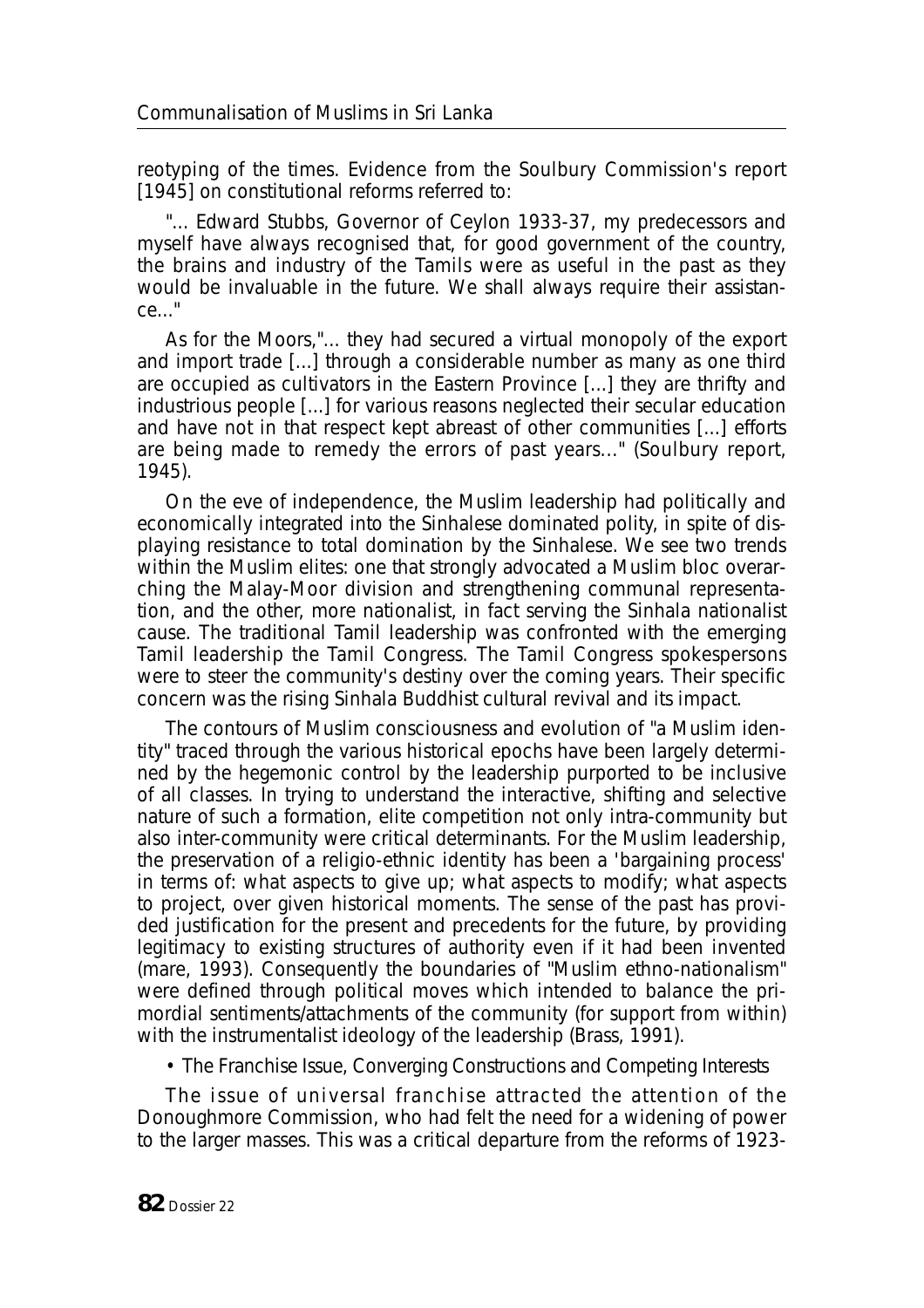reotyping of the times. Evidence from the Soulbury Commission's report [1945] on constitutional reforms referred to:

"... Edward Stubbs, Governor of Ceylon 1933-37, my predecessors and myself have always recognised that, for good government of the country, the brains and industry of the Tamils were as useful in the past as they would be invaluable in the future. We shall always require their assistance..."

As for the Moors,"... they had secured a virtual monopoly of the export and import trade [...] through a considerable number as many as one third are occupied as cultivators in the Eastern Province [...] they are thrifty and industrious people [...] for various reasons neglected their secular education and have not in that respect kept abreast of other communities [...] efforts are being made to remedy the errors of past years..." (Soulbury report, 1945).

On the eve of independence, the Muslim leadership had politically and economically integrated into the Sinhalese dominated polity, in spite of displaying resistance to total domination by the Sinhalese. We see two trends within the Muslim elites: one that strongly advocated a Muslim bloc overarching the Malay-Moor division and strengthening communal representation, and the other, more nationalist, in fact serving the Sinhala nationalist cause. The traditional Tamil leadership was confronted with the emerging Tamil leadership the Tamil Congress. The Tamil Congress spokespersons were to steer the community's destiny over the coming years. Their specific concern was the rising Sinhala Buddhist cultural revival and its impact.

The contours of Muslim consciousness and evolution of "a Muslim identity" traced through the various historical epochs have been largely determined by the hegemonic control by the leadership purported to be inclusive of all classes. In trying to understand the interactive, shifting and selective nature of such a formation, elite competition not only intra-community but also inter-community were critical determinants. For the Muslim leadership, the preservation of a religio-ethnic identity has been a 'bargaining process' in terms of: what aspects to give up; what aspects to modify; what aspects to project, over given historical moments. The sense of the past has provided justification for the present and precedents for the future, by providing legitimacy to existing structures of authority even if it had been invented (mare, 1993). Consequently the boundaries of "Muslim ethno-nationalism" were defined through political moves which intended to balance the primordial sentiments/attachments of the community (for support from within) with the instrumentalist ideology of the leadership (Brass, 1991).

- The Franchise Issue, Converging Constructions and Competing Interests

The issue of universal franchise attracted the attention of the Donoughmore Commission, who had felt the need for a widening of power to the larger masses. This was a critical departure from the reforms of 1923-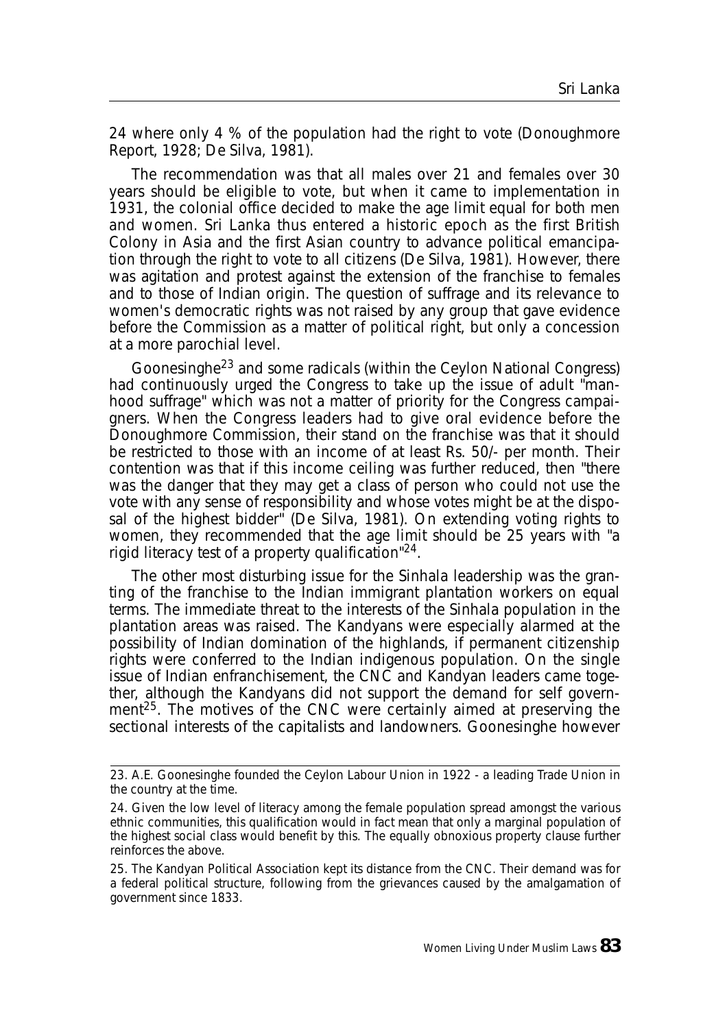24 where only 4 % of the population had the right to vote (Donoughmore Report, 1928; De Silva, 1981).

The recommendation was that all males over 21 and females over 30 years should be eligible to vote, but when it came to implementation in 1931, the colonial office decided to make the age limit equal for both men and women. Sri Lanka thus entered a historic epoch as the first British Colony in Asia and the first Asian country to advance political emancipation through the right to vote to all citizens (De Silva, 1981). However, there was agitation and protest against the extension of the franchise to females and to those of Indian origin. The question of suffrage and its relevance to women's democratic rights was not raised by any group that gave evidence before the Commission as a matter of political right, but only a concession at a more parochial level.

Goonesinghe[23] and some radicals (within the Ceylon National Congress) had continuously urged the Congress to take up the issue of adult "manhood suffrage" which was not a matter of priority for the Congress campaigners. When the Congress leaders had to give oral evidence before the Donoughmore Commission, their stand on the franchise was that it should be restricted to those with an income of at least Rs. 50/- per month. Their contention was that if this income ceiling was further reduced, then "there was the danger that they may get a class of person who could not use the vote with any sense of responsibility and whose votes might be at the disposal of the highest bidder" (De Silva, 1981). On extending voting rights to women, they recommended that the age limit should be 25 years with "a rigid literacy test of a property qualification"[24].

The other most disturbing issue for the Sinhala leadership was the granting of the franchise to the Indian immigrant plantation workers on equal terms. The immediate threat to the interests of the Sinhala population in the plantation areas was raised. The Kandyans were especially alarmed at the possibility of Indian domination of the highlands, if permanent citizenship rights were conferred to the Indian indigenous population. On the single issue of Indian enfranchisement, the CNC and Kandyan leaders came together, although the Kandyans did not support the demand for self government[25]. The motives of the CNC were certainly aimed at preserving the sectional interests of the capitalists and landowners. Goonesinghe however

---

23. A.E. Goonesinghe founded the Ceylon Labour Union in 1922 - a leading Trade Union in the country at the time.

24. Given the low level of literacy among the female population spread amongst the various ethnic communities, this qualification would in fact mean that only a marginal population of the highest social class would benefit by this. The equally obnoxious property clause further reinforces the above.

25. The Kandyan Political Association kept its distance from the CNC. Their demand was for a federal political structure, following from the grievances caused by the amalgamation of government since 1833.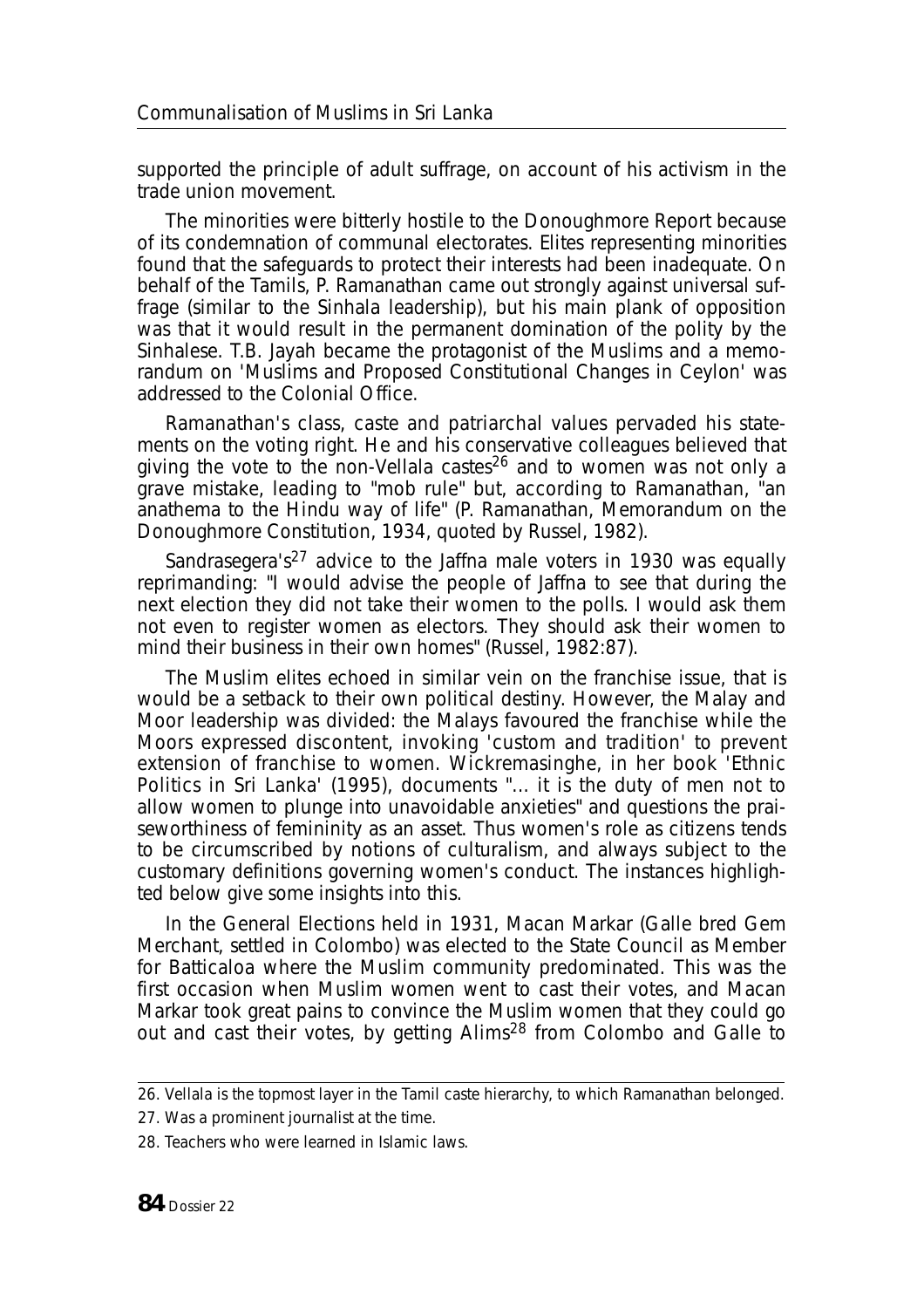supported the principle of adult suffrage, on account of his activism in the trade union movement.

The minorities were bitterly hostile to the Donoughmore Report because of its condemnation of communal electorates. Elites representing minorities found that the safeguards to protect their interests had been inadequate. On behalf of the Tamils, P. Ramanathan came out strongly against universal suffrage (similar to the Sinhala leadership), but his main plank of opposition was that it would result in the permanent domination of the polity by the Sinhalese. T.B. Jayah became the protagonist of the Muslims and a memorandum on 'Muslims and Proposed Constitutional Changes in Ceylon' was addressed to the Colonial Office.

Ramanathan's class, caste and patriarchal values pervaded his statements on the voting right. He and his conservative colleagues believed that giving the vote to the non-Vellala castes[26] and to women was not only a grave mistake, leading to "mob rule" but, according to Ramanathan, "an anathema to the Hindu way of life" (P. Ramanathan, Memorandum on the Donoughmore Constitution, 1934, quoted by Russel, 1982).

Sandrasegera's[27] advice to the Jaffna male voters in 1930 was equally reprimanding: "I would advise the people of Jaffna to see that during the next election they did not take their women to the polls. I would ask them not even to register women as electors. They should ask their women to mind their business in their own homes" (Russel, 1982:87).

The Muslim elites echoed in similar vein on the franchise issue, that is would be a setback to their own political destiny. However, the Malay and Moor leadership was divided: the Malays favoured the franchise while the Moors expressed discontent, invoking 'custom and tradition' to prevent extension of franchise to women. Wickremasinghe, in her book 'Ethnic Politics in Sri Lanka' (1995), documents "... it is the duty of men not to allow women to plunge into unavoidable anxieties" and questions the praiseworthiness of femininity as an asset. Thus women's role as citizens tends to be circumscribed by notions of culturalism, and always subject to the customary definitions governing women's conduct. The instances highlighted below give some insights into this.

In the General Elections held in 1931, Macan Markar (Galle bred Gem Merchant, settled in Colombo) was elected to the State Council as Member for Batticaloa where the Muslim community predominated. This was the first occasion when Muslim women went to cast their votes, and Macan Markar took great pains to convince the Muslim women that they could go out and cast their votes, by getting Alims[28] from Colombo and Galle to

---

26. Vellala is the topmost layer in the Tamil caste hierarchy, to which Ramanathan belonged.

27. Was a prominent journalist at the time.

28. Teachers who were learned in Islamic laws.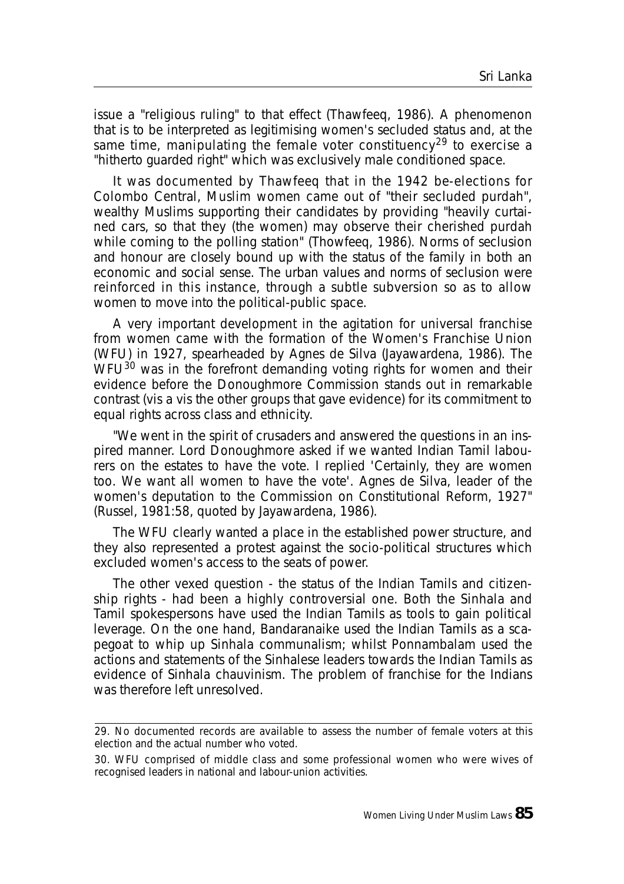issue a "religious ruling" to that effect (Thawfeeq, 1986). A phenomenon that is to be interpreted as legitimising women's secluded status and, at the same time, manipulating the female voter constituency[29] to exercise a "hitherto guarded right" which was exclusively male conditioned space.

It was documented by Thawfeeq that in the 1942 be-elections for Colombo Central, Muslim women came out of "their secluded purdah", wealthy Muslims supporting their candidates by providing "heavily curtained cars, so that they (the women) may observe their cherished purdah while coming to the polling station" (Thowfeeq, 1986). Norms of seclusion and honour are closely bound up with the status of the family in both an economic and social sense. The urban values and norms of seclusion were reinforced in this instance, through a subtle subversion so as to allow women to move into the political-public space.

A very important development in the agitation for universal franchise from women came with the formation of the Women's Franchise Union (WFU) in 1927, spearheaded by Agnes de Silva (Jayawardena, 1986). The WFU[30] was in the forefront demanding voting rights for women and their evidence before the Donoughmore Commission stands out in remarkable contrast (vis a vis the other groups that gave evidence) for its commitment to equal rights across class and ethnicity.

"We went in the spirit of crusaders and answered the questions in an inspired manner. Lord Donoughmore asked if we wanted Indian Tamil labourers on the estates to have the vote. I replied 'Certainly, they are women too. We want all women to have the vote'. Agnes de Silva, leader of the women's deputation to the Commission on Constitutional Reform, 1927" (Russel, 1981:58, quoted by Jayawardena, 1986).

The WFU clearly wanted a place in the established power structure, and they also represented a protest against the socio-political structures which excluded women's access to the seats of power.

The other vexed question - the status of the Indian Tamils and citizenship rights - had been a highly controversial one. Both the Sinhala and Tamil spokespersons have used the Indian Tamils as tools to gain political leverage. On the one hand, Bandaranaike used the Indian Tamils as a scapegoat to whip up Sinhala communalism; whilst Ponnambalam used the actions and statements of the Sinhalese leaders towards the Indian Tamils as evidence of Sinhala chauvinism. The problem of franchise for the Indians was therefore left unresolved.

---

29. No documented records are available to assess the number of female voters at this election and the actual number who voted.

30. WFU comprised of middle class and some professional women who were wives of recognised leaders in national and labour-union activities.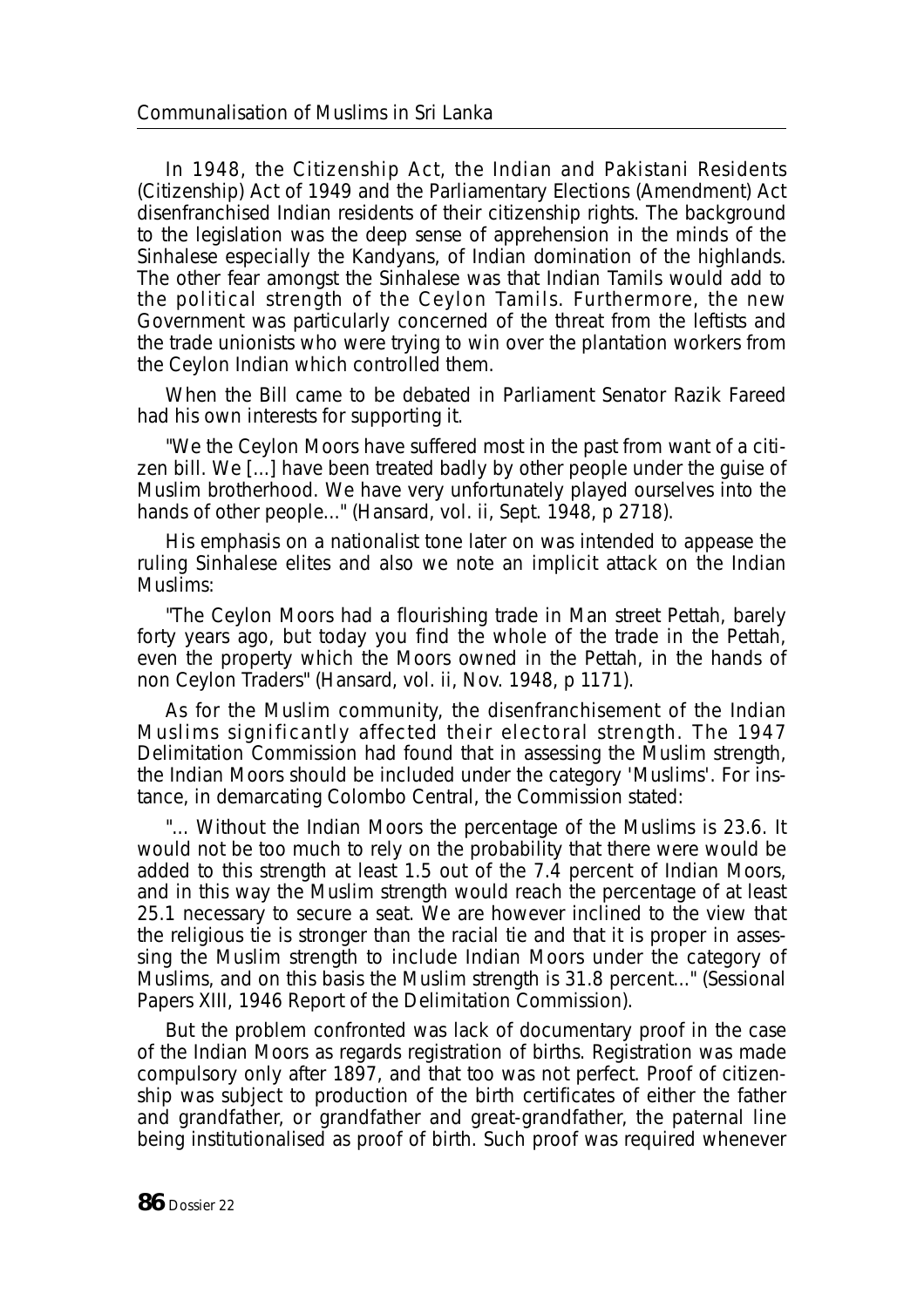In 1948, the Citizenship Act, the Indian and Pakistani Residents (Citizenship) Act of 1949 and the Parliamentary Elections (Amendment) Act disenfranchised Indian residents of their citizenship rights. The background to the legislation was the deep sense of apprehension in the minds of the Sinhalese especially the Kandyans, of Indian domination of the highlands. The other fear amongst the Sinhalese was that Indian Tamils would add to the political strength of the Ceylon Tamils. Furthermore, the new Government was particularly concerned of the threat from the leftists and the trade unionists who were trying to win over the plantation workers from the Ceylon Indian which controlled them.

When the Bill came to be debated in Parliament Senator Razik Fareed had his own interests for supporting it.

"We the Ceylon Moors have suffered most in the past from want of a citizen bill. We [...] have been treated badly by other people under the guise of Muslim brotherhood. We have very unfortunately played ourselves into the hands of other people..." (Hansard, vol. ii, Sept. 1948, p 2718).

His emphasis on a nationalist tone later on was intended to appease the ruling Sinhalese elites and also we note an implicit attack on the Indian Muslims:

"The Ceylon Moors had a flourishing trade in Man street Pettah, barely forty years ago, but today you find the whole of the trade in the Pettah, even the property which the Moors owned in the Pettah, in the hands of non Ceylon Traders" (Hansard, vol. ii, Nov. 1948, p 1171).

As for the Muslim community, the disenfranchisement of the Indian Muslims significantly affected their electoral strength. The 1947 Delimitation Commission had found that in assessing the Muslim strength, the Indian Moors should be included under the category 'Muslims'. For instance, in demarcating Colombo Central, the Commission stated:

"... Without the Indian Moors the percentage of the Muslims is 23.6. It would not be too much to rely on the probability that there were would be added to this strength at least 1.5 out of the 7.4 percent of Indian Moors, and in this way the Muslim strength would reach the percentage of at least 25.1 necessary to secure a seat. We are however inclined to the view that the religious tie is stronger than the racial tie and that it is proper in assessing the Muslim strength to include Indian Moors under the category of Muslims, and on this basis the Muslim strength is 31.8 percent..." (Sessional Papers XIII, 1946 Report of the Delimitation Commission).

But the problem confronted was lack of documentary proof in the case of the Indian Moors as regards registration of births. Registration was made compulsory only after 1897, and that too was not perfect. Proof of citizenship was subject to production of the birth certificates of either the father and grandfather, or grandfather and great-grandfather, the paternal line being institutionalised as proof of birth. Such proof was required whenever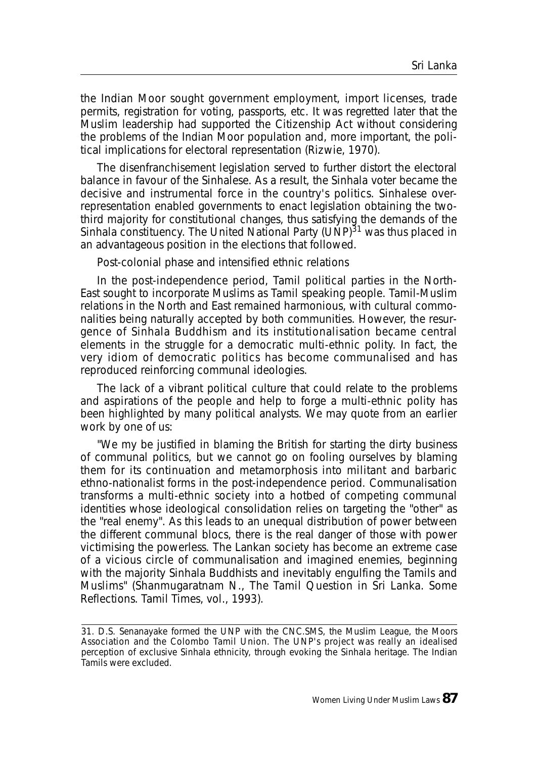the Indian Moor sought government employment, import licenses, trade permits, registration for voting, passports, etc. It was regretted later that the Muslim leadership had supported the Citizenship Act without considering the problems of the Indian Moor population and, more important, the political implications for electoral representation (Rizwie, 1970).

The disenfranchisement legislation served to further distort the electoral balance in favour of the Sinhalese. As a result, the Sinhala voter became the decisive and instrumental force in the country's politics. Sinhalese over-representation enabled governments to enact legislation obtaining the two-third majority for constitutional changes, thus satisfying the demands of the Sinhala constituency. The United National Party (UNP)[31] was thus placed in an advantageous position in the elections that followed.

*Post-colonial phase and intensified ethnic relations*

In the post-independence period, Tamil political parties in the North-East sought to incorporate Muslims as Tamil speaking people. Tamil-Muslim relations in the North and East remained harmonious, with cultural commonalities being naturally accepted by both communities. However, the resurgence of Sinhala Buddhism and its institutionalisation became central elements in the struggle for a democratic multi-ethnic polity. In fact, the very idiom of democratic politics has become communalised and has reproduced reinforcing communal ideologies.

The lack of a vibrant political culture that could relate to the problems and aspirations of the people and help to forge a multi-ethnic polity has been highlighted by many political analysts. We may quote from an earlier work by one of us:

"We my be justified in blaming the British for starting the dirty business of communal politics, but we cannot go on fooling ourselves by blaming them for its continuation and metamorphosis into militant and barbaric ethno-nationalist forms in the post-independence period. Communalisation transforms a multi-ethnic society into a hotbed of competing communal identities whose ideological consolidation relies on targeting the "other" as the "real enemy". As this leads to an unequal distribution of power between the different communal blocs, there is the real danger of those with power victimising the powerless. The Lankan society has become an extreme case of a vicious circle of communalisation and imagined enemies, beginning with the majority Sinhala Buddhists and inevitably engulfing the Tamils and Muslims" (Shanmugaratnam N., The Tamil Question in Sri Lanka. Some Reflections. Tamil Times, vol., 1993).

---

31. D.S. Senanayake formed the UNP with the CNC.SMS, the Muslim League, the Moors Association and the Colombo Tamil Union. The UNP's project was really an idealised perception of exclusive Sinhala ethnicity, through evoking the Sinhala heritage. The Indian Tamils were excluded.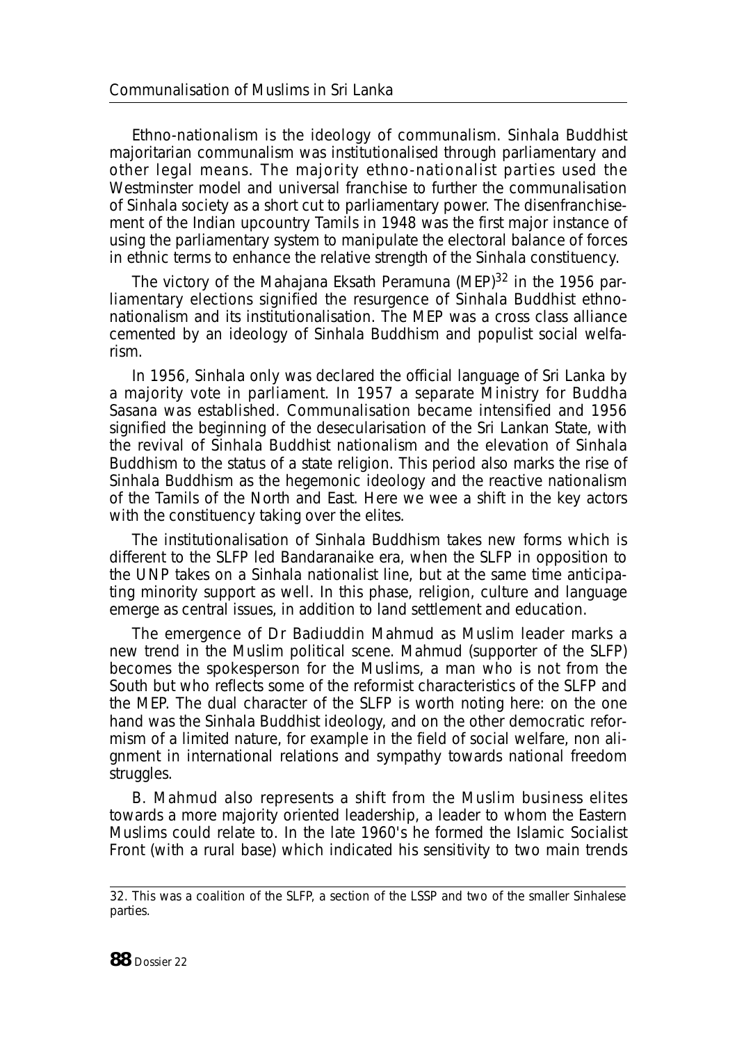Ethno-nationalism is the ideology of communalism. Sinhala Buddhist majoritarian communalism was institutionalised through parliamentary and other legal means. The majority ethno-nationalist parties used the Westminster model and universal franchise to further the communalisation of Sinhala society as a short cut to parliamentary power. The disenfranchisement of the Indian upcountry Tamils in 1948 was the first major instance of using the parliamentary system to manipulate the electoral balance of forces in ethnic terms to enhance the relative strength of the Sinhala constituency.

The victory of the Mahajana Eksath Peramuna (MEP)[32] in the 1956 parliamentary elections signified the resurgence of Sinhala Buddhist ethnonationalism and its institutionalisation. The MEP was a cross class alliance cemented by an ideology of Sinhala Buddhism and populist social welfarism.

In 1956, Sinhala only was declared the official language of Sri Lanka by a majority vote in parliament. In 1957 a separate Ministry for Buddha Sasana was established. Communalisation became intensified and 1956 signified the beginning of the desecularisation of the Sri Lankan State, with the revival of Sinhala Buddhist nationalism and the elevation of Sinhala Buddhism to the status of a state religion. This period also marks the rise of Sinhala Buddhism as the hegemonic ideology and the reactive nationalism of the Tamils of the North and East. Here we wee a shift in the key actors with the constituency taking over the elites.

The institutionalisation of Sinhala Buddhism takes new forms which is different to the SLFP led Bandaranaike era, when the SLFP in opposition to the UNP takes on a Sinhala nationalist line, but at the same time anticipating minority support as well. In this phase, religion, culture and language emerge as central issues, in addition to land settlement and education.

The emergence of Dr Badiuddin Mahmud as Muslim leader marks a new trend in the Muslim political scene. Mahmud (supporter of the SLFP) becomes the spokesperson for the Muslims, a man who is not from the South but who reflects some of the reformist characteristics of the SLFP and the MEP. The dual character of the SLFP is worth noting here: on the one hand was the Sinhala Buddhist ideology, and on the other democratic reformism of a limited nature, for example in the field of social welfare, non alignment in international relations and sympathy towards national freedom struggles.

B. Mahmud also represents a shift from the Muslim business elites towards a more majority oriented leadership, a leader to whom the Eastern Muslims could relate to. In the late 1960's he formed the Islamic Socialist Front (with a rural base) which indicated his sensitivity to two main trends

---

32. This was a coalition of the SLFP, a section of the LSSP and two of the smaller Sinhalese parties.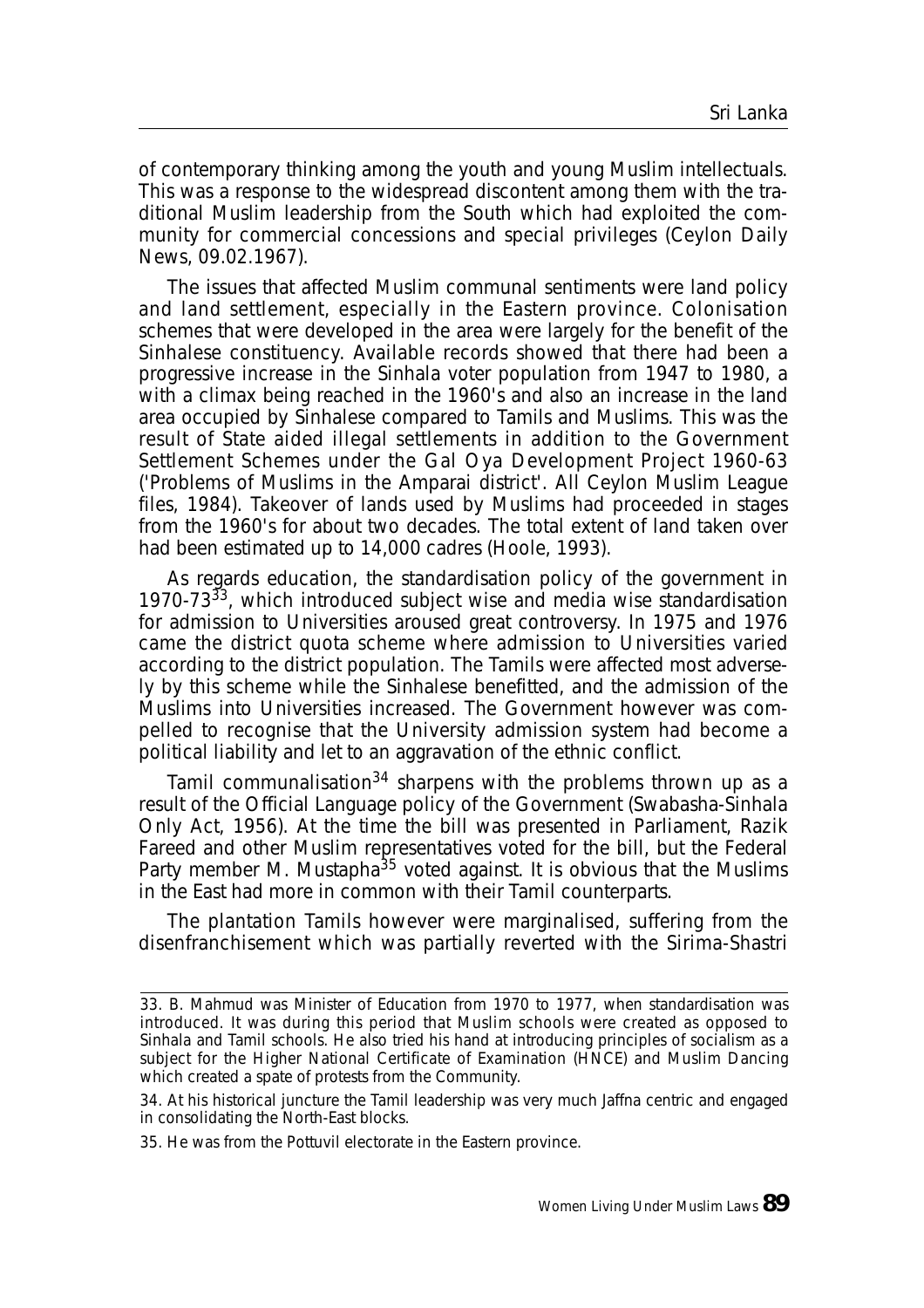of contemporary thinking among the youth and young Muslim intellectuals. This was a response to the widespread discontent among them with the traditional Muslim leadership from the South which had exploited the community for commercial concessions and special privileges (Ceylon Daily News, 09.02.1967).

The issues that affected Muslim communal sentiments were land policy and land settlement, especially in the Eastern province. Colonisation schemes that were developed in the area were largely for the benefit of the Sinhalese constituency. Available records showed that there had been a progressive increase in the Sinhala voter population from 1947 to 1980, a with a climax being reached in the 1960's and also an increase in the land area occupied by Sinhalese compared to Tamils and Muslims. This was the result of State aided illegal settlements in addition to the Government Settlement Schemes under the Gal Oya Development Project 1960-63 ('Problems of Muslims in the Amparai district'. All Ceylon Muslim League files, 1984). Takeover of lands used by Muslims had proceeded in stages from the 1960's for about two decades. The total extent of land taken over had been estimated up to 14,000 cadres (Hoole, 1993).

As regards education, the standardisation policy of the government in 1970-73[33], which introduced subject wise and media wise standardisation for admission to Universities aroused great controversy. In 1975 and 1976 came the district quota scheme where admission to Universities varied according to the district population. The Tamils were affected most adversely by this scheme while the Sinhalese benefitted, and the admission of the Muslims into Universities increased. The Government however was compelled to recognise that the University admission system had become a political liability and let to an aggravation of the ethnic conflict.

Tamil communalisation[34] sharpens with the problems thrown up as a result of the Official Language policy of the Government (Swabasha-Sinhala Only Act, 1956). At the time the bill was presented in Parliament, Razik Fareed and other Muslim representatives voted for the bill, but the Federal Party member M. Mustapha[35] voted against. It is obvious that the Muslims in the East had more in common with their Tamil counterparts.

The plantation Tamils however were marginalised, suffering from the disenfranchisement which was partially reverted with the Sirima-Shastri

---

33. B. Mahmud was Minister of Education from 1970 to 1977, when standardisation was introduced. It was during this period that Muslim schools were created as opposed to Sinhala and Tamil schools. He also tried his hand at introducing principles of socialism as a subject for the Higher National Certificate of Examination (HNCE) and Muslim Dancing which created a spate of protests from the Community.

34. At his historical juncture the Tamil leadership was very much Jaffna centric and engaged in consolidating the North-East blocks.

35. He was from the Pottuvil electorate in the Eastern province.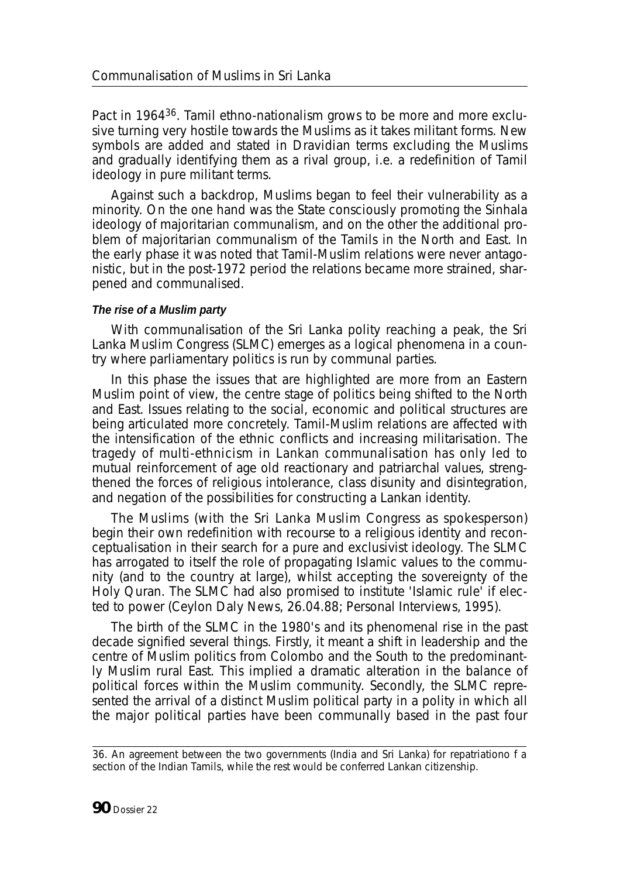Pact in 1964[36]. Tamil ethno-nationalism grows to be more and more exclusive turning very hostile towards the Muslims as it takes militant forms. New symbols are added and stated in Dravidian terms excluding the Muslims and gradually identifying them as a rival group, i.e. a redefinition of Tamil ideology in pure militant terms.

Against such a backdrop, Muslims began to feel their vulnerability as a minority. On the one hand was the State consciously promoting the Sinhala ideology of majoritarian communalism, and on the other the additional problem of majoritarian communalism of the Tamils in the North and East. In the early phase it was noted that Tamil-Muslim relations were never antagonistic, but in the post-1972 period the relations became more strained, sharpened and communalised.

#### *The rise of a Muslim party*

With communalisation of the Sri Lanka polity reaching a peak, the Sri Lanka Muslim Congress (SLMC) emerges as a logical phenomena in a country where parliamentary politics is run by communal parties.

In this phase the issues that are highlighted are more from an Eastern Muslim point of view, the centre stage of politics being shifted to the North and East. Issues relating to the social, economic and political structures are being articulated more concretely. Tamil-Muslim relations are affected with the intensification of the ethnic conflicts and increasing militarisation. The tragedy of multi-ethnicism in Lankan communalisation has only led to mutual reinforcement of age old reactionary and patriarchal values, strengthened the forces of religious intolerance, class disunity and disintegration, and negation of the possibilities for constructing a Lankan identity.

The Muslims (with the Sri Lanka Muslim Congress as spokesperson) begin their own redefinition with recourse to a religious identity and reconceptualisation in their search for a pure and exclusivist ideology. The SLMC has arrogated to itself the role of propagating Islamic values to the community (and to the country at large), whilst accepting the sovereignty of the Holy Quran. The SLMC had also promised to institute 'Islamic rule' if elected to power (Ceylon Daly News, 26.04.88; Personal Interviews, 1995).

The birth of the SLMC in the 1980's and its phenomenal rise in the past decade signified several things. Firstly, it meant a shift in leadership and the centre of Muslim politics from Colombo and the South to the predominantly Muslim rural East. This implied a dramatic alteration in the balance of political forces within the Muslim community. Secondly, the SLMC represented the arrival of a distinct Muslim political party in a polity in which all the major political parties have been communally based in the past four

---

36. An agreement between the two governments (India and Sri Lanka) for repatriationo f a section of the Indian Tamils, while the rest would be conferred Lankan citizenship.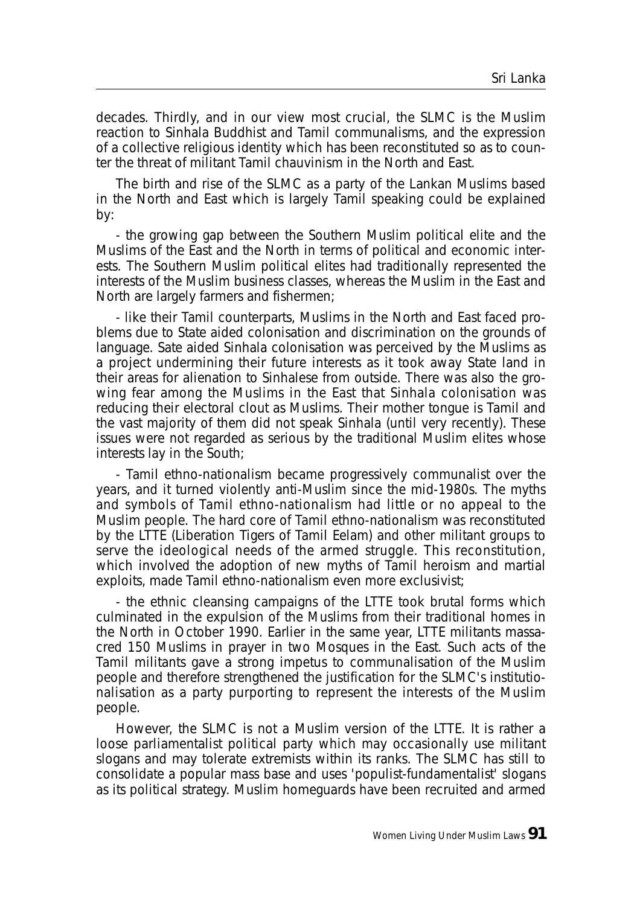decades. Thirdly, and in our view most crucial, the SLMC is the Muslim reaction to Sinhala Buddhist and Tamil communalisms, and the expression of a collective religious identity which has been reconstituted so as to counter the threat of militant Tamil chauvinism in the North and East.

The birth and rise of the SLMC as a party of the Lankan Muslims based in the North and East which is largely Tamil speaking could be explained by:

- the growing gap between the Southern Muslim political elite and the Muslims of the East and the North in terms of political and economic interests. The Southern Muslim political elites had traditionally represented the interests of the Muslim business classes, whereas the Muslim in the East and North are largely farmers and fishermen;

- like their Tamil counterparts, Muslims in the North and East faced problems due to State aided colonisation and discrimination on the grounds of language. Sate aided Sinhala colonisation was perceived by the Muslims as a project undermining their future interests as it took away State land in their areas for alienation to Sinhalese from outside. There was also the growing fear among the Muslims in the East that Sinhala colonisation was reducing their electoral clout as Muslims. Their mother tongue is Tamil and the vast majority of them did not speak Sinhala (until very recently). These issues were not regarded as serious by the traditional Muslim elites whose interests lay in the South;

- Tamil ethno-nationalism became progressively communalist over the years, and it turned violently anti-Muslim since the mid-1980s. The myths and symbols of Tamil ethno-nationalism had little or no appeal to the Muslim people. The hard core of Tamil ethno-nationalism was reconstituted by the LTTE (Liberation Tigers of Tamil Eelam) and other militant groups to serve the ideological needs of the armed struggle. This reconstitution, which involved the adoption of new myths of Tamil heroism and martial exploits, made Tamil ethno-nationalism even more exclusivist;

- the ethnic cleansing campaigns of the LTTE took brutal forms which culminated in the expulsion of the Muslims from their traditional homes in the North in October 1990. Earlier in the same year, LTTE militants massacred 150 Muslims in prayer in two Mosques in the East. Such acts of the Tamil militants gave a strong impetus to communalisation of the Muslim people and therefore strengthened the justification for the SLMC's institutionalisation as a party purporting to represent the interests of the Muslim people.

However, the SLMC is not a Muslim version of the LTTE. It is rather a loose parliamentalist political party which may occasionally use militant slogans and may tolerate extremists within its ranks. The SLMC has still to consolidate a popular mass base and uses 'populist-fundamentalist' slogans as its political strategy. Muslim homeguards have been recruited and armed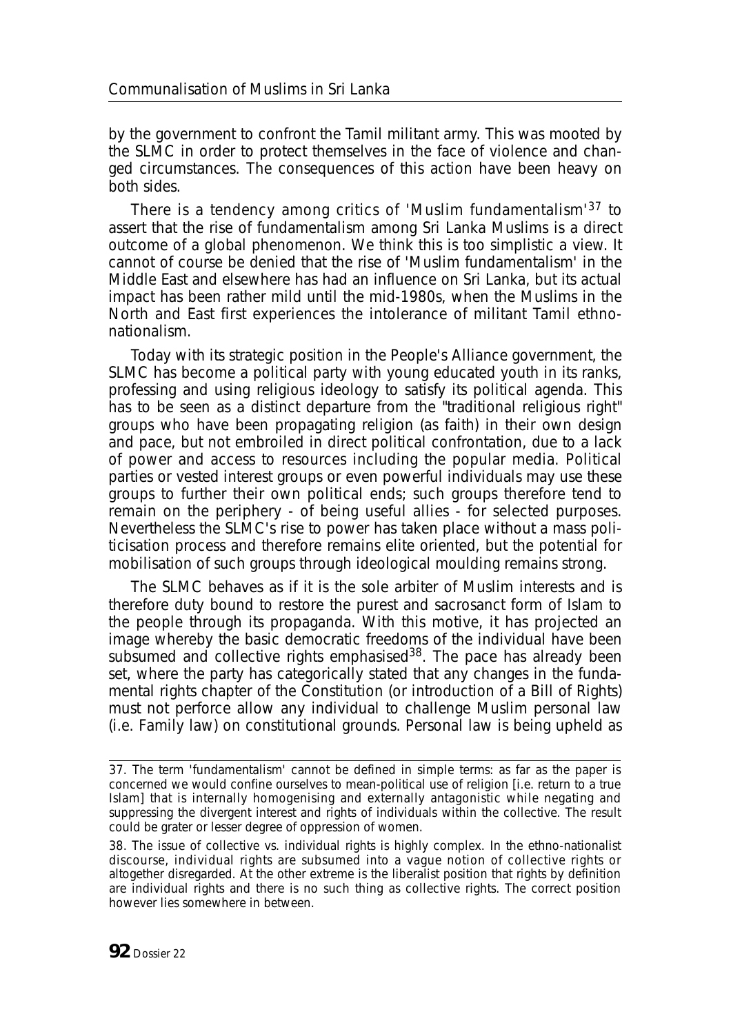by the government to confront the Tamil militant army. This was mooted by the SLMC in order to protect themselves in the face of violence and changed circumstances. The consequences of this action have been heavy on both sides.

There is a tendency among critics of 'Muslim fundamentalism'[37] to assert that the rise of fundamentalism among Sri Lanka Muslims is a direct outcome of a global phenomenon. We think this is too simplistic a view. It cannot of course be denied that the rise of 'Muslim fundamentalism' in the Middle East and elsewhere has had an influence on Sri Lanka, but its actual impact has been rather mild until the mid-1980s, when the Muslims in the North and East first experiences the intolerance of militant Tamil ethno-nationalism.

Today with its strategic position in the People's Alliance government, the SLMC has become a political party with young educated youth in its ranks, professing and using religious ideology to satisfy its political agenda. This has to be seen as a distinct departure from the "traditional religious right" groups who have been propagating religion (as faith) in their own design and pace, but not embroiled in direct political confrontation, due to a lack of power and access to resources including the popular media. Political parties or vested interest groups or even powerful individuals may use these groups to further their own political ends; such groups therefore tend to remain on the periphery - of being useful allies - for selected purposes. Nevertheless the SLMC's rise to power has taken place without a mass politicisation process and therefore remains elite oriented, but the potential for mobilisation of such groups through ideological moulding remains strong.

The SLMC behaves as if it is the sole arbiter of Muslim interests and is therefore duty bound to restore the purest and sacrosanct form of Islam to the people through its propaganda. With this motive, it has projected an image whereby the basic democratic freedoms of the individual have been subsumed and collective rights emphasised[38]. The pace has already been set, where the party has categorically stated that any changes in the fundamental rights chapter of the Constitution (or introduction of a Bill of Rights) must not perforce allow any individual to challenge Muslim personal law (i.e. Family law) on constitutional grounds. Personal law is being upheld as

---

37. The term 'fundamentalism' cannot be defined in simple terms: as far as the paper is concerned we would confine ourselves to mean-political use of religion [i.e. return to a true Islam] that is internally homogenising and externally antagonistic while negating and suppressing the divergent interest and rights of individuals within the collective. The result could be grater or lesser degree of oppression of women.

38. The issue of collective vs. individual rights is highly complex. In the ethno-nationalist discourse, individual rights are subsumed into a vague notion of collective rights or altogether disregarded. At the other extreme is the liberalist position that rights by definition are individual rights and there is no such thing as collective rights. The correct position however lies somewhere in between.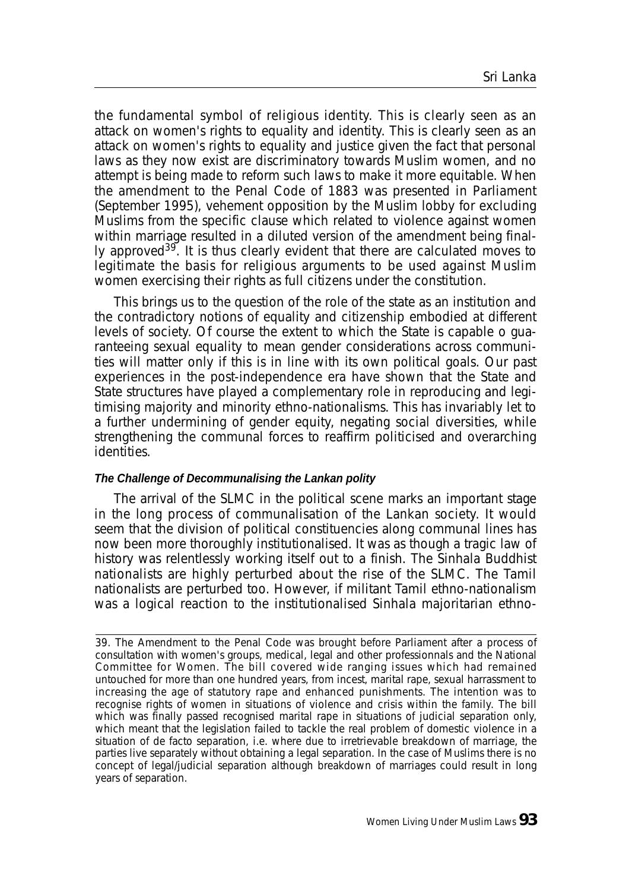the fundamental symbol of religious identity. This is clearly seen as an attack on women's rights to equality and identity. This is clearly seen as an attack on women's rights to equality and justice given the fact that personal laws as they now exist are discriminatory towards Muslim women, and no attempt is being made to reform such laws to make it more equitable. When the amendment to the Penal Code of 1883 was presented in Parliament (September 1995), vehement opposition by the Muslim lobby for excluding Muslims from the specific clause which related to violence against women within marriage resulted in a diluted version of the amendment being finally approved[39]. It is thus clearly evident that there are calculated moves to legitimate the basis for religious arguments to be used against Muslim women exercising their rights as full citizens under the constitution.

This brings us to the question of the role of the state as an institution and the contradictory notions of equality and citizenship embodied at different levels of society. Of course the extent to which the State is capable o guaranteeing sexual equality to mean gender considerations across communities will matter only if this is in line with its own political goals. Our past experiences in the post-independence era have shown that the State and State structures have played a complementary role in reproducing and legitimising majority and minority ethno-nationalisms. This has invariably let to a further undermining of gender equity, negating social diversities, while strengthening the communal forces to reaffirm politicised and overarching identities.

#### *The Challenge of Decommunalising the Lankan polity*

The arrival of the SLMC in the political scene marks an important stage in the long process of communalisation of the Lankan society. It would seem that the division of political constituencies along communal lines has now been more thoroughly institutionalised. It was as though a tragic law of history was relentlessly working itself out to a finish. The Sinhala Buddhist nationalists are highly perturbed about the rise of the SLMC. The Tamil nationalists are perturbed too. However, if militant Tamil ethno-nationalism was a logical reaction to the institutionalised Sinhala majoritarian ethno-

---

39. The Amendment to the Penal Code was brought before Parliament after a process of consultation with women's groups, medical, legal and other professionnals and the National Committee for Women. The bill covered wide ranging issues which had remained untouched for more than one hundred years, from incest, marital rape, sexual harrassment to increasing the age of statutory rape and enhanced punishments. The intention was to recognise rights of women in situations of violence and crisis within the family. The bill which was finally passed recognised marital rape in situations of judicial separation only, which meant that the legislation failed to tackle the real problem of domestic violence in a situation of de facto separation, i.e. where due to irretrievable breakdown of marriage, the parties live separately without obtaining a legal separation. In the case of Muslims there is no concept of legal/judicial separation although breakdown of marriages could result in long years of separation.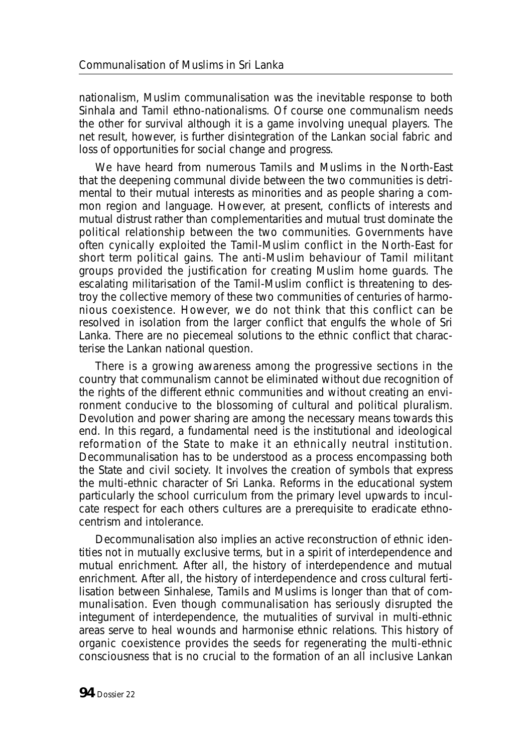nationalism, Muslim communalisation was the inevitable response to both Sinhala and Tamil ethno-nationalisms. Of course one communalism needs the other for survival although it is a game involving unequal players. The net result, however, is further disintegration of the Lankan social fabric and loss of opportunities for social change and progress.

We have heard from numerous Tamils and Muslims in the North-East that the deepening communal divide between the two communities is detrimental to their mutual interests as minorities and as people sharing a common region and language. However, at present, conflicts of interests and mutual distrust rather than complementarities and mutual trust dominate the political relationship between the two communities. Governments have often cynically exploited the Tamil-Muslim conflict in the North-East for short term political gains. The anti-Muslim behaviour of Tamil militant groups provided the justification for creating Muslim home guards. The escalating militarisation of the Tamil-Muslim conflict is threatening to destroy the collective memory of these two communities of centuries of harmonious coexistence. However, we do not think that this conflict can be resolved in isolation from the larger conflict that engulfs the whole of Sri Lanka. There are no piecemeal solutions to the ethnic conflict that characterise the Lankan national question.

There is a growing awareness among the progressive sections in the country that communalism cannot be eliminated without due recognition of the rights of the different ethnic communities and without creating an environment conducive to the blossoming of cultural and political pluralism. Devolution and power sharing are among the necessary means towards this end. In this regard, a fundamental need is the institutional and ideological reformation of the State to make it an ethnically neutral institution. Decommunalisation has to be understood as a process encompassing both the State and civil society. It involves the creation of symbols that express the multi-ethnic character of Sri Lanka. Reforms in the educational system particularly the school curriculum from the primary level upwards to inculcate respect for each others cultures are a prerequisite to eradicate ethnocentrism and intolerance.

Decommunalisation also implies an active reconstruction of ethnic identities not in mutually exclusive terms, but in a spirit of interdependence and mutual enrichment. After all, the history of interdependence and mutual enrichment. After all, the history of interdependence and cross cultural fertilisation between Sinhalese, Tamils and Muslims is longer than that of communalisation. Even though communalisation has seriously disrupted the integument of interdependence, the mutualities of survival in multi-ethnic areas serve to heal wounds and harmonise ethnic relations. This history of organic coexistence provides the seeds for regenerating the multi-ethnic consciousness that is no crucial to the formation of an all inclusive Lankan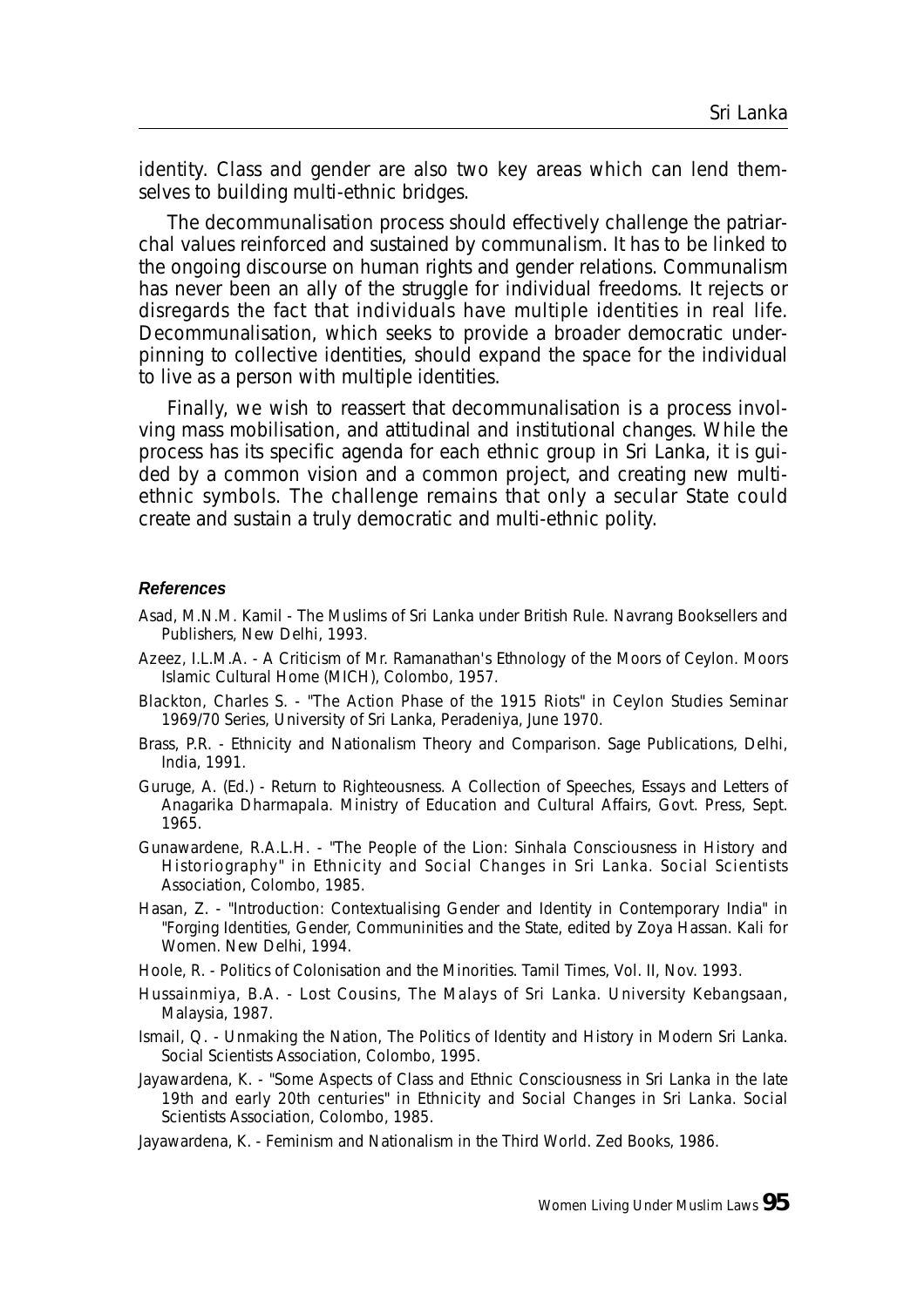identity. Class and gender are also two key areas which can lend themselves to building multi-ethnic bridges.

The decommunalisation process should effectively challenge the patriarchal values reinforced and sustained by communalism. It has to be linked to the ongoing discourse on human rights and gender relations. Communalism has never been an ally of the struggle for individual freedoms. It rejects or disregards the fact that individuals have multiple identities in real life. Decommunalisation, which seeks to provide a broader democratic underpinning to collective identities, should expand the space for the individual to live as a person with multiple identities.

Finally, we wish to reassert that decommunalisation is a process involving mass mobilisation, and attitudinal and institutional changes. While the process has its specific agenda for each ethnic group in Sri Lanka, it is guided by a common vision and a common project, and creating new multi-ethnic symbols. The challenge remains that only a secular State could create and sustain a truly democratic and multi-ethnic polity.

***References***

Asad, M.N.M. Kamil - The Muslims of Sri Lanka under British Rule. Navrang Booksellers and Publishers, New Delhi, 1993.

Azeez, I.L.M.A. - A Criticism of Mr. Ramanathan's Ethnology of the Moors of Ceylon. Moors Islamic Cultural Home (MICH), Colombo, 1957.

Blackton, Charles S. - "The Action Phase of the 1915 Riots" in Ceylon Studies Seminar 1969/70 Series, University of Sri Lanka, Peradeniya, June 1970.

Brass, P.R. - Ethnicity and Nationalism Theory and Comparison. Sage Publications, Delhi, India, 1991.

Guruge, A. (Ed.) - Return to Righteousness. A Collection of Speeches, Essays and Letters of Anagarika Dharmapala. Ministry of Education and Cultural Affairs, Govt. Press, Sept. 1965.

Gunawardene, R.A.L.H. - "The People of the Lion: Sinhala Consciousness in History and Historiography" in Ethnicity and Social Changes in Sri Lanka. Social Scientists Association, Colombo, 1985.

Hasan, Z. - "Introduction: Contextualising Gender and Identity in Contemporary India" in "Forging Identities, Gender, Communinities and the State, edited by Zoya Hassan. Kali for Women. New Delhi, 1994.

Hoole, R. - Politics of Colonisation and the Minorities. Tamil Times, Vol. II, Nov. 1993.

Hussainmiya, B.A. - Lost Cousins, The Malays of Sri Lanka. University Kebangsaan, Malaysia, 1987.

Ismail, Q. - Unmaking the Nation, The Politics of Identity and History in Modern Sri Lanka. Social Scientists Association, Colombo, 1995.

Jayawardena, K. - "Some Aspects of Class and Ethnic Consciousness in Sri Lanka in the late 19th and early 20th centuries" in Ethnicity and Social Changes in Sri Lanka. Social Scientists Association, Colombo, 1985.

Jayawardena, K. - Feminism and Nationalism in the Third World. Zed Books, 1986.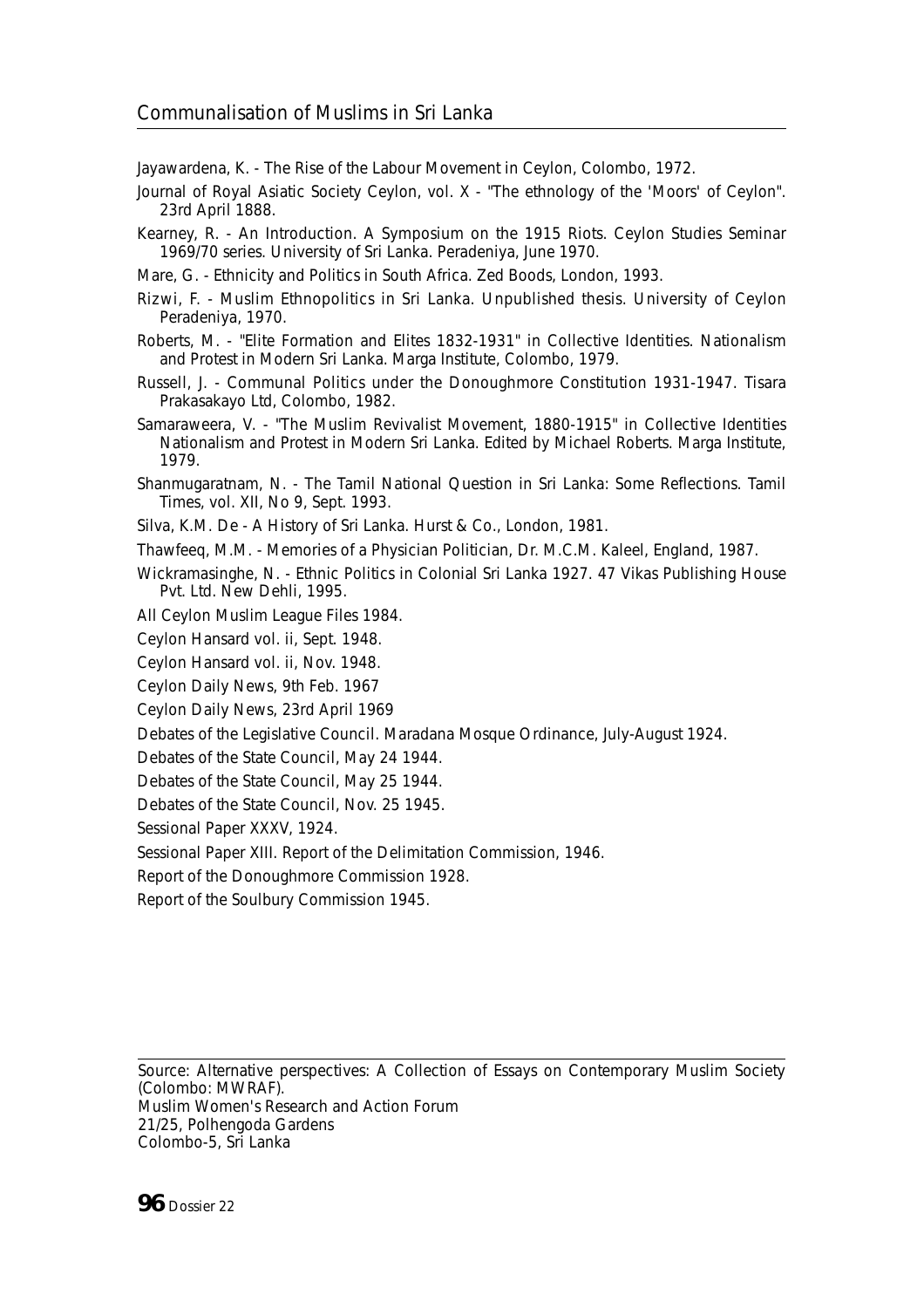Jayawardena, K. - The Rise of the Labour Movement in Ceylon, Colombo, 1972.

Journal of Royal Asiatic Society Ceylon, vol. X - "The ethnology of the 'Moors' of Ceylon". 23rd April 1888.

Kearney, R. - An Introduction. A Symposium on the 1915 Riots. Ceylon Studies Seminar 1969/70 series. University of Sri Lanka. Peradeniya, June 1970.

Mare, G. - Ethnicity and Politics in South Africa. Zed Boods, London, 1993.

Rizwi, F. - Muslim Ethnopolitics in Sri Lanka. Unpublished thesis. University of Ceylon Peradeniya, 1970.

Roberts, M. - "Elite Formation and Elites 1832-1931" in Collective Identities. Nationalism and Protest in Modern Sri Lanka. Marga Institute, Colombo, 1979.

Russell, J. - Communal Politics under the Donoughmore Constitution 1931-1947. Tisara Prakasakayo Ltd, Colombo, 1982.

Samaraweera, V. - "The Muslim Revivalist Movement, 1880-1915" in Collective Identities Nationalism and Protest in Modern Sri Lanka. Edited by Michael Roberts. Marga Institute, 1979.

Shanmugaratnam, N. - The Tamil National Question in Sri Lanka: Some Reflections. Tamil Times, vol. XII, No 9, Sept. 1993.

Silva, K.M. De - A History of Sri Lanka. Hurst & Co., London, 1981.

Thawfeeq, M.M. - Memories of a Physician Politician, Dr. M.C.M. Kaleel, England, 1987.

Wickramasinghe, N. - Ethnic Politics in Colonial Sri Lanka 1927. 47 Vikas Publishing House Pvt. Ltd. New Dehli, 1995.

All Ceylon Muslim League Files 1984.

Ceylon Hansard vol. ii, Sept. 1948.

Ceylon Hansard vol. ii, Nov. 1948.

Ceylon Daily News, 9th Feb. 1967

Ceylon Daily News, 23rd April 1969

Debates of the Legislative Council. Maradana Mosque Ordinance, July-August 1924.

Debates of the State Council, May 24 1944.

Debates of the State Council, May 25 1944.

Debates of the State Council, Nov. 25 1945.

Sessional Paper XXXV, 1924.

Sessional Paper XIII. Report of the Delimitation Commission, 1946.

Report of the Donoughmore Commission 1928.

Report of the Soulbury Commission 1945.

---

Source: Alternative perspectives: A Collection of Essays on Contemporary Muslim Society (Colombo: MWRAF).
Muslim Women's Research and Action Forum
21/25, Polhengoda Gardens
Colombo-5, Sri Lanka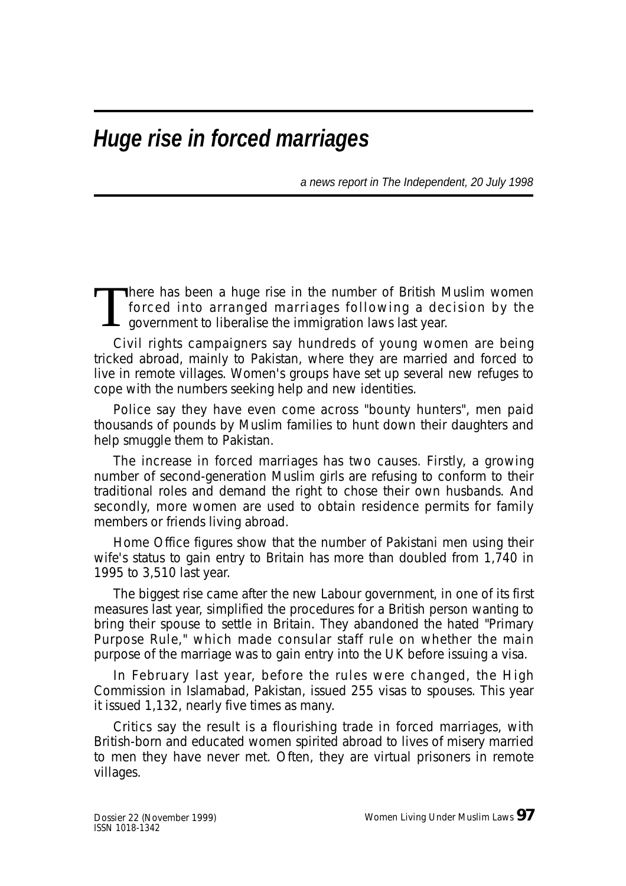# *Huge rise in forced marriages*

*a news report in The Independent, 20 July 1998*

There has been a huge rise in the number of British Muslim women forced into arranged marriages following a decision by the government to liberalise the immigration laws last year.

Civil rights campaigners say hundreds of young women are being tricked abroad, mainly to Pakistan, where they are married and forced to live in remote villages. Women's groups have set up several new refuges to cope with the numbers seeking help and new identities.

Police say they have even come across "bounty hunters", men paid thousands of pounds by Muslim families to hunt down their daughters and help smuggle them to Pakistan.

The increase in forced marriages has two causes. Firstly, a growing number of second-generation Muslim girls are refusing to conform to their traditional roles and demand the right to chose their own husbands. And secondly, more women are used to obtain residence permits for family members or friends living abroad.

Home Office figures show that the number of Pakistani men using their wife's status to gain entry to Britain has more than doubled from 1,740 in 1995 to 3,510 last year.

The biggest rise came after the new Labour government, in one of its first measures last year, simplified the procedures for a British person wanting to bring their spouse to settle in Britain. They abandoned the hated "Primary Purpose Rule," which made consular staff rule on whether the main purpose of the marriage was to gain entry into the UK before issuing a visa.

In February last year, before the rules were changed, the High Commission in Islamabad, Pakistan, issued 255 visas to spouses. This year it issued 1,132, nearly five times as many.

Critics say the result is a flourishing trade in forced marriages, with British-born and educated women spirited abroad to lives of misery married to men they have never met. Often, they are virtual prisoners in remote villages.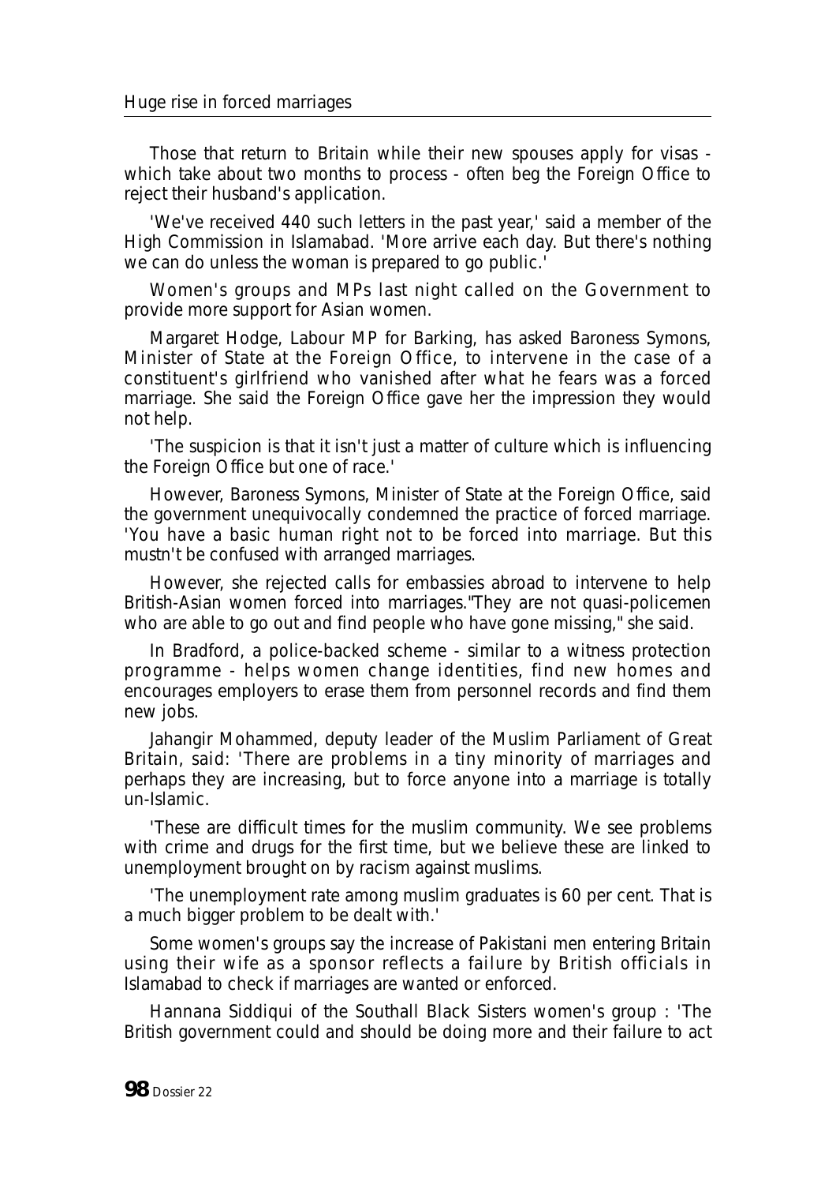Those that return to Britain while their new spouses apply for visas - which take about two months to process - often beg the Foreign Office to reject their husband's application.

'We've received 440 such letters in the past year,' said a member of the High Commission in Islamabad. 'More arrive each day. But there's nothing we can do unless the woman is prepared to go public.'

Women's groups and MPs last night called on the Government to provide more support for Asian women.

Margaret Hodge, Labour MP for Barking, has asked Baroness Symons, Minister of State at the Foreign Office, to intervene in the case of a constituent's girlfriend who vanished after what he fears was a forced marriage. She said the Foreign Office gave her the impression they would not help.

'The suspicion is that it isn't just a matter of culture which is influencing the Foreign Office but one of race.'

However, Baroness Symons, Minister of State at the Foreign Office, said the government unequivocally condemned the practice of forced marriage. 'You have a basic human right not to be forced into marriage. But this mustn't be confused with arranged marriages.

However, she rejected calls for embassies abroad to intervene to help British-Asian women forced into marriages."They are not quasi-policemen who are able to go out and find people who have gone missing," she said.

In Bradford, a police-backed scheme - similar to a witness protection programme - helps women change identities, find new homes and encourages employers to erase them from personnel records and find them new jobs.

Jahangir Mohammed, deputy leader of the Muslim Parliament of Great Britain, said: 'There are problems in a tiny minority of marriages and perhaps they are increasing, but to force anyone into a marriage is totally un-Islamic.

'These are difficult times for the muslim community. We see problems with crime and drugs for the first time, but we believe these are linked to unemployment brought on by racism against muslims.

'The unemployment rate among muslim graduates is 60 per cent. That is a much bigger problem to be dealt with.'

Some women's groups say the increase of Pakistani men entering Britain using their wife as a sponsor reflects a failure by British officials in Islamabad to check if marriages are wanted or enforced.

Hannana Siddiqui of the Southall Black Sisters women's group : 'The British government could and should be doing more and their failure to act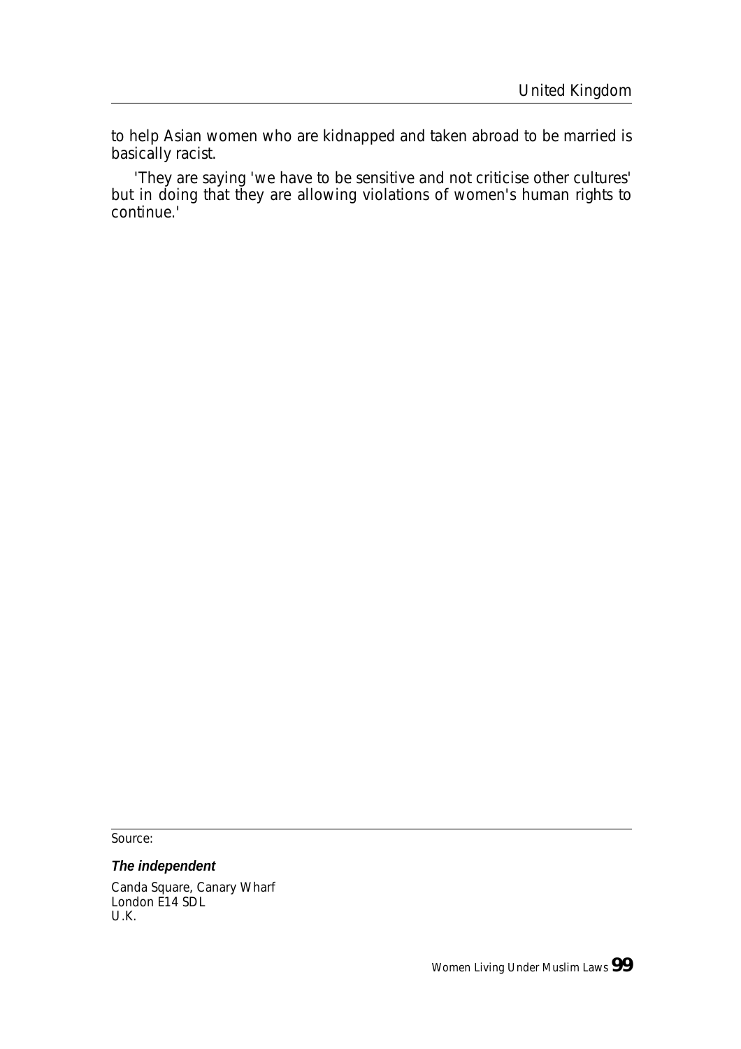to help Asian women who are kidnapped and taken abroad to be married is basically racist.

'They are saying 'we have to be sensitive and not criticise other cultures' but in doing that they are allowing violations of women's human rights to continue.'

Source:

***The independent***

Canda Square, Canary Wharf
London E14 SDL
U.K.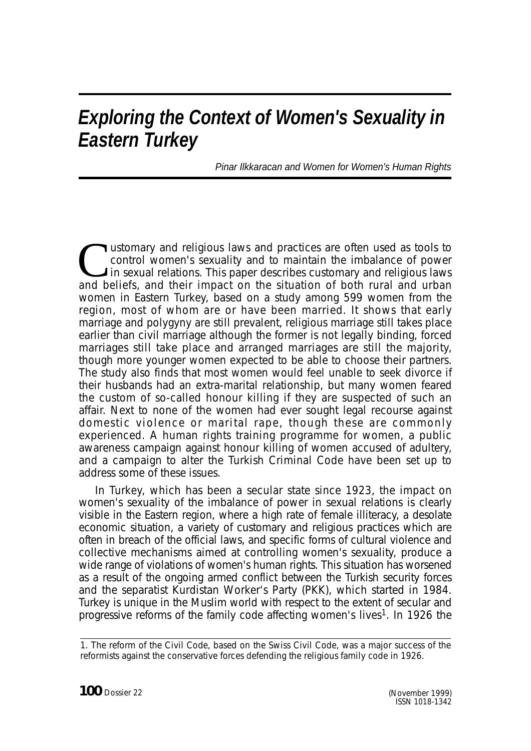# *Exploring the Context of Women's Sexuality in Eastern Turkey*

*Pinar Ilkkaracan and Women for Women's Human Rights*

Customary and religious laws and practices are often used as tools to control women's sexuality and to maintain the imbalance of power in sexual relations. This paper describes customary and religious laws and beliefs, and their impact on the situation of both rural and urban women in Eastern Turkey, based on a study among 599 women from the region, most of whom are or have been married. It shows that early marriage and polygyny are still prevalent, religious marriage still takes place earlier than civil marriage although the former is not legally binding, forced marriages still take place and arranged marriages are still the majority, though more younger women expected to be able to choose their partners. The study also finds that most women would feel unable to seek divorce if their husbands had an extra-marital relationship, but many women feared the custom of so-called honour killing if they are suspected of such an affair. Next to none of the women had ever sought legal recourse against domestic violence or marital rape, though these are commonly experienced. A human rights training programme for women, a public awareness campaign against honour killing of women accused of adultery, and a campaign to alter the Turkish Criminal Code have been set up to address some of these issues.

In Turkey, which has been a secular state since 1923, the impact on women's sexuality of the imbalance of power in sexual relations is clearly visible in the Eastern region, where a high rate of female illiteracy, a desolate economic situation, a variety of customary and religious practices which are often in breach of the official laws, and specific forms of cultural violence and collective mechanisms aimed at controlling women's sexuality, produce a wide range of violations of women's human rights. This situation has worsened as a result of the ongoing armed conflict between the Turkish security forces and the separatist Kurdistan Worker's Party (PKK), which started in 1984. Turkey is unique in the Muslim world with respect to the extent of secular and progressive reforms of the family code affecting women's lives[1]. In 1926 the

1. The reform of the Civil Code, based on the Swiss Civil Code, was a major success of the reformists against the conservative forces defending the religious family code in 1926.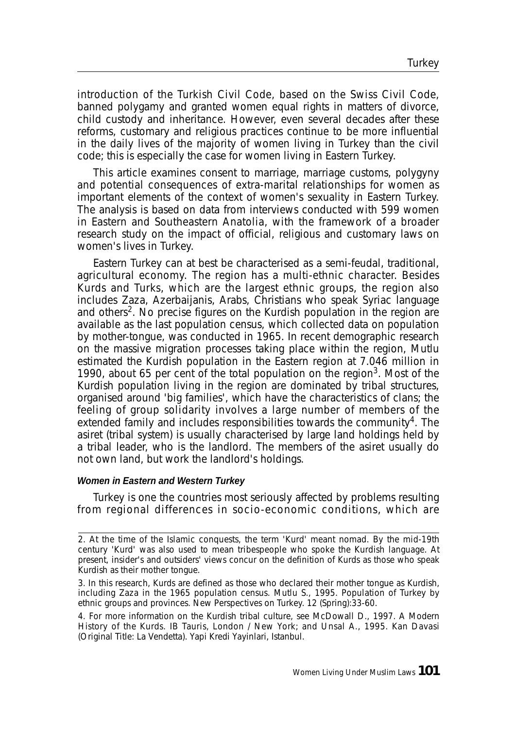introduction of the Turkish Civil Code, based on the Swiss Civil Code, banned polygamy and granted women equal rights in matters of divorce, child custody and inheritance. However, even several decades after these reforms, customary and religious practices continue to be more influential in the daily lives of the majority of women living in Turkey than the civil code; this is especially the case for women living in Eastern Turkey.

This article examines consent to marriage, marriage customs, polygyny and potential consequences of extra-marital relationships for women as important elements of the context of women's sexuality in Eastern Turkey. The analysis is based on data from interviews conducted with 599 women in Eastern and Southeastern Anatolia, with the framework of a broader research study on the impact of official, religious and customary laws on women's lives in Turkey.

Eastern Turkey can at best be characterised as a semi-feudal, traditional, agricultural economy. The region has a multi-ethnic character. Besides Kurds and Turks, which are the largest ethnic groups, the region also includes Zaza, Azerbaijanis, Arabs, Christians who speak Syriac language and others[2]. No precise figures on the Kurdish population in the region are available as the last population census, which collected data on population by mother-tongue, was conducted in 1965. In recent demographic research on the massive migration processes taking place within the region, Mutlu estimated the Kurdish population in the Eastern region at 7.046 million in 1990, about 65 per cent of the total population on the region[3]. Most of the Kurdish population living in the region are dominated by tribal structures, organised around 'big families', which have the characteristics of clans; the feeling of group solidarity involves a large number of members of the extended family and includes responsibilities towards the community[4]. The asiret (tribal system) is usually characterised by large land holdings held by a tribal leader, who is the landlord. The members of the asiret usually do not own land, but work the landlord's holdings.

#### Women in Eastern and Western Turkey

Turkey is one the countries most seriously affected by problems resulting from regional differences in socio-economic conditions, which are

---

2. At the time of the Islamic conquests, the term 'Kurd' meant nomad. By the mid-19th century 'Kurd' was also used to mean tribespeople who spoke the Kurdish language. At present, insider's and outsiders' views concur on the definition of Kurds as those who speak Kurdish as their mother tongue.

3. In this research, Kurds are defined as those who declared their mother tongue as Kurdish, including Zaza in the 1965 population census. Mutlu S., 1995. Population of Turkey by ethnic groups and provinces. New Perspectives on Turkey. 12 (Spring):33-60.

4. For more information on the Kurdish tribal culture, see McDowall D., 1997. A Modern History of the Kurds. IB Tauris, London / New York; and Unsal A., 1995. Kan Davasi (Original Title: La Vendetta). Yapi Kredi Yayinlari, Istanbul.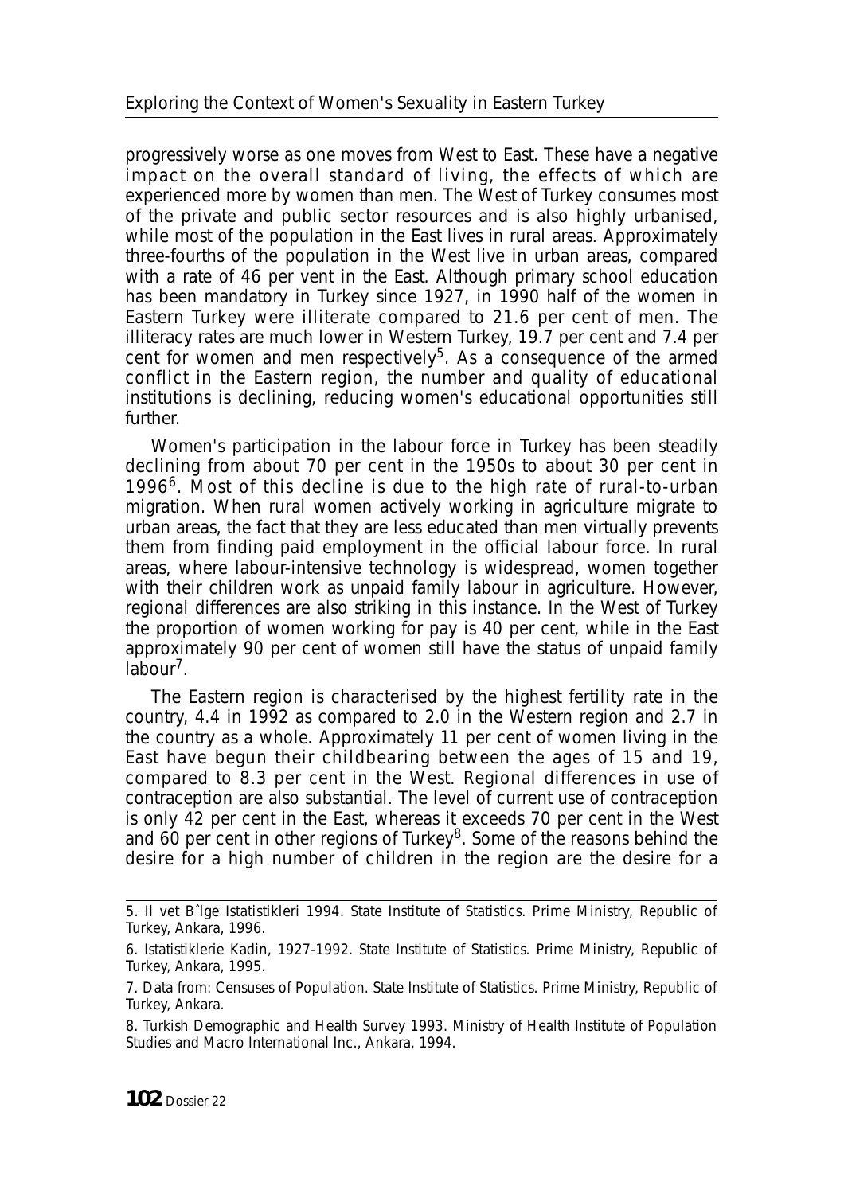progressively worse as one moves from West to East. These have a negative impact on the overall standard of living, the effects of which are experienced more by women than men. The West of Turkey consumes most of the private and public sector resources and is also highly urbanised, while most of the population in the East lives in rural areas. Approximately three-fourths of the population in the West live in urban areas, compared with a rate of 46 per vent in the East. Although primary school education has been mandatory in Turkey since 1927, in 1990 half of the women in Eastern Turkey were illiterate compared to 21.6 per cent of men. The illiteracy rates are much lower in Western Turkey, 19.7 per cent and 7.4 per cent for women and men respectively[5]. As a consequence of the armed conflict in the Eastern region, the number and quality of educational institutions is declining, reducing women's educational opportunities still further.

Women's participation in the labour force in Turkey has been steadily declining from about 70 per cent in the 1950s to about 30 per cent in 1996[6]. Most of this decline is due to the high rate of rural-to-urban migration. When rural women actively working in agriculture migrate to urban areas, the fact that they are less educated than men virtually prevents them from finding paid employment in the official labour force. In rural areas, where labour-intensive technology is widespread, women together with their children work as unpaid family labour in agriculture. However, regional differences are also striking in this instance. In the West of Turkey the proportion of women working for pay is 40 per cent, while in the East approximately 90 per cent of women still have the status of unpaid family labour[7].

The Eastern region is characterised by the highest fertility rate in the country, 4.4 in 1992 as compared to 2.0 in the Western region and 2.7 in the country as a whole. Approximately 11 per cent of women living in the East have begun their childbearing between the ages of 15 and 19, compared to 8.3 per cent in the West. Regional differences in use of contraception are also substantial. The level of current use of contraception is only 42 per cent in the East, whereas it exceeds 70 per cent in the West and 60 per cent in other regions of Turkey[8]. Some of the reasons behind the desire for a high number of children in the region are the desire for a

---

5. Il vet BˆIge Istatistikleri 1994. State Institute of Statistics. Prime Ministry, Republic of Turkey, Ankara, 1996.

6. Istatistiklerie Kadin, 1927-1992. State Institute of Statistics. Prime Ministry, Republic of Turkey, Ankara, 1995.

7. Data from: Censuses of Population. State Institute of Statistics. Prime Ministry, Republic of Turkey, Ankara.

8. Turkish Demographic and Health Survey 1993. Ministry of Health Institute of Population Studies and Macro International Inc., Ankara, 1994.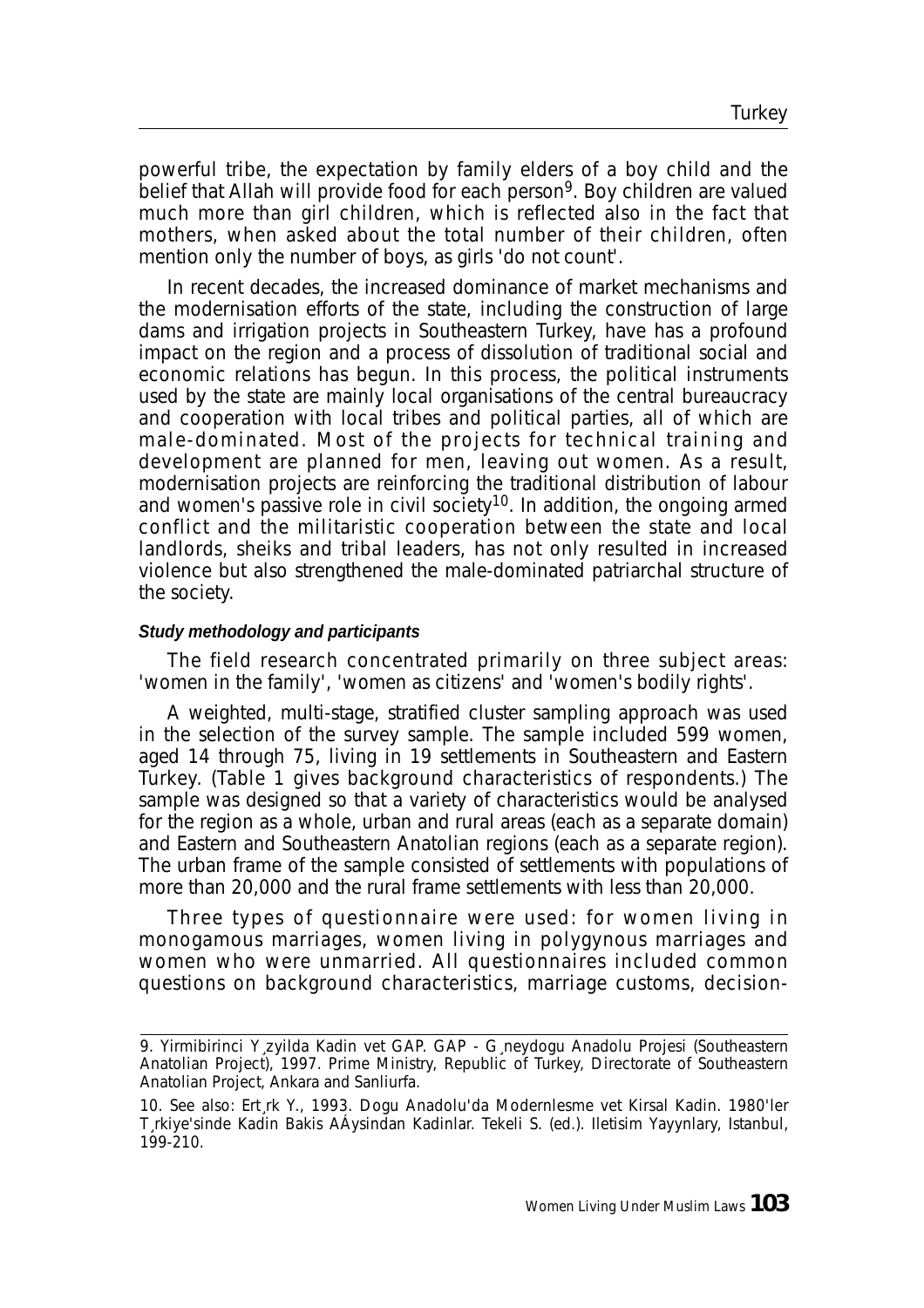powerful tribe, the expectation by family elders of a boy child and the belief that Allah will provide food for each person[9]. Boy children are valued much more than girl children, which is reflected also in the fact that mothers, when asked about the total number of their children, often mention only the number of boys, as girls 'do not count'.

In recent decades, the increased dominance of market mechanisms and the modernisation efforts of the state, including the construction of large dams and irrigation projects in Southeastern Turkey, have has a profound impact on the region and a process of dissolution of traditional social and economic relations has begun. In this process, the political instruments used by the state are mainly local organisations of the central bureaucracy and cooperation with local tribes and political parties, all of which are male-dominated. Most of the projects for technical training and development are planned for men, leaving out women. As a result, modernisation projects are reinforcing the traditional distribution of labour and women's passive role in civil society[10]. In addition, the ongoing armed conflict and the militaristic cooperation between the state and local landlords, sheiks and tribal leaders, has not only resulted in increased violence but also strengthened the male-dominated patriarchal structure of the society.

#### *Study methodology and participants*

The field research concentrated primarily on three subject areas: 'women in the family', 'women as citizens' and 'women's bodily rights'.

A weighted, multi-stage, stratified cluster sampling approach was used in the selection of the survey sample. The sample included 599 women, aged 14 through 75, living in 19 settlements in Southeastern and Eastern Turkey. (Table 1 gives background characteristics of respondents.) The sample was designed so that a variety of characteristics would be analysed for the region as a whole, urban and rural areas (each as a separate domain) and Eastern and Southeastern Anatolian regions (each as a separate region). The urban frame of the sample consisted of settlements with populations of more than 20,000 and the rural frame settlements with less than 20,000.

Three types of questionnaire were used: for women living in monogamous marriages, women living in polygynous marriages and women who were unmarried. All questionnaires included common questions on background characteristics, marriage customs, decision-

---

9. Yirmibirinci Y¸zyilda Kadin vet GAP. GAP - G¸neydogu Anadolu Projesi (Southeastern Anatolian Project), 1997. Prime Ministry, Republic of Turkey, Directorate of Southeastern Anatolian Project, Ankara and Sanliurfa.

10. See also: Ert¸rk Y., 1993. Dogu Anadolu'da Modernlesme vet Kirsal Kadin. 1980'ler T¸rkiye'sinde Kadin Bakis AÁysindan Kadinlar. Tekeli S. (ed.). Iletisim Yayynlary, Istanbul, 199-210.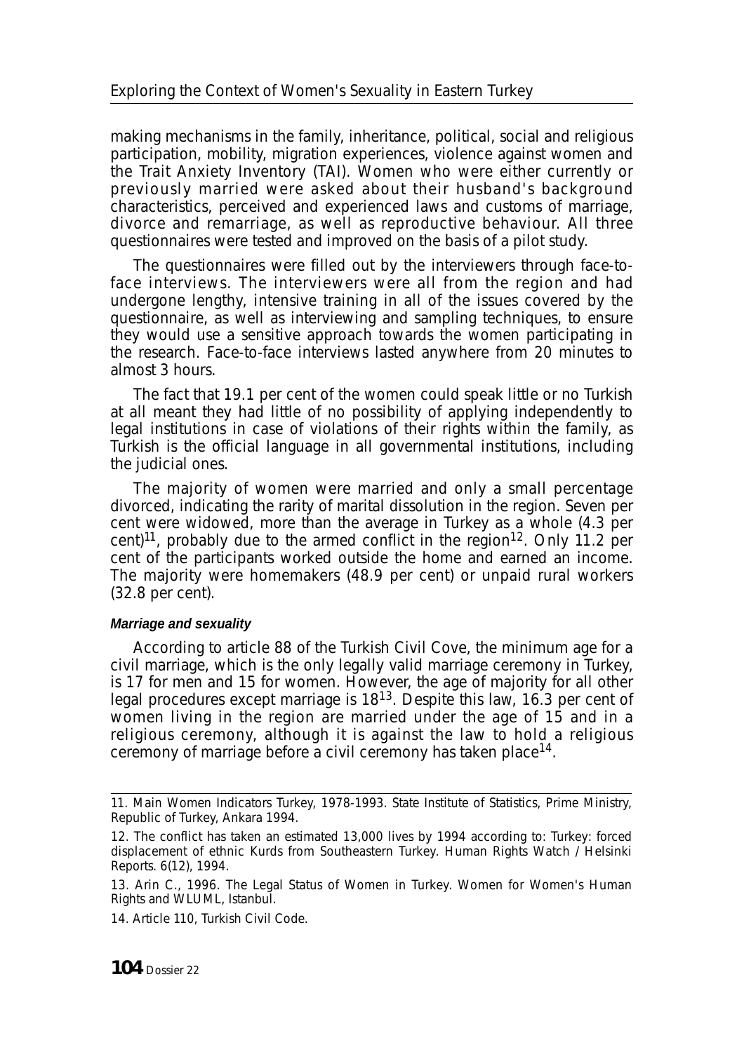making mechanisms in the family, inheritance, political, social and religious participation, mobility, migration experiences, violence against women and the Trait Anxiety Inventory (TAI). Women who were either currently or previously married were asked about their husband's background characteristics, perceived and experienced laws and customs of marriage, divorce and remarriage, as well as reproductive behaviour. All three questionnaires were tested and improved on the basis of a pilot study.

The questionnaires were filled out by the interviewers through face-to-face interviews. The interviewers were all from the region and had undergone lengthy, intensive training in all of the issues covered by the questionnaire, as well as interviewing and sampling techniques, to ensure they would use a sensitive approach towards the women participating in the research. Face-to-face interviews lasted anywhere from 20 minutes to almost 3 hours.

The fact that 19.1 per cent of the women could speak little or no Turkish at all meant they had little of no possibility of applying independently to legal institutions in case of violations of their rights within the family, as Turkish is the official language in all governmental institutions, including the judicial ones.

The majority of women were married and only a small percentage divorced, indicating the rarity of marital dissolution in the region. Seven per cent were widowed, more than the average in Turkey as a whole (4.3 per cent)[11], probably due to the armed conflict in the region[12]. Only 11.2 per cent of the participants worked outside the home and earned an income. The majority were homemakers (48.9 per cent) or unpaid rural workers (32.8 per cent).

#### Marriage and sexuality

According to article 88 of the Turkish Civil Cove, the minimum age for a civil marriage, which is the only legally valid marriage ceremony in Turkey, is 17 for men and 15 for women. However, the age of majority for all other legal procedures except marriage is 18[13]. Despite this law, 16.3 per cent of women living in the region are married under the age of 15 and in a religious ceremony, although it is against the law to hold a religious ceremony of marriage before a civil ceremony has taken place[14].

---

11. Main Women Indicators Turkey, 1978-1993. State Institute of Statistics, Prime Ministry, Republic of Turkey, Ankara 1994.

12. The conflict has taken an estimated 13,000 lives by 1994 according to: Turkey: forced displacement of ethnic Kurds from Southeastern Turkey. Human Rights Watch / Helsinki Reports. 6(12), 1994.

13. Arin C., 1996. The Legal Status of Women in Turkey. Women for Women's Human Rights and WLUML, Istanbul.

14. Article 110, Turkish Civil Code.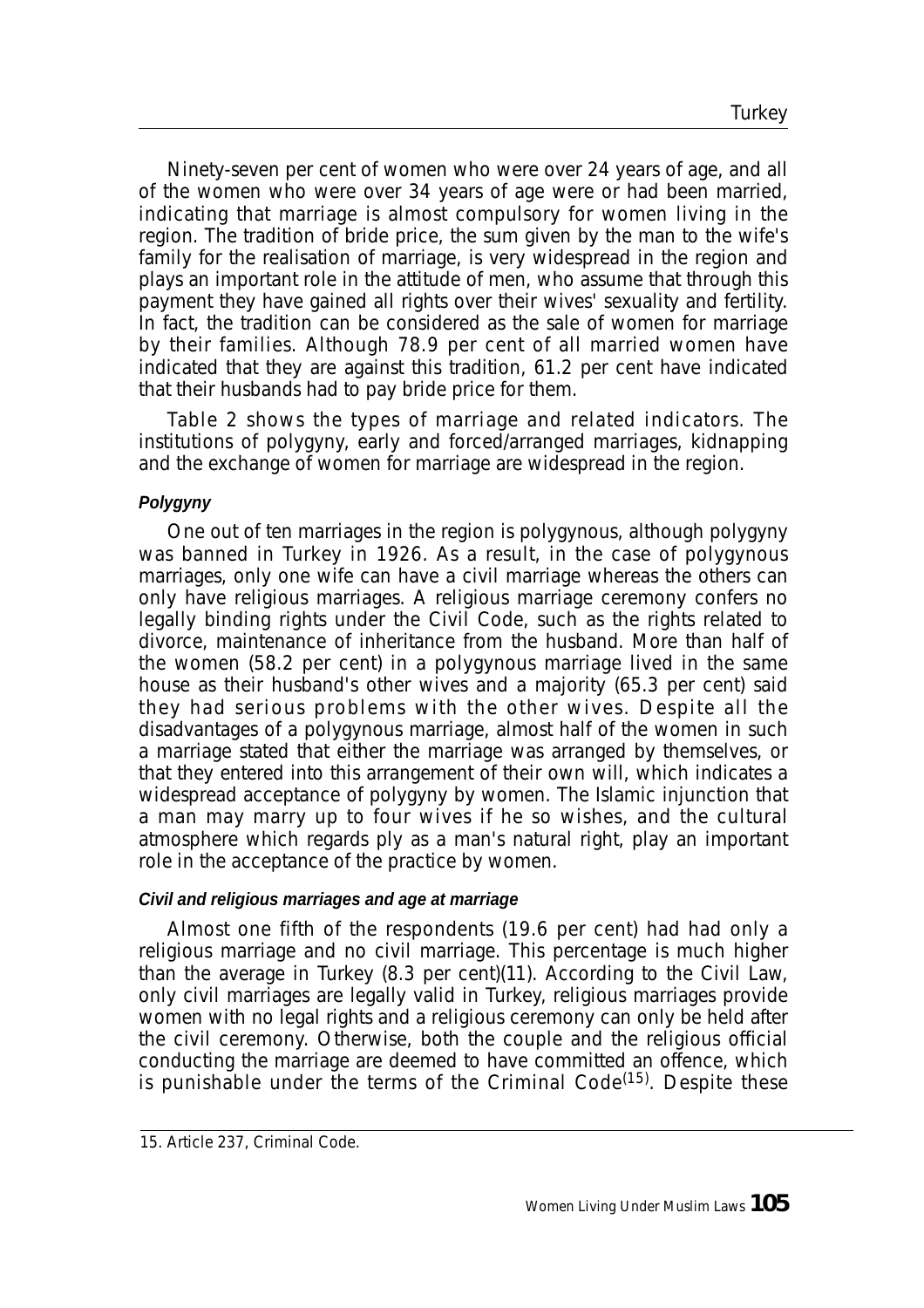Ninety-seven per cent of women who were over 24 years of age, and all of the women who were over 34 years of age were or had been married, indicating that marriage is almost compulsory for women living in the region. The tradition of bride price, the sum given by the man to the wife's family for the realisation of marriage, is very widespread in the region and plays an important role in the attitude of men, who assume that through this payment they have gained all rights over their wives' sexuality and fertility. In fact, the tradition can be considered as the sale of women for marriage by their families. Although 78.9 per cent of all married women have indicated that they are against this tradition, 61.2 per cent have indicated that their husbands had to pay bride price for them.

Table 2 shows the types of marriage and related indicators. The institutions of polygyny, early and forced/arranged marriages, kidnapping and the exchange of women for marriage are widespread in the region.

#### *Polygyny*

One out of ten marriages in the region is polygynous, although polygyny was banned in Turkey in 1926. As a result, in the case of polygynous marriages, only one wife can have a civil marriage whereas the others can only have religious marriages. A religious marriage ceremony confers no legally binding rights under the Civil Code, such as the rights related to divorce, maintenance of inheritance from the husband. More than half of the women (58.2 per cent) in a polygynous marriage lived in the same house as their husband's other wives and a majority (65.3 per cent) said they had serious problems with the other wives. Despite all the disadvantages of a polygynous marriage, almost half of the women in such a marriage stated that either the marriage was arranged by themselves, or that they entered into this arrangement of their own will, which indicates a widespread acceptance of polygyny by women. The Islamic injunction that a man may marry up to four wives if he so wishes, and the cultural atmosphere which regards ply as a man's natural right, play an important role in the acceptance of the practice by women.

#### *Civil and religious marriages and age at marriage*

Almost one fifth of the respondents (19.6 per cent) had had only a religious marriage and no civil marriage. This percentage is much higher than the average in Turkey (8.3 per cent)(11). According to the Civil Law, only civil marriages are legally valid in Turkey, religious marriages provide women with no legal rights and a religious ceremony can only be held after the civil ceremony. Otherwise, both the couple and the religious official conducting the marriage are deemed to have committed an offence, which is punishable under the terms of the Criminal Code[15]. Despite these

15. Article 237, Criminal Code.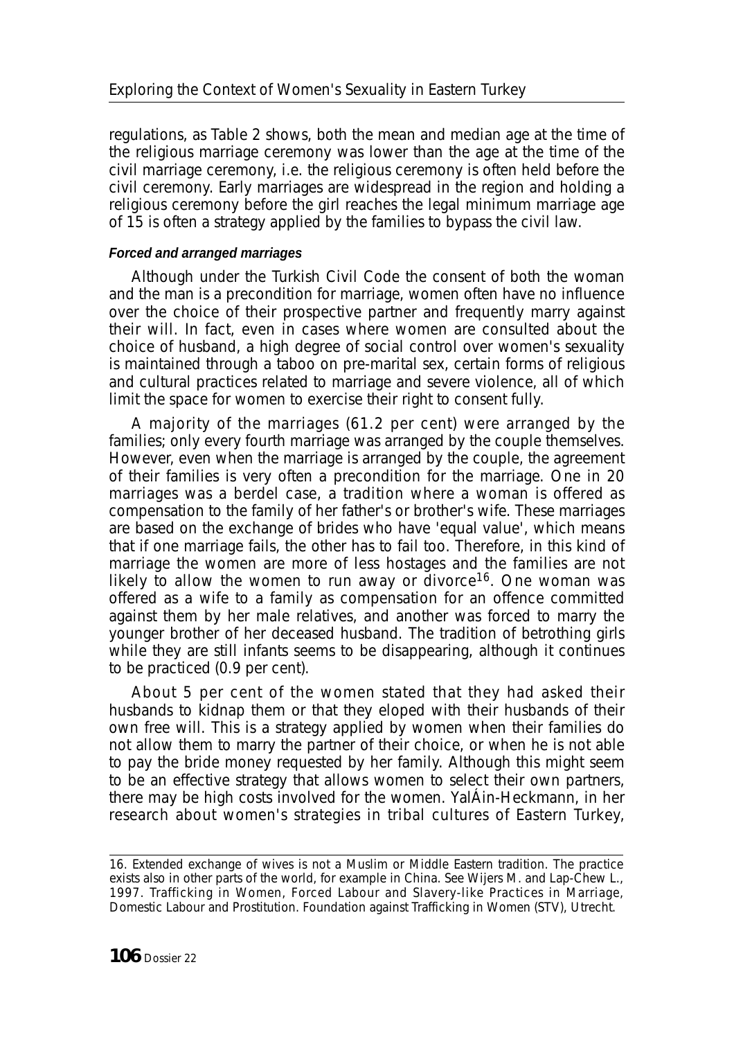regulations, as Table 2 shows, both the mean and median age at the time of the religious marriage ceremony was lower than the age at the time of the civil marriage ceremony, i.e. the religious ceremony is often held before the civil ceremony. Early marriages are widespread in the region and holding a religious ceremony before the girl reaches the legal minimum marriage age of 15 is often a strategy applied by the families to bypass the civil law.

#### *Forced and arranged marriages*

Although under the Turkish Civil Code the consent of both the woman and the man is a precondition for marriage, women often have no influence over the choice of their prospective partner and frequently marry against their will. In fact, even in cases where women are consulted about the choice of husband, a high degree of social control over women's sexuality is maintained through a taboo on pre-marital sex, certain forms of religious and cultural practices related to marriage and severe violence, all of which limit the space for women to exercise their right to consent fully.

A majority of the marriages (61.2 per cent) were arranged by the families; only every fourth marriage was arranged by the couple themselves. However, even when the marriage is arranged by the couple, the agreement of their families is very often a precondition for the marriage. One in 20 marriages was a berdel case, a tradition where a woman is offered as compensation to the family of her father's or brother's wife. These marriages are based on the exchange of brides who have 'equal value', which means that if one marriage fails, the other has to fail too. Therefore, in this kind of marriage the women are more of less hostages and the families are not likely to allow the women to run away or divorce[16]. One woman was offered as a wife to a family as compensation for an offence committed against them by her male relatives, and another was forced to marry the younger brother of her deceased husband. The tradition of betrothing girls while they are still infants seems to be disappearing, although it continues to be practiced (0.9 per cent).

About 5 per cent of the women stated that they had asked their husbands to kidnap them or that they eloped with their husbands of their own free will. This is a strategy applied by women when their families do not allow them to marry the partner of their choice, or when he is not able to pay the bride money requested by her family. Although this might seem to be an effective strategy that allows women to select their own partners, there may be high costs involved for the women. YalÁin-Heckmann, in her research about women's strategies in tribal cultures of Eastern Turkey,

---

16. Extended exchange of wives is not a Muslim or Middle Eastern tradition. The practice exists also in other parts of the world, for example in China. See Wijers M. and Lap-Chew L., 1997. Trafficking in Women, Forced Labour and Slavery-like Practices in Marriage, Domestic Labour and Prostitution. Foundation against Trafficking in Women (STV), Utrecht.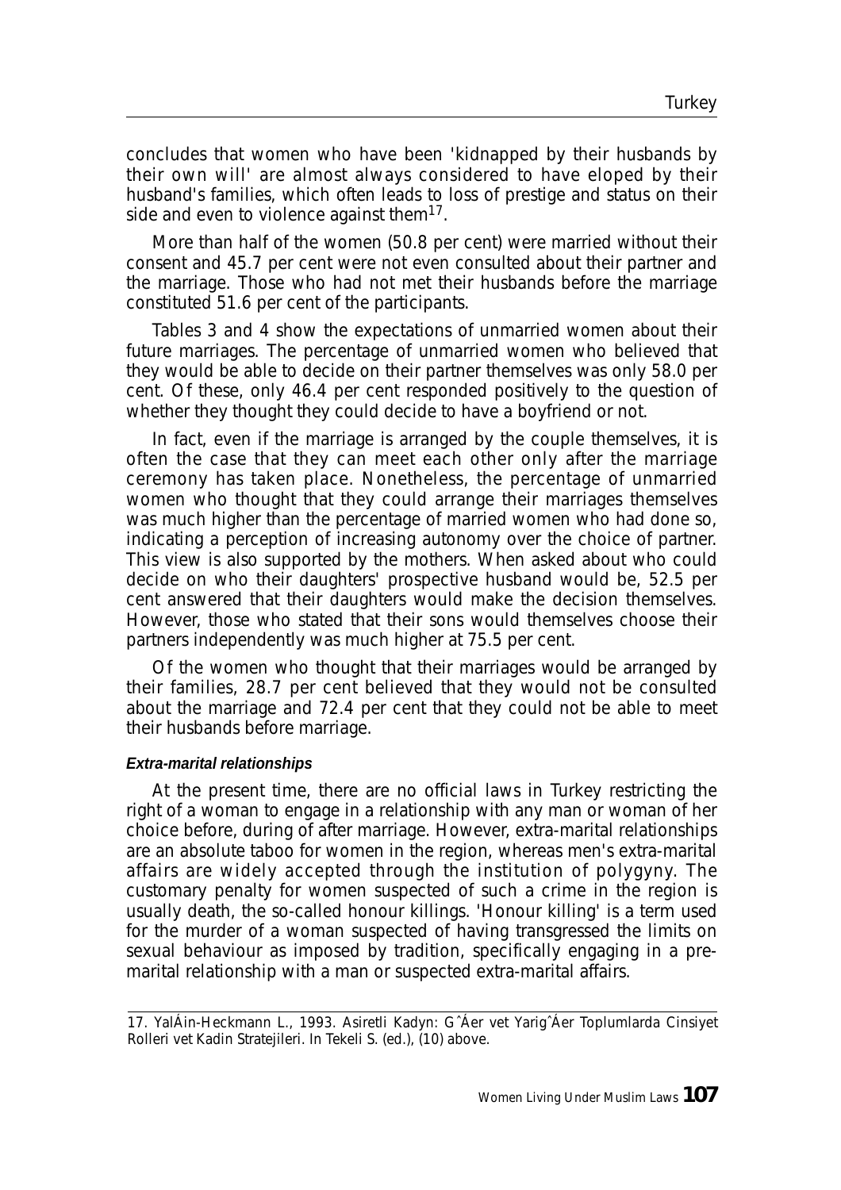concludes that women who have been 'kidnapped by their husbands by their own will' are almost always considered to have eloped by their husband's families, which often leads to loss of prestige and status on their side and even to violence against them[17].

More than half of the women (50.8 per cent) were married without their consent and 45.7 per cent were not even consulted about their partner and the marriage. Those who had not met their husbands before the marriage constituted 51.6 per cent of the participants.

Tables 3 and 4 show the expectations of unmarried women about their future marriages. The percentage of unmarried women who believed that they would be able to decide on their partner themselves was only 58.0 per cent. Of these, only 46.4 per cent responded positively to the question of whether they thought they could decide to have a boyfriend or not.

In fact, even if the marriage is arranged by the couple themselves, it is often the case that they can meet each other only after the marriage ceremony has taken place. Nonetheless, the percentage of unmarried women who thought that they could arrange their marriages themselves was much higher than the percentage of married women who had done so, indicating a perception of increasing autonomy over the choice of partner. This view is also supported by the mothers. When asked about who could decide on who their daughters' prospective husband would be, 52.5 per cent answered that their daughters would make the decision themselves. However, those who stated that their sons would themselves choose their partners independently was much higher at 75.5 per cent.

Of the women who thought that their marriages would be arranged by their families, 28.7 per cent believed that they would not be consulted about the marriage and 72.4 per cent that they could not be able to meet their husbands before marriage.

#### *Extra-marital relationships*

At the present time, there are no official laws in Turkey restricting the right of a woman to engage in a relationship with any man or woman of her choice before, during of after marriage. However, extra-marital relationships are an absolute taboo for women in the region, whereas men's extra-marital affairs are widely accepted through the institution of polygyny. The customary penalty for women suspected of such a crime in the region is usually death, the so-called honour killings. 'Honour killing' is a term used for the murder of a woman suspected of having transgressed the limits on sexual behaviour as imposed by tradition, specifically engaging in a pre-marital relationship with a man or suspected extra-marital affairs.

---

17. YalÁin-Heckmann L., 1993. Asiretli Kadyn: GˆÁer vet YarigˆÁer Toplumlarda Cinsiyet Rolleri vet Kadin Stratejileri. In Tekeli S. (ed.), (10) above.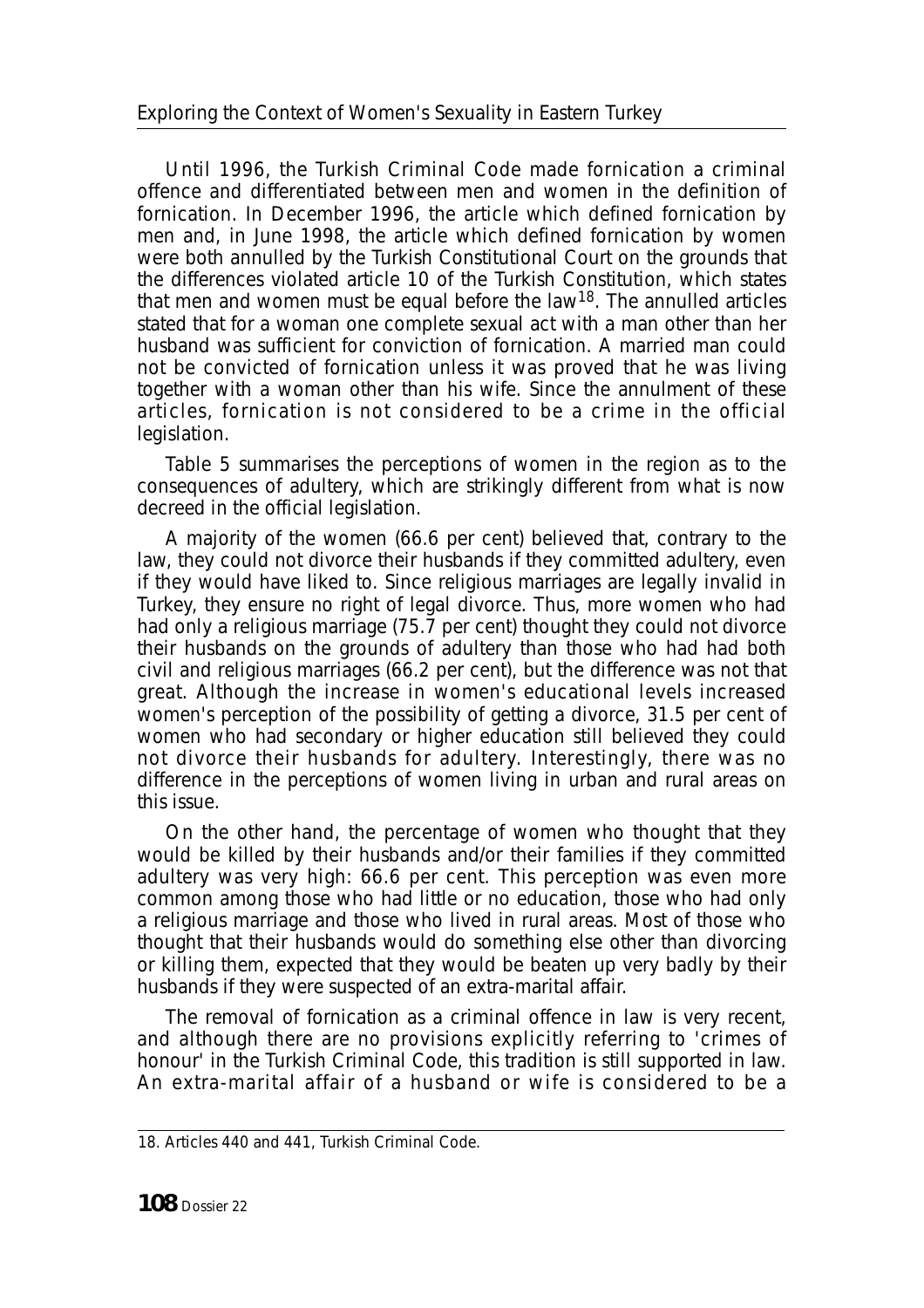Until 1996, the Turkish Criminal Code made fornication a criminal offence and differentiated between men and women in the definition of fornication. In December 1996, the article which defined fornication by men and, in June 1998, the article which defined fornication by women were both annulled by the Turkish Constitutional Court on the grounds that the differences violated article 10 of the Turkish Constitution, which states that men and women must be equal before the law[18]. The annulled articles stated that for a woman one complete sexual act with a man other than her husband was sufficient for conviction of fornication. A married man could not be convicted of fornication unless it was proved that he was living together with a woman other than his wife. Since the annulment of these articles, fornication is not considered to be a crime in the official legislation.

Table 5 summarises the perceptions of women in the region as to the consequences of adultery, which are strikingly different from what is now decreed in the official legislation.

A majority of the women (66.6 per cent) believed that, contrary to the law, they could not divorce their husbands if they committed adultery, even if they would have liked to. Since religious marriages are legally invalid in Turkey, they ensure no right of legal divorce. Thus, more women who had had only a religious marriage (75.7 per cent) thought they could not divorce their husbands on the grounds of adultery than those who had had both civil and religious marriages (66.2 per cent), but the difference was not that great. Although the increase in women's educational levels increased women's perception of the possibility of getting a divorce, 31.5 per cent of women who had secondary or higher education still believed they could not divorce their husbands for adultery. Interestingly, there was no difference in the perceptions of women living in urban and rural areas on this issue.

On the other hand, the percentage of women who thought that they would be killed by their husbands and/or their families if they committed adultery was very high: 66.6 per cent. This perception was even more common among those who had little or no education, those who had only a religious marriage and those who lived in rural areas. Most of those who thought that their husbands would do something else other than divorcing or killing them, expected that they would be beaten up very badly by their husbands if they were suspected of an extra-marital affair.

The removal of fornication as a criminal offence in law is very recent, and although there are no provisions explicitly referring to 'crimes of honour' in the Turkish Criminal Code, this tradition is still supported in law. An extra-marital affair of a husband or wife is considered to be a

18. Articles 440 and 441, Turkish Criminal Code.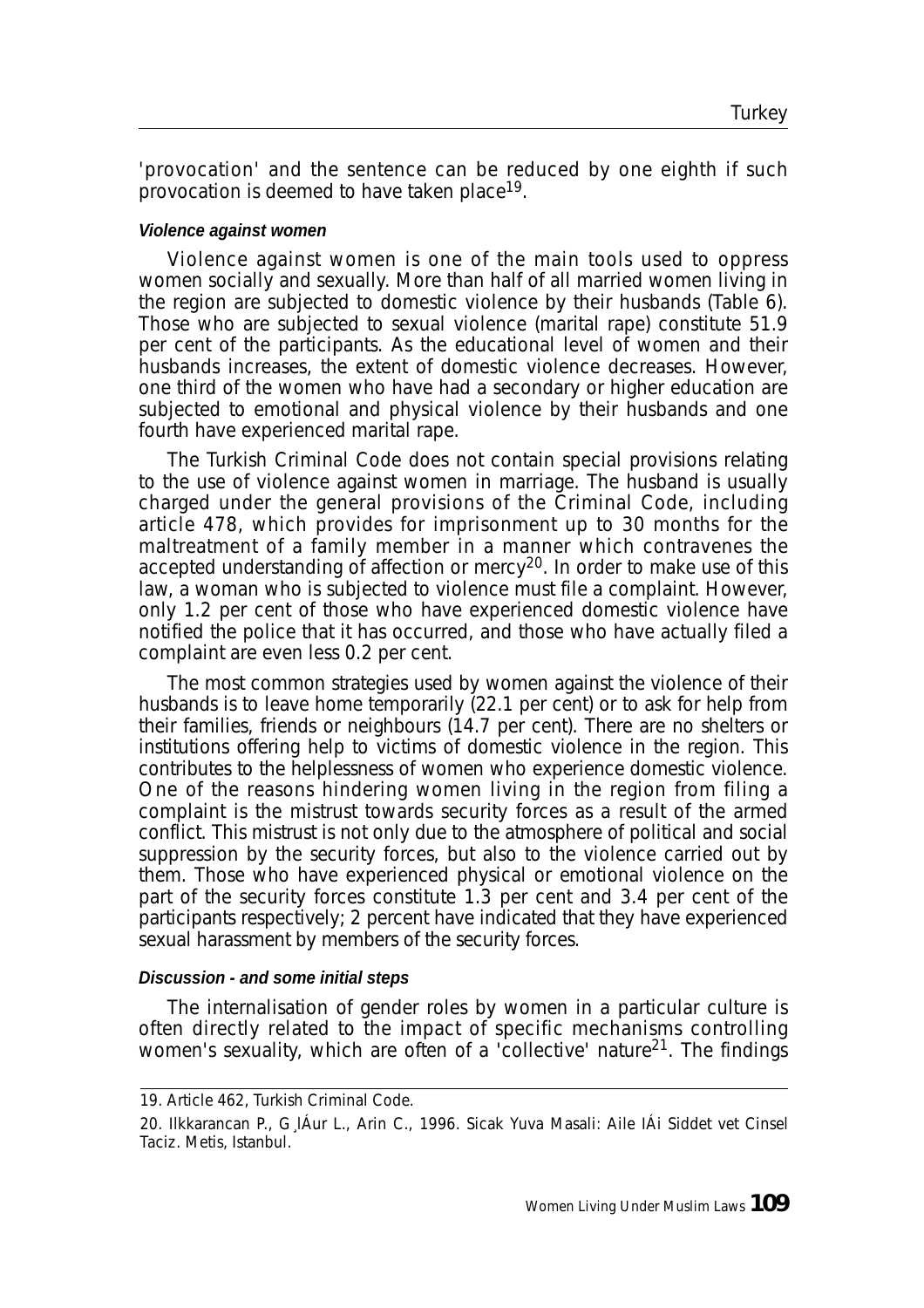'provocation' and the sentence can be reduced by one eighth if such provocation is deemed to have taken place[19].

#### *Violence against women*

Violence against women is one of the main tools used to oppress women socially and sexually. More than half of all married women living in the region are subjected to domestic violence by their husbands (Table 6). Those who are subjected to sexual violence (marital rape) constitute 51.9 per cent of the participants. As the educational level of women and their husbands increases, the extent of domestic violence decreases. However, one third of the women who have had a secondary or higher education are subjected to emotional and physical violence by their husbands and one fourth have experienced marital rape.

The Turkish Criminal Code does not contain special provisions relating to the use of violence against women in marriage. The husband is usually charged under the general provisions of the Criminal Code, including article 478, which provides for imprisonment up to 30 months for the maltreatment of a family member in a manner which contravenes the accepted understanding of affection or mercy[20]. In order to make use of this law, a woman who is subjected to violence must file a complaint. However, only 1.2 per cent of those who have experienced domestic violence have notified the police that it has occurred, and those who have actually filed a complaint are even less 0.2 per cent.

The most common strategies used by women against the violence of their husbands is to leave home temporarily (22.1 per cent) or to ask for help from their families, friends or neighbours (14.7 per cent). There are no shelters or institutions offering help to victims of domestic violence in the region. This contributes to the helplessness of women who experience domestic violence. One of the reasons hindering women living in the region from filing a complaint is the mistrust towards security forces as a result of the armed conflict. This mistrust is not only due to the atmosphere of political and social suppression by the security forces, but also to the violence carried out by them. Those who have experienced physical or emotional violence on the part of the security forces constitute 1.3 per cent and 3.4 per cent of the participants respectively; 2 percent have indicated that they have experienced sexual harassment by members of the security forces.

#### *Discussion - and some initial steps*

The internalisation of gender roles by women in a particular culture is often directly related to the impact of specific mechanisms controlling women's sexuality, which are often of a 'collective' nature[21]. The findings

---

19. Article 462, Turkish Criminal Code.

20. Ilkkarancan P., G¸lÁur L., Arin C., 1996. Sicak Yuva Masali: Aile IÁi Siddet vet Cinsel Taciz. Metis, Istanbul.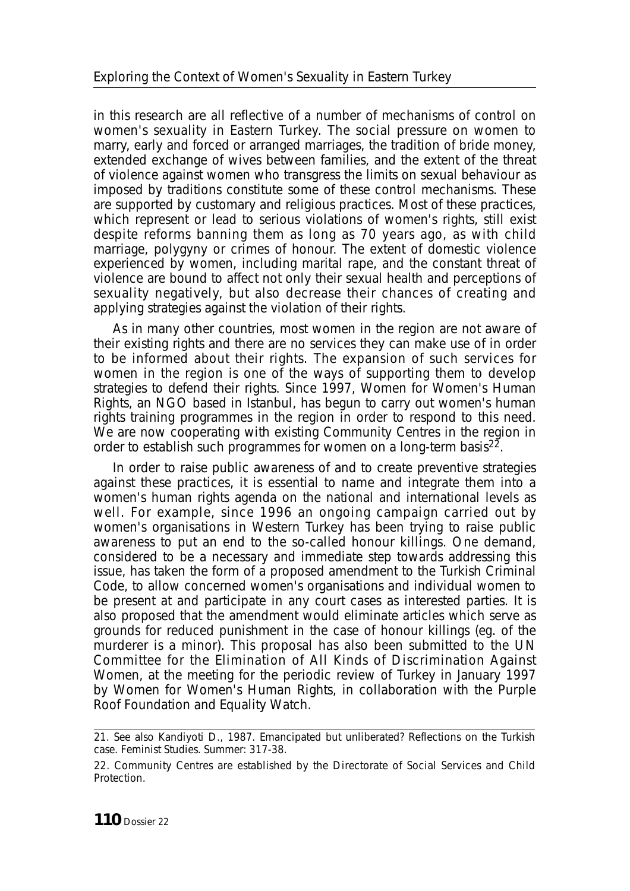in this research are all reflective of a number of mechanisms of control on women's sexuality in Eastern Turkey. The social pressure on women to marry, early and forced or arranged marriages, the tradition of bride money, extended exchange of wives between families, and the extent of the threat of violence against women who transgress the limits on sexual behaviour as imposed by traditions constitute some of these control mechanisms. These are supported by customary and religious practices. Most of these practices, which represent or lead to serious violations of women's rights, still exist despite reforms banning them as long as 70 years ago, as with child marriage, polygyny or crimes of honour. The extent of domestic violence experienced by women, including marital rape, and the constant threat of violence are bound to affect not only their sexual health and perceptions of sexuality negatively, but also decrease their chances of creating and applying strategies against the violation of their rights.

As in many other countries, most women in the region are not aware of their existing rights and there are no services they can make use of in order to be informed about their rights. The expansion of such services for women in the region is one of the ways of supporting them to develop strategies to defend their rights. Since 1997, Women for Women's Human Rights, an NGO based in Istanbul, has begun to carry out women's human rights training programmes in the region in order to respond to this need. We are now cooperating with existing Community Centres in the region in order to establish such programmes for women on a long-term basis[22].

In order to raise public awareness of and to create preventive strategies against these practices, it is essential to name and integrate them into a women's human rights agenda on the national and international levels as well. For example, since 1996 an ongoing campaign carried out by women's organisations in Western Turkey has been trying to raise public awareness to put an end to the so-called honour killings. One demand, considered to be a necessary and immediate step towards addressing this issue, has taken the form of a proposed amendment to the Turkish Criminal Code, to allow concerned women's organisations and individual women to be present at and participate in any court cases as interested parties. It is also proposed that the amendment would eliminate articles which serve as grounds for reduced punishment in the case of honour killings (eg. of the murderer is a minor). This proposal has also been submitted to the UN Committee for the Elimination of All Kinds of Discrimination Against Women, at the meeting for the periodic review of Turkey in January 1997 by Women for Women's Human Rights, in collaboration with the Purple Roof Foundation and Equality Watch.

---

21. See also Kandiyoti D., 1987. Emancipated but unliberated? Reflections on the Turkish case. Feminist Studies. Summer: 317-38.

22. Community Centres are established by the Directorate of Social Services and Child Protection.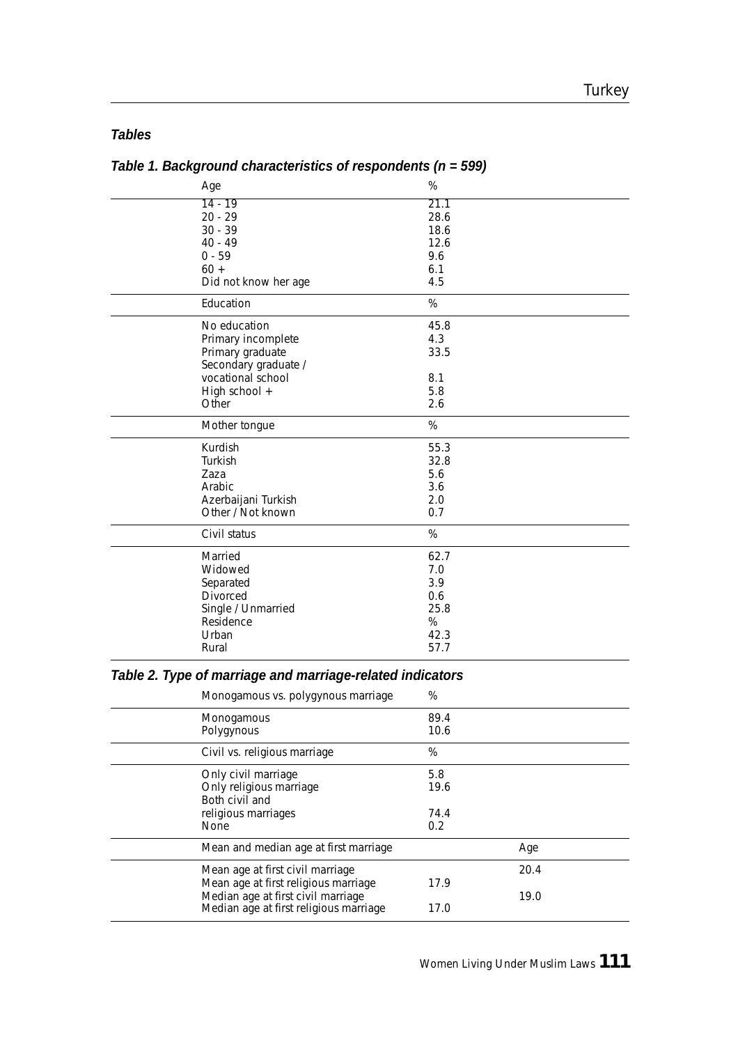***Tables***

***Table 1. Background characteristics of respondents (n = 599)***

| Age | % |
|---|---|
| 14 - 19 | 21.1 |
| 20 - 29 | 28.6 |
| 30 - 39 | 18.6 |
| 40 - 49 | 12.6 |
| 0 - 59 | 9.6 |
| 60 + | 6.1 |
| Did not know her age | 4.5 |
| **Education** | **%** |
| No education | 45.8 |
| Primary incomplete | 4.3 |
| Primary graduate | 33.5 |
| Secondary graduate / vocational school | 8.1 |
| High school + | 5.8 |
| Other | 2.6 |
| **Mother tongue** | **%** |
| Kurdish | 55.3 |
| Turkish | 32.8 |
| Zaza | 5.6 |
| Arabic | 3.6 |
| Azerbaijani Turkish | 2.0 |
| Other / Not known | 0.7 |
| **Civil status** | **%** |
| Married | 62.7 |
| Widowed | 7.0 |
| Separated | 3.9 |
| Divorced | 0.6 |
| Single / Unmarried | 25.8 |
| Residence | % |
| Urban | 42.3 |
| Rural | 57.7 |

***Table 2. Type of marriage and marriage-related indicators***

| Monogamous vs. polygynous marriage | % | |
|---|---|---|
| Monogamous | 89.4 | |
| Polygynous | 10.6 | |
| **Civil vs. religious marriage** | **%** | |
| Only civil marriage | 5.8 | |
| Only religious marriage | 19.6 | |
| Both civil and religious marriages | 74.4 | |
| None | 0.2 | |
| **Mean and median age at first marriage** | | **Age** |
| Mean age at first civil marriage | | 20.4 |
| Mean age at first religious marriage | 17.9 | |
| Median age at first civil marriage | | 19.0 |
| Median age at first religious marriage | 17.0 | |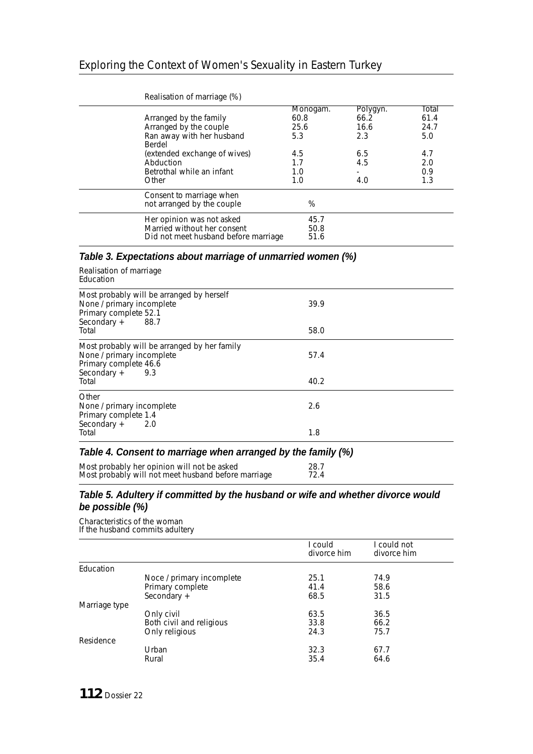Realisation of marriage (%)

| | Monogam. | Polygyn. | Total |
|---|---|---|---|
| Arranged by the family | 60.8 | 66.2 | 61.4 |
| Arranged by the couple | 25.6 | 16.6 | 24.7 |
| Ran away with her husband | 5.3 | 2.3 | 5.0 |
| Berdel (extended exchange of wives) | 4.5 | 6.5 | 4.7 |
| Abduction | 1.7 | 4.5 | 2.0 |
| Betrothal while an infant | 1.0 | - | 0.9 |
| Other | 1.0 | 4.0 | 1.3 |

| Consent to marriage when not arranged by the couple | % |
|---|---|
| Her opinion was not asked | 45.7 |
| Married without her consent | 50.8 |
| Did not meet husband before marriage | 51.6 |

### Table 3. Expectations about marriage of unmarried women (%)

| Realisation of marriage / Education | % |
|---|---|
| **Most probably will be arranged by herself** | |
| None / primary incomplete | 39.9 |
| Primary complete | 52.1 |
| Secondary + | 88.7 |
| Total | 58.0 |
| **Most probably will be arranged by her family** | |
| None / primary incomplete | 57.4 |
| Primary complete | 46.6 |
| Secondary + | 9.3 |
| Total | 40.2 |
| **Other** | |
| None / primary incomplete | 2.6 |
| Primary complete | 1.4 |
| Secondary + | 2.0 |
| Total | 1.8 |

### Table 4. Consent to marriage when arranged by the family (%)

| | % |
|---|---|
| Most probably her opinion will not be asked | 28.7 |
| Most probably will not meet husband before marriage | 72.4 |

### Table 5. Adultery if committed by the husband or wife and whether divorce would be possible (%)

Characteristics of the woman
If the husband commits adultery

| | | I could divorce him | I could not divorce him |
|---|---|---|---|
| Education | | | |
| | Noce / primary incomplete | 25.1 | 74.9 |
| | Primary complete | 41.4 | 58.6 |
| | Secondary + | 68.5 | 31.5 |
| Marriage type | | | |
| | Only civil | 63.5 | 36.5 |
| | Both civil and religious | 33.8 | 66.2 |
| | Only religious | 24.3 | 75.7 |
| Residence | | | |
| | Urban | 32.3 | 67.7 |
| | Rural | 35.4 | 64.6 |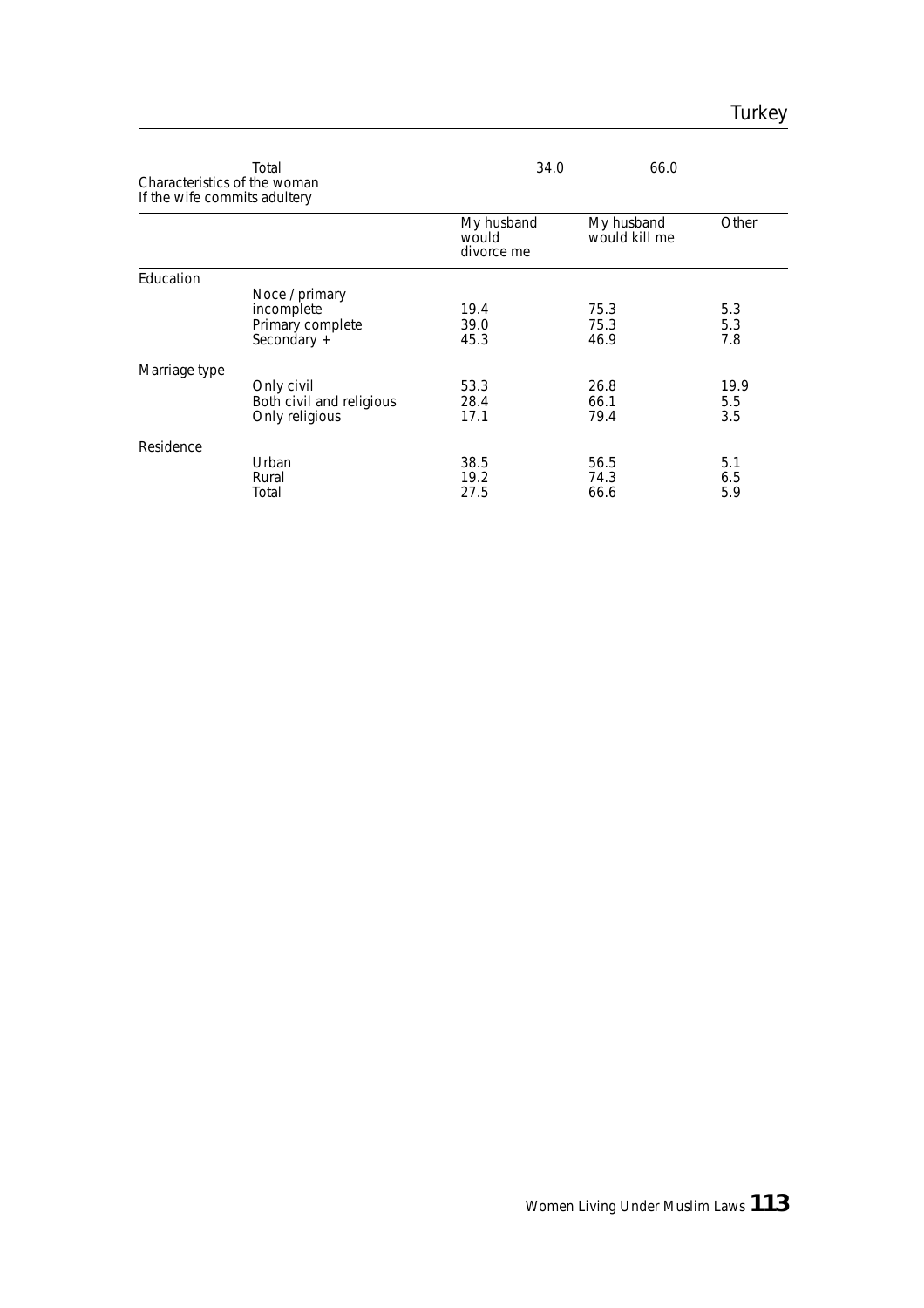| | Total | 34.0 | 66.0 | |
|---|---|---|---|---|

Characteristics of the woman
If the wife commits adultery

| | | My husband would divorce me | My husband would kill me | Other |
|---|---|---|---|---|
| Education | | | | |
| | Noce / primary incomplete | 19.4 | 75.3 | 5.3 |
| | Primary complete | 39.0 | 75.3 | 5.3 |
| | Secondary + | 45.3 | 46.9 | 7.8 |
| Marriage type | | | | |
| | Only civil | 53.3 | 26.8 | 19.9 |
| | Both civil and religious | 28.4 | 66.1 | 5.5 |
| | Only religious | 17.1 | 79.4 | 3.5 |
| Residence | | | | |
| | Urban | 38.5 | 56.5 | 5.1 |
| | Rural | 19.2 | 74.3 | 6.5 |
| | Total | 27.5 | 66.6 | 5.9 |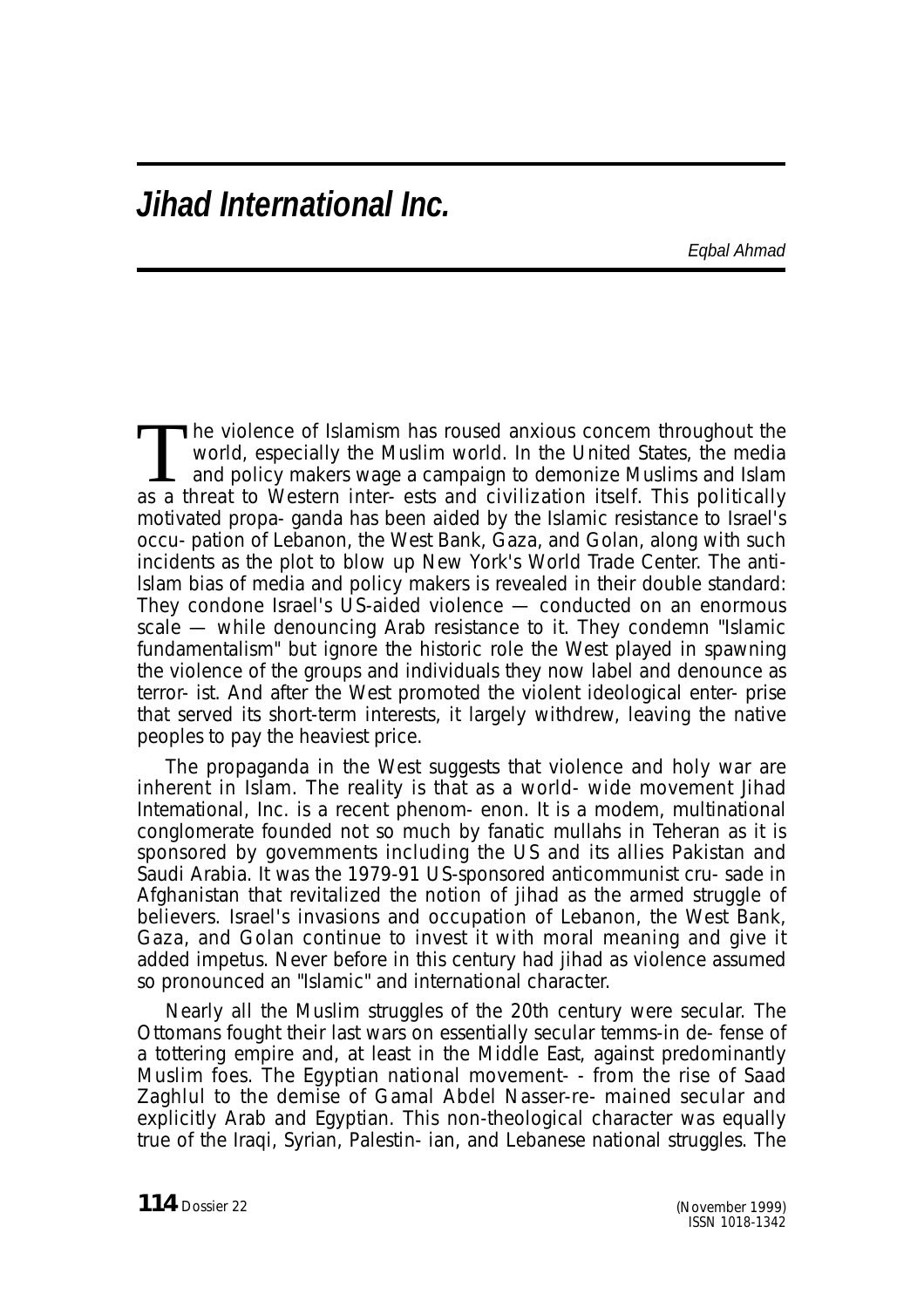# *Jihad International Inc.*

*Eqbal Ahmad*

The violence of Islamism has roused anxious concem throughout the world, especially the Muslim world. In the United States, the media and policy makers wage a campaign to demonize Muslims and Islam as a threat to Western inter- ests and civilization itself. This politically motivated propa- ganda has been aided by the Islamic resistance to Israel's occu- pation of Lebanon, the West Bank, Gaza, and Golan, along with such incidents as the plot to blow up New York's World Trade Center. The anti-Islam bias of media and policy makers is revealed in their double standard: They condone Israel's US-aided violence — conducted on an enormous scale — while denouncing Arab resistance to it. They condemn "Islamic fundamentalism" but ignore the historic role the West played in spawning the violence of the groups and individuals they now label and denounce as terror- ist. And after the West promoted the violent ideological enter- prise that served its short-term interests, it largely withdrew, leaving the native peoples to pay the heaviest price.

The propaganda in the West suggests that violence and holy war are inherent in Islam. The reality is that as a world- wide movement Jihad Intemational, Inc. is a recent phenom- enon. It is a modem, multinational conglomerate founded not so much by fanatic mullahs in Teheran as it is sponsored by govemments including the US and its allies Pakistan and Saudi Arabia. It was the 1979-91 US-sponsored anticommunist cru- sade in Afghanistan that revitalized the notion of jihad as the armed struggle of believers. Israel's invasions and occupation of Lebanon, the West Bank, Gaza, and Golan continue to invest it with moral meaning and give it added impetus. Never before in this century had jihad as violence assumed so pronounced an "Islamic" and international character.

Nearly all the Muslim struggles of the 20th century were secular. The Ottomans fought their last wars on essentially secular temms-in de- fense of a tottering empire and, at least in the Middle East, against predominantly Muslim foes. The Egyptian national movement- - from the rise of Saad Zaghlul to the demise of Gamal Abdel Nasser-re- mained secular and explicitly Arab and Egyptian. This non-theological character was equally true of the Iraqi, Syrian, Palestin- ian, and Lebanese national struggles. The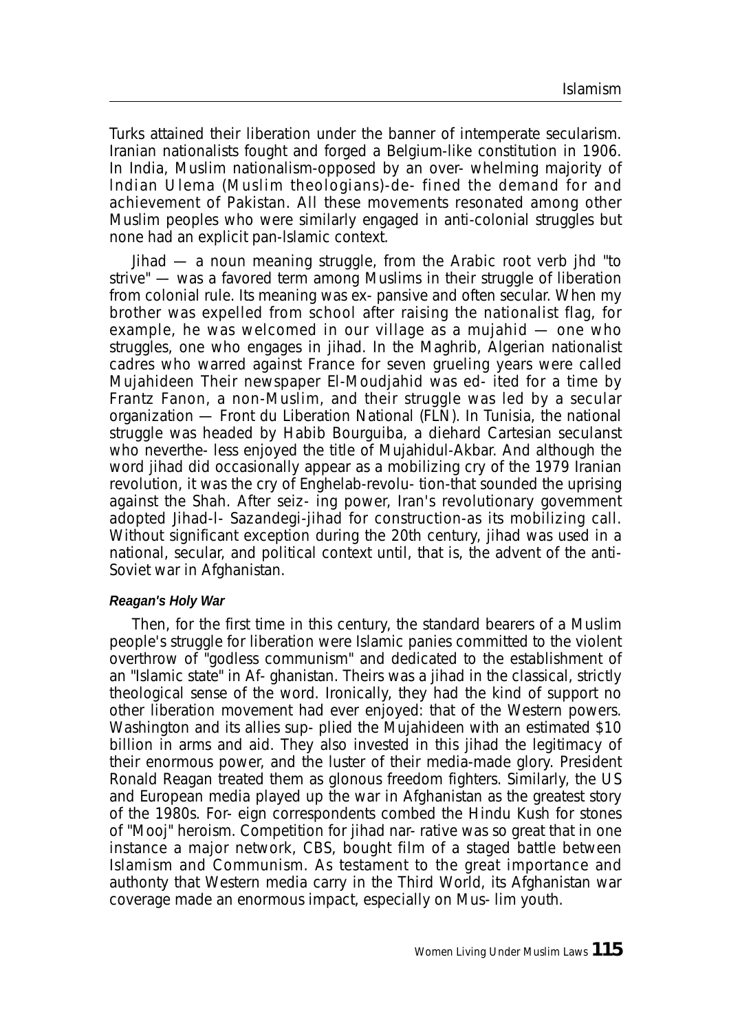Turks attained their liberation under the banner of intemperate secularism. Iranian nationalists fought and forged a Belgium-like constitution in 1906. In India, Muslim nationalism-opposed by an over- whelming majority of Indian Ulema (Muslim theologians)-de- fined the demand for and achievement of Pakistan. All these movements resonated among other Muslim peoples who were similarly engaged in anti-colonial struggles but none had an explicit pan-Islamic context.

Jihad — a noun meaning struggle, from the Arabic root verb jhd "to strive" — was a favored term among Muslims in their struggle of liberation from colonial rule. Its meaning was ex- pansive and often secular. When my brother was expelled from school after raising the nationalist flag, for example, he was welcomed in our village as a mujahid — one who struggles, one who engages in jihad. In the Maghrib, Algerian nationalist cadres who warred against France for seven grueling years were called Mujahideen Their newspaper El-Moudjahid was ed- ited for a time by Frantz Fanon, a non-Muslim, and their struggle was led by a secular organization — Front du Liberation National (FLN). In Tunisia, the national struggle was headed by Habib Bourguiba, a diehard Cartesian seculanst who neverthe- less enjoyed the title of Mujahidul-Akbar. And although the word jihad did occasionally appear as a mobilizing cry of the 1979 Iranian revolution, it was the cry of Enghelab-revolu- tion-that sounded the uprising against the Shah. After seiz- ing power, Iran's revolutionary govemment adopted Jihad-l- Sazandegi-jihad for construction-as its mobilizing call. Without significant exception during the 20th century, jihad was used in a national, secular, and political context until, that is, the advent of the anti-Soviet war in Afghanistan.

#### Reagan's Holy War

Then, for the first time in this century, the standard bearers of a Muslim people's struggle for liberation were Islamic panies committed to the violent overthrow of "godless communism" and dedicated to the establishment of an "Islamic state" in Af- ghanistan. Theirs was a jihad in the classical, strictly theological sense of the word. Ironically, they had the kind of support no other liberation movement had ever enjoyed: that of the Western powers. Washington and its allies sup- plied the Mujahideen with an estimated $10 billion in arms and aid. They also invested in this jihad the legitimacy of their enormous power, and the luster of their media-made glory. President Ronald Reagan treated them as glonous freedom fighters. Similarly, the US and European media played up the war in Afghanistan as the greatest story of the 1980s. For- eign correspondents combed the Hindu Kush for stones of "Mooj" heroism. Competition for jihad nar- rative was so great that in one instance a major network, CBS, bought film of a staged battle between Islamism and Communism. As testament to the great importance and authonty that Western media carry in the Third World, its Afghanistan war coverage made an enormous impact, especially on Mus- lim youth.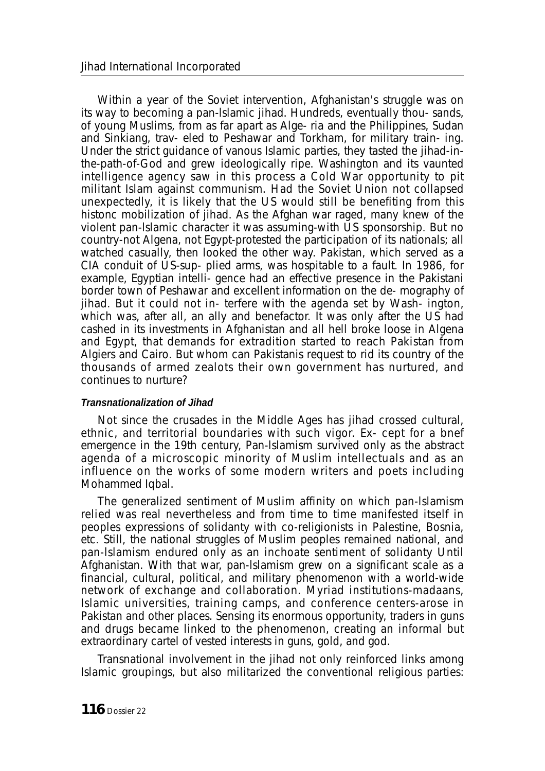Within a year of the Soviet intervention, Afghanistan's struggle was on its way to becoming a pan-Islamic jihad. Hundreds, eventually thou- sands, of young Muslims, from as far apart as Alge- ria and the Philippines, Sudan and Sinkiang, trav- eled to Peshawar and Torkham, for military train- ing. Under the strict guidance of vanous Islamic parties, they tasted the jihad-in-the-path-of-God and grew ideologically ripe. Washington and its vaunted intelligence agency saw in this process a Cold War opportunity to pit militant Islam against communism. Had the Soviet Union not collapsed unexpectedly, it is likely that the US would still be benefiting from this histonc mobilization of jihad. As the Afghan war raged, many knew of the violent pan-Islamic character it was assuming-with US sponsorship. But no country-not Algena, not Egypt-protested the participation of its nationals; all watched casually, then looked the other way. Pakistan, which served as a CIA conduit of US-sup- plied arms, was hospitable to a fault. In 1986, for example, Egyptian intelli- gence had an effective presence in the Pakistani border town of Peshawar and excellent information on the de- mography of jihad. But it could not in- terfere with the agenda set by Wash- ington, which was, after all, an ally and benefactor. It was only after the US had cashed in its investments in Afghanistan and all hell broke loose in Algena and Egypt, that demands for extradition started to reach Pakistan from Algiers and Cairo. But whom can Pakistanis request to rid its country of the thousands of armed zealots their own government has nurtured, and continues to nurture?

#### *Transnationalization of Jihad*

Not since the crusades in the Middle Ages has jihad crossed cultural, ethnic, and territorial boundaries with such vigor. Ex- cept for a bnef emergence in the 19th century, Pan-Islamism survived only as the abstract agenda of a microscopic minority of Muslim intellectuals and as an influence on the works of some modern writers and poets including Mohammed Iqbal.

The generalized sentiment of Muslim affinity on which pan-Islamism relied was real nevertheless and from time to time manifested itself in peoples expressions of solidanty with co-religionists in Palestine, Bosnia, etc. Still, the national struggles of Muslim peoples remained national, and pan-Islamism endured only as an inchoate sentiment of solidanty Until Afghanistan. With that war, pan-Islamism grew on a significant scale as a financial, cultural, political, and military phenomenon with a world-wide network of exchange and collaboration. Myriad institutions-madaans, Islamic universities, training camps, and conference centers-arose in Pakistan and other places. Sensing its enormous opportunity, traders in guns and drugs became linked to the phenomenon, creating an informal but extraordinary cartel of vested interests in guns, gold, and god.

Transnational involvement in the jihad not only reinforced links among Islamic groupings, but also militarized the conventional religious parties: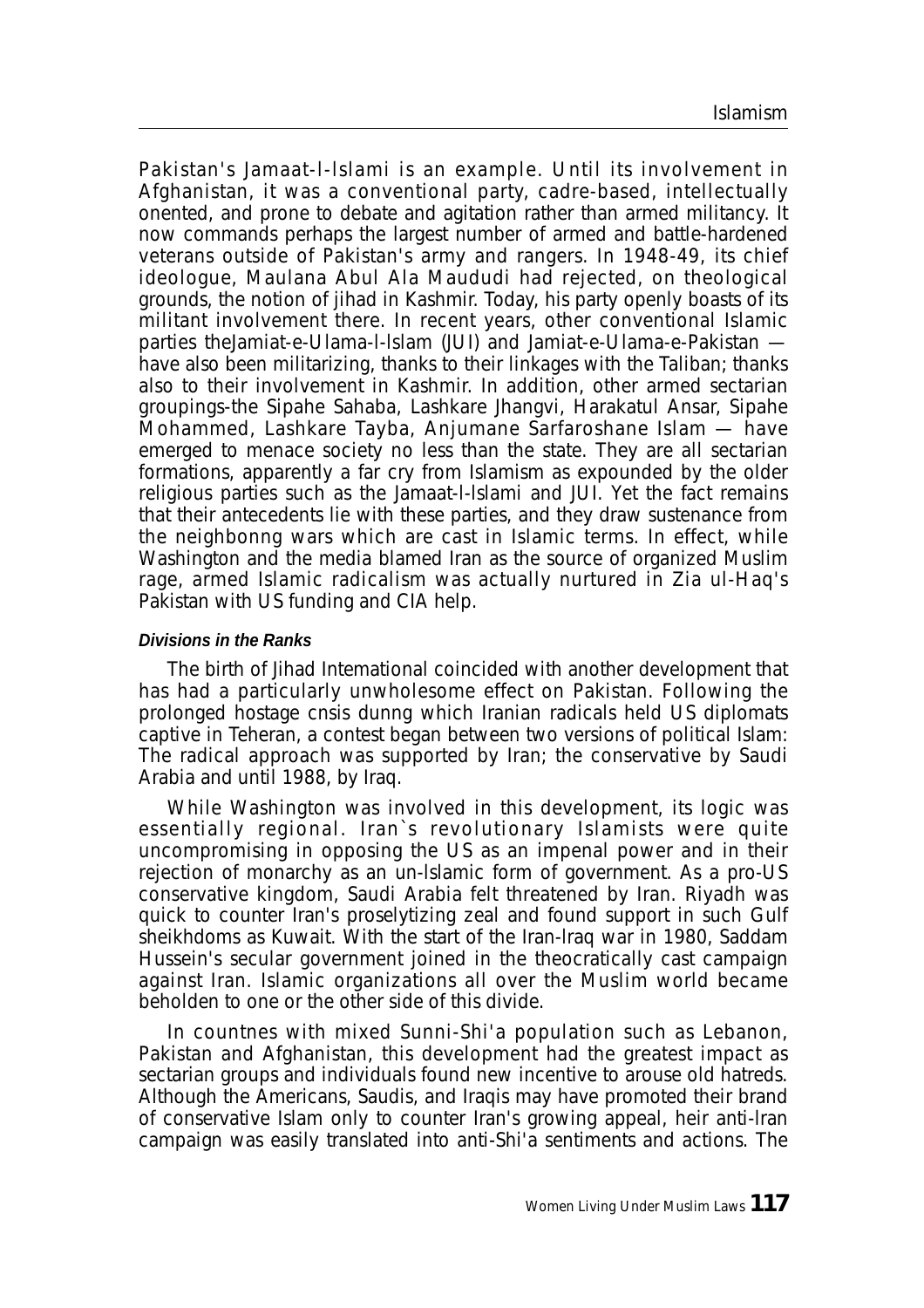Pakistan's Jamaat-I-lslami is an example. Until its involvement in Afghanistan, it was a conventional party, cadre-based, intellectually onented, and prone to debate and agitation rather than armed militancy. It now commands perhaps the largest number of armed and battle-hardened veterans outside of Pakistan's army and rangers. In 1948-49, its chief ideologue, Maulana Abul Ala Maududi had rejected, on theological grounds, the notion of jihad in Kashmir. Today, his party openly boasts of its militant involvement there. In recent years, other conventional Islamic parties theJamiat-e-Ulama-l-lslam (JUI) and Jamiat-e-Ulama-e-Pakistan — have also been militarizing, thanks to their linkages with the Taliban; thanks also to their involvement in Kashmir. In addition, other armed sectarian groupings-the Sipahe Sahaba, Lashkare Jhangvi, Harakatul Ansar, Sipahe Mohammed, Lashkare Tayba, Anjumane Sarfaroshane Islam — have emerged to menace society no less than the state. They are all sectarian formations, apparently a far cry from Islamism as expounded by the older religious parties such as the Jamaat-l-lslami and JUI. Yet the fact remains that their antecedents lie with these parties, and they draw sustenance from the neighbonng wars which are cast in Islamic terms. In effect, while Washington and the media blamed Iran as the source of organized Muslim rage, armed Islamic radicalism was actually nurtured in Zia ul-Haq's Pakistan with US funding and CIA help.

#### *Divisions in the Ranks*

The birth of Jihad Intemational coincided with another development that has had a particularly unwholesome effect on Pakistan. Following the prolonged hostage cnsis dunng which Iranian radicals held US diplomats captive in Teheran, a contest began between two versions of political Islam: The radical approach was supported by Iran; the conservative by Saudi Arabia and until 1988, by Iraq.

While Washington was involved in this development, its logic was essentially regional. Iran`s revolutionary Islamists were quite uncompromising in opposing the US as an impenal power and in their rejection of monarchy as an un-Islamic form of government. As a pro-US conservative kingdom, Saudi Arabia felt threatened by Iran. Riyadh was quick to counter Iran's proselytizing zeal and found support in such Gulf sheikhdoms as Kuwait. With the start of the Iran-lraq war in 1980, Saddam Hussein's secular government joined in the theocratically cast campaign against Iran. Islamic organizations all over the Muslim world became beholden to one or the other side of this divide.

In countnes with mixed Sunni-Shi'a population such as Lebanon, Pakistan and Afghanistan, this development had the greatest impact as sectarian groups and individuals found new incentive to arouse old hatreds. Although the Americans, Saudis, and Iraqis may have promoted their brand of conservative Islam only to counter Iran's growing appeal, heir anti-lran campaign was easily translated into anti-Shi'a sentiments and actions. The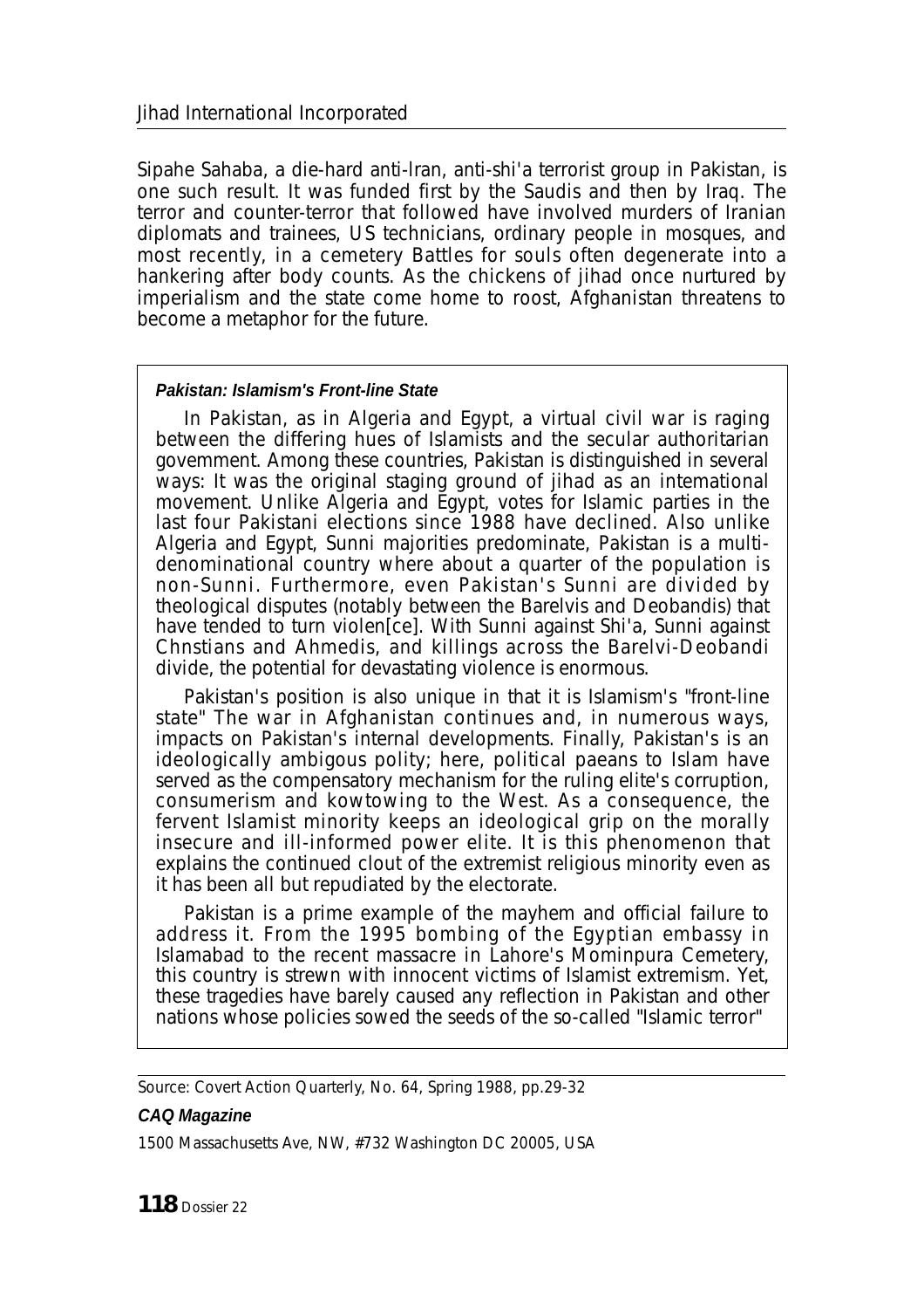Sipahe Sahaba, a die-hard anti-Iran, anti-shi'a terrorist group in Pakistan, is one such result. It was funded first by the Saudis and then by Iraq. The terror and counter-terror that followed have involved murders of Iranian diplomats and trainees, US technicians, ordinary people in mosques, and most recently, in a cemetery Battles for souls often degenerate into a hankering after body counts. As the chickens of jihad once nurtured by imperialism and the state come home to roost, Afghanistan threatens to become a metaphor for the future.

> ***Pakistan: Islamism's Front-line State***
>
> In Pakistan, as in Algeria and Egypt, a virtual civil war is raging between the differing hues of Islamists and the secular authoritarian govemment. Among these countries, Pakistan is distinguished in several ways: It was the original staging ground of jihad as an intemational movement. Unlike Algeria and Egypt, votes for Islamic parties in the last four Pakistani elections since 1988 have declined. Also unlike Algeria and Egypt, Sunni majorities predominate, Pakistan is a multi-denominational country where about a quarter of the population is non-Sunni. Furthermore, even Pakistan's Sunni are divided by theological disputes (notably between the Barelvis and Deobandis) that have tended to turn violen[ce]. With Sunni against Shi'a, Sunni against Chnstians and Ahmedis, and killings across the Barelvi-Deobandi divide, the potential for devastating violence is enormous.
>
> Pakistan's position is also unique in that it is Islamism's "front-line state" The war in Afghanistan continues and, in numerous ways, impacts on Pakistan's internal developments. Finally, Pakistan's is an ideologically ambigous polity; here, political paeans to Islam have served as the compensatory mechanism for the ruling elite's corruption, consumerism and kowtowing to the West. As a consequence, the fervent Islamist minority keeps an ideological grip on the morally insecure and ill-informed power elite. It is this phenomenon that explains the continued clout of the extremist religious minority even as it has been all but repudiated by the electorate.
>
> Pakistan is a prime example of the mayhem and official failure to address it. From the 1995 bombing of the Egyptian embassy in Islamabad to the recent massacre in Lahore's Mominpura Cemetery, this country is strewn with innocent victims of Islamist extremism. Yet, these tragedies have barely caused any reflection in Pakistan and other nations whose policies sowed the seeds of the so-called "Islamic terror"

---

Source: Covert Action Quarterly, No. 64, Spring 1988, pp.29-32

***CAQ Magazine***

1500 Massachusetts Ave, NW, #732 Washington DC 20005, USA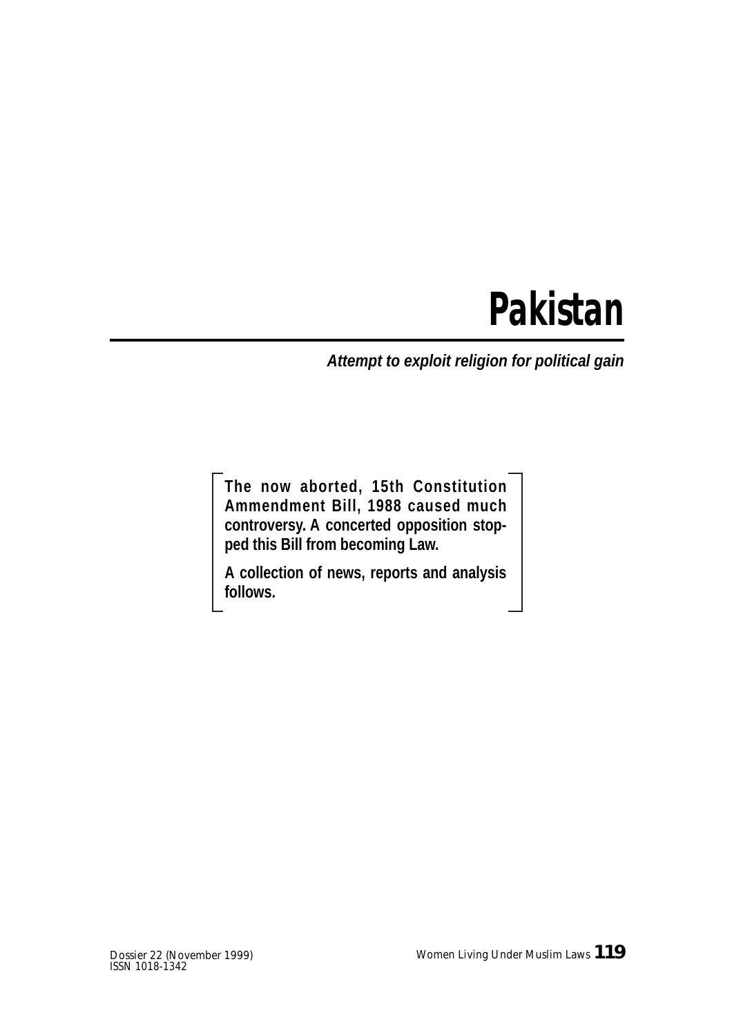# Pakistan

***Attempt to exploit religion for political gain***

**The now aborted, 15th Constitution Ammendment Bill, 1988 caused much controversy. A concerted opposition stopped this Bill from becoming Law.**

**A collection of news, reports and analysis follows.**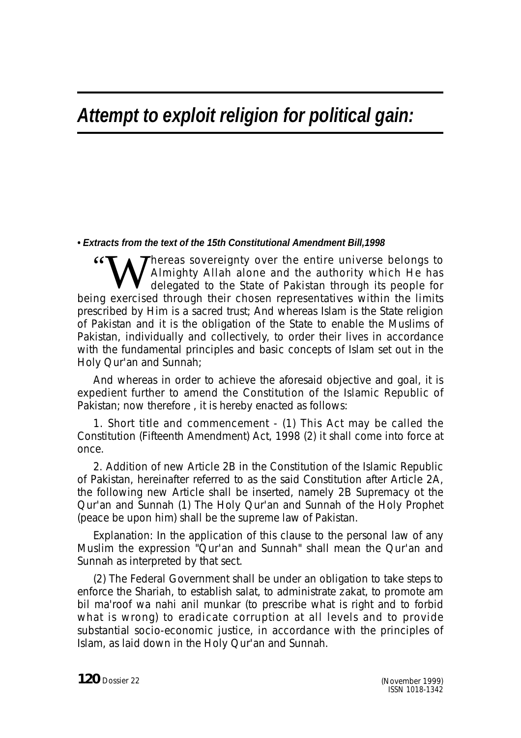# *Attempt to exploit religion for political gain:*

***• Extracts from the text of the 15th Constitutional Amendment Bill,1998***

"Whereas sovereignty over the entire universe belongs to Almighty Allah alone and the authority which He has delegated to the State of Pakistan through its people for being exercised through their chosen representatives within the limits prescribed by Him is a sacred trust; And whereas Islam is the State religion of Pakistan and it is the obligation of the State to enable the Muslims of Pakistan, individually and collectively, to order their lives in accordance with the fundamental principles and basic concepts of Islam set out in the Holy Qur'an and Sunnah;

And whereas in order to achieve the aforesaid objective and goal, it is expedient further to amend the Constitution of the Islamic Republic of Pakistan; now therefore , it is hereby enacted as follows:

1. Short title and commencement - (1) This Act may be called the Constitution (Fifteenth Amendment) Act, 1998 (2) it shall come into force at once.

2. Addition of new Article 2B in the Constitution of the Islamic Republic of Pakistan, hereinafter referred to as the said Constitution after Article 2A, the following new Article shall be inserted, namely 2B Supremacy ot the Qur'an and Sunnah (1) The Holy Qur'an and Sunnah of the Holy Prophet (peace be upon him) shall be the supreme law of Pakistan.

Explanation: In the application of this clause to the personal law of any Muslim the expression "Qur'an and Sunnah" shall mean the Qur'an and Sunnah as interpreted by that sect.

(2) The Federal Government shall be under an obligation to take steps to enforce the Shariah, to establish salat, to administrate zakat, to promote am bil ma'roof wa nahi anil munkar (to prescribe what is right and to forbid what is wrong) to eradicate corruption at all levels and to provide substantial socio-economic justice, in accordance with the principles of Islam, as laid down in the Holy Qur'an and Sunnah.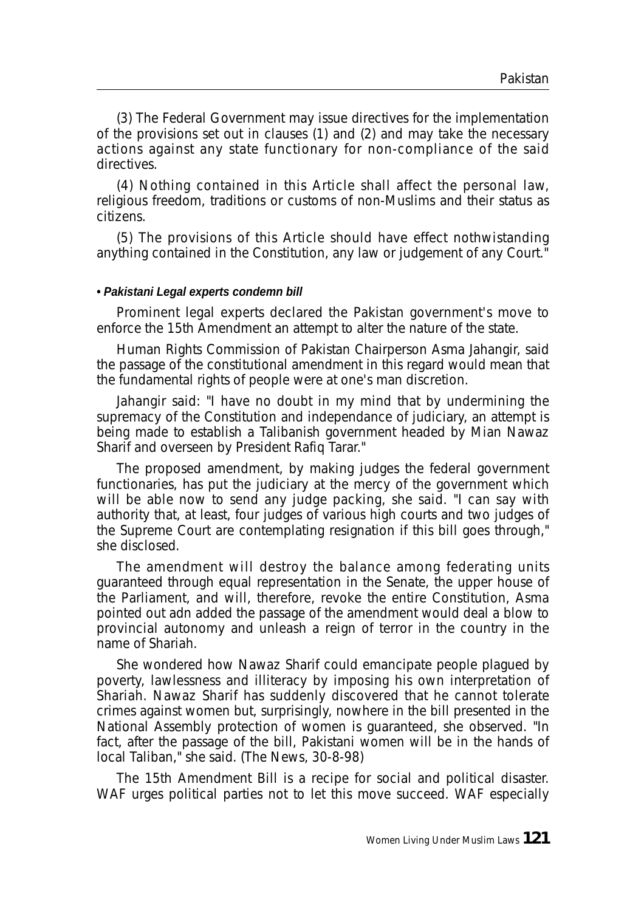(3) The Federal Government may issue directives for the implementation of the provisions set out in clauses (1) and (2) and may take the necessary actions against any state functionary for non-compliance of the said directives.

(4) Nothing contained in this Article shall affect the personal law, religious freedom, traditions or customs of non-Muslims and their status as citizens.

(5) The provisions of this Article should have effect nothwistanding anything contained in the Constitution, any law or judgement of any Court."

**• *Pakistani Legal experts condemn bill***

Prominent legal experts declared the Pakistan government's move to enforce the 15th Amendment an attempt to alter the nature of the state.

Human Rights Commission of Pakistan Chairperson Asma Jahangir, said the passage of the constitutional amendment in this regard would mean that the fundamental rights of people were at one's man discretion.

Jahangir said: "I have no doubt in my mind that by undermining the supremacy of the Constitution and independance of judiciary, an attempt is being made to establish a Talibanish government headed by Mian Nawaz Sharif and overseen by President Rafiq Tarar."

The proposed amendment, by making judges the federal government functionaries, has put the judiciary at the mercy of the government which will be able now to send any judge packing, she said. "I can say with authority that, at least, four judges of various high courts and two judges of the Supreme Court are contemplating resignation if this bill goes through," she disclosed.

The amendment will destroy the balance among federating units guaranteed through equal representation in the Senate, the upper house of the Parliament, and will, therefore, revoke the entire Constitution, Asma pointed out adn added the passage of the amendment would deal a blow to provincial autonomy and unleash a reign of terror in the country in the name of Shariah.

She wondered how Nawaz Sharif could emancipate people plagued by poverty, lawlessness and illiteracy by imposing his own interpretation of Shariah. Nawaz Sharif has suddenly discovered that he cannot tolerate crimes against women but, surprisingly, nowhere in the bill presented in the National Assembly protection of women is guaranteed, she observed. "In fact, after the passage of the bill, Pakistani women will be in the hands of local Taliban," she said. (The News, 30-8-98)

The 15th Amendment Bill is a recipe for social and political disaster. WAF urges political parties not to let this move succeed. WAF especially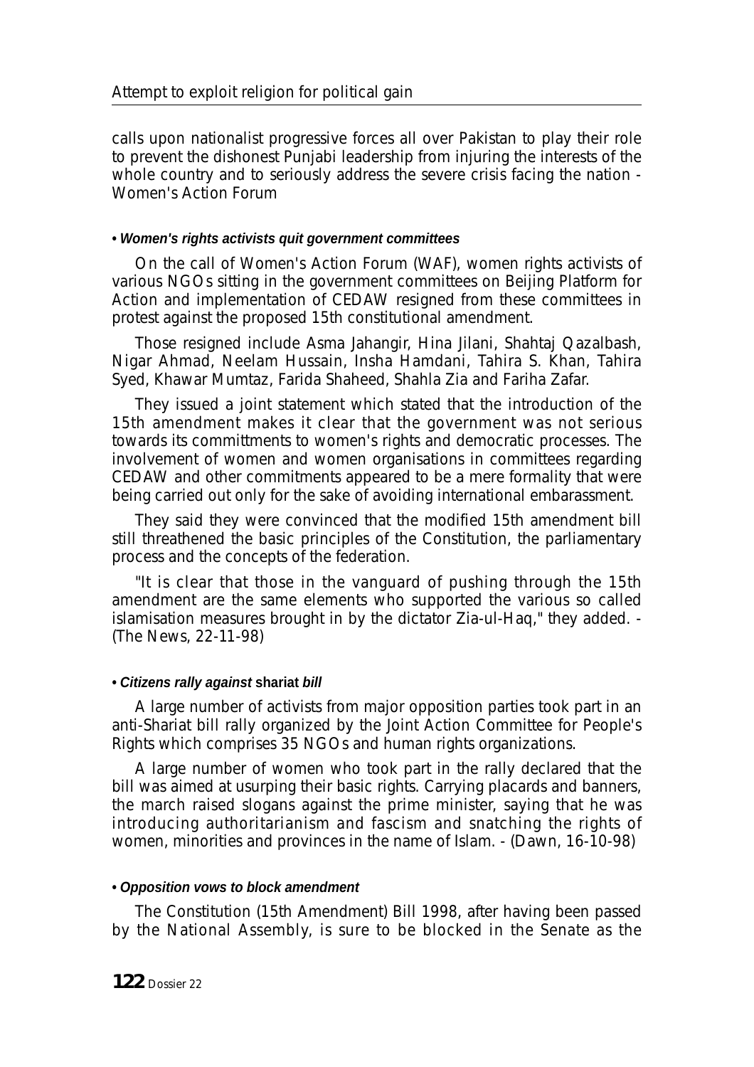calls upon nationalist progressive forces all over Pakistan to play their role to prevent the dishonest Punjabi leadership from injuring the interests of the whole country and to seriously address the severe crisis facing the nation - Women's Action Forum

**• *Women's rights activists quit government committees***

On the call of Women's Action Forum (WAF), women rights activists of various NGOs sitting in the government committees on Beijing Platform for Action and implementation of CEDAW resigned from these committees in protest against the proposed 15th constitutional amendment.

Those resigned include Asma Jahangir, Hina Jilani, Shahtaj Qazalbash, Nigar Ahmad, Neelam Hussain, Insha Hamdani, Tahira S. Khan, Tahira Syed, Khawar Mumtaz, Farida Shaheed, Shahla Zia and Fariha Zafar.

They issued a joint statement which stated that the introduction of the 15th amendment makes it clear that the government was not serious towards its committments to women's rights and democratic processes. The involvement of women and women organisations in committees regarding CEDAW and other commitments appeared to be a mere formality that were being carried out only for the sake of avoiding international embarassment.

They said they were convinced that the modified 15th amendment bill still threathened the basic principles of the Constitution, the parliamentary process and the concepts of the federation.

"It is clear that those in the vanguard of pushing through the 15th amendment are the same elements who supported the various so called islamisation measures brought in by the dictator Zia-ul-Haq," they added. - (The News, 22-11-98)

**• *Citizens rally against* shariat *bill***

A large number of activists from major opposition parties took part in an anti-Shariat bill rally organized by the Joint Action Committee for People's Rights which comprises 35 NGOs and human rights organizations.

A large number of women who took part in the rally declared that the bill was aimed at usurping their basic rights. Carrying placards and banners, the march raised slogans against the prime minister, saying that he was introducing authoritarianism and fascism and snatching the rights of women, minorities and provinces in the name of Islam. - (Dawn, 16-10-98)

**• *Opposition vows to block amendment***

The Constitution (15th Amendment) Bill 1998, after having been passed by the National Assembly, is sure to be blocked in the Senate as the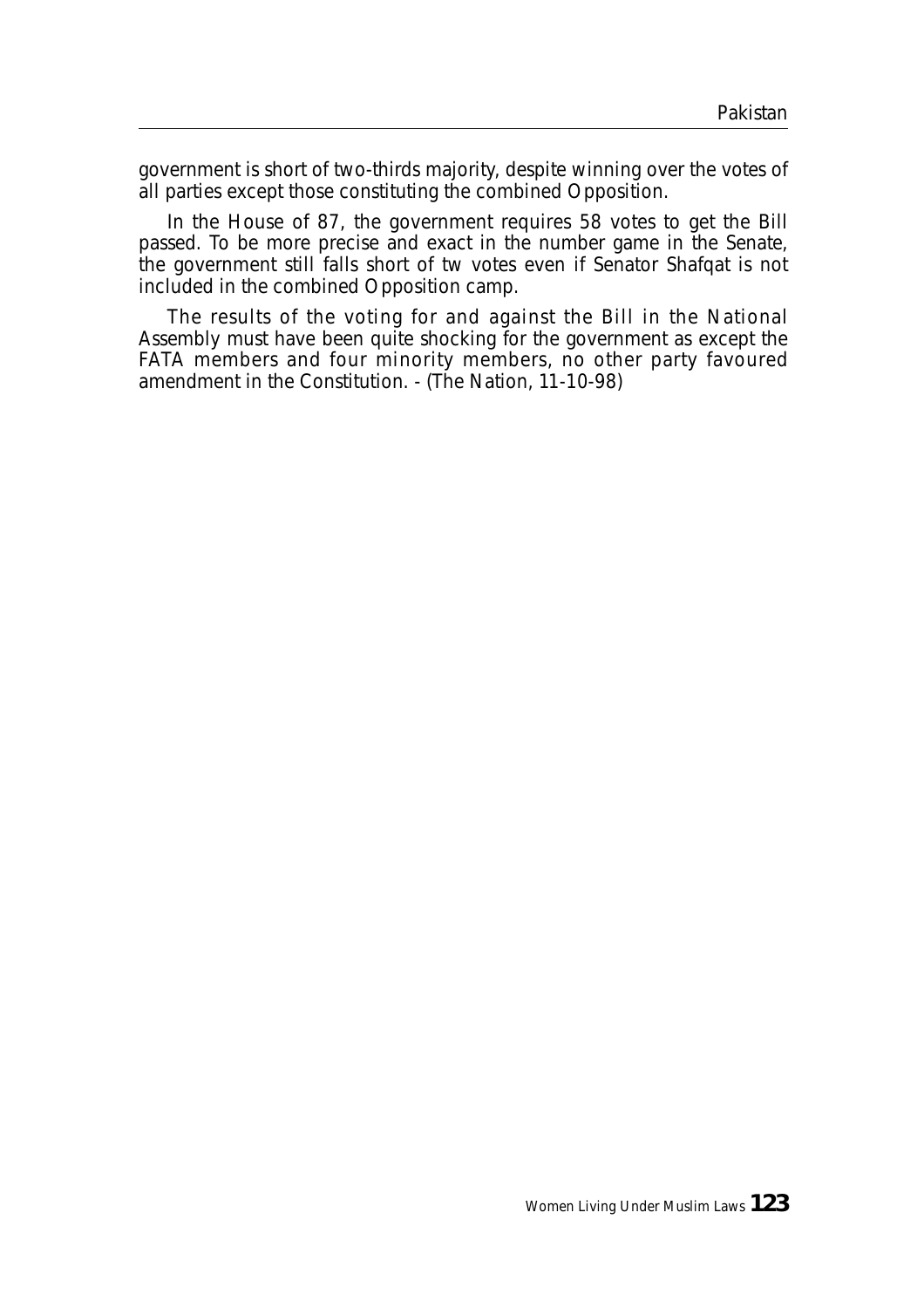government is short of two-thirds majority, despite winning over the votes of all parties except those constituting the combined Opposition.

In the House of 87, the government requires 58 votes to get the Bill passed. To be more precise and exact in the number game in the Senate, the government still falls short of tw votes even if Senator Shafqat is not included in the combined Opposition camp.

The results of the voting for and against the Bill in the National Assembly must have been quite shocking for the government as except the FATA members and four minority members, no other party favoured amendment in the Constitution. - (The Nation, 11-10-98)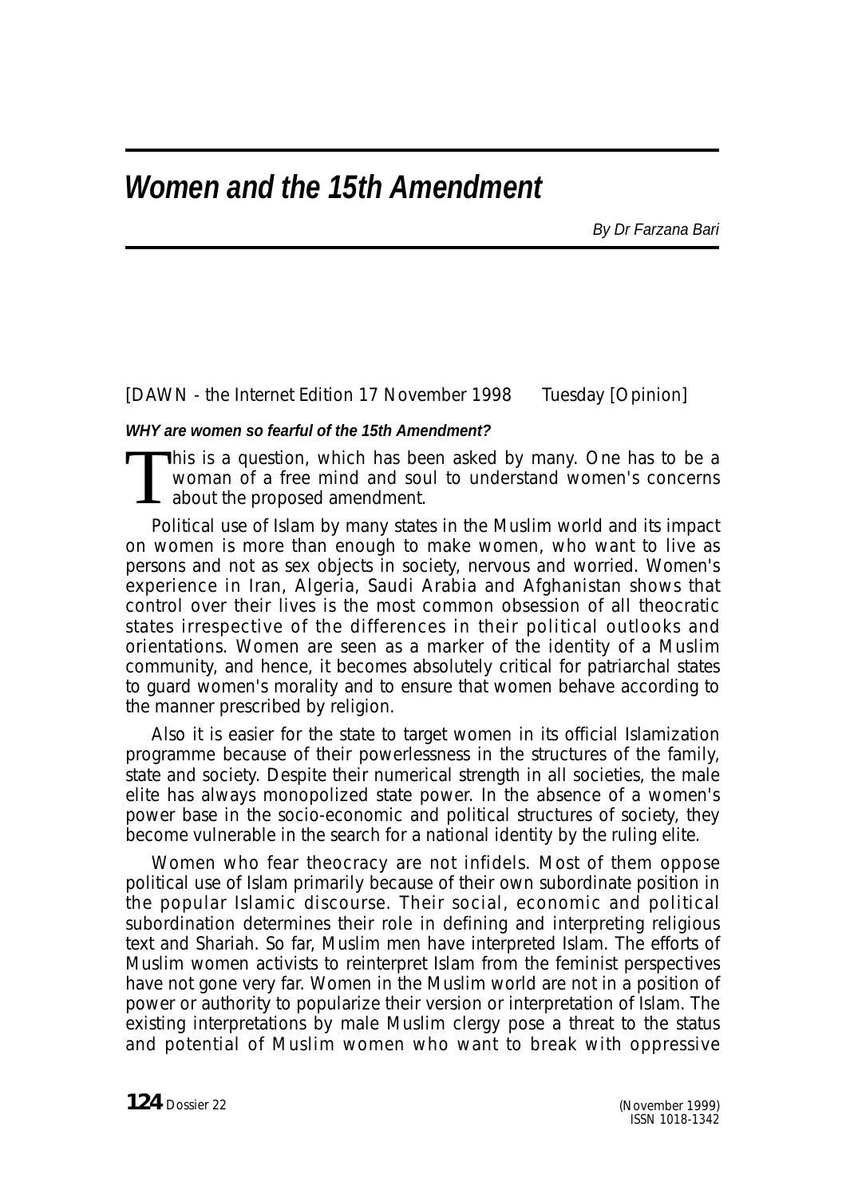# *Women and the 15th Amendment*

*By Dr Farzana Bari*

[DAWN - the Internet Edition 17 November 1998 Tuesday [Opinion]

***WHY are women so fearful of the 15th Amendment?***

This is a question, which has been asked by many. One has to be a woman of a free mind and soul to understand women's concerns about the proposed amendment.

Political use of Islam by many states in the Muslim world and its impact on women is more than enough to make women, who want to live as persons and not as sex objects in society, nervous and worried. Women's experience in Iran, Algeria, Saudi Arabia and Afghanistan shows that control over their lives is the most common obsession of all theocratic states irrespective of the differences in their political outlooks and orientations. Women are seen as a marker of the identity of a Muslim community, and hence, it becomes absolutely critical for patriarchal states to guard women's morality and to ensure that women behave according to the manner prescribed by religion.

Also it is easier for the state to target women in its official Islamization programme because of their powerlessness in the structures of the family, state and society. Despite their numerical strength in all societies, the male elite has always monopolized state power. In the absence of a women's power base in the socio-economic and political structures of society, they become vulnerable in the search for a national identity by the ruling elite.

Women who fear theocracy are not infidels. Most of them oppose political use of Islam primarily because of their own subordinate position in the popular Islamic discourse. Their social, economic and political subordination determines their role in defining and interpreting religious text and Shariah. So far, Muslim men have interpreted Islam. The efforts of Muslim women activists to reinterpret Islam from the feminist perspectives have not gone very far. Women in the Muslim world are not in a position of power or authority to popularize their version or interpretation of Islam. The existing interpretations by male Muslim clergy pose a threat to the status and potential of Muslim women who want to break with oppressive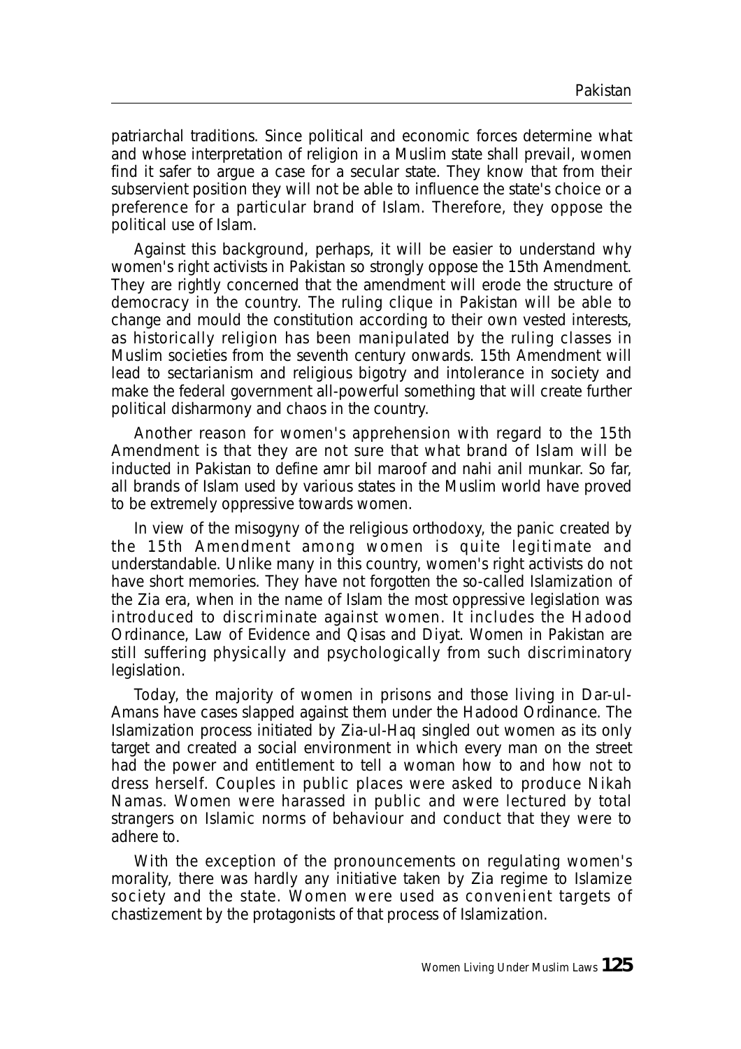patriarchal traditions. Since political and economic forces determine what and whose interpretation of religion in a Muslim state shall prevail, women find it safer to argue a case for a secular state. They know that from their subservient position they will not be able to influence the state's choice or a preference for a particular brand of Islam. Therefore, they oppose the political use of Islam.

Against this background, perhaps, it will be easier to understand why women's right activists in Pakistan so strongly oppose the 15th Amendment. They are rightly concerned that the amendment will erode the structure of democracy in the country. The ruling clique in Pakistan will be able to change and mould the constitution according to their own vested interests, as historically religion has been manipulated by the ruling classes in Muslim societies from the seventh century onwards. 15th Amendment will lead to sectarianism and religious bigotry and intolerance in society and make the federal government all-powerful something that will create further political disharmony and chaos in the country.

Another reason for women's apprehension with regard to the 15th Amendment is that they are not sure that what brand of Islam will be inducted in Pakistan to define amr bil maroof and nahi anil munkar. So far, all brands of Islam used by various states in the Muslim world have proved to be extremely oppressive towards women.

In view of the misogyny of the religious orthodoxy, the panic created by the 15th Amendment among women is quite legitimate and understandable. Unlike many in this country, women's right activists do not have short memories. They have not forgotten the so-called Islamization of the Zia era, when in the name of Islam the most oppressive legislation was introduced to discriminate against women. It includes the Hadood Ordinance, Law of Evidence and Qisas and Diyat. Women in Pakistan are still suffering physically and psychologically from such discriminatory legislation.

Today, the majority of women in prisons and those living in Dar-ul-Amans have cases slapped against them under the Hadood Ordinance. The Islamization process initiated by Zia-ul-Haq singled out women as its only target and created a social environment in which every man on the street had the power and entitlement to tell a woman how to and how not to dress herself. Couples in public places were asked to produce Nikah Namas. Women were harassed in public and were lectured by total strangers on Islamic norms of behaviour and conduct that they were to adhere to.

With the exception of the pronouncements on regulating women's morality, there was hardly any initiative taken by Zia regime to Islamize society and the state. Women were used as convenient targets of chastizement by the protagonists of that process of Islamization.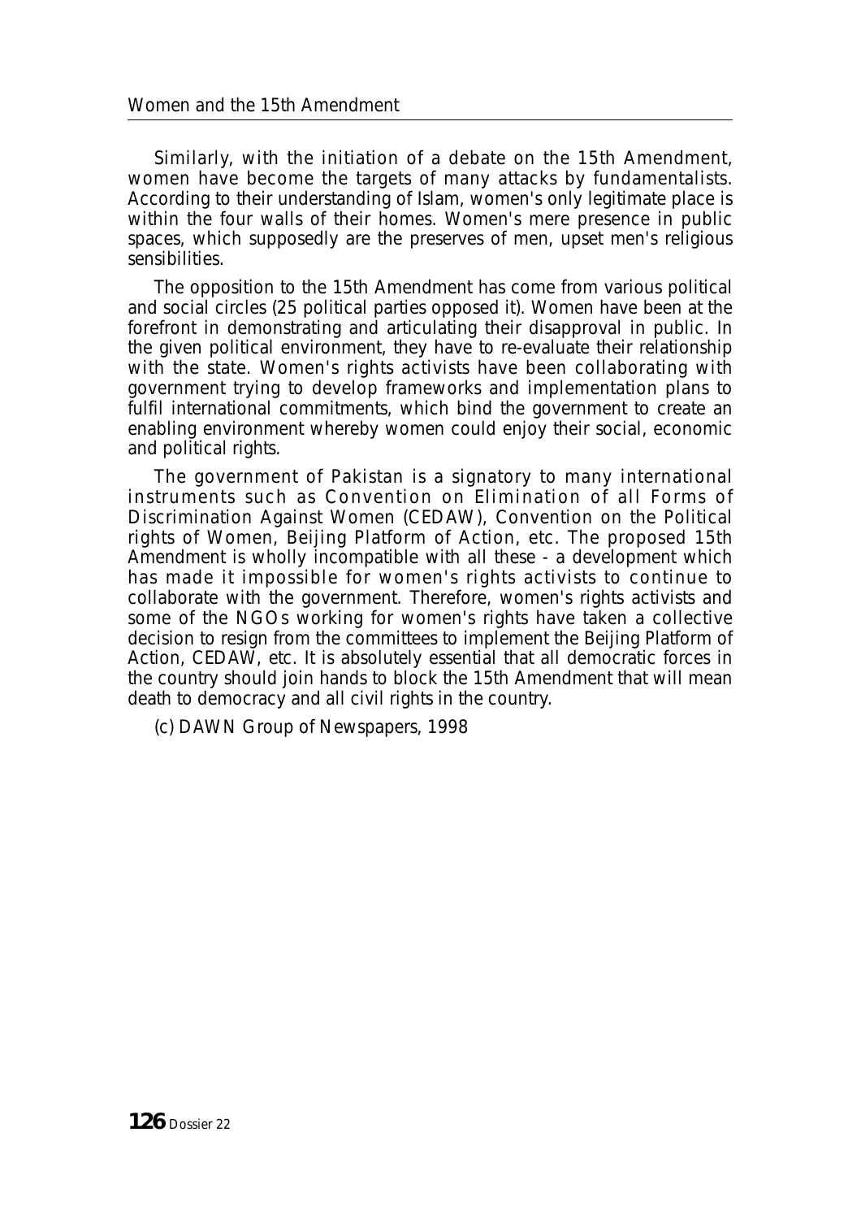Similarly, with the initiation of a debate on the 15th Amendment, women have become the targets of many attacks by fundamentalists. According to their understanding of Islam, women's only legitimate place is within the four walls of their homes. Women's mere presence in public spaces, which supposedly are the preserves of men, upset men's religious sensibilities.

The opposition to the 15th Amendment has come from various political and social circles (25 political parties opposed it). Women have been at the forefront in demonstrating and articulating their disapproval in public. In the given political environment, they have to re-evaluate their relationship with the state. Women's rights activists have been collaborating with government trying to develop frameworks and implementation plans to fulfil international commitments, which bind the government to create an enabling environment whereby women could enjoy their social, economic and political rights.

The government of Pakistan is a signatory to many international instruments such as Convention on Elimination of all Forms of Discrimination Against Women (CEDAW), Convention on the Political rights of Women, Beijing Platform of Action, etc. The proposed 15th Amendment is wholly incompatible with all these - a development which has made it impossible for women's rights activists to continue to collaborate with the government. Therefore, women's rights activists and some of the NGOs working for women's rights have taken a collective decision to resign from the committees to implement the Beijing Platform of Action, CEDAW, etc. It is absolutely essential that all democratic forces in the country should join hands to block the 15th Amendment that will mean death to democracy and all civil rights in the country.

(c) DAWN Group of Newspapers, 1998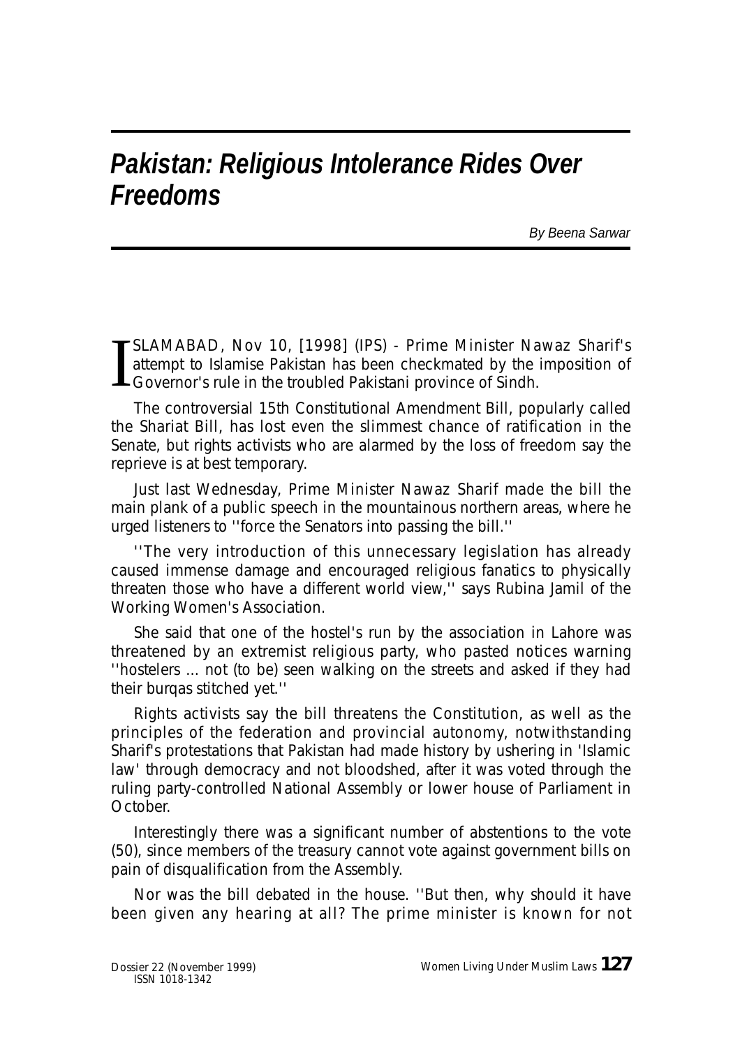# *Pakistan: Religious Intolerance Rides Over Freedoms*

*By Beena Sarwar*

ISLAMABAD, Nov 10, [1998] (IPS) - Prime Minister Nawaz Sharif's attempt to Islamise Pakistan has been checkmated by the imposition of Governor's rule in the troubled Pakistani province of Sindh.

The controversial 15th Constitutional Amendment Bill, popularly called the Shariat Bill, has lost even the slimmest chance of ratification in the Senate, but rights activists who are alarmed by the loss of freedom say the reprieve is at best temporary.

Just last Wednesday, Prime Minister Nawaz Sharif made the bill the main plank of a public speech in the mountainous northern areas, where he urged listeners to ''force the Senators into passing the bill.''

''The very introduction of this unnecessary legislation has already caused immense damage and encouraged religious fanatics to physically threaten those who have a different world view,'' says Rubina Jamil of the Working Women's Association.

She said that one of the hostel's run by the association in Lahore was threatened by an extremist religious party, who pasted notices warning ''hostelers ... not (to be) seen walking on the streets and asked if they had their burqas stitched yet.''

Rights activists say the bill threatens the Constitution, as well as the principles of the federation and provincial autonomy, notwithstanding Sharif's protestations that Pakistan had made history by ushering in 'Islamic law' through democracy and not bloodshed, after it was voted through the ruling party-controlled National Assembly or lower house of Parliament in October.

Interestingly there was a significant number of abstentions to the vote (50), since members of the treasury cannot vote against government bills on pain of disqualification from the Assembly.

Nor was the bill debated in the house. ''But then, why should it have been given any hearing at all? The prime minister is known for not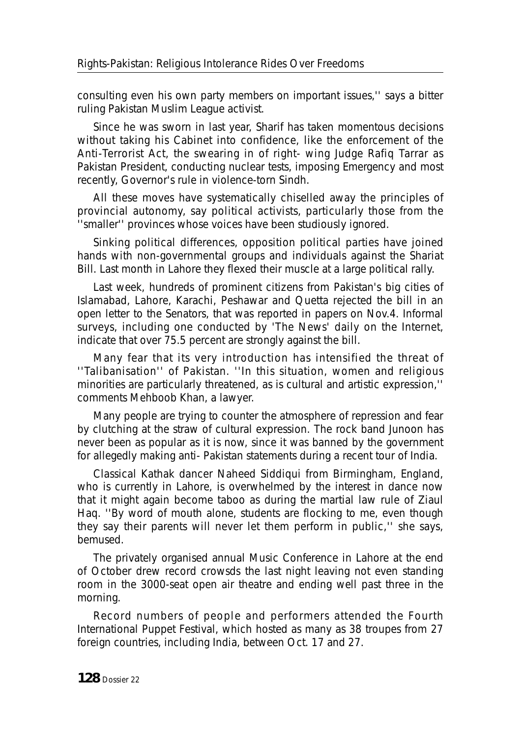consulting even his own party members on important issues,'' says a bitter ruling Pakistan Muslim League activist.

Since he was sworn in last year, Sharif has taken momentous decisions without taking his Cabinet into confidence, like the enforcement of the Anti-Terrorist Act, the swearing in of right- wing Judge Rafiq Tarrar as Pakistan President, conducting nuclear tests, imposing Emergency and most recently, Governor's rule in violence-torn Sindh.

All these moves have systematically chiselled away the principles of provincial autonomy, say political activists, particularly those from the ''smaller'' provinces whose voices have been studiously ignored.

Sinking political differences, opposition political parties have joined hands with non-governmental groups and individuals against the Shariat Bill. Last month in Lahore they flexed their muscle at a large political rally.

Last week, hundreds of prominent citizens from Pakistan's big cities of Islamabad, Lahore, Karachi, Peshawar and Quetta rejected the bill in an open letter to the Senators, that was reported in papers on Nov.4. Informal surveys, including one conducted by 'The News' daily on the Internet, indicate that over 75.5 percent are strongly against the bill.

Many fear that its very introduction has intensified the threat of ''Talibanisation'' of Pakistan. ''In this situation, women and religious minorities are particularly threatened, as is cultural and artistic expression,'' comments Mehboob Khan, a lawyer.

Many people are trying to counter the atmosphere of repression and fear by clutching at the straw of cultural expression. The rock band Junoon has never been as popular as it is now, since it was banned by the government for allegedly making anti- Pakistan statements during a recent tour of India.

Classical Kathak dancer Naheed Siddiqui from Birmingham, England, who is currently in Lahore, is overwhelmed by the interest in dance now that it might again become taboo as during the martial law rule of Ziaul Haq. ''By word of mouth alone, students are flocking to me, even though they say their parents will never let them perform in public,'' she says, bemused.

The privately organised annual Music Conference in Lahore at the end of October drew record crowsds the last night leaving not even standing room in the 3000-seat open air theatre and ending well past three in the morning.

Record numbers of people and performers attended the Fourth International Puppet Festival, which hosted as many as 38 troupes from 27 foreign countries, including India, between Oct. 17 and 27.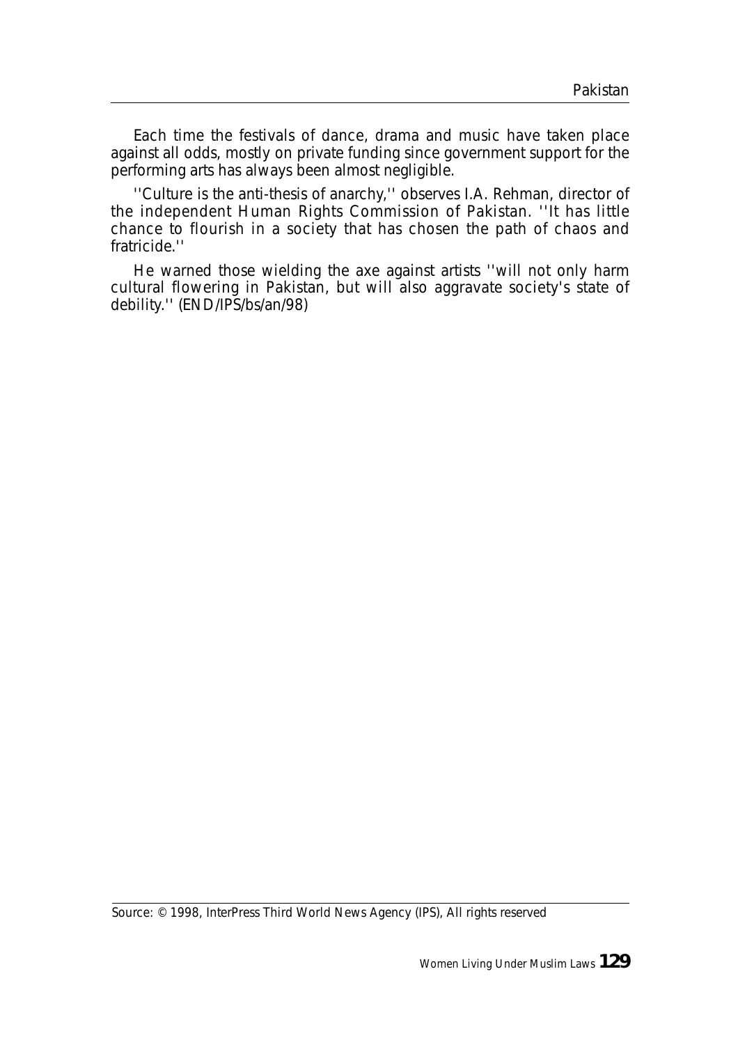Each time the festivals of dance, drama and music have taken place against all odds, mostly on private funding since government support for the performing arts has always been almost negligible.

''Culture is the anti-thesis of anarchy,'' observes I.A. Rehman, director of the independent Human Rights Commission of Pakistan. ''It has little chance to flourish in a society that has chosen the path of chaos and fratricide.''

He warned those wielding the axe against artists ''will not only harm cultural flowering in Pakistan, but will also aggravate society's state of debility.'' (END/IPS/bs/an/98)

Source: © 1998, InterPress Third World News Agency (IPS), All rights reserved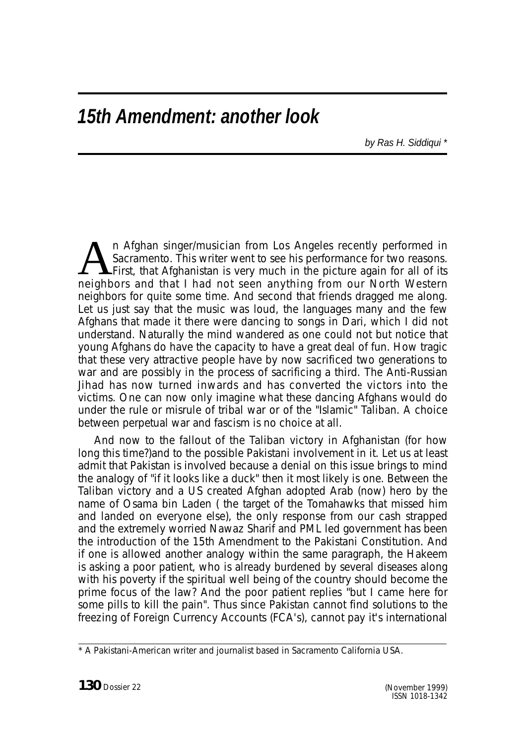## *15th Amendment: another look*

*by Ras H. Siddiqui* *

An Afghan singer/musician from Los Angeles recently performed in Sacramento. This writer went to see his performance for two reasons. First, that Afghanistan is very much in the picture again for all of its neighbors and that I had not seen anything from our North Western neighbors for quite some time. And second that friends dragged me along. Let us just say that the music was loud, the languages many and the few Afghans that made it there were dancing to songs in Dari, which I did not understand. Naturally the mind wandered as one could not but notice that young Afghans do have the capacity to have a great deal of fun. How tragic that these very attractive people have by now sacrificed two generations to war and are possibly in the process of sacrificing a third. The Anti-Russian Jihad has now turned inwards and has converted the victors into the victims. One can now only imagine what these dancing Afghans would do under the rule or misrule of tribal war or of the "Islamic" Taliban. A choice between perpetual war and fascism is no choice at all.

And now to the fallout of the Taliban victory in Afghanistan (for how long this time?)and to the possible Pakistani involvement in it. Let us at least admit that Pakistan is involved because a denial on this issue brings to mind the analogy of "if it looks like a duck" then it most likely is one. Between the Taliban victory and a US created Afghan adopted Arab (now) hero by the name of Osama bin Laden ( the target of the Tomahawks that missed him and landed on everyone else), the only response from our cash strapped and the extremely worried Nawaz Sharif and PML led government has been the introduction of the 15th Amendment to the Pakistani Constitution. And if one is allowed another analogy within the same paragraph, the Hakeem is asking a poor patient, who is already burdened by several diseases along with his poverty if the spiritual well being of the country should become the prime focus of the law? And the poor patient replies "but I came here for some pills to kill the pain". Thus since Pakistan cannot find solutions to the freezing of Foreign Currency Accounts (FCA's), cannot pay it's international

---

* A Pakistani-American writer and journalist based in Sacramento California USA.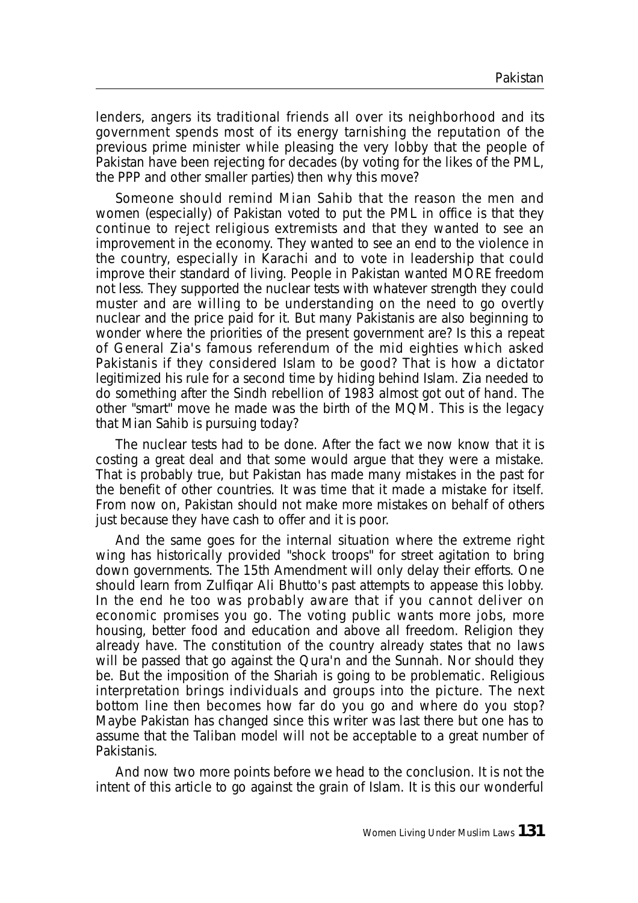lenders, angers its traditional friends all over its neighborhood and its government spends most of its energy tarnishing the reputation of the previous prime minister while pleasing the very lobby that the people of Pakistan have been rejecting for decades (by voting for the likes of the PML, the PPP and other smaller parties) then why this move?

Someone should remind Mian Sahib that the reason the men and women (especially) of Pakistan voted to put the PML in office is that they continue to reject religious extremists and that they wanted to see an improvement in the economy. They wanted to see an end to the violence in the country, especially in Karachi and to vote in leadership that could improve their standard of living. People in Pakistan wanted MORE freedom not less. They supported the nuclear tests with whatever strength they could muster and are willing to be understanding on the need to go overtly nuclear and the price paid for it. But many Pakistanis are also beginning to wonder where the priorities of the present government are? Is this a repeat of General Zia's famous referendum of the mid eighties which asked Pakistanis if they considered Islam to be good? That is how a dictator legitimized his rule for a second time by hiding behind Islam. Zia needed to do something after the Sindh rebellion of 1983 almost got out of hand. The other "smart" move he made was the birth of the MQM. This is the legacy that Mian Sahib is pursuing today?

The nuclear tests had to be done. After the fact we now know that it is costing a great deal and that some would argue that they were a mistake. That is probably true, but Pakistan has made many mistakes in the past for the benefit of other countries. It was time that it made a mistake for itself. From now on, Pakistan should not make more mistakes on behalf of others just because they have cash to offer and it is poor.

And the same goes for the internal situation where the extreme right wing has historically provided "shock troops" for street agitation to bring down governments. The 15th Amendment will only delay their efforts. One should learn from Zulfiqar Ali Bhutto's past attempts to appease this lobby. In the end he too was probably aware that if you cannot deliver on economic promises you go. The voting public wants more jobs, more housing, better food and education and above all freedom. Religion they already have. The constitution of the country already states that no laws will be passed that go against the Qura'n and the Sunnah. Nor should they be. But the imposition of the Shariah is going to be problematic. Religious interpretation brings individuals and groups into the picture. The next bottom line then becomes how far do you go and where do you stop? Maybe Pakistan has changed since this writer was last there but one has to assume that the Taliban model will not be acceptable to a great number of Pakistanis.

And now two more points before we head to the conclusion. It is not the intent of this article to go against the grain of Islam. It is this our wonderful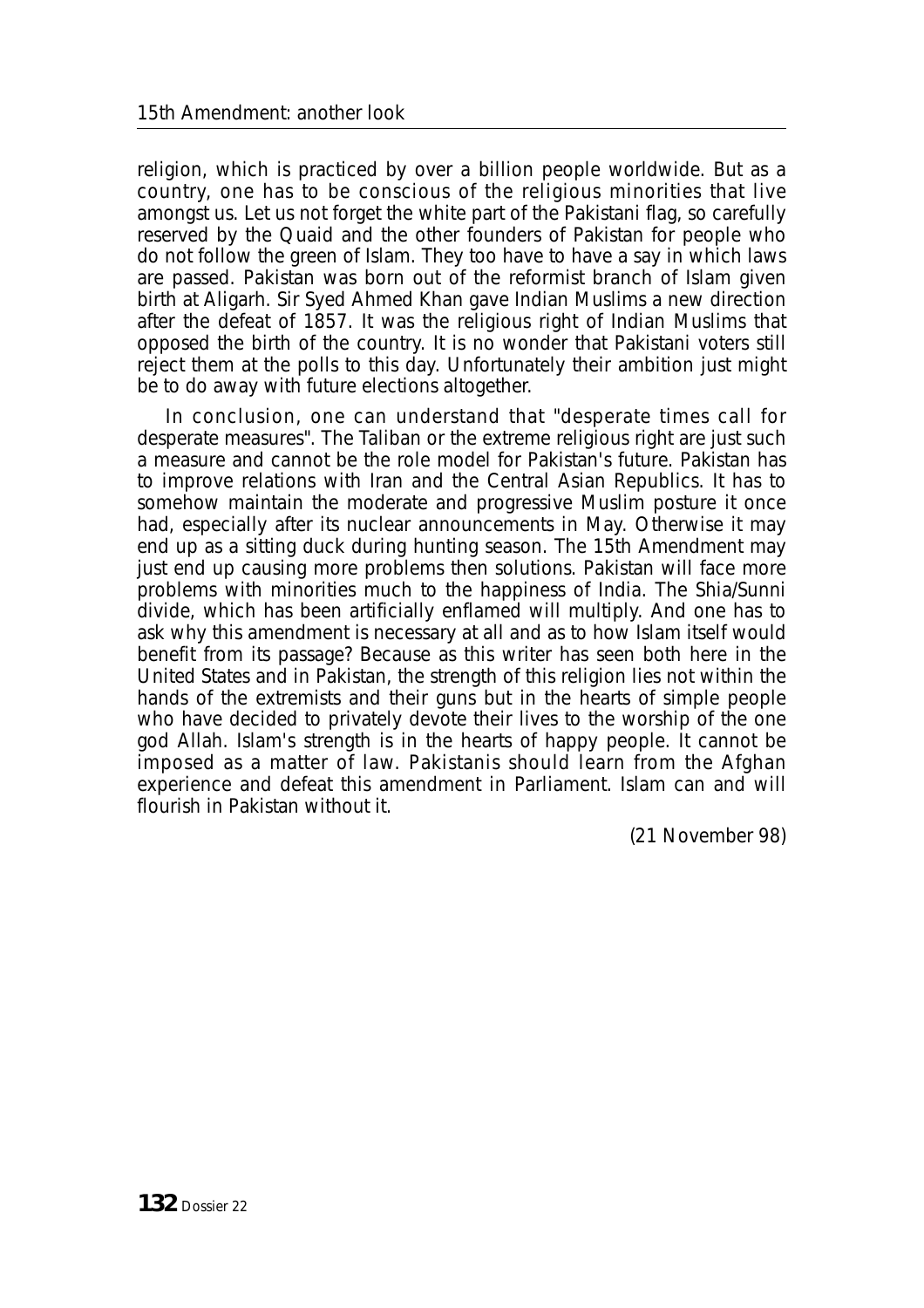religion, which is practiced by over a billion people worldwide. But as a country, one has to be conscious of the religious minorities that live amongst us. Let us not forget the white part of the Pakistani flag, so carefully reserved by the Quaid and the other founders of Pakistan for people who do not follow the green of Islam. They too have to have a say in which laws are passed. Pakistan was born out of the reformist branch of Islam given birth at Aligarh. Sir Syed Ahmed Khan gave Indian Muslims a new direction after the defeat of 1857. It was the religious right of Indian Muslims that opposed the birth of the country. It is no wonder that Pakistani voters still reject them at the polls to this day. Unfortunately their ambition just might be to do away with future elections altogether.

In conclusion, one can understand that "desperate times call for desperate measures". The Taliban or the extreme religious right are just such a measure and cannot be the role model for Pakistan's future. Pakistan has to improve relations with Iran and the Central Asian Republics. It has to somehow maintain the moderate and progressive Muslim posture it once had, especially after its nuclear announcements in May. Otherwise it may end up as a sitting duck during hunting season. The 15th Amendment may just end up causing more problems then solutions. Pakistan will face more problems with minorities much to the happiness of India. The Shia/Sunni divide, which has been artificially enflamed will multiply. And one has to ask why this amendment is necessary at all and as to how Islam itself would benefit from its passage? Because as this writer has seen both here in the United States and in Pakistan, the strength of this religion lies not within the hands of the extremists and their guns but in the hearts of simple people who have decided to privately devote their lives to the worship of the one god Allah. Islam's strength is in the hearts of happy people. It cannot be imposed as a matter of law. Pakistanis should learn from the Afghan experience and defeat this amendment in Parliament. Islam can and will flourish in Pakistan without it.

(21 November 98)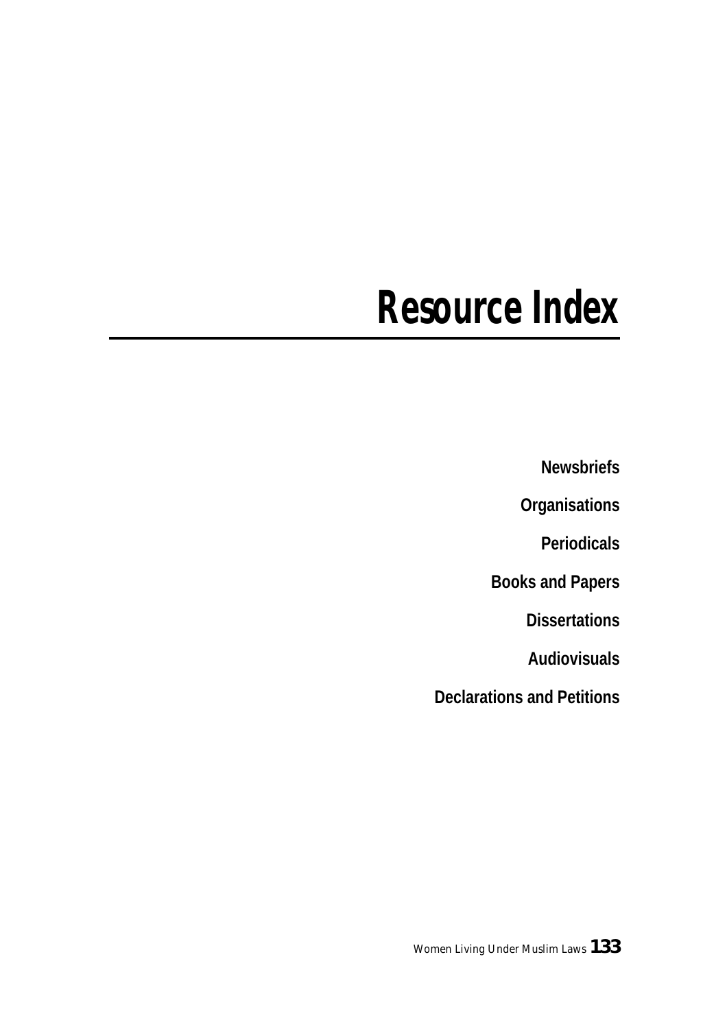# Resource Index

Newsbriefs

Organisations

Periodicals

Books and Papers

Dissertations

Audiovisuals

Declarations and Petitions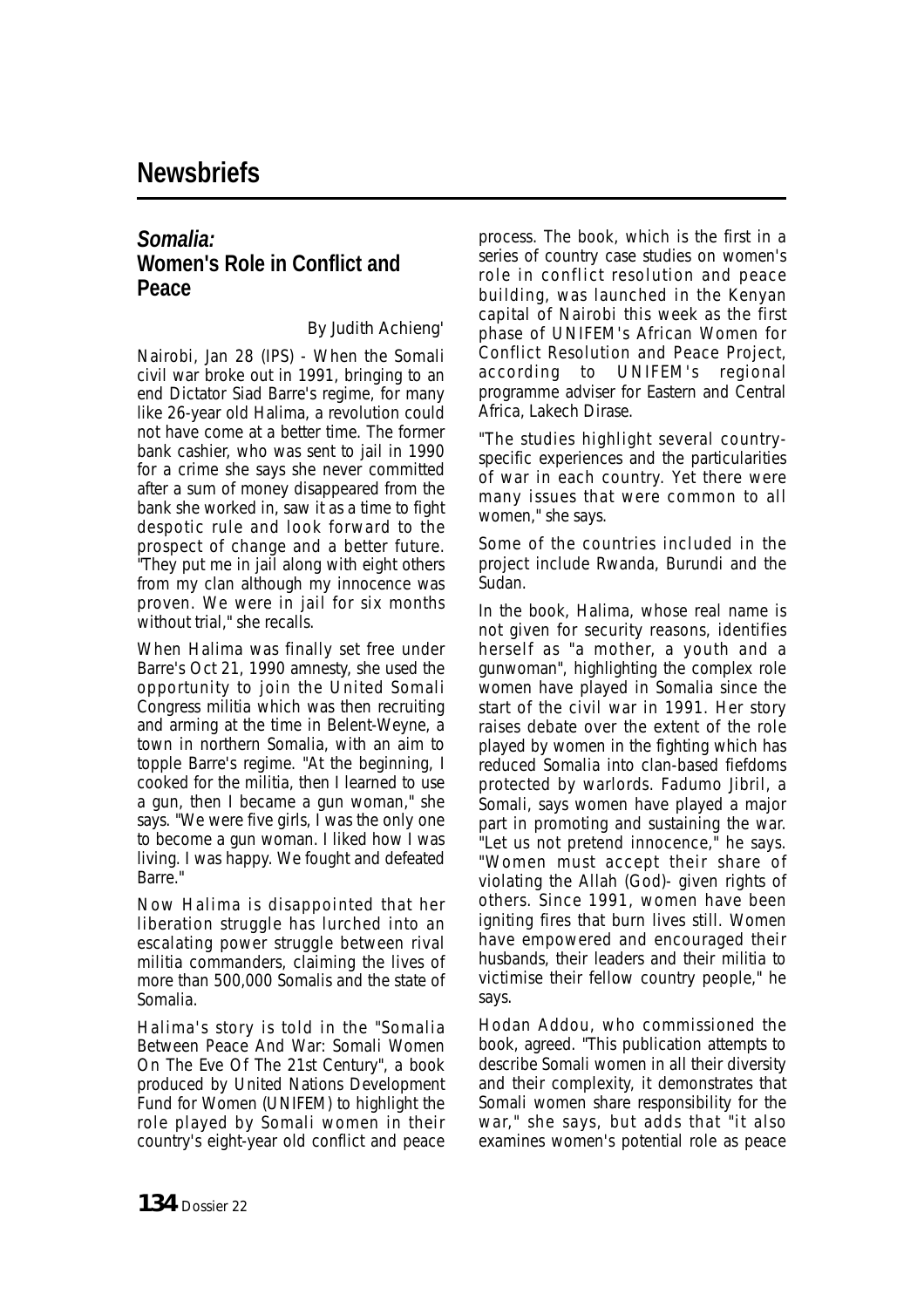# Newsbriefs

## *Somalia:* Women's Role in Conflict and Peace

By Judith Achieng'

Nairobi, Jan 28 (IPS) - When the Somali civil war broke out in 1991, bringing to an end Dictator Siad Barre's regime, for many like 26-year old Halima, a revolution could not have come at a better time. The former bank cashier, who was sent to jail in 1990 for a crime she says she never committed after a sum of money disappeared from the bank she worked in, saw it as a time to fight despotic rule and look forward to the prospect of change and a better future. "They put me in jail along with eight others from my clan although my innocence was proven. We were in jail for six months without trial," she recalls.

When Halima was finally set free under Barre's Oct 21, 1990 amnesty, she used the opportunity to join the United Somali Congress militia which was then recruiting and arming at the time in Belent-Weyne, a town in northern Somalia, with an aim to topple Barre's regime. "At the beginning, I cooked for the militia, then I learned to use a gun, then I became a gun woman," she says. "We were five girls, I was the only one to become a gun woman. I liked how I was living. I was happy. We fought and defeated Barre."

Now Halima is disappointed that her liberation struggle has lurched into an escalating power struggle between rival militia commanders, claiming the lives of more than 500,000 Somalis and the state of Somalia.

Halima's story is told in the "Somalia Between Peace And War: Somali Women On The Eve Of The 21st Century", a book produced by United Nations Development Fund for Women (UNIFEM) to highlight the role played by Somali women in their country's eight-year old conflict and peace process. The book, which is the first in a series of country case studies on women's role in conflict resolution and peace building, was launched in the Kenyan capital of Nairobi this week as the first phase of UNIFEM's African Women for Conflict Resolution and Peace Project, according to UNIFEM's regional programme adviser for Eastern and Central Africa, Lakech Dirase.

"The studies highlight several country-specific experiences and the particularities of war in each country. Yet there were many issues that were common to all women," she says.

Some of the countries included in the project include Rwanda, Burundi and the Sudan.

In the book, Halima, whose real name is not given for security reasons, identifies herself as "a mother, a youth and a gunwoman", highlighting the complex role women have played in Somalia since the start of the civil war in 1991. Her story raises debate over the extent of the role played by women in the fighting which has reduced Somalia into clan-based fiefdoms protected by warlords. Fadumo Jibril, a Somali, says women have played a major part in promoting and sustaining the war. "Let us not pretend innocence," he says. "Women must accept their share of violating the Allah (God)- given rights of others. Since 1991, women have been igniting fires that burn lives still. Women have empowered and encouraged their husbands, their leaders and their militia to victimise their fellow country people," he says.

Hodan Addou, who commissioned the book, agreed. "This publication attempts to describe Somali women in all their diversity and their complexity, it demonstrates that Somali women share responsibility for the war," she says, but adds that "it also examines women's potential role as peace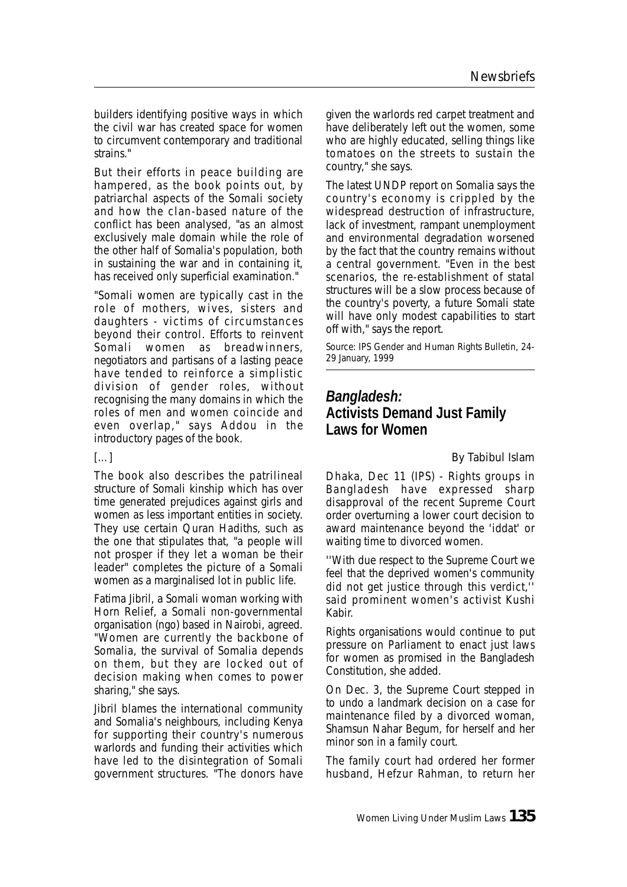builders identifying positive ways in which the civil war has created space for women to circumvent contemporary and traditional strains."

But their efforts in peace building are hampered, as the book points out, by patriarchal aspects of the Somali society and how the clan-based nature of the conflict has been analysed, "as an almost exclusively male domain while the role of the other half of Somalia's population, both in sustaining the war and in containing it, has received only superficial examination."

"Somali women are typically cast in the role of mothers, wives, sisters and daughters - victims of circumstances beyond their control. Efforts to reinvent Somali women as breadwinners, negotiators and partisans of a lasting peace have tended to reinforce a simplistic division of gender roles, without recognising the many domains in which the roles of men and women coincide and even overlap," says Addou in the introductory pages of the book.

[...]

The book also describes the patrilineal structure of Somali kinship which has over time generated prejudices against girls and women as less important entities in society. They use certain Quran Hadiths, such as the one that stipulates that, "a people will not prosper if they let a woman be their leader" completes the picture of a Somali women as a marginalised lot in public life.

Fatima Jibril, a Somali woman working with Horn Relief, a Somali non-governmental organisation (ngo) based in Nairobi, agreed. "Women are currently the backbone of Somalia, the survival of Somalia depends on them, but they are locked out of decision making when comes to power sharing," she says.

Jibril blames the international community and Somalia's neighbours, including Kenya for supporting their country's numerous warlords and funding their activities which have led to the disintegration of Somali government structures. "The donors have given the warlords red carpet treatment and have deliberately left out the women, some who are highly educated, selling things like tomatoes on the streets to sustain the country," she says.

The latest UNDP report on Somalia says the country's economy is crippled by the widespread destruction of infrastructure, lack of investment, rampant unemployment and environmental degradation worsened by the fact that the country remains without a central government. "Even in the best scenarios, the re-establishment of statal structures will be a slow process because of the country's poverty, a future Somali state will have only modest capabilities to start off with," says the report.

Source: IPS Gender and Human Rights Bulletin, 24-29 January, 1999

## *Bangladesh:* Activists Demand Just Family Laws for Women

By Tabibul Islam

Dhaka, Dec 11 (IPS) - Rights groups in Bangladesh have expressed sharp disapproval of the recent Supreme Court order overturning a lower court decision to award maintenance beyond the 'iddat' or waiting time to divorced women.

''With due respect to the Supreme Court we feel that the deprived women's community did not get justice through this verdict,'' said prominent women's activist Kushi Kabir.

Rights organisations would continue to put pressure on Parliament to enact just laws for women as promised in the Bangladesh Constitution, she added.

On Dec. 3, the Supreme Court stepped in to undo a landmark decision on a case for maintenance filed by a divorced woman, Shamsun Nahar Begum, for herself and her minor son in a family court.

The family court had ordered her former husband, Hefzur Rahman, to return her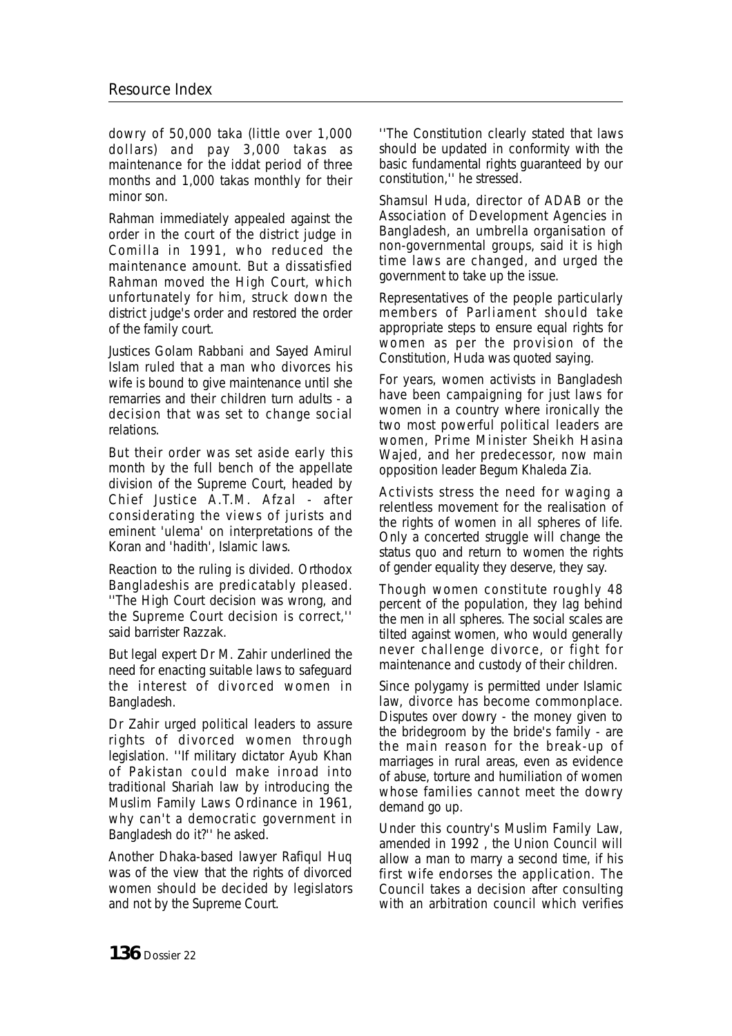dowry of 50,000 taka (little over 1,000 dollars) and pay 3,000 takas as maintenance for the iddat period of three months and 1,000 takas monthly for their minor son.

Rahman immediately appealed against the order in the court of the district judge in Comilla in 1991, who reduced the maintenance amount. But a dissatisfied Rahman moved the High Court, which unfortunately for him, struck down the district judge's order and restored the order of the family court.

Justices Golam Rabbani and Sayed Amirul Islam ruled that a man who divorces his wife is bound to give maintenance until she remarries and their children turn adults - a decision that was set to change social relations.

But their order was set aside early this month by the full bench of the appellate division of the Supreme Court, headed by Chief Justice A.T.M. Afzal - after considerating the views of jurists and eminent 'ulema' on interpretations of the Koran and 'hadith', Islamic laws.

Reaction to the ruling is divided. Orthodox Bangladeshis are predicatably pleased. ''The High Court decision was wrong, and the Supreme Court decision is correct,'' said barrister Razzak.

But legal expert Dr M. Zahir underlined the need for enacting suitable laws to safeguard the interest of divorced women in Bangladesh.

Dr Zahir urged political leaders to assure rights of divorced women through legislation. ''If military dictator Ayub Khan of Pakistan could make inroad into traditional Shariah law by introducing the Muslim Family Laws Ordinance in 1961, why can't a democratic government in Bangladesh do it?'' he asked.

Another Dhaka-based lawyer Rafiqul Huq was of the view that the rights of divorced women should be decided by legislators and not by the Supreme Court.

''The Constitution clearly stated that laws should be updated in conformity with the basic fundamental rights guaranteed by our constitution,'' he stressed.

Shamsul Huda, director of ADAB or the Association of Development Agencies in Bangladesh, an umbrella organisation of non-governmental groups, said it is high time laws are changed, and urged the government to take up the issue.

Representatives of the people particularly members of Parliament should take appropriate steps to ensure equal rights for women as per the provision of the Constitution, Huda was quoted saying.

For years, women activists in Bangladesh have been campaigning for just laws for women in a country where ironically the two most powerful political leaders are women, Prime Minister Sheikh Hasina Wajed, and her predecessor, now main opposition leader Begum Khaleda Zia.

Activists stress the need for waging a relentless movement for the realisation of the rights of women in all spheres of life. Only a concerted struggle will change the status quo and return to women the rights of gender equality they deserve, they say.

Though women constitute roughly 48 percent of the population, they lag behind the men in all spheres. The social scales are tilted against women, who would generally never challenge divorce, or fight for maintenance and custody of their children.

Since polygamy is permitted under Islamic law, divorce has become commonplace. Disputes over dowry - the money given to the bridegroom by the bride's family - are the main reason for the break-up of marriages in rural areas, even as evidence of abuse, torture and humiliation of women whose families cannot meet the dowry demand go up.

Under this country's Muslim Family Law, amended in 1992 , the Union Council will allow a man to marry a second time, if his first wife endorses the application. The Council takes a decision after consulting with an arbitration council which verifies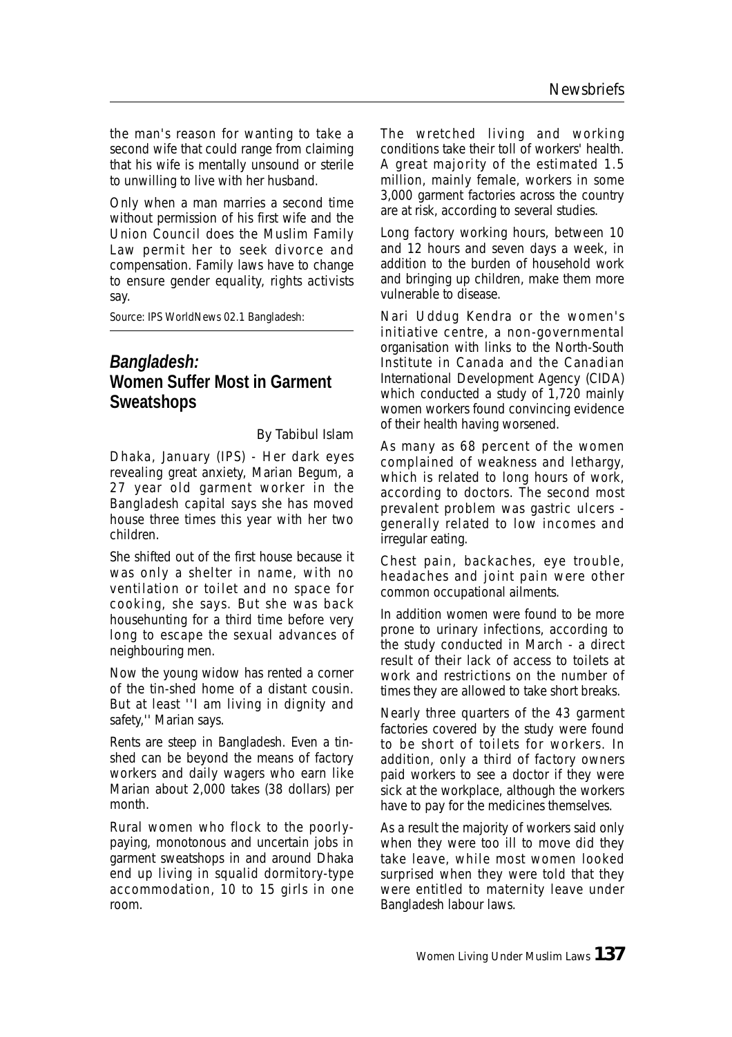the man's reason for wanting to take a second wife that could range from claiming that his wife is mentally unsound or sterile to unwilling to live with her husband.

Only when a man marries a second time without permission of his first wife and the Union Council does the Muslim Family Law permit her to seek divorce and compensation. Family laws have to change to ensure gender equality, rights activists say.

Source: IPS WorldNews 02.1 Bangladesh:

## *Bangladesh:*
## Women Suffer Most in Garment Sweatshops

By Tabibul Islam

Dhaka, January (IPS) - Her dark eyes revealing great anxiety, Marian Begum, a 27 year old garment worker in the Bangladesh capital says she has moved house three times this year with her two children.

She shifted out of the first house because it was only a shelter in name, with no ventilation or toilet and no space for cooking, she says. But she was back househunting for a third time before very long to escape the sexual advances of neighbouring men.

Now the young widow has rented a corner of the tin-shed home of a distant cousin. But at least ''I am living in dignity and safety,'' Marian says.

Rents are steep in Bangladesh. Even a tin-shed can be beyond the means of factory workers and daily wagers who earn like Marian about 2,000 takes (38 dollars) per month.

Rural women who flock to the poorly-paying, monotonous and uncertain jobs in garment sweatshops in and around Dhaka end up living in squalid dormitory-type accommodation, 10 to 15 girls in one room.

The wretched living and working conditions take their toll of workers' health. A great majority of the estimated 1.5 million, mainly female, workers in some 3,000 garment factories across the country are at risk, according to several studies.

Long factory working hours, between 10 and 12 hours and seven days a week, in addition to the burden of household work and bringing up children, make them more vulnerable to disease.

Nari Uddug Kendra or the women's initiative centre, a non-governmental organisation with links to the North-South Institute in Canada and the Canadian International Development Agency (CIDA) which conducted a study of 1,720 mainly women workers found convincing evidence of their health having worsened.

As many as 68 percent of the women complained of weakness and lethargy, which is related to long hours of work, according to doctors. The second most prevalent problem was gastric ulcers - generally related to low incomes and irregular eating.

Chest pain, backaches, eye trouble, headaches and joint pain were other common occupational ailments.

In addition women were found to be more prone to urinary infections, according to the study conducted in March - a direct result of their lack of access to toilets at work and restrictions on the number of times they are allowed to take short breaks.

Nearly three quarters of the 43 garment factories covered by the study were found to be short of toilets for workers. In addition, only a third of factory owners paid workers to see a doctor if they were sick at the workplace, although the workers have to pay for the medicines themselves.

As a result the majority of workers said only when they were too ill to move did they take leave, while most women looked surprised when they were told that they were entitled to maternity leave under Bangladesh labour laws.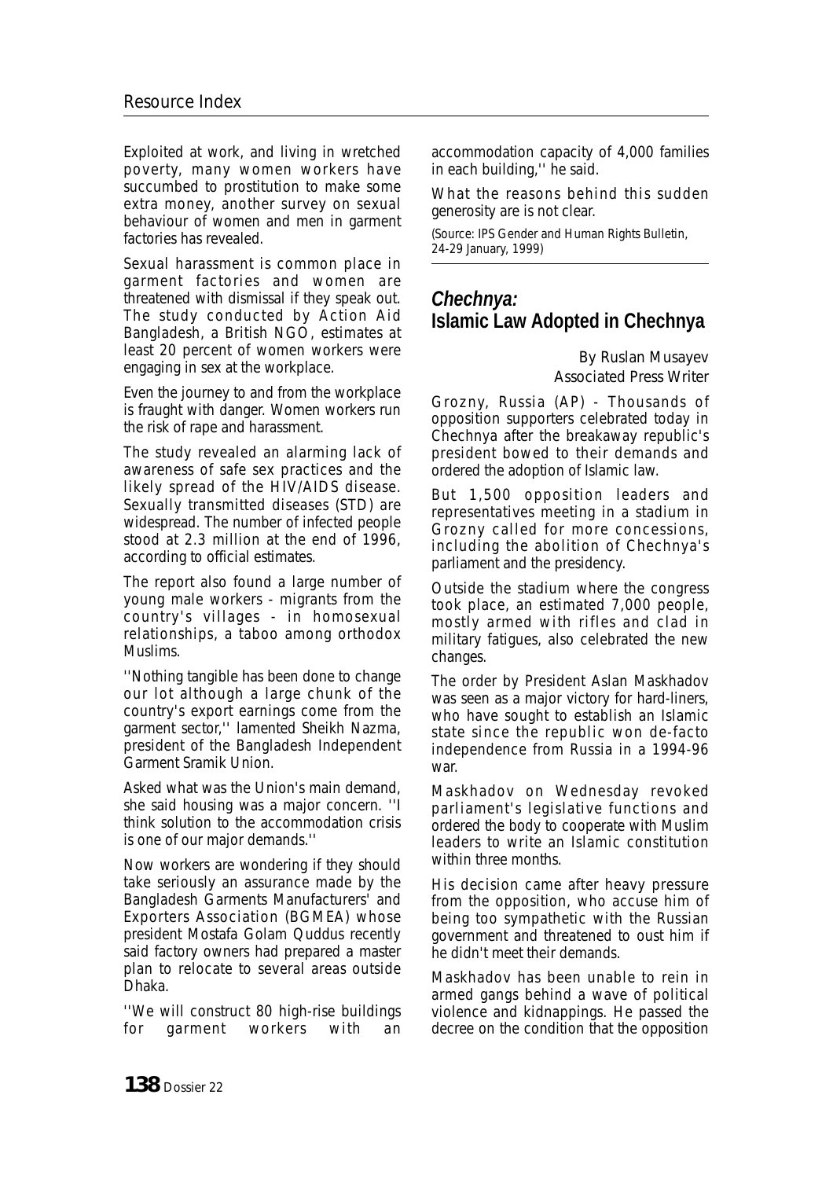Exploited at work, and living in wretched poverty, many women workers have succumbed to prostitution to make some extra money, another survey on sexual behaviour of women and men in garment factories has revealed.

Sexual harassment is common place in garment factories and women are threatened with dismissal if they speak out. The study conducted by Action Aid Bangladesh, a British NGO, estimates at least 20 percent of women workers were engaging in sex at the workplace.

Even the journey to and from the workplace is fraught with danger. Women workers run the risk of rape and harassment.

The study revealed an alarming lack of awareness of safe sex practices and the likely spread of the HIV/AIDS disease. Sexually transmitted diseases (STD) are widespread. The number of infected people stood at 2.3 million at the end of 1996, according to official estimates.

The report also found a large number of young male workers - migrants from the country's villages - in homosexual relationships, a taboo among orthodox Muslims.

''Nothing tangible has been done to change our lot although a large chunk of the country's export earnings come from the garment sector,'' lamented Sheikh Nazma, president of the Bangladesh Independent Garment Sramik Union.

Asked what was the Union's main demand, she said housing was a major concern. ''I think solution to the accommodation crisis is one of our major demands.''

Now workers are wondering if they should take seriously an assurance made by the Bangladesh Garments Manufacturers' and Exporters Association (BGMEA) whose president Mostafa Golam Quddus recently said factory owners had prepared a master plan to relocate to several areas outside Dhaka.

''We will construct 80 high-rise buildings for garment workers with an accommodation capacity of 4,000 families in each building,'' he said.

What the reasons behind this sudden generosity are is not clear.

(Source: IPS Gender and Human Rights Bulletin, 24-29 January, 1999)

## *Chechnya:* Islamic Law Adopted in Chechnya

By Ruslan Musayev
Associated Press Writer

Grozny, Russia (AP) - Thousands of opposition supporters celebrated today in Chechnya after the breakaway republic's president bowed to their demands and ordered the adoption of Islamic law.

But 1,500 opposition leaders and representatives meeting in a stadium in Grozny called for more concessions, including the abolition of Chechnya's parliament and the presidency.

Outside the stadium where the congress took place, an estimated 7,000 people, mostly armed with rifles and clad in military fatigues, also celebrated the new changes.

The order by President Aslan Maskhadov was seen as a major victory for hard-liners, who have sought to establish an Islamic state since the republic won de-facto independence from Russia in a 1994-96 war.

Maskhadov on Wednesday revoked parliament's legislative functions and ordered the body to cooperate with Muslim leaders to write an Islamic constitution within three months.

His decision came after heavy pressure from the opposition, who accuse him of being too sympathetic with the Russian government and threatened to oust him if he didn't meet their demands.

Maskhadov has been unable to rein in armed gangs behind a wave of political violence and kidnappings. He passed the decree on the condition that the opposition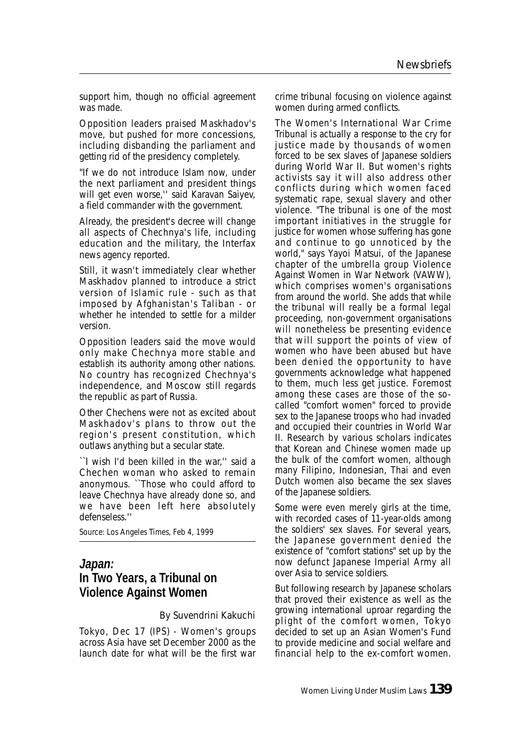support him, though no official agreement was made.

Opposition leaders praised Maskhadov's move, but pushed for more concessions, including disbanding the parliament and getting rid of the presidency completely.

"If we do not introduce Islam now, under the next parliament and president things will get even worse,'' said Karavan Saiyev, a field commander with the government.

Already, the president's decree will change all aspects of Chechnya's life, including education and the military, the Interfax news agency reported.

Still, it wasn't immediately clear whether Maskhadov planned to introduce a strict version of Islamic rule - such as that imposed by Afghanistan's Taliban - or whether he intended to settle for a milder version.

Opposition leaders said the move would only make Chechnya more stable and establish its authority among other nations. No country has recognized Chechnya's independence, and Moscow still regards the republic as part of Russia.

Other Chechens were not as excited about Maskhadov's plans to throw out the region's present constitution, which outlaws anything but a secular state.

``I wish I'd been killed in the war,'' said a Chechen woman who asked to remain anonymous. ``Those who could afford to leave Chechnya have already done so, and we have been left here absolutely defenseless.''

*Source: Los Angeles Times, Feb 4, 1999*

## *Japan:* In Two Years, a Tribunal on Violence Against Women

By Suvendrini Kakuchi

Tokyo, Dec 17 (IPS) - Women's groups across Asia have set December 2000 as the launch date for what will be the first war crime tribunal focusing on violence against women during armed conflicts.

The Women's International War Crime Tribunal is actually a response to the cry for justice made by thousands of women forced to be sex slaves of Japanese soldiers during World War II. But women's rights activists say it will also address other conflicts during which women faced systematic rape, sexual slavery and other violence. "The tribunal is one of the most important initiatives in the struggle for justice for women whose suffering has gone and continue to go unnoticed by the world," says Yayoi Matsui, of the Japanese chapter of the umbrella group Violence Against Women in War Network (VAWW), which comprises women's organisations from around the world. She adds that while the tribunal will really be a formal legal proceeding, non-government organisations will nonetheless be presenting evidence that will support the points of view of women who have been abused but have been denied the opportunity to have governments acknowledge what happened to them, much less get justice. Foremost among these cases are those of the so-called "comfort women" forced to provide sex to the Japanese troops who had invaded and occupied their countries in World War II. Research by various scholars indicates that Korean and Chinese women made up the bulk of the comfort women, although many Filipino, Indonesian, Thai and even Dutch women also became the sex slaves of the Japanese soldiers.

Some were even merely girls at the time, with recorded cases of 11-year-olds among the soldiers' sex slaves. For several years, the Japanese government denied the existence of "comfort stations" set up by the now defunct Japanese Imperial Army all over Asia to service soldiers.

But following research by Japanese scholars that proved their existence as well as the growing international uproar regarding the plight of the comfort women, Tokyo decided to set up an Asian Women's Fund to provide medicine and social welfare and financial help to the ex-comfort women.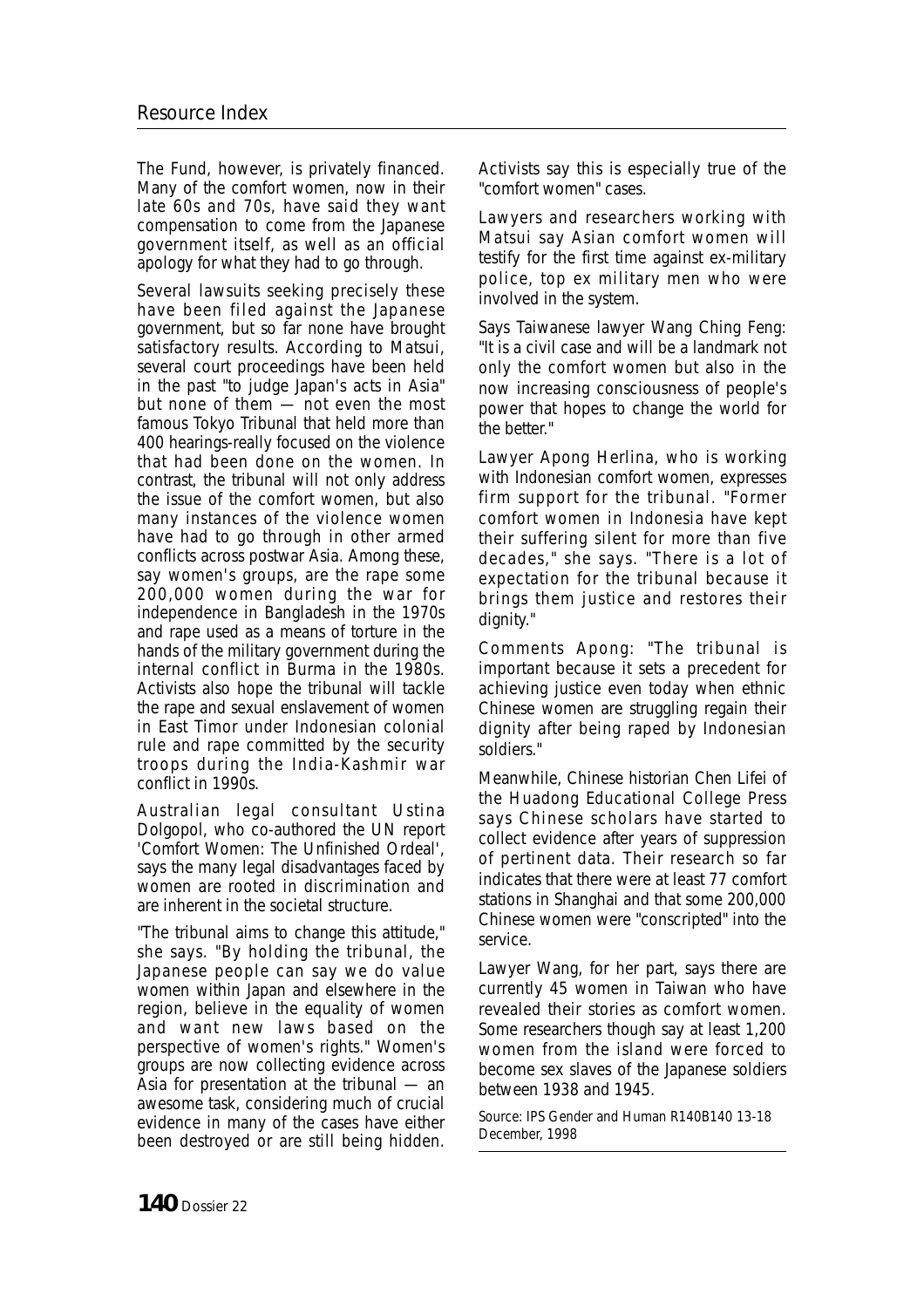The Fund, however, is privately financed. Many of the comfort women, now in their late 60s and 70s, have said they want compensation to come from the Japanese government itself, as well as an official apology for what they had to go through.

Several lawsuits seeking precisely these have been filed against the Japanese government, but so far none have brought satisfactory results. According to Matsui, several court proceedings have been held in the past "to judge Japan's acts in Asia" but none of them — not even the most famous Tokyo Tribunal that held more than 400 hearings-really focused on the violence that had been done on the women. In contrast, the tribunal will not only address the issue of the comfort women, but also many instances of the violence women have had to go through in other armed conflicts across postwar Asia. Among these, say women's groups, are the rape some 200,000 women during the war for independence in Bangladesh in the 1970s and rape used as a means of torture in the hands of the military government during the internal conflict in Burma in the 1980s. Activists also hope the tribunal will tackle the rape and sexual enslavement of women in East Timor under Indonesian colonial rule and rape committed by the security troops during the India-Kashmir war conflict in 1990s.

Australian legal consultant Ustina Dolgopol, who co-authored the UN report 'Comfort Women: The Unfinished Ordeal', says the many legal disadvantages faced by women are rooted in discrimination and are inherent in the societal structure.

"The tribunal aims to change this attitude," she says. "By holding the tribunal, the Japanese people can say we do value women within Japan and elsewhere in the region, believe in the equality of women and want new laws based on the perspective of women's rights." Women's groups are now collecting evidence across Asia for presentation at the tribunal — an awesome task, considering much of crucial evidence in many of the cases have either been destroyed or are still being hidden. Activists say this is especially true of the "comfort women" cases.

Lawyers and researchers working with Matsui say Asian comfort women will testify for the first time against ex-military police, top ex military men who were involved in the system.

Says Taiwanese lawyer Wang Ching Feng: "It is a civil case and will be a landmark not only the comfort women but also in the now increasing consciousness of people's power that hopes to change the world for the better."

Lawyer Apong Herlina, who is working with Indonesian comfort women, expresses firm support for the tribunal. "Former comfort women in Indonesia have kept their suffering silent for more than five decades," she says. "There is a lot of expectation for the tribunal because it brings them justice and restores their dignity."

Comments Apong: "The tribunal is important because it sets a precedent for achieving justice even today when ethnic Chinese women are struggling regain their dignity after being raped by Indonesian soldiers."

Meanwhile, Chinese historian Chen Lifei of the Huadong Educational College Press says Chinese scholars have started to collect evidence after years of suppression of pertinent data. Their research so far indicates that there were at least 77 comfort stations in Shanghai and that some 200,000 Chinese women were "conscripted" into the service.

Lawyer Wang, for her part, says there are currently 45 women in Taiwan who have revealed their stories as comfort women. Some researchers though say at least 1,200 women from the island were forced to become sex slaves of the Japanese soldiers between 1938 and 1945.

Source: IPS Gender and Human R140B140 13-18 December, 1998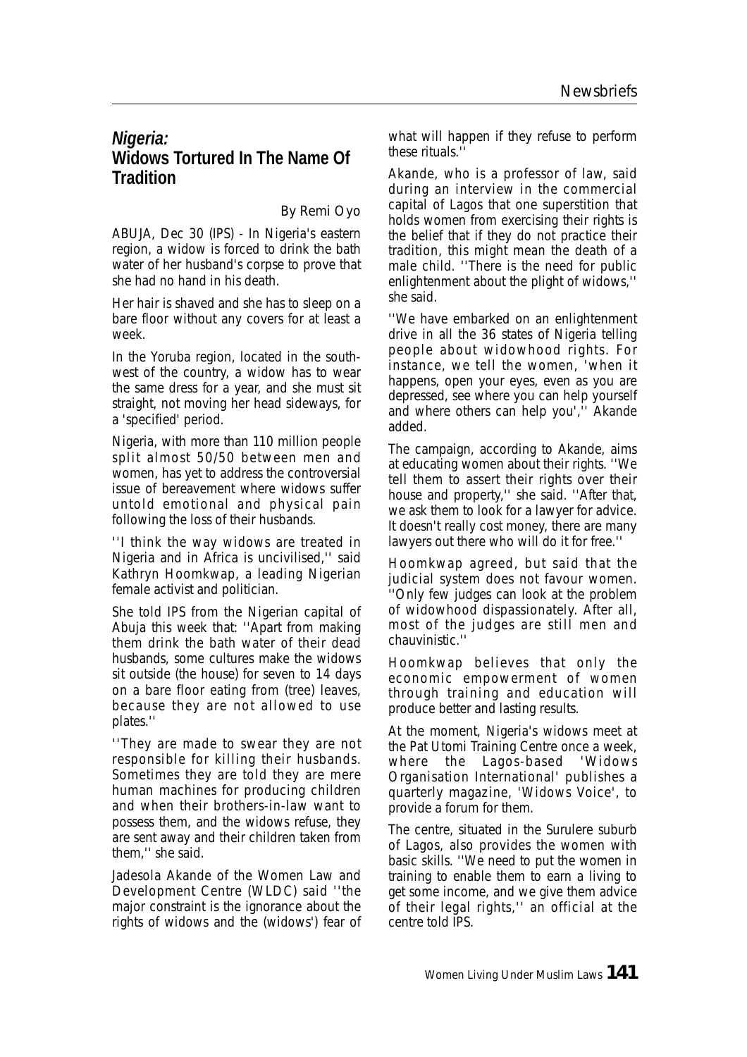## *Nigeria:*
## Widows Tortured In The Name Of Tradition

By Remi Oyo

ABUJA, Dec 30 (IPS) - In Nigeria's eastern region, a widow is forced to drink the bath water of her husband's corpse to prove that she had no hand in his death.

Her hair is shaved and she has to sleep on a bare floor without any covers for at least a week.

In the Yoruba region, located in the south-west of the country, a widow has to wear the same dress for a year, and she must sit straight, not moving her head sideways, for a 'specified' period.

Nigeria, with more than 110 million people split almost 50/50 between men and women, has yet to address the controversial issue of bereavement where widows suffer untold emotional and physical pain following the loss of their husbands.

''I think the way widows are treated in Nigeria and in Africa is uncivilised,'' said Kathryn Hoomkwap, a leading Nigerian female activist and politician.

She told IPS from the Nigerian capital of Abuja this week that: ''Apart from making them drink the bath water of their dead husbands, some cultures make the widows sit outside (the house) for seven to 14 days on a bare floor eating from (tree) leaves, because they are not allowed to use plates.''

''They are made to swear they are not responsible for killing their husbands. Sometimes they are told they are mere human machines for producing children and when their brothers-in-law want to possess them, and the widows refuse, they are sent away and their children taken from them,'' she said.

Jadesola Akande of the Women Law and Development Centre (WLDC) said ''the major constraint is the ignorance about the rights of widows and the (widows') fear of what will happen if they refuse to perform these rituals.''

Akande, who is a professor of law, said during an interview in the commercial capital of Lagos that one superstition that holds women from exercising their rights is the belief that if they do not practice their tradition, this might mean the death of a male child. ''There is the need for public enlightenment about the plight of widows,'' she said.

''We have embarked on an enlightenment drive in all the 36 states of Nigeria telling people about widowhood rights. For instance, we tell the women, 'when it happens, open your eyes, even as you are depressed, see where you can help yourself and where others can help you','' Akande added.

The campaign, according to Akande, aims at educating women about their rights. ''We tell them to assert their rights over their house and property,'' she said. ''After that, we ask them to look for a lawyer for advice. It doesn't really cost money, there are many lawyers out there who will do it for free.''

Hoomkwap agreed, but said that the judicial system does not favour women. ''Only few judges can look at the problem of widowhood dispassionately. After all, most of the judges are still men and chauvinistic.''

Hoomkwap believes that only the economic empowerment of women through training and education will produce better and lasting results.

At the moment, Nigeria's widows meet at the Pat Utomi Training Centre once a week, where the Lagos-based 'Widows Organisation International' publishes a quarterly magazine, 'Widows Voice', to provide a forum for them.

The centre, situated in the Surulere suburb of Lagos, also provides the women with basic skills. ''We need to put the women in training to enable them to earn a living to get some income, and we give them advice of their legal rights,'' an official at the centre told IPS.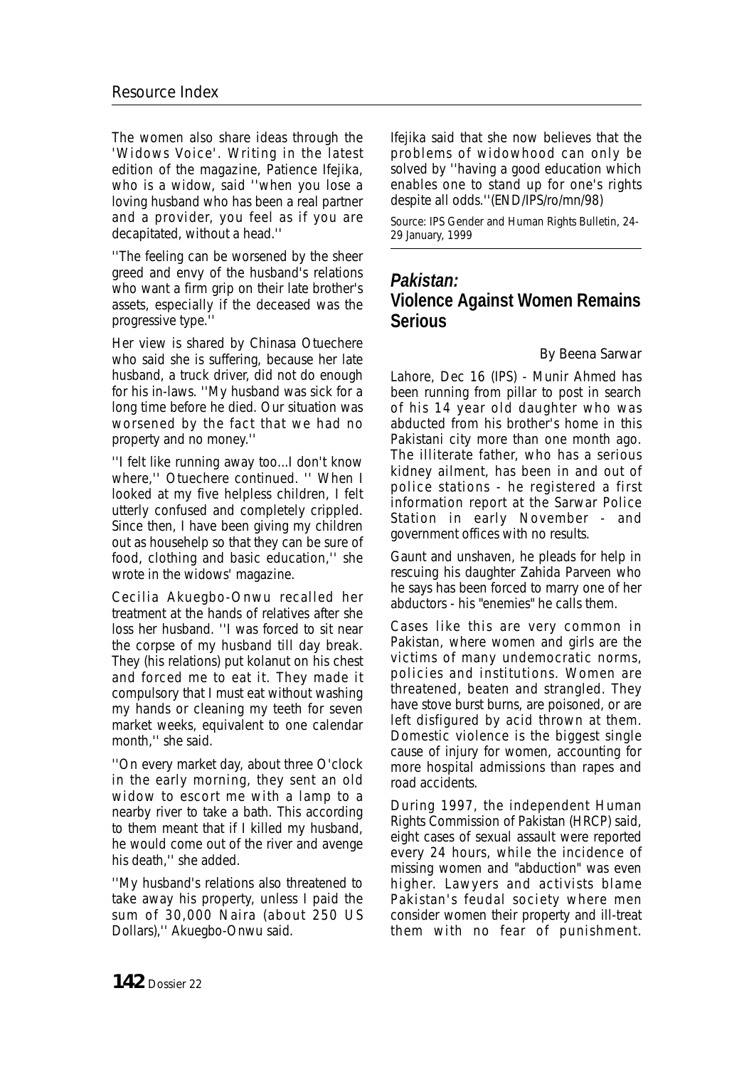The women also share ideas through the 'Widows Voice'. Writing in the latest edition of the magazine, Patience Ifejika, who is a widow, said ''when you lose a loving husband who has been a real partner and a provider, you feel as if you are decapitated, without a head.''

''The feeling can be worsened by the sheer greed and envy of the husband's relations who want a firm grip on their late brother's assets, especially if the deceased was the progressive type.''

Her view is shared by Chinasa Otuechere who said she is suffering, because her late husband, a truck driver, did not do enough for his in-laws. ''My husband was sick for a long time before he died. Our situation was worsened by the fact that we had no property and no money.''

''I felt like running away too...I don't know where,'' Otuechere continued. '' When I looked at my five helpless children, I felt utterly confused and completely crippled. Since then, I have been giving my children out as househelp so that they can be sure of food, clothing and basic education,'' she wrote in the widows' magazine.

Cecilia Akuegbo-Onwu recalled her treatment at the hands of relatives after she loss her husband. ''I was forced to sit near the corpse of my husband till day break. They (his relations) put kolanut on his chest and forced me to eat it. They made it compulsory that I must eat without washing my hands or cleaning my teeth for seven market weeks, equivalent to one calendar month,'' she said.

''On every market day, about three O'clock in the early morning, they sent an old widow to escort me with a lamp to a nearby river to take a bath. This according to them meant that if I killed my husband, he would come out of the river and avenge his death,'' she added.

''My husband's relations also threatened to take away his property, unless I paid the sum of 30,000 Naira (about 250 US Dollars),'' Akuegbo-Onwu said.

Ifejika said that she now believes that the problems of widowhood can only be solved by ''having a good education which enables one to stand up for one's rights despite all odds.''(END/IPS/ro/mn/98)

Source: IPS Gender and Human Rights Bulletin, 24-29 January, 1999

## *Pakistan:* Violence Against Women Remains Serious

By Beena Sarwar

Lahore, Dec 16 (IPS) - Munir Ahmed has been running from pillar to post in search of his 14 year old daughter who was abducted from his brother's home in this Pakistani city more than one month ago. The illiterate father, who has a serious kidney ailment, has been in and out of police stations - he registered a first information report at the Sarwar Police Station in early November - and government offices with no results.

Gaunt and unshaven, he pleads for help in rescuing his daughter Zahida Parveen who he says has been forced to marry one of her abductors - his "enemies" he calls them.

Cases like this are very common in Pakistan, where women and girls are the victims of many undemocratic norms, policies and institutions. Women are threatened, beaten and strangled. They have stove burst burns, are poisoned, or are left disfigured by acid thrown at them. Domestic violence is the biggest single cause of injury for women, accounting for more hospital admissions than rapes and road accidents.

During 1997, the independent Human Rights Commission of Pakistan (HRCP) said, eight cases of sexual assault were reported every 24 hours, while the incidence of missing women and "abduction" was even higher. Lawyers and activists blame Pakistan's feudal society where men consider women their property and ill-treat them with no fear of punishment.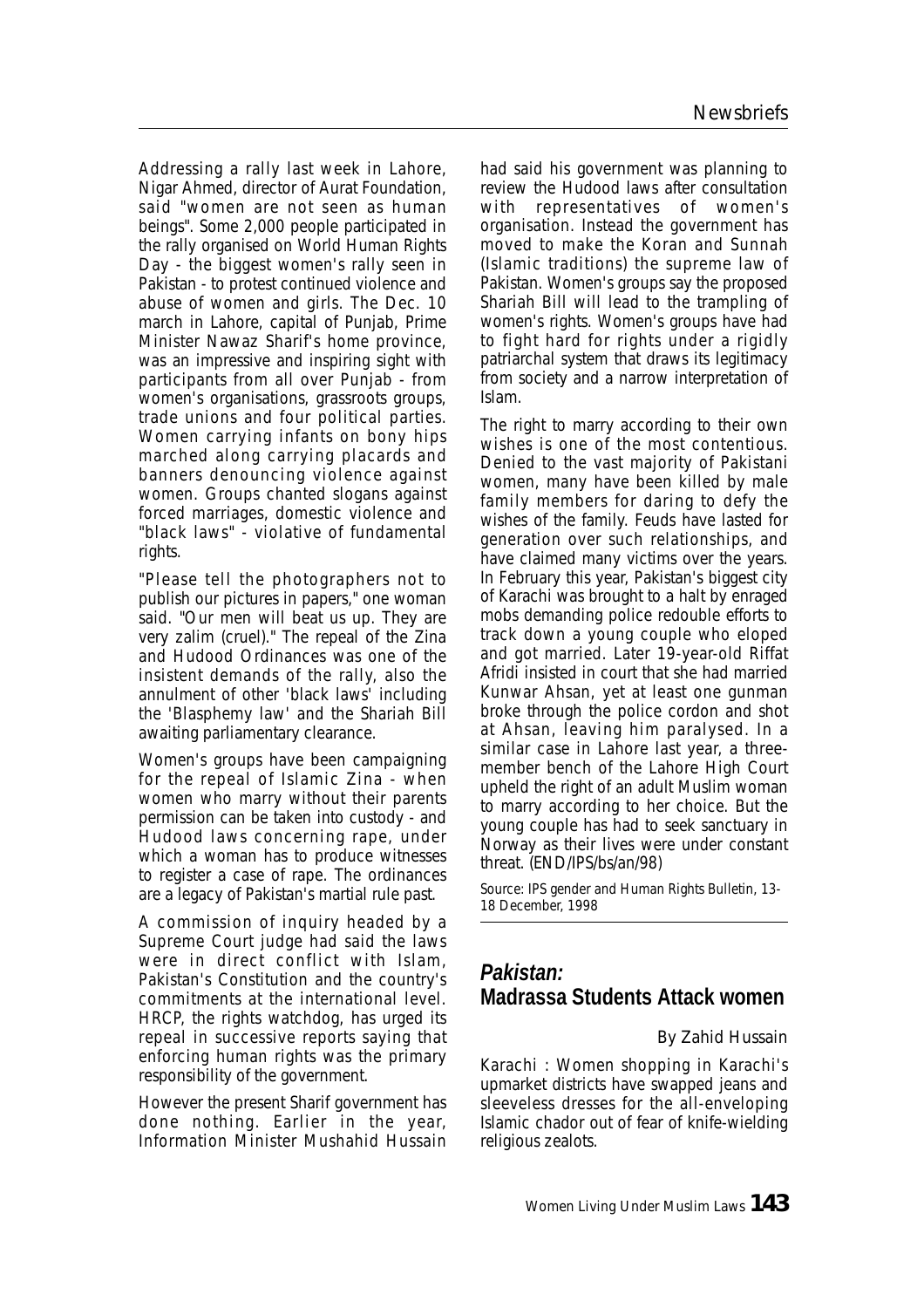Addressing a rally last week in Lahore, Nigar Ahmed, director of Aurat Foundation, said "women are not seen as human beings". Some 2,000 people participated in the rally organised on World Human Rights Day - the biggest women's rally seen in Pakistan - to protest continued violence and abuse of women and girls. The Dec. 10 march in Lahore, capital of Punjab, Prime Minister Nawaz Sharif's home province, was an impressive and inspiring sight with participants from all over Punjab - from women's organisations, grassroots groups, trade unions and four political parties. Women carrying infants on bony hips marched along carrying placards and banners denouncing violence against women. Groups chanted slogans against forced marriages, domestic violence and "black laws" - violative of fundamental rights.

"Please tell the photographers not to publish our pictures in papers," one woman said. "Our men will beat us up. They are very zalim (cruel)." The repeal of the Zina and Hudood Ordinances was one of the insistent demands of the rally, also the annulment of other 'black laws' including the 'Blasphemy law' and the Shariah Bill awaiting parliamentary clearance.

Women's groups have been campaigning for the repeal of Islamic Zina - when women who marry without their parents permission can be taken into custody - and Hudood laws concerning rape, under which a woman has to produce witnesses to register a case of rape. The ordinances are a legacy of Pakistan's martial rule past.

A commission of inquiry headed by a Supreme Court judge had said the laws were in direct conflict with Islam, Pakistan's Constitution and the country's commitments at the international level. HRCP, the rights watchdog, has urged its repeal in successive reports saying that enforcing human rights was the primary responsibility of the government.

However the present Sharif government has done nothing. Earlier in the year, Information Minister Mushahid Hussain had said his government was planning to review the Hudood laws after consultation with representatives of women's organisation. Instead the government has moved to make the Koran and Sunnah (Islamic traditions) the supreme law of Pakistan. Women's groups say the proposed Shariah Bill will lead to the trampling of women's rights. Women's groups have had to fight hard for rights under a rigidly patriarchal system that draws its legitimacy from society and a narrow interpretation of Islam.

The right to marry according to their own wishes is one of the most contentious. Denied to the vast majority of Pakistani women, many have been killed by male family members for daring to defy the wishes of the family. Feuds have lasted for generation over such relationships, and have claimed many victims over the years. In February this year, Pakistan's biggest city of Karachi was brought to a halt by enraged mobs demanding police redouble efforts to track down a young couple who eloped and got married. Later 19-year-old Riffat Afridi insisted in court that she had married Kunwar Ahsan, yet at least one gunman broke through the police cordon and shot at Ahsan, leaving him paralysed. In a similar case in Lahore last year, a three-member bench of the Lahore High Court upheld the right of an adult Muslim woman to marry according to her choice. But the young couple has had to seek sanctuary in Norway as their lives were under constant threat. (END/IPS/bs/an/98)

Source: IPS gender and Human Rights Bulletin, 13-18 December, 1998

## *Pakistan:* Madrassa Students Attack women

By Zahid Hussain

Karachi : Women shopping in Karachi's upmarket districts have swapped jeans and sleeveless dresses for the all-enveloping Islamic chador out of fear of knife-wielding religious zealots.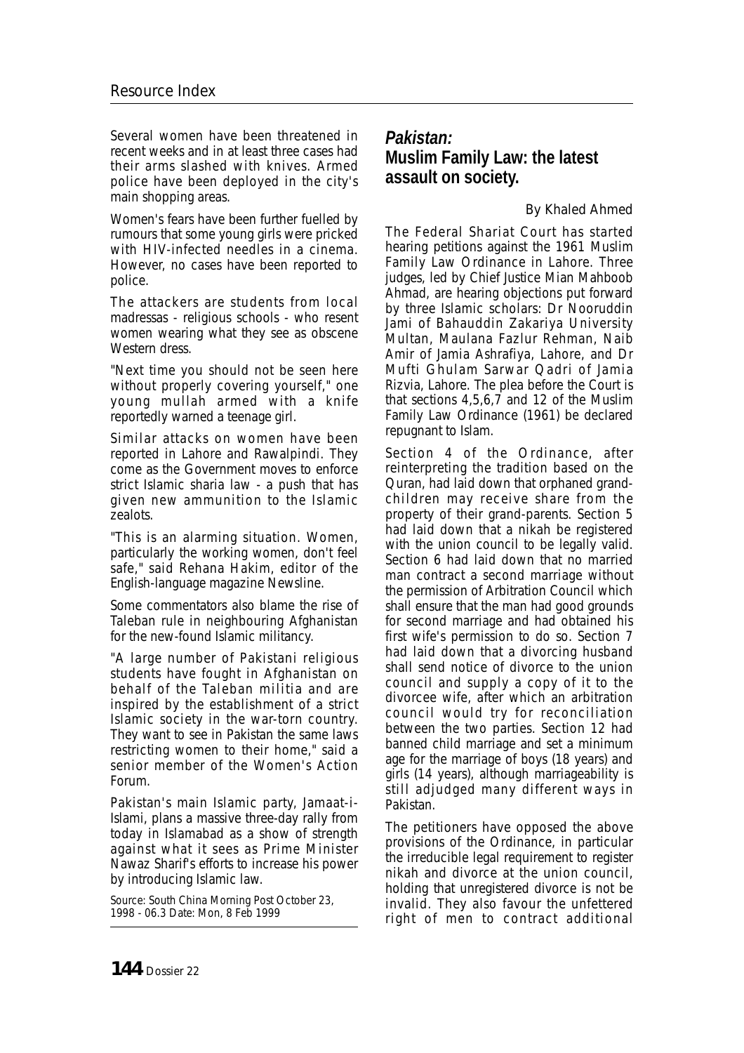Several women have been threatened in recent weeks and in at least three cases had their arms slashed with knives. Armed police have been deployed in the city's main shopping areas.

Women's fears have been further fuelled by rumours that some young girls were pricked with HIV-infected needles in a cinema. However, no cases have been reported to police.

The attackers are students from local madressas - religious schools - who resent women wearing what they see as obscene Western dress.

"Next time you should not be seen here without properly covering yourself," one young mullah armed with a knife reportedly warned a teenage girl.

Similar attacks on women have been reported in Lahore and Rawalpindi. They come as the Government moves to enforce strict Islamic sharia law - a push that has given new ammunition to the Islamic zealots.

"This is an alarming situation. Women, particularly the working women, don't feel safe," said Rehana Hakim, editor of the English-language magazine Newsline.

Some commentators also blame the rise of Taleban rule in neighbouring Afghanistan for the new-found Islamic militancy.

"A large number of Pakistani religious students have fought in Afghanistan on behalf of the Taleban militia and are inspired by the establishment of a strict Islamic society in the war-torn country. They want to see in Pakistan the same laws restricting women to their home," said a senior member of the Women's Action Forum.

Pakistan's main Islamic party, Jamaat-i-Islami, plans a massive three-day rally from today in Islamabad as a show of strength against what it sees as Prime Minister Nawaz Sharif's efforts to increase his power by introducing Islamic law.

Source: South China Morning Post October 23, 1998 - 06.3 Date: Mon, 8 Feb 1999

## *Pakistan:* Muslim Family Law: the latest assault on society.

By Khaled Ahmed

The Federal Shariat Court has started hearing petitions against the 1961 Muslim Family Law Ordinance in Lahore. Three judges, led by Chief Justice Mian Mahboob Ahmad, are hearing objections put forward by three Islamic scholars: Dr Nooruddin Jami of Bahauddin Zakariya University Multan, Maulana Fazlur Rehman, Naib Amir of Jamia Ashrafiya, Lahore, and Dr Mufti Ghulam Sarwar Qadri of Jamia Rizvia, Lahore. The plea before the Court is that sections 4,5,6,7 and 12 of the Muslim Family Law Ordinance (1961) be declared repugnant to Islam.

Section 4 of the Ordinance, after reinterpreting the tradition based on the Quran, had laid down that orphaned grand-children may receive share from the property of their grand-parents. Section 5 had laid down that a nikah be registered with the union council to be legally valid. Section 6 had laid down that no married man contract a second marriage without the permission of Arbitration Council which shall ensure that the man had good grounds for second marriage and had obtained his first wife's permission to do so. Section 7 had laid down that a divorcing husband shall send notice of divorce to the union council and supply a copy of it to the divorcee wife, after which an arbitration council would try for reconciliation between the two parties. Section 12 had banned child marriage and set a minimum age for the marriage of boys (18 years) and girls (14 years), although marriageability is still adjudged many different ways in Pakistan.

The petitioners have opposed the above provisions of the Ordinance, in particular the irreducible legal requirement to register nikah and divorce at the union council, holding that unregistered divorce is not be invalid. They also favour the unfettered right of men to contract additional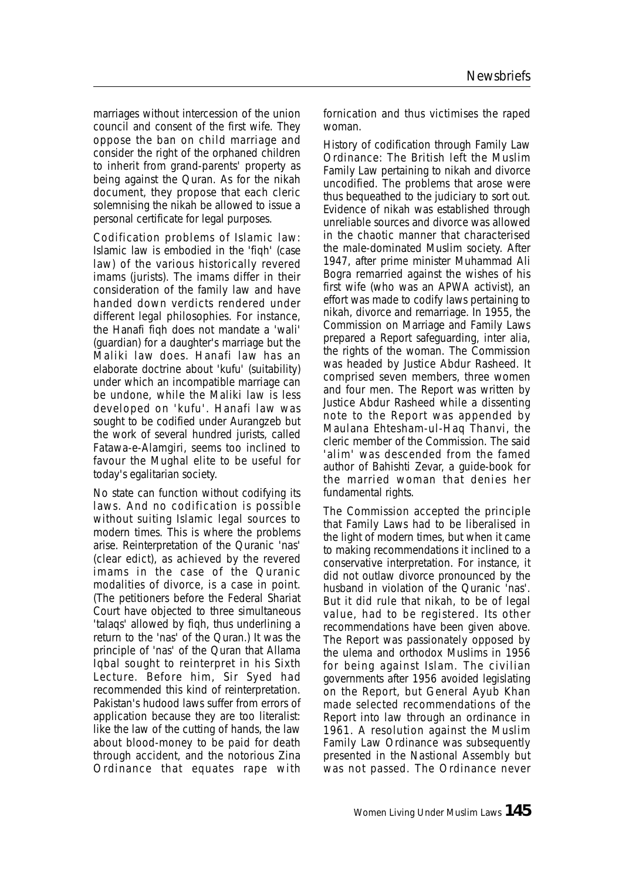marriages without intercession of the union council and consent of the first wife. They oppose the ban on child marriage and consider the right of the orphaned children to inherit from grand-parents' property as being against the Quran. As for the nikah document, they propose that each cleric solemnising the nikah be allowed to issue a personal certificate for legal purposes.

Codification problems of Islamic law: Islamic law is embodied in the 'fiqh' (case law) of the various historically revered imams (jurists). The imams differ in their consideration of the family law and have handed down verdicts rendered under different legal philosophies. For instance, the Hanafi fiqh does not mandate a 'wali' (guardian) for a daughter's marriage but the Maliki law does. Hanafi law has an elaborate doctrine about 'kufu' (suitability) under which an incompatible marriage can be undone, while the Maliki law is less developed on 'kufu'. Hanafi law was sought to be codified under Aurangzeb but the work of several hundred jurists, called Fatawa-e-Alamgiri, seems too inclined to favour the Mughal elite to be useful for today's egalitarian society.

No state can function without codifying its laws. And no codification is possible without suiting Islamic legal sources to modern times. This is where the problems arise. Reinterpretation of the Quranic 'nas' (clear edict), as achieved by the revered imams in the case of the Quranic modalities of divorce, is a case in point. (The petitioners before the Federal Shariat Court have objected to three simultaneous 'talaqs' allowed by fiqh, thus underlining a return to the 'nas' of the Quran.) It was the principle of 'nas' of the Quran that Allama Iqbal sought to reinterpret in his Sixth Lecture. Before him, Sir Syed had recommended this kind of reinterpretation. Pakistan's hudood laws suffer from errors of application because they are too literalist: like the law of the cutting of hands, the law about blood-money to be paid for death through accident, and the notorious Zina Ordinance that equates rape with fornication and thus victimises the raped woman.

History of codification through Family Law Ordinance: The British left the Muslim Family Law pertaining to nikah and divorce uncodified. The problems that arose were thus bequeathed to the judiciary to sort out. Evidence of nikah was established through unreliable sources and divorce was allowed in the chaotic manner that characterised the male-dominated Muslim society. After 1947, after prime minister Muhammad Ali Bogra remarried against the wishes of his first wife (who was an APWA activist), an effort was made to codify laws pertaining to nikah, divorce and remarriage. In 1955, the Commission on Marriage and Family Laws prepared a Report safeguarding, inter alia, the rights of the woman. The Commission was headed by Justice Abdur Rasheed. It comprised seven members, three women and four men. The Report was written by Justice Abdur Rasheed while a dissenting note to the Report was appended by Maulana Ehtesham-ul-Haq Thanvi, the cleric member of the Commission. The said 'alim' was descended from the famed author of Bahishti Zevar, a guide-book for the married woman that denies her fundamental rights.

The Commission accepted the principle that Family Laws had to be liberalised in the light of modern times, but when it came to making recommendations it inclined to a conservative interpretation. For instance, it did not outlaw divorce pronounced by the husband in violation of the Quranic 'nas'. But it did rule that nikah, to be of legal value, had to be registered. Its other recommendations have been given above. The Report was passionately opposed by the ulema and orthodox Muslims in 1956 for being against Islam. The civilian governments after 1956 avoided legislating on the Report, but General Ayub Khan made selected recommendations of the Report into law through an ordinance in 1961. A resolution against the Muslim Family Law Ordinance was subsequently presented in the Nastional Assembly but was not passed. The Ordinance never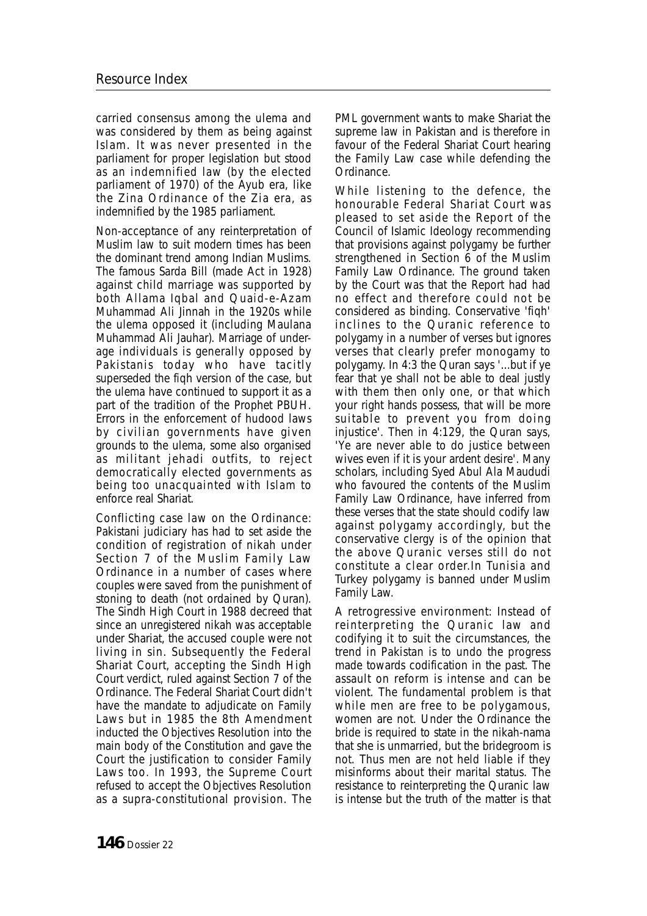carried consensus among the ulema and was considered by them as being against Islam. It was never presented in the parliament for proper legislation but stood as an indemnified law (by the elected parliament of 1970) of the Ayub era, like the Zina Ordinance of the Zia era, as indemnified by the 1985 parliament.

Non-acceptance of any reinterpretation of Muslim law to suit modern times has been the dominant trend among Indian Muslims. The famous Sarda Bill (made Act in 1928) against child marriage was supported by both Allama Iqbal and Quaid-e-Azam Muhammad Ali Jinnah in the 1920s while the ulema opposed it (including Maulana Muhammad Ali Jauhar). Marriage of under-age individuals is generally opposed by Pakistanis today who have tacitly superseded the fiqh version of the case, but the ulema have continued to support it as a part of the tradition of the Prophet PBUH. Errors in the enforcement of hudood laws by civilian governments have given grounds to the ulema, some also organised as militant jehadi outfits, to reject democratically elected governments as being too unacquainted with Islam to enforce real Shariat.

Conflicting case law on the Ordinance: Pakistani judiciary has had to set aside the condition of registration of nikah under Section 7 of the Muslim Family Law Ordinance in a number of cases where couples were saved from the punishment of stoning to death (not ordained by Quran). The Sindh High Court in 1988 decreed that since an unregistered nikah was acceptable under Shariat, the accused couple were not living in sin. Subsequently the Federal Shariat Court, accepting the Sindh High Court verdict, ruled against Section 7 of the Ordinance. The Federal Shariat Court didn't have the mandate to adjudicate on Family Laws but in 1985 the 8th Amendment inducted the Objectives Resolution into the main body of the Constitution and gave the Court the justification to consider Family Laws too. In 1993, the Supreme Court refused to accept the Objectives Resolution as a supra-constitutional provision. The PML government wants to make Shariat the supreme law in Pakistan and is therefore in favour of the Federal Shariat Court hearing the Family Law case while defending the Ordinance.

While listening to the defence, the honourable Federal Shariat Court was pleased to set aside the Report of the Council of Islamic Ideology recommending that provisions against polygamy be further strengthened in Section 6 of the Muslim Family Law Ordinance. The ground taken by the Court was that the Report had had no effect and therefore could not be considered as binding. Conservative 'fiqh' inclines to the Quranic reference to polygamy in a number of verses but ignores verses that clearly prefer monogamy to polygamy. In 4:3 the Quran says '...but if ye fear that ye shall not be able to deal justly with them then only one, or that which your right hands possess, that will be more suitable to prevent you from doing injustice'. Then in 4:129, the Quran says, 'Ye are never able to do justice between wives even if it is your ardent desire'. Many scholars, including Syed Abul Ala Maududi who favoured the contents of the Muslim Family Law Ordinance, have inferred from these verses that the state should codify law against polygamy accordingly, but the conservative clergy is of the opinion that the above Quranic verses still do not constitute a clear order.In Tunisia and Turkey polygamy is banned under Muslim Family Law.

A retrogressive environment: Instead of reinterpreting the Quranic law and codifying it to suit the circumstances, the trend in Pakistan is to undo the progress made towards codification in the past. The assault on reform is intense and can be violent. The fundamental problem is that while men are free to be polygamous, women are not. Under the Ordinance the bride is required to state in the nikah-nama that she is unmarried, but the bridegroom is not. Thus men are not held liable if they misinforms about their marital status. The resistance to reinterpreting the Quranic law is intense but the truth of the matter is that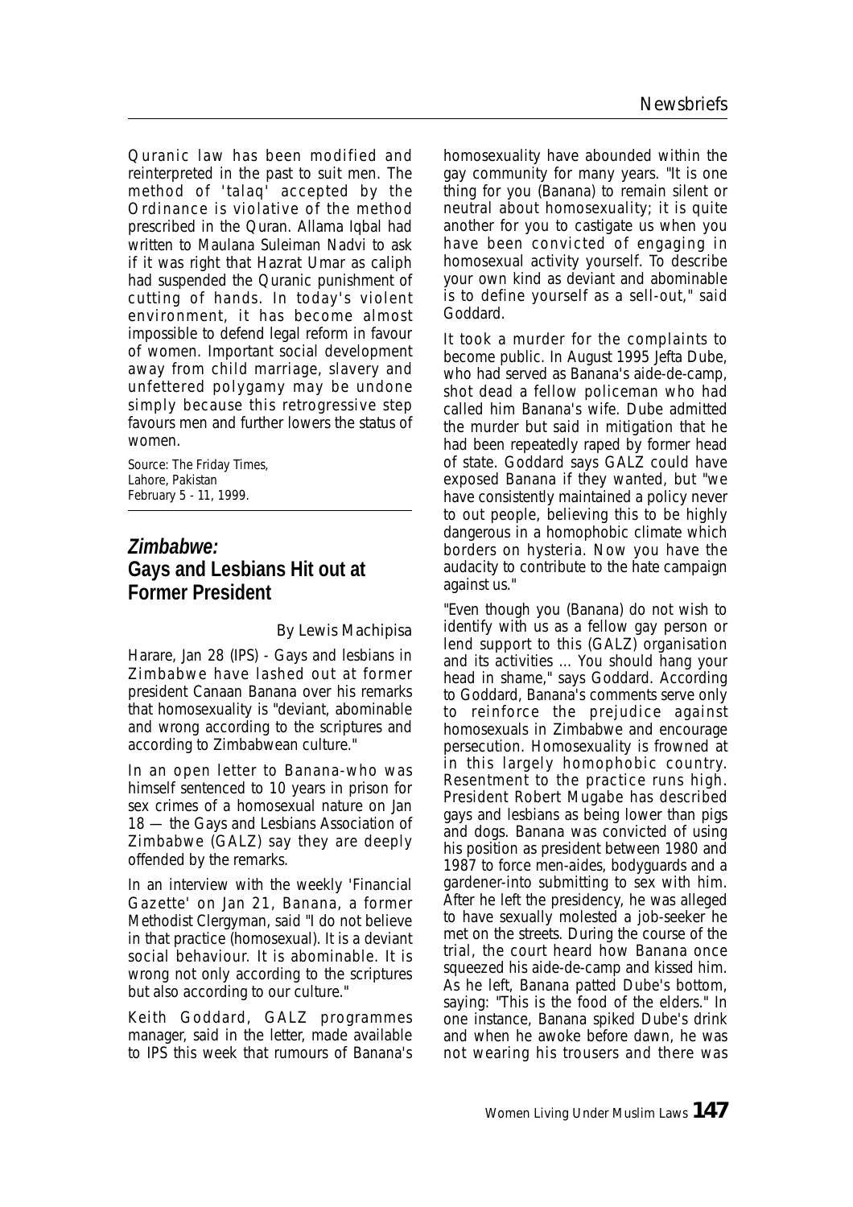Quranic law has been modified and reinterpreted in the past to suit men. The method of 'talaq' accepted by the Ordinance is violative of the method prescribed in the Quran. Allama Iqbal had written to Maulana Suleiman Nadvi to ask if it was right that Hazrat Umar as caliph had suspended the Quranic punishment of cutting of hands. In today's violent environment, it has become almost impossible to defend legal reform in favour of women. Important social development away from child marriage, slavery and unfettered polygamy may be undone simply because this retrogressive step favours men and further lowers the status of women.

Source: The Friday Times,
Lahore, Pakistan
February 5 - 11, 1999.

## *Zimbabwe:* Gays and Lesbians Hit out at Former President

By Lewis Machipisa

Harare, Jan 28 (IPS) - Gays and lesbians in Zimbabwe have lashed out at former president Canaan Banana over his remarks that homosexuality is "deviant, abominable and wrong according to the scriptures and according to Zimbabwean culture."

In an open letter to Banana-who was himself sentenced to 10 years in prison for sex crimes of a homosexual nature on Jan 18 — the Gays and Lesbians Association of Zimbabwe (GALZ) say they are deeply offended by the remarks.

In an interview with the weekly 'Financial Gazette' on Jan 21, Banana, a former Methodist Clergyman, said "I do not believe in that practice (homosexual). It is a deviant social behaviour. It is abominable. It is wrong not only according to the scriptures but also according to our culture."

Keith Goddard, GALZ programmes manager, said in the letter, made available to IPS this week that rumours of Banana's homosexuality have abounded within the gay community for many years. "It is one thing for you (Banana) to remain silent or neutral about homosexuality; it is quite another for you to castigate us when you have been convicted of engaging in homosexual activity yourself. To describe your own kind as deviant and abominable is to define yourself as a sell-out," said Goddard.

It took a murder for the complaints to become public. In August 1995 Jefta Dube, who had served as Banana's aide-de-camp, shot dead a fellow policeman who had called him Banana's wife. Dube admitted the murder but said in mitigation that he had been repeatedly raped by former head of state. Goddard says GALZ could have exposed Banana if they wanted, but "we have consistently maintained a policy never to out people, believing this to be highly dangerous in a homophobic climate which borders on hysteria. Now you have the audacity to contribute to the hate campaign against us."

"Even though you (Banana) do not wish to identify with us as a fellow gay person or lend support to this (GALZ) organisation and its activities ... You should hang your head in shame," says Goddard. According to Goddard, Banana's comments serve only to reinforce the prejudice against homosexuals in Zimbabwe and encourage persecution. Homosexuality is frowned at in this largely homophobic country. Resentment to the practice runs high. President Robert Mugabe has described gays and lesbians as being lower than pigs and dogs. Banana was convicted of using his position as president between 1980 and 1987 to force men-aides, bodyguards and a gardener-into submitting to sex with him. After he left the presidency, he was alleged to have sexually molested a job-seeker he met on the streets. During the course of the trial, the court heard how Banana once squeezed his aide-de-camp and kissed him. As he left, Banana patted Dube's bottom, saying: "This is the food of the elders." In one instance, Banana spiked Dube's drink and when he awoke before dawn, he was not wearing his trousers and there was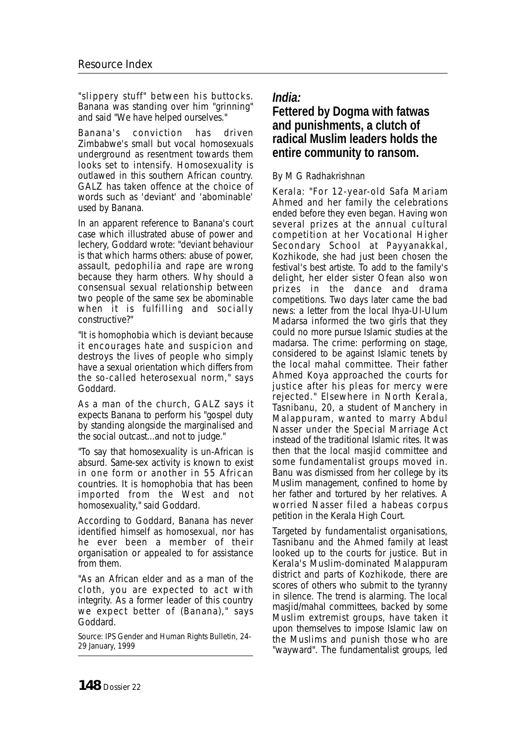"slippery stuff" between his buttocks. Banana was standing over him "grinning" and said "We have helped ourselves."

Banana's conviction has driven Zimbabwe's small but vocal homosexuals underground as resentment towards them looks set to intensify. Homosexuality is outlawed in this southern African country. GALZ has taken offence at the choice of words such as 'deviant' and 'abominable' used by Banana.

In an apparent reference to Banana's court case which illustrated abuse of power and lechery, Goddard wrote: "deviant behaviour is that which harms others: abuse of power, assault, pedophilia and rape are wrong because they harm others. Why should a consensual sexual relationship between two people of the same sex be abominable when it is fulfilling and socially constructive?"

"It is homophobia which is deviant because it encourages hate and suspicion and destroys the lives of people who simply have a sexual orientation which differs from the so-called heterosexual norm," says Goddard.

As a man of the church, GALZ says it expects Banana to perform his "gospel duty by standing alongside the marginalised and the social outcast...and not to judge."

"To say that homosexuality is un-African is absurd. Same-sex activity is known to exist in one form or another in 55 African countries. It is homophobia that has been imported from the West and not homosexuality," said Goddard.

According to Goddard, Banana has never identified himself as homosexual, nor has he ever been a member of their organisation or appealed to for assistance from them.

"As an African elder and as a man of the cloth, you are expected to act with integrity. As a former leader of this country we expect better of (Banana)," says Goddard.

Source: IPS Gender and Human Rights Bulletin, 24-29 January, 1999

## *India:*
## Fettered by Dogma with fatwas and punishments, a clutch of radical Muslim leaders holds the entire community to ransom.

By M G Radhakrishnan

Kerala: "For 12-year-old Safa Mariam Ahmed and her family the celebrations ended before they even began. Having won several prizes at the annual cultural competition at her Vocational Higher Secondary School at Payyanakkal, Kozhikode, she had just been chosen the festival's best artiste. To add to the family's delight, her elder sister Ofean also won prizes in the dance and drama competitions. Two days later came the bad news: a letter from the local Ihya-Ul-Ulum Madarsa informed the two girls that they could no more pursue Islamic studies at the madarsa. The crime: performing on stage, considered to be against Islamic tenets by the local mahal committee. Their father Ahmed Koya approached the courts for justice after his pleas for mercy were rejected." Elsewhere in North Kerala, Tasnibanu, 20, a student of Manchery in Malappuram, wanted to marry Abdul Nasser under the Special Marriage Act instead of the traditional Islamic rites. It was then that the local masjid committee and some fundamentalist groups moved in. Banu was dismissed from her college by its Muslim management, confined to home by her father and tortured by her relatives. A worried Nasser filed a habeas corpus petition in the Kerala High Court.

Targeted by fundamentalist organisations, Tasnibanu and the Ahmed family at least looked up to the courts for justice. But in Kerala's Muslim-dominated Malappuram district and parts of Kozhikode, there are scores of others who submit to the tyranny in silence. The trend is alarming. The local masjid/mahal committees, backed by some Muslim extremist groups, have taken it upon themselves to impose Islamic law on the Muslims and punish those who are "wayward". The fundamentalist groups, led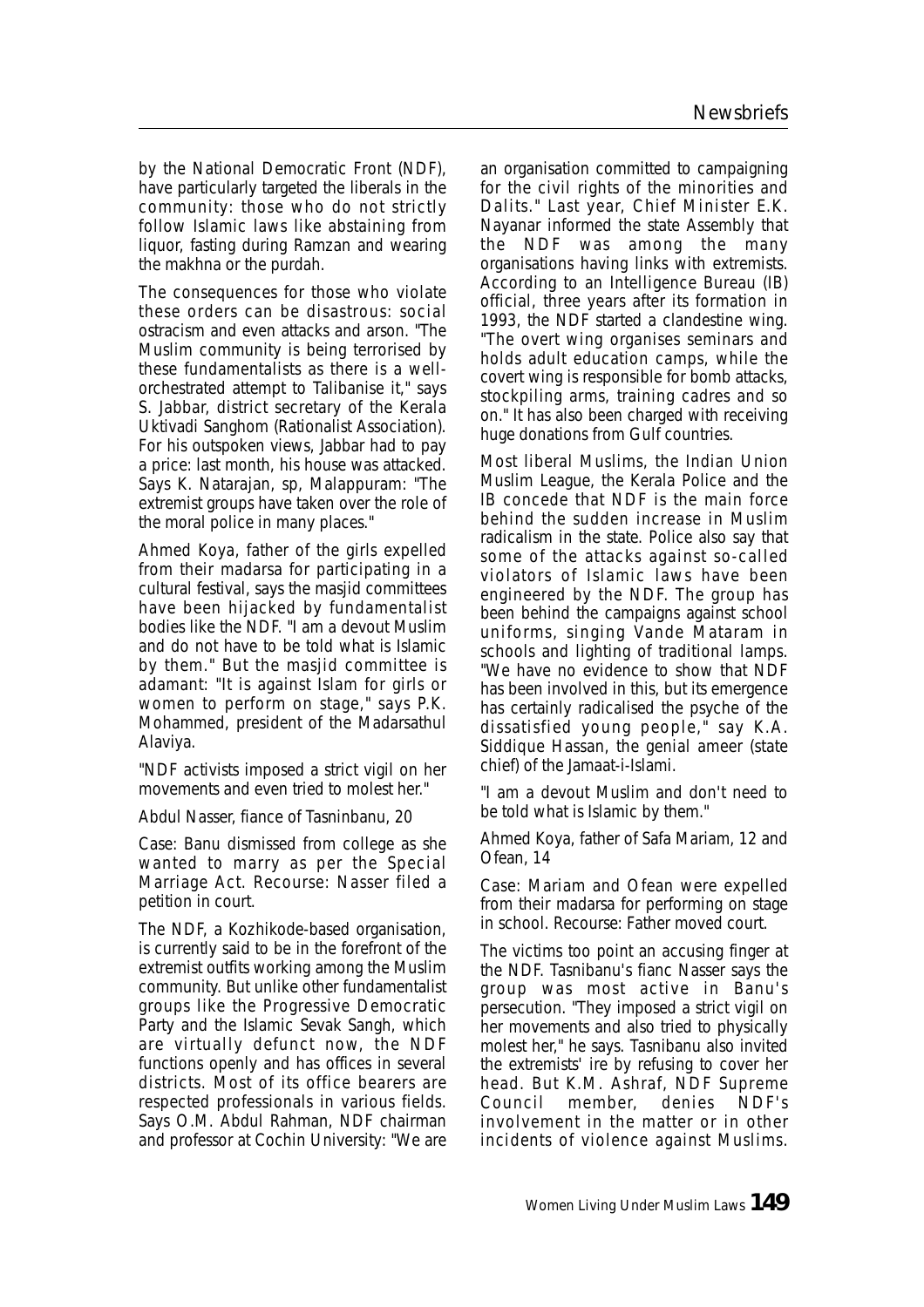by the National Democratic Front (NDF), have particularly targeted the liberals in the community: those who do not strictly follow Islamic laws like abstaining from liquor, fasting during Ramzan and wearing the makhna or the purdah.

The consequences for those who violate these orders can be disastrous: social ostracism and even attacks and arson. "The Muslim community is being terrorised by these fundamentalists as there is a well-orchestrated attempt to Talibanise it," says S. Jabbar, district secretary of the Kerala Uktivadi Sanghom (Rationalist Association). For his outspoken views, Jabbar had to pay a price: last month, his house was attacked. Says K. Natarajan, sp, Malappuram: "The extremist groups have taken over the role of the moral police in many places."

Ahmed Koya, father of the girls expelled from their madarsa for participating in a cultural festival, says the masjid committees have been hijacked by fundamentalist bodies like the NDF. "I am a devout Muslim and do not have to be told what is Islamic by them." But the masjid committee is adamant: "It is against Islam for girls or women to perform on stage," says P.K. Mohammed, president of the Madarsathul Alaviya.

"NDF activists imposed a strict vigil on her movements and even tried to molest her."

Abdul Nasser, fiance of Tasninbanu, 20

Case: Banu dismissed from college as she wanted to marry as per the Special Marriage Act. Recourse: Nasser filed a petition in court.

The NDF, a Kozhikode-based organisation, is currently said to be in the forefront of the extremist outfits working among the Muslim community. But unlike other fundamentalist groups like the Progressive Democratic Party and the Islamic Sevak Sangh, which are virtually defunct now, the NDF functions openly and has offices in several districts. Most of its office bearers are respected professionals in various fields. Says O.M. Abdul Rahman, NDF chairman and professor at Cochin University: "We are an organisation committed to campaigning for the civil rights of the minorities and Dalits." Last year, Chief Minister E.K. Nayanar informed the state Assembly that the NDF was among the many organisations having links with extremists. According to an Intelligence Bureau (IB) official, three years after its formation in 1993, the NDF started a clandestine wing. "The overt wing organises seminars and holds adult education camps, while the covert wing is responsible for bomb attacks, stockpiling arms, training cadres and so on." It has also been charged with receiving huge donations from Gulf countries.

Most liberal Muslims, the Indian Union Muslim League, the Kerala Police and the IB concede that NDF is the main force behind the sudden increase in Muslim radicalism in the state. Police also say that some of the attacks against so-called violators of Islamic laws have been engineered by the NDF. The group has been behind the campaigns against school uniforms, singing Vande Mataram in schools and lighting of traditional lamps. "We have no evidence to show that NDF has been involved in this, but its emergence has certainly radicalised the psyche of the dissatisfied young people," say K.A. Siddique Hassan, the genial ameer (state chief) of the Jamaat-i-Islami.

"I am a devout Muslim and don't need to be told what is Islamic by them."

Ahmed Koya, father of Safa Mariam, 12 and Ofean, 14

Case: Mariam and Ofean were expelled from their madarsa for performing on stage in school. Recourse: Father moved court.

The victims too point an accusing finger at the NDF. Tasnibanu's fianc Nasser says the group was most active in Banu's persecution. "They imposed a strict vigil on her movements and also tried to physically molest her," he says. Tasnibanu also invited the extremists' ire by refusing to cover her head. But K.M. Ashraf, NDF Supreme Council member, denies NDF's involvement in the matter or in other incidents of violence against Muslims.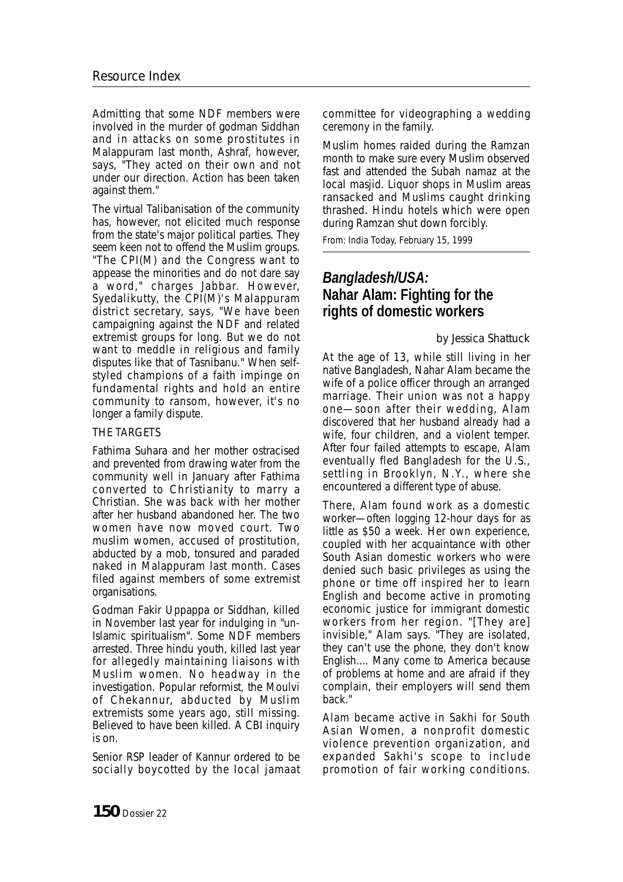Admitting that some NDF members were involved in the murder of godman Siddhan and in attacks on some prostitutes in Malappuram last month, Ashraf, however, says, "They acted on their own and not under our direction. Action has been taken against them."

The virtual Talibanisation of the community has, however, not elicited much response from the state's major political parties. They seem keen not to offend the Muslim groups. "The CPI(M) and the Congress want to appease the minorities and do not dare say a word," charges Jabbar. However, Syedalikutty, the CPI(M)'s Malappuram district secretary, says, "We have been campaigning against the NDF and related extremist groups for long. But we do not want to meddle in religious and family disputes like that of Tasnibanu." When self-styled champions of a faith impinge on fundamental rights and hold an entire community to ransom, however, it's no longer a family dispute.

THE TARGETS

Fathima Suhara and her mother ostracised and prevented from drawing water from the community well in January after Fathima converted to Christianity to marry a Christian. She was back with her mother after her husband abandoned her. The two women have now moved court. Two muslim women, accused of prostitution, abducted by a mob, tonsured and paraded naked in Malappuram last month. Cases filed against members of some extremist organisations.

Godman Fakir Uppappa or Siddhan, killed in November last year for indulging in "un-Islamic spiritualism". Some NDF members arrested. Three hindu youth, killed last year for allegedly maintaining liaisons with Muslim women. No headway in the investigation. Popular reformist, the Moulvi of Chekannur, abducted by Muslim extremists some years ago, still missing. Believed to have been killed. A CBI inquiry is on.

Senior RSP leader of Kannur ordered to be socially boycotted by the local jamaat committee for videographing a wedding ceremony in the family.

Muslim homes raided during the Ramzan month to make sure every Muslim observed fast and attended the Subah namaz at the local masjid. Liquor shops in Muslim areas ransacked and Muslims caught drinking thrashed. Hindu hotels which were open during Ramzan shut down forcibly.

From: India Today, February 15, 1999

## *Bangladesh/USA:* Nahar Alam: Fighting for the rights of domestic workers

by Jessica Shattuck

At the age of 13, while still living in her native Bangladesh, Nahar Alam became the wife of a police officer through an arranged marriage. Their union was not a happy one—soon after their wedding, Alam discovered that her husband already had a wife, four children, and a violent temper. After four failed attempts to escape, Alam eventually fled Bangladesh for the U.S., settling in Brooklyn, N.Y., where she encountered a different type of abuse.

There, Alam found work as a domestic worker—often logging 12-hour days for as little as $50 a week. Her own experience, coupled with her acquaintance with other South Asian domestic workers who were denied such basic privileges as using the phone or time off inspired her to learn English and become active in promoting economic justice for immigrant domestic workers from her region. "[They are] invisible," Alam says. "They are isolated, they can't use the phone, they don't know English.... Many come to America because of problems at home and are afraid if they complain, their employers will send them back."

Alam became active in Sakhi for South Asian Women, a nonprofit domestic violence prevention organization, and expanded Sakhi's scope to include promotion of fair working conditions.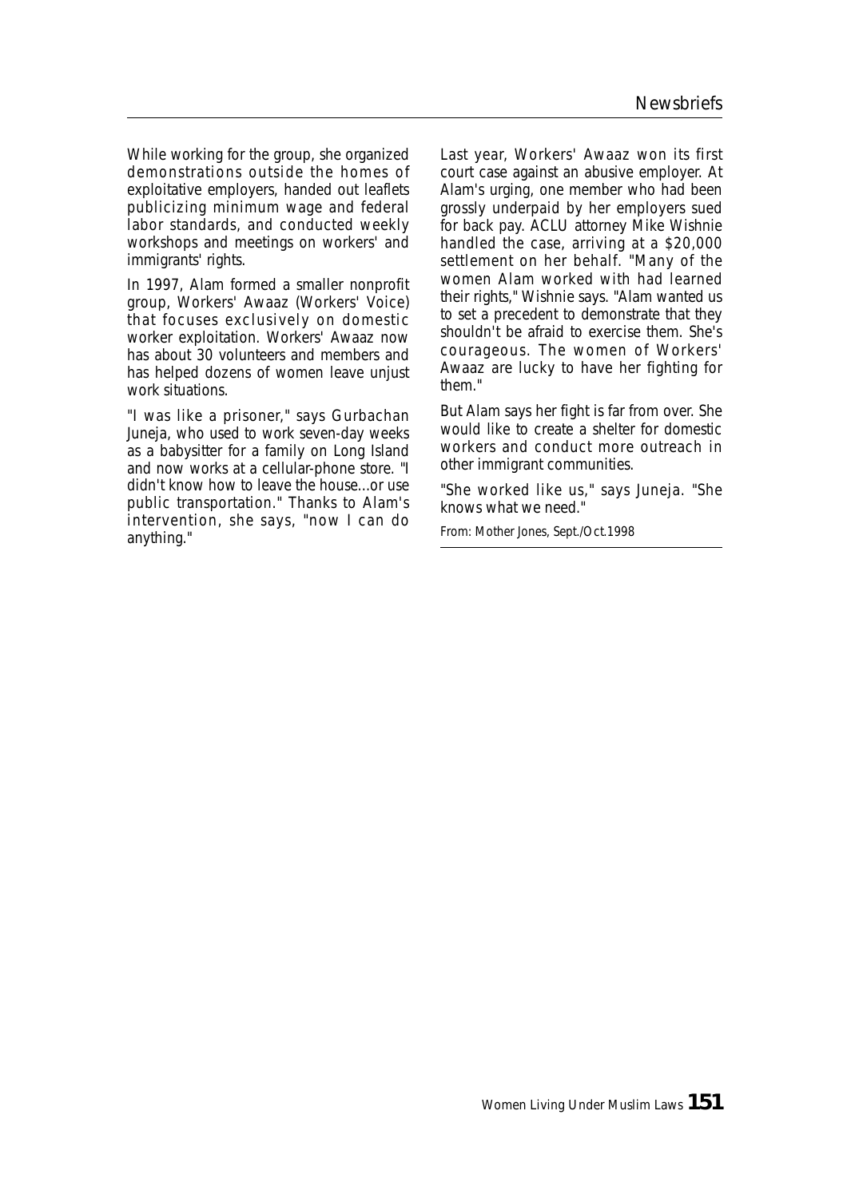While working for the group, she organized demonstrations outside the homes of exploitative employers, handed out leaflets publicizing minimum wage and federal labor standards, and conducted weekly workshops and meetings on workers' and immigrants' rights.

In 1997, Alam formed a smaller nonprofit group, Workers' Awaaz (Workers' Voice) that focuses exclusively on domestic worker exploitation. Workers' Awaaz now has about 30 volunteers and members and has helped dozens of women leave unjust work situations.

"I was like a prisoner," says Gurbachan Juneja, who used to work seven-day weeks as a babysitter for a family on Long Island and now works at a cellular-phone store. "I didn't know how to leave the house...or use public transportation." Thanks to Alam's intervention, she says, "now I can do anything."

Last year, Workers' Awaaz won its first court case against an abusive employer. At Alam's urging, one member who had been grossly underpaid by her employers sued for back pay. ACLU attorney Mike Wishnie handled the case, arriving at a $20,000 settlement on her behalf. "Many of the women Alam worked with had learned their rights," Wishnie says. "Alam wanted us to set a precedent to demonstrate that they shouldn't be afraid to exercise them. She's courageous. The women of Workers' Awaaz are lucky to have her fighting for them."

But Alam says her fight is far from over. She would like to create a shelter for domestic workers and conduct more outreach in other immigrant communities.

"She worked like us," says Juneja. "She knows what we need."

From: Mother Jones, Sept./Oct.1998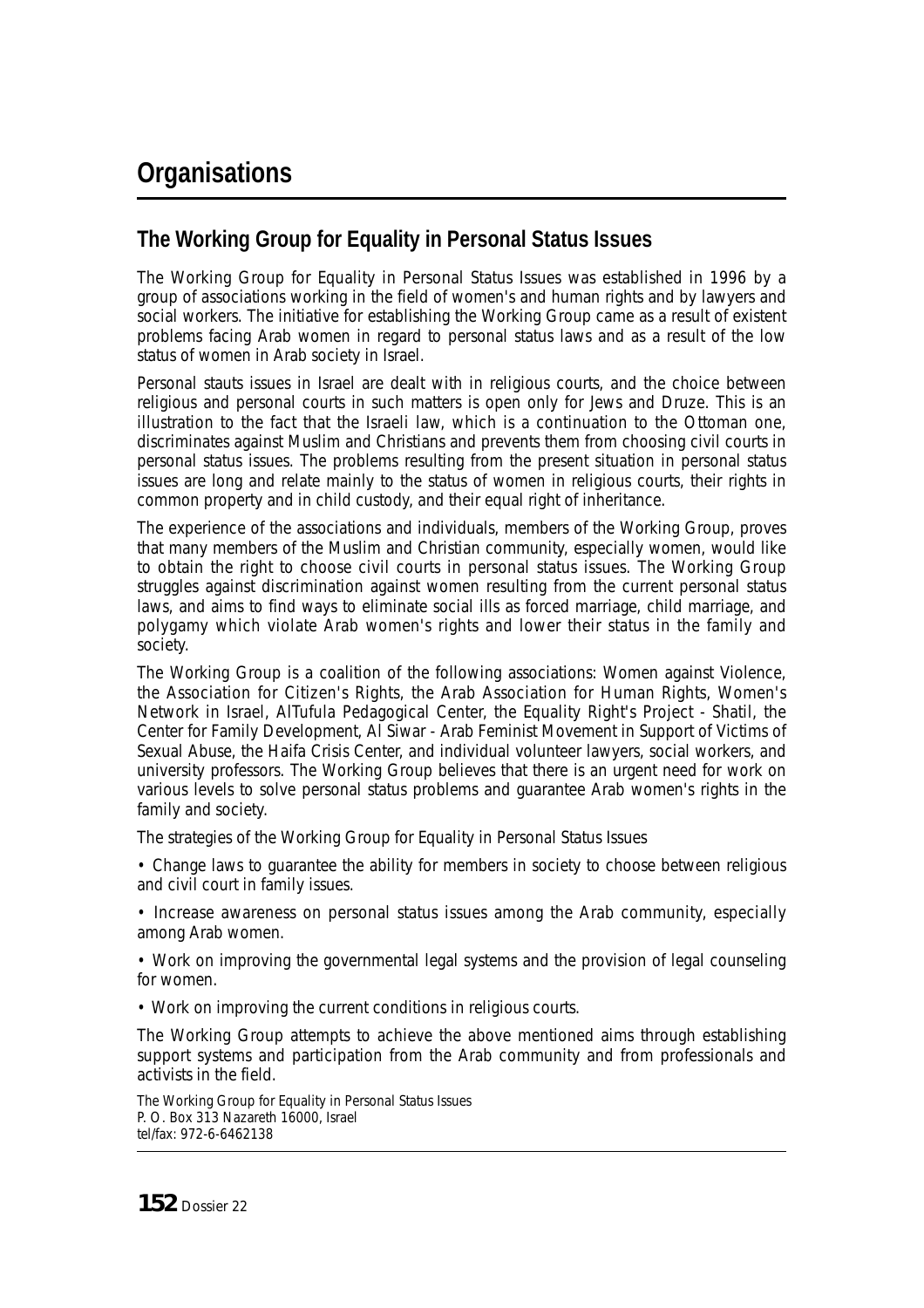# Organisations

## The Working Group for Equality in Personal Status Issues

The Working Group for Equality in Personal Status Issues was established in 1996 by a group of associations working in the field of women's and human rights and by lawyers and social workers. The initiative for establishing the Working Group came as a result of existent problems facing Arab women in regard to personal status laws and as a result of the low status of women in Arab society in Israel.

Personal stauts issues in Israel are dealt with in religious courts, and the choice between religious and personal courts in such matters is open only for Jews and Druze. This is an illustration to the fact that the Israeli law, which is a continuation to the Ottoman one, discriminates against Muslim and Christians and prevents them from choosing civil courts in personal status issues. The problems resulting from the present situation in personal status issues are long and relate mainly to the status of women in religious courts, their rights in common property and in child custody, and their equal right of inheritance.

The experience of the associations and individuals, members of the Working Group, proves that many members of the Muslim and Christian community, especially women, would like to obtain the right to choose civil courts in personal status issues. The Working Group struggles against discrimination against women resulting from the current personal status laws, and aims to find ways to eliminate social ills as forced marriage, child marriage, and polygamy which violate Arab women's rights and lower their status in the family and society.

The Working Group is a coalition of the following associations: Women against Violence, the Association for Citizen's Rights, the Arab Association for Human Rights, Women's Network in Israel, AlTufula Pedagogical Center, the Equality Right's Project - Shatil, the Center for Family Development, Al Siwar - Arab Feminist Movement in Support of Victims of Sexual Abuse, the Haifa Crisis Center, and individual volunteer lawyers, social workers, and university professors. The Working Group believes that there is an urgent need for work on various levels to solve personal status problems and guarantee Arab women's rights in the family and society.

The strategies of the Working Group for Equality in Personal Status Issues

- Change laws to guarantee the ability for members in society to choose between religious and civil court in family issues.
- Increase awareness on personal status issues among the Arab community, especially among Arab women.
- Work on improving the governmental legal systems and the provision of legal counseling for women.
- Work on improving the current conditions in religious courts.

The Working Group attempts to achieve the above mentioned aims through establishing support systems and participation from the Arab community and from professionals and activists in the field.

The Working Group for Equality in Personal Status Issues
P. O. Box 313 Nazareth 16000, Israel
tel/fax: 972-6-6462138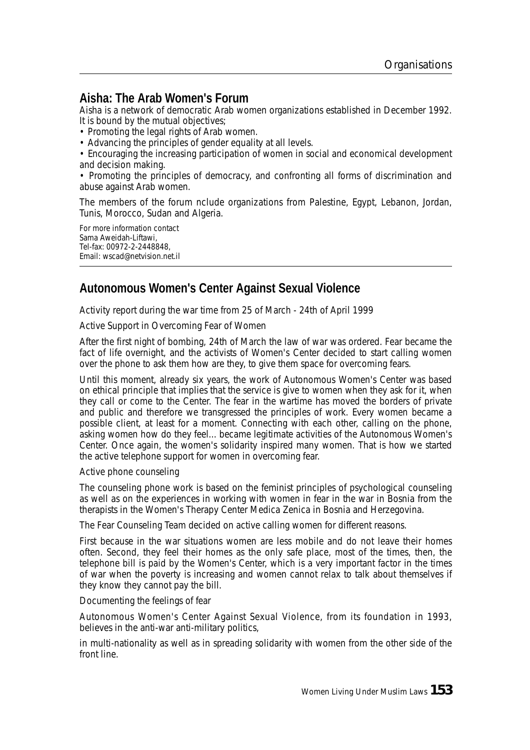## Aisha: The Arab Women's Forum

Aisha is a network of democratic Arab women organizations established in December 1992. It is bound by the mutual objectives;

- Promoting the legal rights of Arab women.
- Advancing the principles of gender equality at all levels.
- Encouraging the increasing participation of women in social and economical development and decision making.
- Promoting the principles of democracy, and confronting all forms of discrimination and abuse against Arab women.

The members of the forum nclude organizations from Palestine, Egypt, Lebanon, Jordan, Tunis, Morocco, Sudan and Algeria.

For more information contact
Sama Aweidah-Liftawi,
Tel-fax: 00972-2-2448848,
Email: wscad@netvision.net.il

## Autonomous Women's Center Against Sexual Violence

Activity report during the war time from 25 of March - 24th of April 1999

Active Support in Overcoming Fear of Women

After the first night of bombing, 24th of March the law of war was ordered. Fear became the fact of life overnight, and the activists of Women's Center decided to start calling women over the phone to ask them how are they, to give them space for overcoming fears.

Until this moment, already six years, the work of Autonomous Women's Center was based on ethical principle that implies that the service is give to women when they ask for it, when they call or come to the Center. The fear in the wartime has moved the borders of private and public and therefore we transgressed the principles of work. Every women became a possible client, at least for a moment. Connecting with each other, calling on the phone, asking women how do they feel... became legitimate activities of the Autonomous Women's Center. Once again, the women's solidarity inspired many women. That is how we started the active telephone support for women in overcoming fear.

Active phone counseling

The counseling phone work is based on the feminist principles of psychological counseling as well as on the experiences in working with women in fear in the war in Bosnia from the therapists in the Women's Therapy Center Medica Zenica in Bosnia and Herzegovina.

The Fear Counseling Team decided on active calling women for different reasons.

First because in the war situations women are less mobile and do not leave their homes often. Second, they feel their homes as the only safe place, most of the times, then, the telephone bill is paid by the Women's Center, which is a very important factor in the times of war when the poverty is increasing and women cannot relax to talk about themselves if they know they cannot pay the bill.

Documenting the feelings of fear

Autonomous Women's Center Against Sexual Violence, from its foundation in 1993, believes in the anti-war anti-military politics,

in multi-nationality as well as in spreading solidarity with women from the other side of the front line.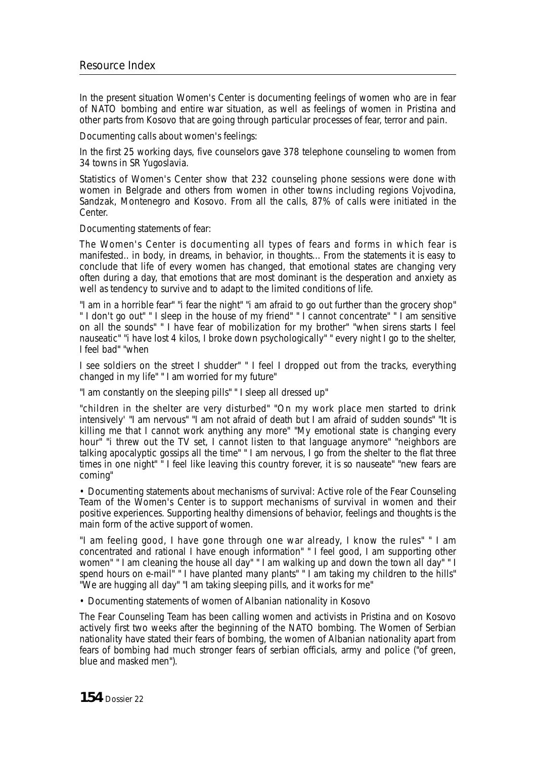In the present situation Women's Center is documenting feelings of women who are in fear of NATO bombing and entire war situation, as well as feelings of women in Pristina and other parts from Kosovo that are going through particular processes of fear, terror and pain.

Documenting calls about women's feelings:

In the first 25 working days, five counselors gave 378 telephone counseling to women from 34 towns in SR Yugoslavia.

Statistics of Women's Center show that 232 counseling phone sessions were done with women in Belgrade and others from women in other towns including regions Vojvodina, Sandzak, Montenegro and Kosovo. From all the calls, 87% of calls were initiated in the Center.

Documenting statements of fear:

The Women's Center is documenting all types of fears and forms in which fear is manifested.. in body, in dreams, in behavior, in thoughts... From the statements it is easy to conclude that life of every women has changed, that emotional states are changing very often during a day, that emotions that are most dominant is the desperation and anxiety as well as tendency to survive and to adapt to the limited conditions of life.

"I am in a horrible fear" "i fear the night" "i am afraid to go out further than the grocery shop" " I don't go out" " I sleep in the house of my friend" " I cannot concentrate" " I am sensitive on all the sounds" " I have fear of mobilization for my brother" "when sirens starts I feel nauseatic" "i have lost 4 kilos, I broke down psychologically" " every night I go to the shelter, I feel bad" "when

I see soldiers on the street I shudder" " I feel I dropped out from the tracks, everything changed in my life" " I am worried for my future"

"I am constantly on the sleeping pills" " I sleep all dressed up"

"children in the shelter are very disturbed" "On my work place men started to drink intensively' "I am nervous" "I am not afraid of death but I am afraid of sudden sounds" "It is killing me that I cannot work anything any more" "My emotional state is changing every hour" "i threw out the TV set, I cannot listen to that language anymore" "neighbors are talking apocalyptic gossips all the time" " I am nervous, I go from the shelter to the flat three times in one night" " I feel like leaving this country forever, it is so nauseate" "new fears are coming"

- Documenting statements about mechanisms of survival: Active role of the Fear Counseling Team of the Women's Center is to support mechanisms of survival in women and their positive experiences. Supporting healthy dimensions of behavior, feelings and thoughts is the main form of the active support of women.

"I am feeling good, I have gone through one war already, I know the rules" " I am concentrated and rational I have enough information" " I feel good, I am supporting other women" " I am cleaning the house all day" " I am walking up and down the town all day" " I spend hours on e-mail" " I have planted many plants" " I am taking my children to the hills" "We are hugging all day" "I am taking sleeping pills, and it works for me"

- Documenting statements of women of Albanian nationality in Kosovo

The Fear Counseling Team has been calling women and activists in Pristina and on Kosovo actively first two weeks after the beginning of the NATO bombing. The Women of Serbian nationality have stated their fears of bombing, the women of Albanian nationality apart from fears of bombing had much stronger fears of serbian officials, army and police ("of green, blue and masked men").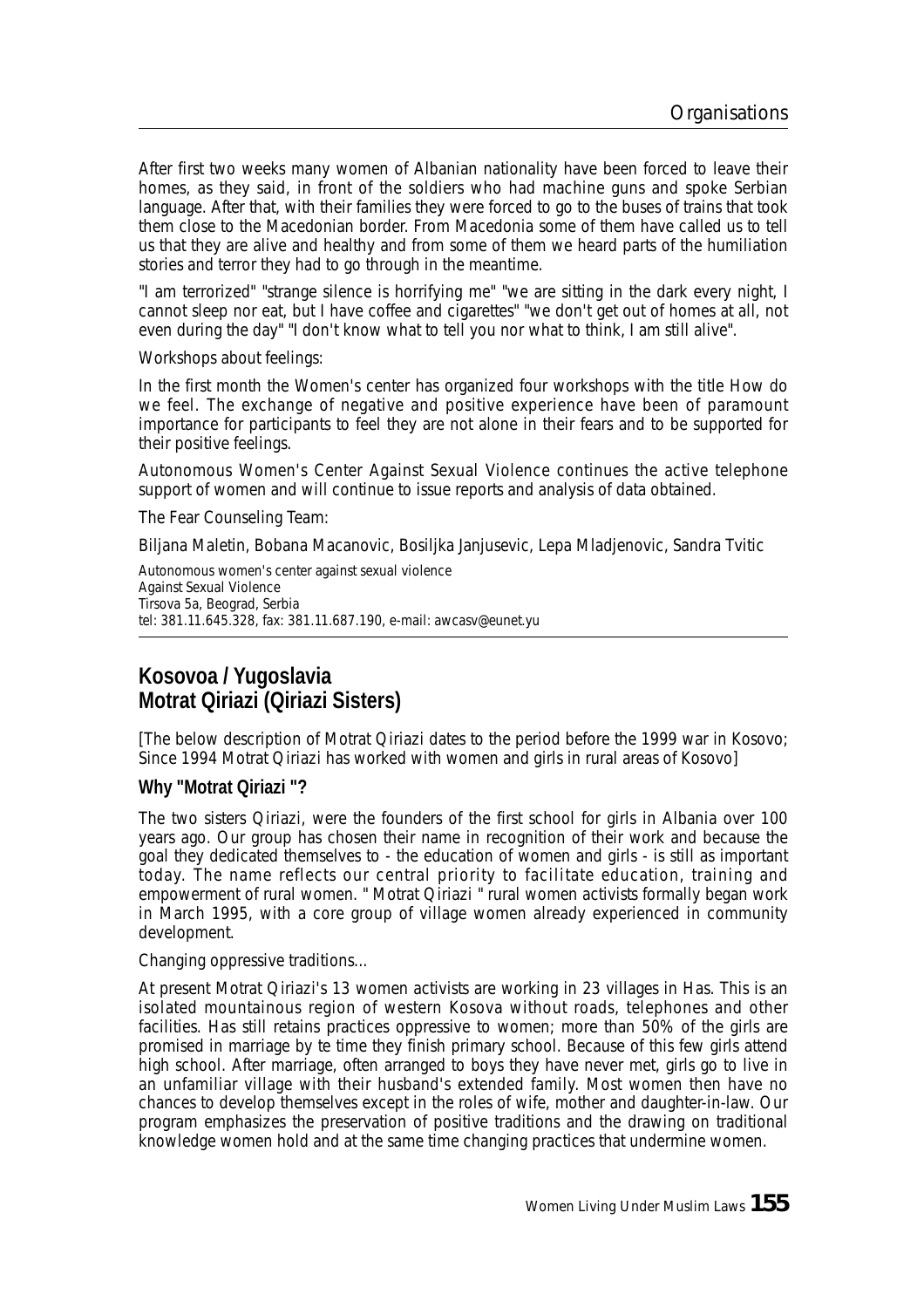After first two weeks many women of Albanian nationality have been forced to leave their homes, as they said, in front of the soldiers who had machine guns and spoke Serbian language. After that, with their families they were forced to go to the buses of trains that took them close to the Macedonian border. From Macedonia some of them have called us to tell us that they are alive and healthy and from some of them we heard parts of the humiliation stories and terror they had to go through in the meantime.

"I am terrorized" "strange silence is horrifying me" "we are sitting in the dark every night, I cannot sleep nor eat, but I have coffee and cigarettes" "we don't get out of homes at all, not even during the day" "I don't know what to tell you nor what to think, I am still alive".

Workshops about feelings:

In the first month the Women's center has organized four workshops with the title How do we feel. The exchange of negative and positive experience have been of paramount importance for participants to feel they are not alone in their fears and to be supported for their positive feelings.

Autonomous Women's Center Against Sexual Violence continues the active telephone support of women and will continue to issue reports and analysis of data obtained.

The Fear Counseling Team:

Biljana Maletin, Bobana Macanovic, Bosiljka Janjusevic, Lepa Mladjenovic, Sandra Tvitic

Autonomous women's center against sexual violence
Against Sexual Violence
Tirsova 5a, Beograd, Serbia
tel: 381.11.645.328, fax: 381.11.687.190, e-mail: awcasv@eunet.yu

## Kosovoa / Yugoslavia
## Motrat Qiriazi (Qiriazi Sisters)

[The below description of Motrat Qiriazi dates to the period before the 1999 war in Kosovo; Since 1994 Motrat Qiriazi has worked with women and girls in rural areas of Kosovo]

**Why "Motrat Qiriazi "?**

The two sisters Qiriazi, were the founders of the first school for girls in Albania over 100 years ago. Our group has chosen their name in recognition of their work and because the goal they dedicated themselves to - the education of women and girls - is still as important today. The name reflects our central priority to facilitate education, training and empowerment of rural women. " Motrat Qiriazi " rural women activists formally began work in March 1995, with a core group of village women already experienced in community development.

Changing oppressive traditions...

At present Motrat Qiriazi's 13 women activists are working in 23 villages in Has. This is an isolated mountainous region of western Kosova without roads, telephones and other facilities. Has still retains practices oppressive to women; more than 50% of the girls are promised in marriage by te time they finish primary school. Because of this few girls attend high school. After marriage, often arranged to boys they have never met, girls go to live in an unfamiliar village with their husband's extended family. Most women then have no chances to develop themselves except in the roles of wife, mother and daughter-in-law. Our program emphasizes the preservation of positive traditions and the drawing on traditional knowledge women hold and at the same time changing practices that undermine women.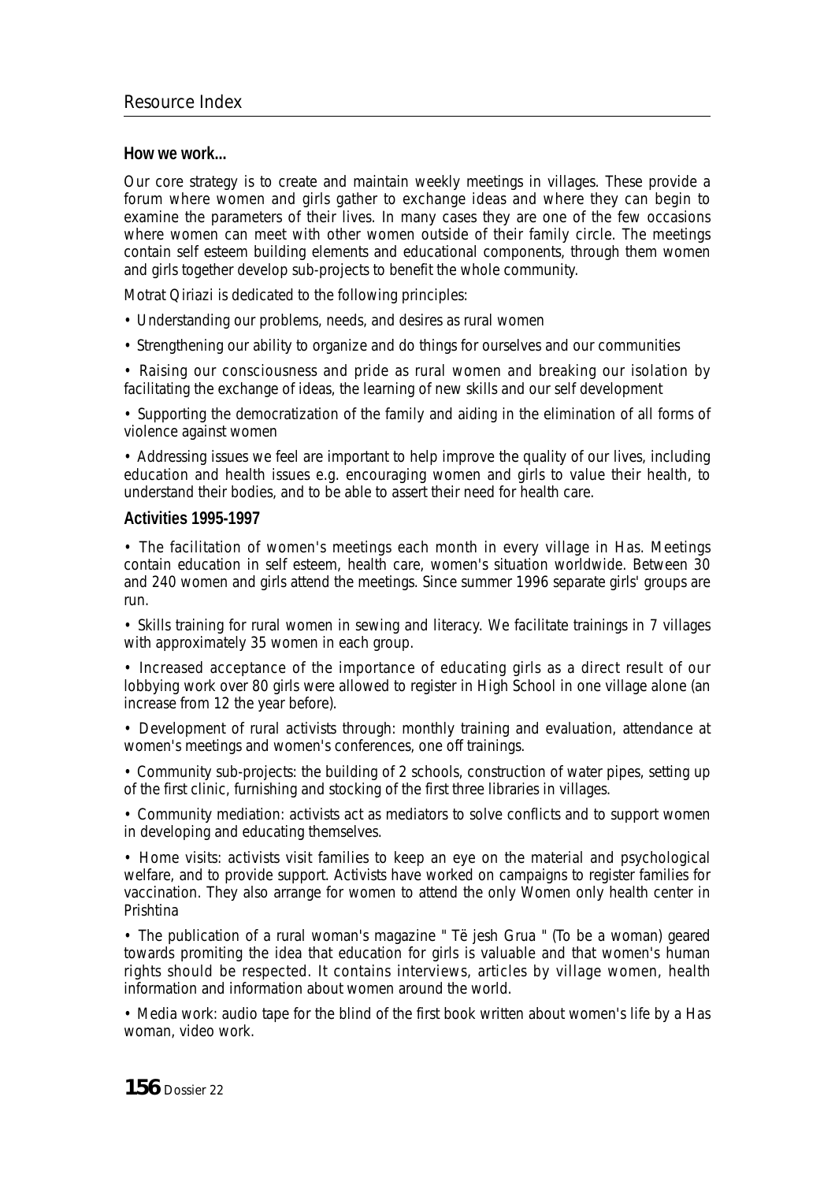**How we work...**

Our core strategy is to create and maintain weekly meetings in villages. These provide a forum where women and girls gather to exchange ideas and where they can begin to examine the parameters of their lives. In many cases they are one of the few occasions where women can meet with other women outside of their family circle. The meetings contain self esteem building elements and educational components, through them women and girls together develop sub-projects to benefit the whole community.

Motrat Qiriazi is dedicated to the following principles:

- Understanding our problems, needs, and desires as rural women
- Strengthening our ability to organize and do things for ourselves and our communities
- Raising our consciousness and pride as rural women and breaking our isolation by facilitating the exchange of ideas, the learning of new skills and our self development
- Supporting the democratization of the family and aiding in the elimination of all forms of violence against women
- Addressing issues we feel are important to help improve the quality of our lives, including education and health issues e.g. encouraging women and girls to value their health, to understand their bodies, and to be able to assert their need for health care.

**Activities 1995-1997**

- The facilitation of women's meetings each month in every village in Has. Meetings contain education in self esteem, health care, women's situation worldwide. Between 30 and 240 women and girls attend the meetings. Since summer 1996 separate girls' groups are run.
- Skills training for rural women in sewing and literacy. We facilitate trainings in 7 villages with approximately 35 women in each group.
- Increased acceptance of the importance of educating girls as a direct result of our lobbying work over 80 girls were allowed to register in High School in one village alone (an increase from 12 the year before).
- Development of rural activists through: monthly training and evaluation, attendance at women's meetings and women's conferences, one off trainings.
- Community sub-projects: the building of 2 schools, construction of water pipes, setting up of the first clinic, furnishing and stocking of the first three libraries in villages.
- Community mediation: activists act as mediators to solve conflicts and to support women in developing and educating themselves.
- Home visits: activists visit families to keep an eye on the material and psychological welfare, and to provide support. Activists have worked on campaigns to register families for vaccination. They also arrange for women to attend the only Women only health center in Prishtina
- The publication of a rural woman's magazine " Të jesh Grua " (To be a woman) geared towards promiting the idea that education for girls is valuable and that women's human rights should be respected. It contains interviews, articles by village women, health information and information about women around the world.
- Media work: audio tape for the blind of the first book written about women's life by a Has woman, video work.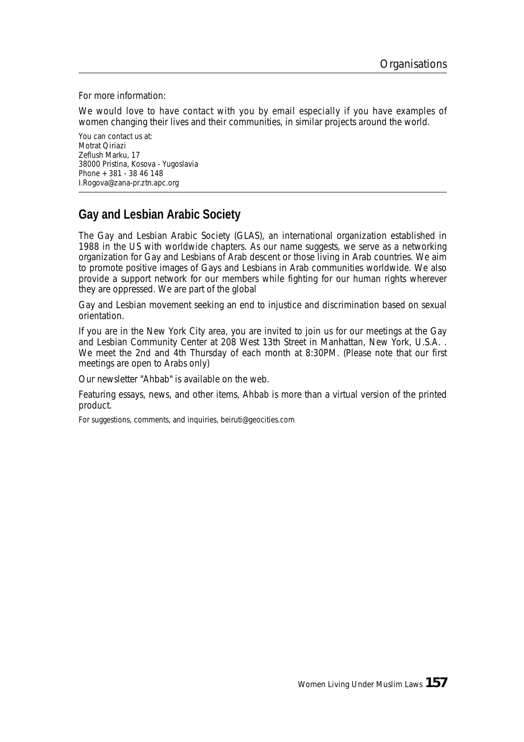For more information:

We would love to have contact with you by email especially if you have examples of women changing their lives and their communities, in similar projects around the world.

You can contact us at:
Motrat Qiriazi
Zeflush Marku, 17
38000 Pristina, Kosova - Yugoslavia
Phone + 381 - 38 46 148
I.Rogova@zana-pr.ztn.apc.org

## Gay and Lesbian Arabic Society

The Gay and Lesbian Arabic Society (GLAS), an international organization established in 1988 in the US with worldwide chapters. As our name suggests, we serve as a networking organization for Gay and Lesbians of Arab descent or those living in Arab countries. We aim to promote positive images of Gays and Lesbians in Arab communities worldwide. We also provide a support network for our members while fighting for our human rights wherever they are oppressed. We are part of the global

Gay and Lesbian movement seeking an end to injustice and discrimination based on sexual orientation.

If you are in the New York City area, you are invited to join us for our meetings at the Gay and Lesbian Community Center at 208 West 13th Street in Manhattan, New York, U.S.A. . We meet the 2nd and 4th Thursday of each month at 8:30PM. (Please note that our first meetings are open to Arabs only)

Our newsletter "Ahbab" is available on the web.

Featuring essays, news, and other items, Ahbab is more than a virtual version of the printed product.

For suggestions, comments, and inquiries, beiruti@geocities.com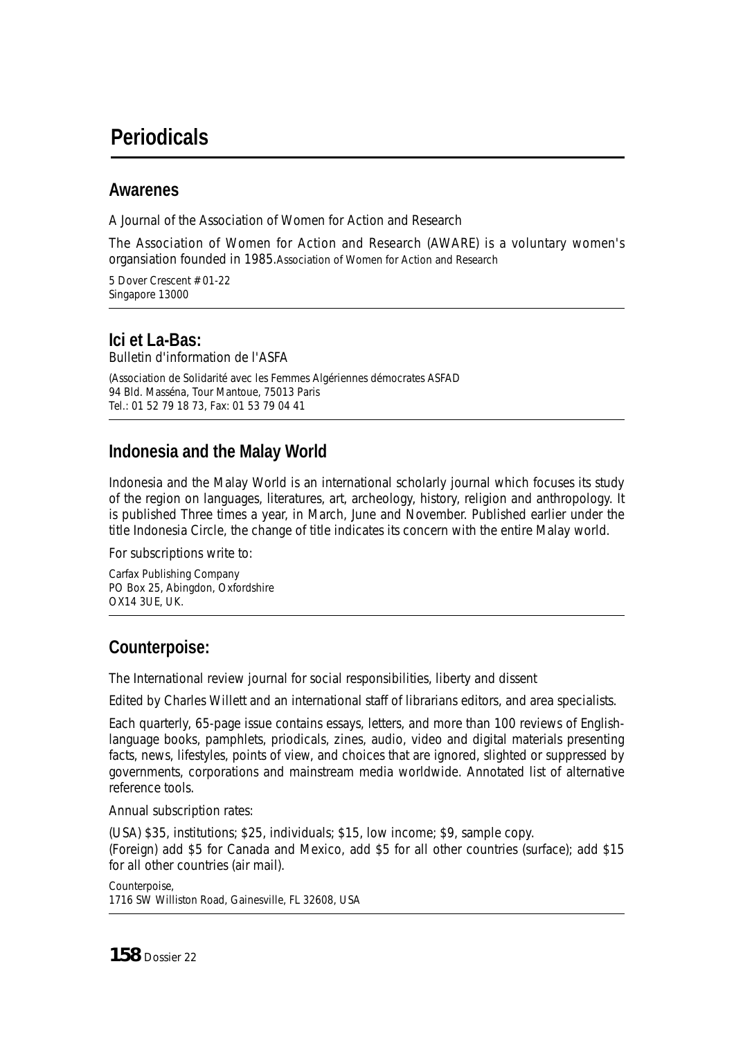# Periodicals

## Awarenes

A Journal of the Association of Women for Action and Research

The Association of Women for Action and Research (AWARE) is a voluntary women's organsiation founded in 1985.Association of Women for Action and Research

5 Dover Crescent # 01-22
Singapore 13000

## Ici et La-Bas:

Bulletin d'information de l'ASFA

(Association de Solidarité avec les Femmes Algériennes démocrates ASFAD
94 Bld. Masséna, Tour Mantoue, 75013 Paris
Tel.: 01 52 79 18 73, Fax: 01 53 79 04 41

## Indonesia and the Malay World

Indonesia and the Malay World is an international scholarly journal which focuses its study of the region on languages, literatures, art, archeology, history, religion and anthropology. It is published Three times a year, in March, June and November. Published earlier under the title Indonesia Circle, the change of title indicates its concern with the entire Malay world.

For subscriptions write to:

Carfax Publishing Company
PO Box 25, Abingdon, Oxfordshire
OX14 3UE, UK.

## Counterpoise:

The International review journal for social responsibilities, liberty and dissent

Edited by Charles Willett and an international staff of librarians editors, and area specialists.

Each quarterly, 65-page issue contains essays, letters, and more than 100 reviews of English-language books, pamphlets, priodicals, zines, audio, video and digital materials presenting facts, news, lifestyles, points of view, and choices that are ignored, slighted or suppressed by governments, corporations and mainstream media worldwide. Annotated list of alternative reference tools.

Annual subscription rates:

(USA) $35, institutions; $25, individuals; $15, low income; $9, sample copy.
(Foreign) add $5 for Canada and Mexico, add $5 for all other countries (surface); add $15 for all other countries (air mail).

Counterpoise,
1716 SW Williston Road, Gainesville, FL 32608, USA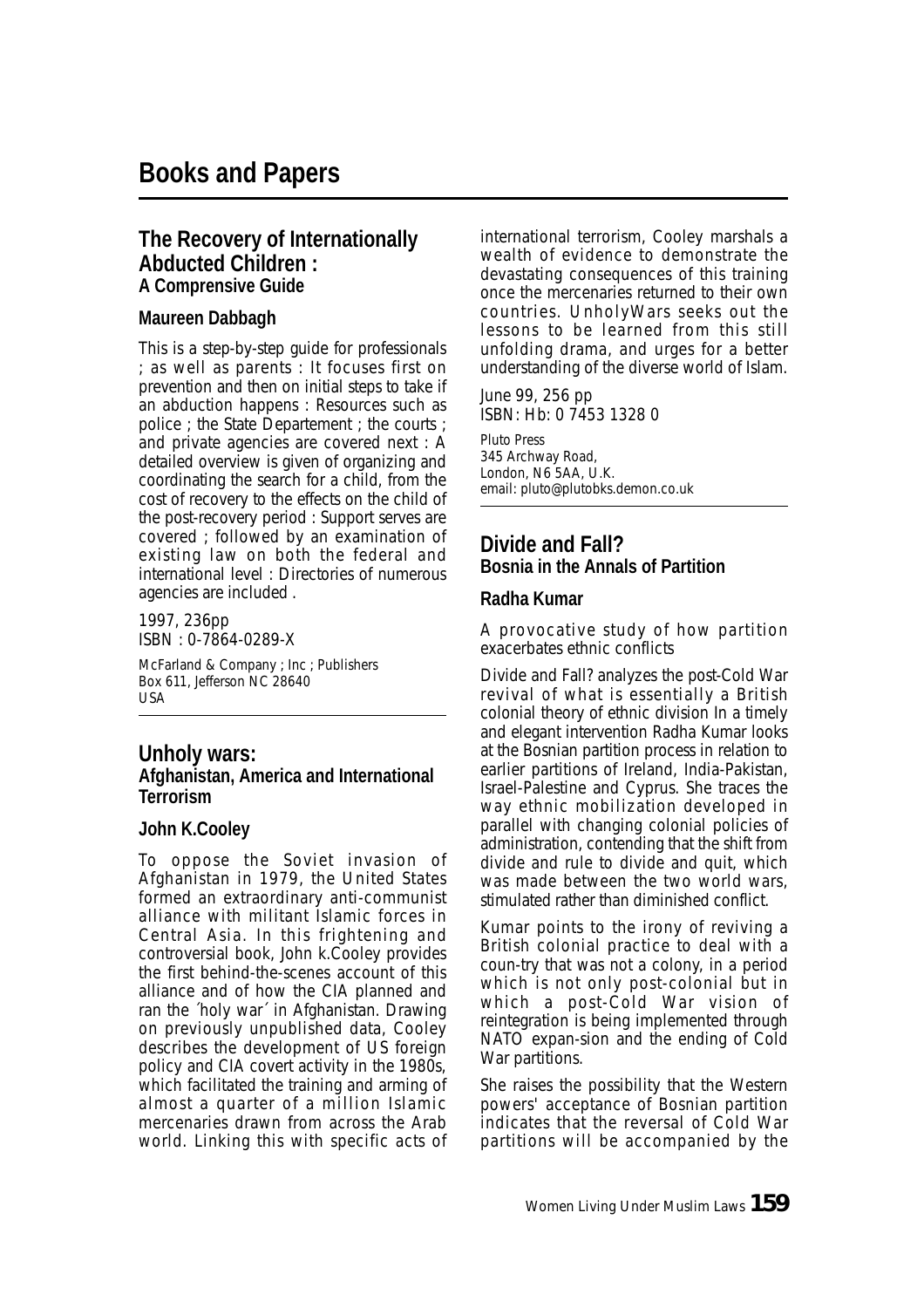# Books and Papers

## The Recovery of Internationally Abducted Children : A Comprensive Guide

**Maureen Dabbagh**

This is a step-by-step guide for professionals ; as well as parents : It focuses first on prevention and then on initial steps to take if an abduction happens : Resources such as police ; the State Departement ; the courts ; and private agencies are covered next : A detailed overview is given of organizing and coordinating the search for a child, from the cost of recovery to the effects on the child of the post-recovery period : Support serves are covered ; followed by an examination of existing law on both the federal and international level : Directories of numerous agencies are included .

1997, 236pp
ISBN : 0-7864-0289-X

McFarland & Company ; Inc ; Publishers
Box 611, Jefferson NC 28640
USA

## Unholy wars: Afghanistan, America and International Terrorism

**John K.Cooley**

To oppose the Soviet invasion of Afghanistan in 1979, the United States formed an extraordinary anti-communist alliance with militant Islamic forces in Central Asia. In this frightening and controversial book, John k.Cooley provides the first behind-the-scenes account of this alliance and of how the CIA planned and ran the ´holy war´ in Afghanistan. Drawing on previously unpublished data, Cooley describes the development of US foreign policy and CIA covert activity in the 1980s, which facilitated the training and arming of almost a quarter of a million Islamic mercenaries drawn from across the Arab world. Linking this with specific acts of international terrorism, Cooley marshals a wealth of evidence to demonstrate the devastating consequences of this training once the mercenaries returned to their own countries. UnholyWars seeks out the lessons to be learned from this still unfolding drama, and urges for a better understanding of the diverse world of Islam.

June 99, 256 pp
ISBN: Hb: 0 7453 1328 0

Pluto Press
345 Archway Road,
London, N6 5AA, U.K.
email: pluto@plutobks.demon.co.uk

## Divide and Fall? Bosnia in the Annals of Partition

**Radha Kumar**

A provocative study of how partition exacerbates ethnic conflicts

Divide and Fall? analyzes the post-Cold War revival of what is essentially a British colonial theory of ethnic division In a timely and elegant intervention Radha Kumar looks at the Bosnian partition process in relation to earlier partitions of Ireland, India-Pakistan, Israel-Palestine and Cyprus. She traces the way ethnic mobilization developed in parallel with changing colonial policies of administration, contending that the shift from divide and rule to divide and quit, which was made between the two world wars, stimulated rather than diminished conflict.

Kumar points to the irony of reviving a British colonial practice to deal with a coun-try that was not a colony, in a period which is not only post-colonial but in which a post-Cold War vision of reintegration is being implemented through NATO expan-sion and the ending of Cold War partitions.

She raises the possibility that the Western powers' acceptance of Bosnian partition indicates that the reversal of Cold War partitions will be accompanied by the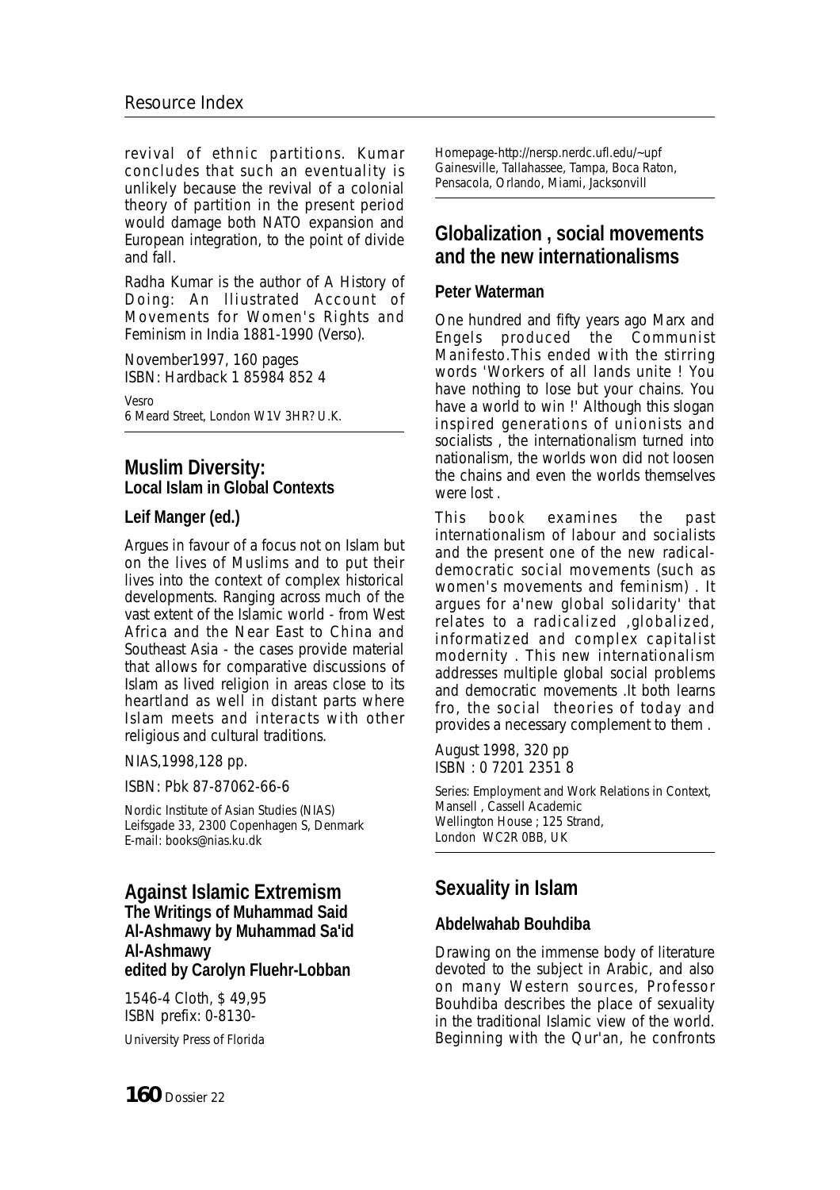revival of ethnic partitions. Kumar concludes that such an eventuality is unlikely because the revival of a colonial theory of partition in the present period would damage both NATO expansion and European integration, to the point of divide and fall.

Radha Kumar is the author of A History of Doing: An Iliustrated Account of Movements for Women's Rights and Feminism in India 1881-1990 (Verso).

November1997, 160 pages
ISBN: Hardback 1 85984 852 4

Vesro
6 Meard Street, London W1V 3HR? U.K.

## Muslim Diversity:
**Local Islam in Global Contexts**

**Leif Manger (ed.)**

Argues in favour of a focus not on Islam but on the lives of Muslims and to put their lives into the context of complex historical developments. Ranging across much of the vast extent of the Islamic world - from West Africa and the Near East to China and Southeast Asia - the cases provide material that allows for comparative discussions of Islam as lived religion in areas close to its heartland as well in distant parts where Islam meets and interacts with other religious and cultural traditions.

NIAS,1998,128 pp.

ISBN: Pbk 87-87062-66-6

Nordic Institute of Asian Studies (NIAS)
Leifsgade 33, 2300 Copenhagen S, Denmark
E-mail: books@nias.ku.dk

## Against Islamic Extremism
**The Writings of Muhammad Said Al-Ashmawy by Muhammad Sa'id Al-Ashmawy**
**edited by Carolyn Fluehr-Lobban**

1546-4 Cloth, $ 49,95
ISBN prefix: 0-8130-

University Press of Florida
Homepage-http://nersp.nerdc.ufl.edu/~upf
Gainesville, Tallahassee, Tampa, Boca Raton, Pensacola, Orlando, Miami, Jacksonvill

## Globalization , social movements and the new internationalisms

**Peter Waterman**

One hundred and fifty years ago Marx and Engels produced the Communist Manifesto.This ended with the stirring words 'Workers of all lands unite ! You have nothing to lose but your chains. You have a world to win !' Although this slogan inspired generations of unionists and socialists , the internationalism turned into nationalism, the worlds won did not loosen the chains and even the worlds themselves were lost .

This book examines the past internationalism of labour and socialists and the present one of the new radical-democratic social movements (such as women's movements and feminism) . It argues for a'new global solidarity' that relates to a radicalized ,globalized, informatized and complex capitalist modernity . This new internationalism addresses multiple global social problems and democratic movements .It both learns fro, the social theories of today and provides a necessary complement to them .

August 1998, 320 pp
ISBN : 0 7201 2351 8

Series: Employment and Work Relations in Context, Mansell , Cassell Academic
Wellington House ; 125 Strand,
London WC2R 0BB, UK

## Sexuality in Islam

**Abdelwahab Bouhdiba**

Drawing on the immense body of literature devoted to the subject in Arabic, and also on many Western sources, Professor Bouhdiba describes the place of sexuality in the traditional Islamic view of the world. Beginning with the Qur'an, he confronts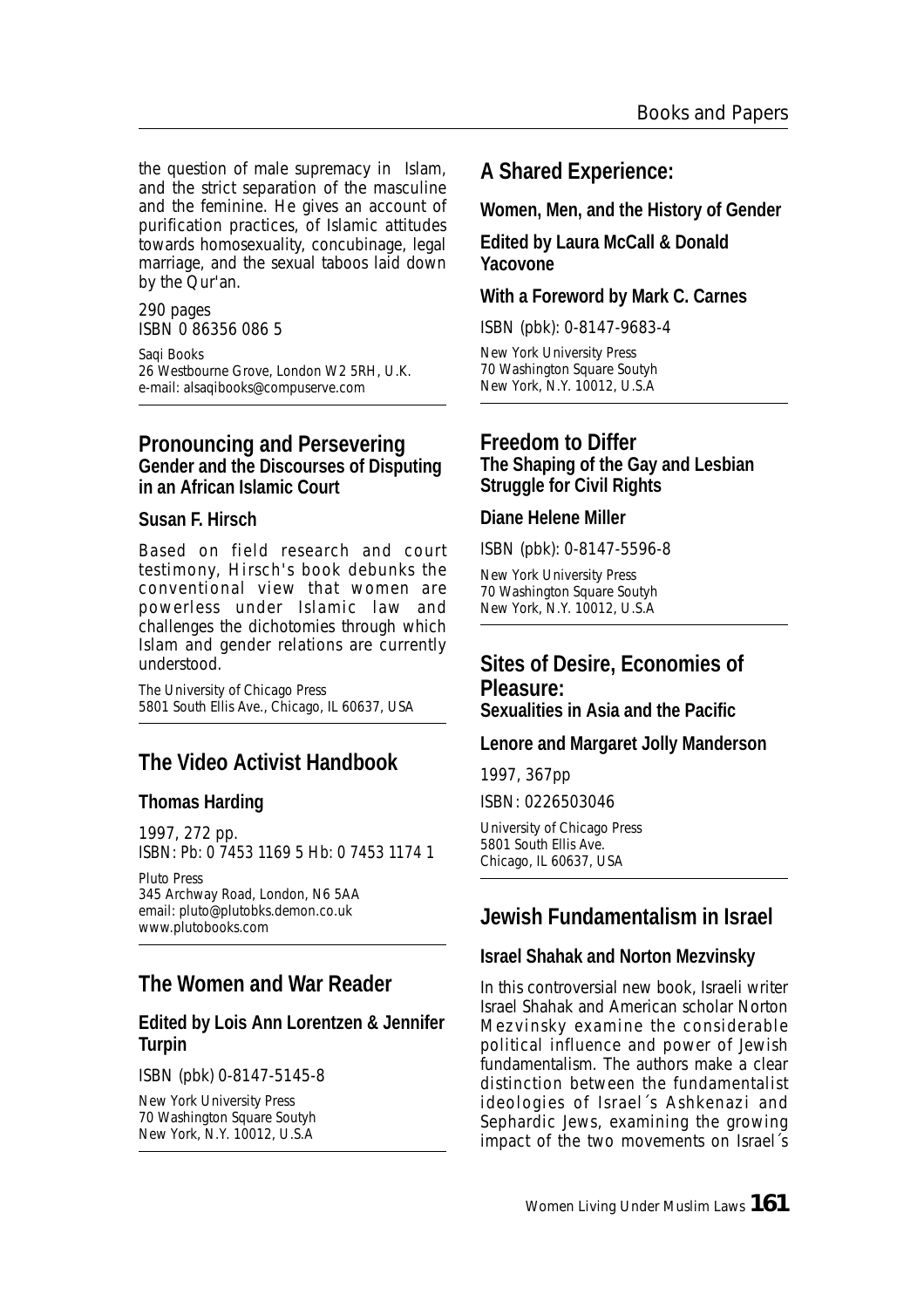the question of male supremacy in Islam, and the strict separation of the masculine and the feminine. He gives an account of purification practices, of Islamic attitudes towards homosexuality, concubinage, legal marriage, and the sexual taboos laid down by the Qur'an.

290 pages
ISBN 0 86356 086 5

Saqi Books
26 Westbourne Grove, London W2 5RH, U.K.
e-mail: alsaqibooks@compuserve.com

## Pronouncing and Persevering
**Gender and the Discourses of Disputing in an African Islamic Court**

**Susan F. Hirsch**

Based on field research and court testimony, Hirsch's book debunks the conventional view that women are powerless under Islamic law and challenges the dichotomies through which Islam and gender relations are currently understood.

The University of Chicago Press
5801 South Ellis Ave., Chicago, IL 60637, USA

## The Video Activist Handbook

**Thomas Harding**

1997, 272 pp.
ISBN: Pb: 0 7453 1169 5 Hb: 0 7453 1174 1

Pluto Press
345 Archway Road, London, N6 5AA
email: pluto@plutobks.demon.co.uk
www.plutobooks.com

## The Women and War Reader

**Edited by Lois Ann Lorentzen & Jennifer Turpin**

ISBN (pbk) 0-8147-5145-8

New York University Press
70 Washington Square Soutyh
New York, N.Y. 10012, U.S.A

## A Shared Experience:

**Women, Men, and the History of Gender**

**Edited by Laura McCall & Donald Yacovone**

**With a Foreword by Mark C. Carnes**

ISBN (pbk): 0-8147-9683-4

New York University Press
70 Washington Square Soutyh
New York, N.Y. 10012, U.S.A

## Freedom to Differ
**The Shaping of the Gay and Lesbian Struggle for Civil Rights**

**Diane Helene Miller**

ISBN (pbk): 0-8147-5596-8

New York University Press
70 Washington Square Soutyh
New York, N.Y. 10012, U.S.A

## Sites of Desire, Economies of Pleasure:
**Sexualities in Asia and the Pacific**

**Lenore and Margaret Jolly Manderson**

1997, 367pp

ISBN: 0226503046

University of Chicago Press
5801 South Ellis Ave.
Chicago, IL 60637, USA

## Jewish Fundamentalism in Israel

**Israel Shahak and Norton Mezvinsky**

In this controversial new book, Israeli writer Israel Shahak and American scholar Norton Mezvinsky examine the considerable political influence and power of Jewish fundamentalism. The authors make a clear distinction between the fundamentalist ideologies of Israel´s Ashkenazi and Sephardic Jews, examining the growing impact of the two movements on Israel´s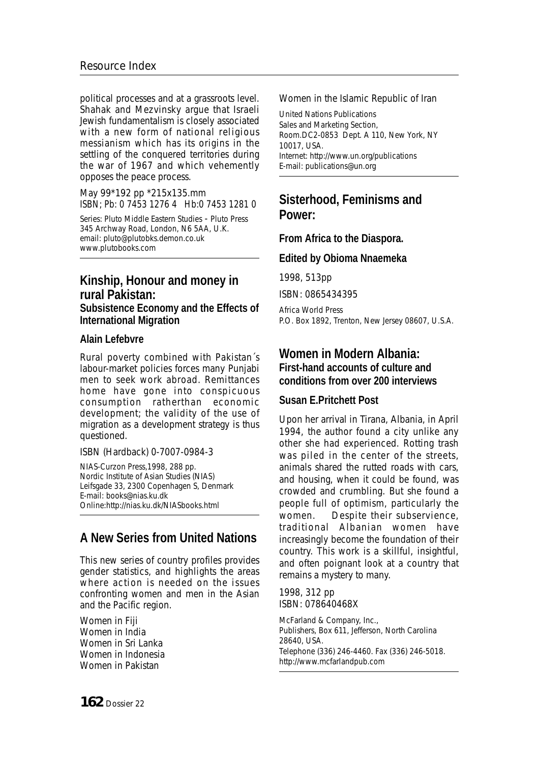political processes and at a grassroots level. Shahak and Mezvinsky argue that Israeli Jewish fundamentalism is closely associated with a new form of national religious messianism which has its origins in the settling of the conquered territories during the war of 1967 and which vehemently opposes the peace process.

May 99*192 pp *215x135.mm
ISBN; Pb: 0 7453 1276 4 Hb:0 7453 1281 0

Series: Pluto Middle Eastern Studies - Pluto Press
345 Archway Road, London, N6 5AA, U.K.
email: pluto@plutobks.demon.co.uk
www.plutobooks.com

## Kinship, Honour and money in rural Pakistan:

### Subsistence Economy and the Effects of International Migration

**Alain Lefebvre**

Rural poverty combined with Pakistan´s labour-market policies forces many Punjabi men to seek work abroad. Remittances home have gone into conspicuous consumption ratherthan economic development; the validity of the use of migration as a development strategy is thus questioned.

ISBN (Hardback) 0-7007-0984-3

NIAS-Curzon Press,1998, 288 pp.
Nordic Institute of Asian Studies (NIAS)
Leifsgade 33, 2300 Copenhagen S, Denmark
E-mail: books@nias.ku.dk
Online:http://nias.ku.dk/NIASbooks.html

## A New Series from United Nations

This new series of country profiles provides gender statistics, and highlights the areas where action is needed on the issues confronting women and men in the Asian and the Pacific region.

Women in Fiji
Women in India
Women in Sri Lanka
Women in Indonesia
Women in Pakistan
Women in the Islamic Republic of Iran

United Nations Publications
Sales and Marketing Section,
Room.DC2-0853 Dept. A 110, New York, NY 10017, USA.
Internet: http://www.un.org/publications
E-mail: publications@un.org

## Sisterhood, Feminisms and Power:

**From Africa to the Diaspora.**

**Edited by Obioma Nnaemeka**

1998, 513pp

ISBN: 0865434395

Africa World Press
P.O. Box 1892, Trenton, New Jersey 08607, U.S.A.

## Women in Modern Albania:

### First-hand accounts of culture and conditions from over 200 interviews

**Susan E.Pritchett Post**

Upon her arrival in Tirana, Albania, in April 1994, the author found a city unlike any other she had experienced. Rotting trash was piled in the center of the streets, animals shared the rutted roads with cars, and housing, when it could be found, was crowded and crumbling. But she found a people full of optimism, particularly the women. Despite their subservience, traditional Albanian women have increasingly become the foundation of their country. This work is a skillful, insightful, and often poignant look at a country that remains a mystery to many.

1998, 312 pp
ISBN: 078640468X

McFarland & Company, Inc.,
Publishers, Box 611, Jefferson, North Carolina 28640, USA.
Telephone (336) 246-4460. Fax (336) 246-5018.
http://www.mcfarlandpub.com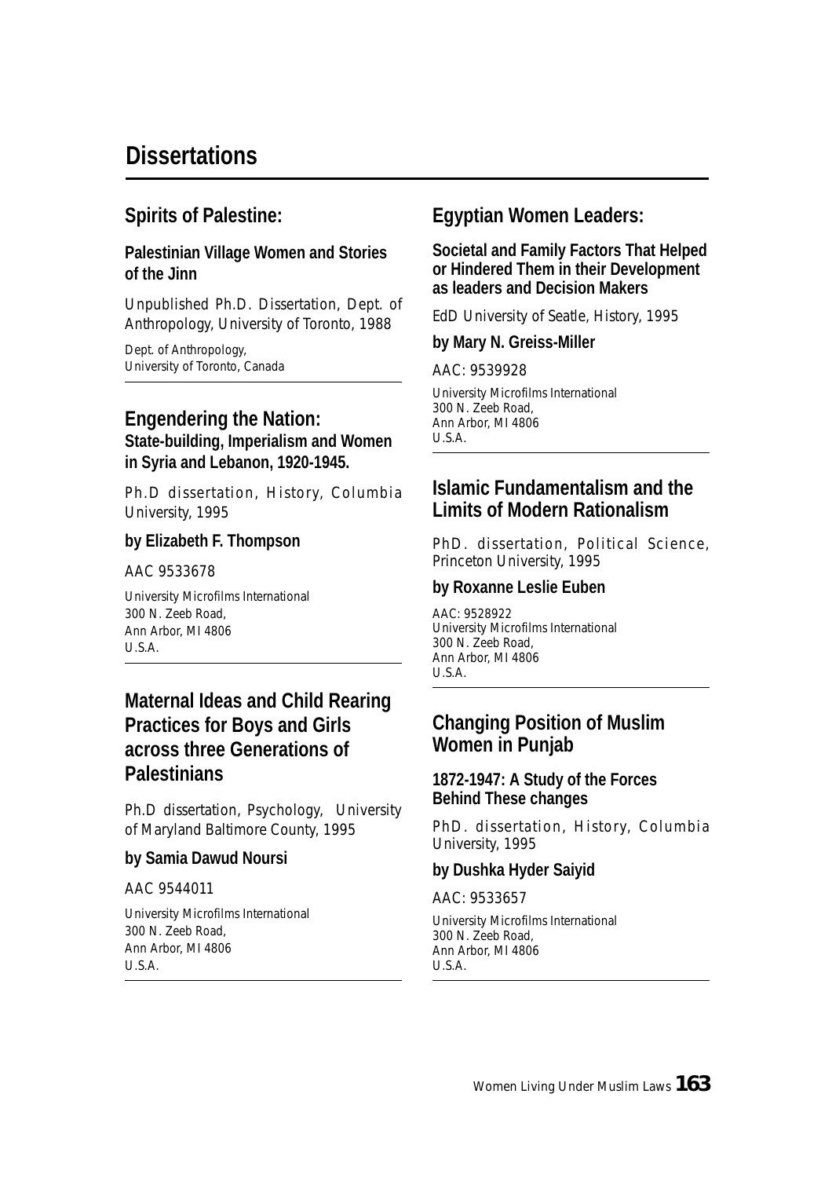# Dissertations

## Spirits of Palestine:

**Palestinian Village Women and Stories of the Jinn**

Unpublished Ph.D. Dissertation, Dept. of Anthropology, University of Toronto, 1988

Dept. of Anthropology,
University of Toronto, Canada

---

## Engendering the Nation:

**State-building, Imperialism and Women in Syria and Lebanon, 1920-1945.**

Ph.D dissertation, History, Columbia University, 1995

**by Elizabeth F. Thompson**

AAC 9533678

University Microfilms International
300 N. Zeeb Road,
Ann Arbor, MI 4806
U.S.A.

---

## Maternal Ideas and Child Rearing Practices for Boys and Girls across three Generations of Palestinians

Ph.D dissertation, Psychology, University of Maryland Baltimore County, 1995

**by Samia Dawud Noursi**

AAC 9544011

University Microfilms International
300 N. Zeeb Road,
Ann Arbor, MI 4806
U.S.A.

---

## Egyptian Women Leaders:

**Societal and Family Factors That Helped or Hindered Them in their Development as leaders and Decision Makers**

EdD University of Seatle, History, 1995

**by Mary N. Greiss-Miller**

AAC: 9539928

University Microfilms International
300 N. Zeeb Road,
Ann Arbor, MI 4806
U.S.A.

---

## Islamic Fundamentalism and the Limits of Modern Rationalism

PhD. dissertation, Political Science, Princeton University, 1995

**by Roxanne Leslie Euben**

AAC: 9528922
University Microfilms International
300 N. Zeeb Road,
Ann Arbor, MI 4806
U.S.A.

---

## Changing Position of Muslim Women in Punjab

**1872-1947: A Study of the Forces Behind These changes**

PhD. dissertation, History, Columbia University, 1995

**by Dushka Hyder Saiyid**

AAC: 9533657

University Microfilms International
300 N. Zeeb Road,
Ann Arbor, MI 4806
U.S.A.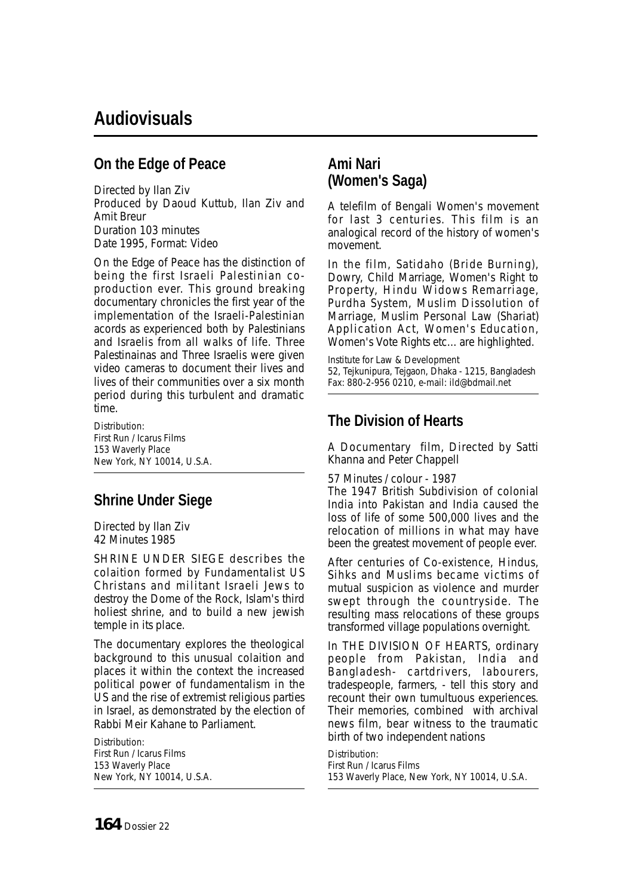# Audiovisuals

## On the Edge of Peace

Directed by Ilan Ziv
Produced by Daoud Kuttub, Ilan Ziv and Amit Breur
Duration 103 minutes
Date 1995, Format: Video

On the Edge of Peace has the distinction of being the first Israeli Palestinian co-production ever. This ground breaking documentary chronicles the first year of the implementation of the Israeli-Palestinian acords as experienced both by Palestinians and Israelis from all walks of life. Three Palestinainas and Three Israelis were given video cameras to document their lives and lives of their communities over a six month period during this turbulent and dramatic time.

Distribution:
First Run / Icarus Films
153 Waverly Place
New York, NY 10014, U.S.A.

## Shrine Under Siege

Directed by Ilan Ziv
42 Minutes 1985

SHRINE UNDER SIEGE describes the colaition formed by Fundamentalist US Christans and militant Israeli Jews to destroy the Dome of the Rock, Islam's third holiest shrine, and to build a new jewish temple in its place.

The documentary explores the theological background to this unusual colaition and places it within the context the increased political power of fundamentalism in the US and the rise of extremist religious parties in Israel, as demonstrated by the election of Rabbi Meir Kahane to Parliament.

Distribution:
First Run / Icarus Films
153 Waverly Place
New York, NY 10014, U.S.A.

## Ami Nari (Women's Saga)

A telefilm of Bengali Women's movement for last 3 centuries. This film is an analogical record of the history of women's movement.

In the film, Satidaho (Bride Burning), Dowry, Child Marriage, Women's Right to Property, Hindu Widows Remarriage, Purdha System, Muslim Dissolution of Marriage, Muslim Personal Law (Shariat) Application Act, Women's Education, Women's Vote Rights etc... are highlighted.

Institute for Law & Development
52, Tejkunipura, Tejgaon, Dhaka - 1215, Bangladesh
Fax: 880-2-956 0210, e-mail: ild@bdmail.net

## The Division of Hearts

A Documentary film, Directed by Satti Khanna and Peter Chappell

57 Minutes / colour - 1987

The 1947 British Subdivision of colonial India into Pakistan and India caused the loss of life of some 500,000 lives and the relocation of millions in what may have been the greatest movement of people ever.

After centuries of Co-existence, Hindus, Sihks and Muslims became victims of mutual suspicion as violence and murder swept through the countryside. The resulting mass relocations of these groups transformed village populations overnight.

In THE DIVISION OF HEARTS, ordinary people from Pakistan, India and Bangladesh- cartdrivers, labourers, tradespeople, farmers, - tell this story and recount their own tumultuous experiences. Their memories, combined with archival news film, bear witness to the traumatic birth of two independent nations

Distribution:
First Run / Icarus Films
153 Waverly Place, New York, NY 10014, U.S.A.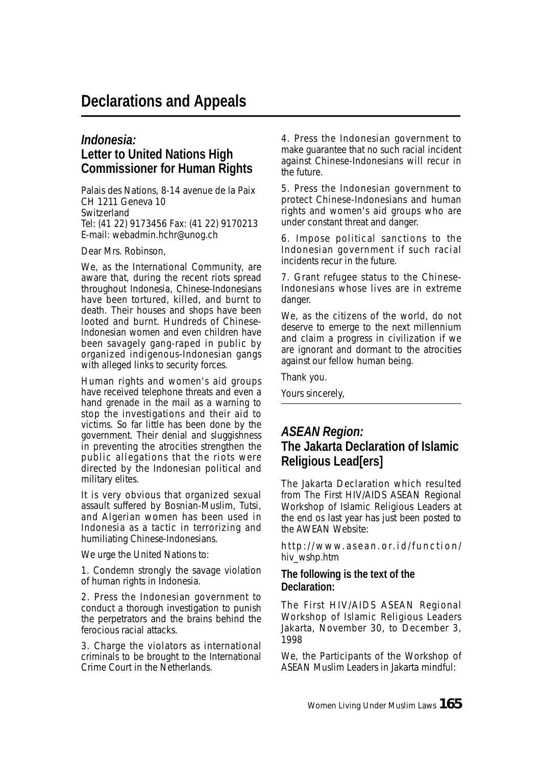# Declarations and Appeals

## *Indonesia:* Letter to United Nations High Commissioner for Human Rights

Palais des Nations, 8-14 avenue de la Paix
CH 1211 Geneva 10
Switzerland
Tel: (41 22) 9173456 Fax: (41 22) 9170213
E-mail: webadmin.hchr@unog.ch

Dear Mrs. Robinson,

We, as the International Community, are aware that, during the recent riots spread throughout Indonesia, Chinese-Indonesians have been tortured, killed, and burnt to death. Their houses and shops have been looted and burnt. Hundreds of Chinese-Indonesian women and even children have been savagely gang-raped in public by organized indigenous-Indonesian gangs with alleged links to security forces.

Human rights and women's aid groups have received telephone threats and even a hand grenade in the mail as a warning to stop the investigations and their aid to victims. So far little has been done by the government. Their denial and sluggishness in preventing the atrocities strengthen the public allegations that the riots were directed by the Indonesian political and military elites.

It is very obvious that organized sexual assault suffered by Bosnian-Muslim, Tutsi, and Algerian women has been used in Indonesia as a tactic in terrorizing and humiliating Chinese-Indonesians.

We urge the United Nations to:

1. Condemn strongly the savage violation of human rights in Indonesia.

2. Press the Indonesian government to conduct a thorough investigation to punish the perpetrators and the brains behind the ferocious racial attacks.

3. Charge the violators as international criminals to be brought to the International Crime Court in the Netherlands.

4. Press the Indonesian government to make guarantee that no such racial incident against Chinese-Indonesians will recur in the future.

5. Press the Indonesian government to protect Chinese-Indonesians and human rights and women's aid groups who are under constant threat and danger.

6. Impose political sanctions to the Indonesian government if such racial incidents recur in the future.

7. Grant refugee status to the Chinese-Indonesians whose lives are in extreme danger.

We, as the citizens of the world, do not deserve to emerge to the next millennium and claim a progress in civilization if we are ignorant and dormant to the atrocities against our fellow human being.

Thank you.

Yours sincerely,

---

## *ASEAN Region:* The Jakarta Declaration of Islamic Religious Lead[ers]

The Jakarta Declaration which resulted from The First HIV/AIDS ASEAN Regional Workshop of Islamic Religious Leaders at the end os last year has just been posted to the AWEAN Website:

http://www.asean.or.id/function/hiv_wshp.htm

**The following is the text of the Declaration:**

The First HIV/AIDS ASEAN Regional Workshop of Islamic Religious Leaders Jakarta, November 30, to December 3, 1998

We, the Participants of the Workshop of ASEAN Muslim Leaders in Jakarta mindful: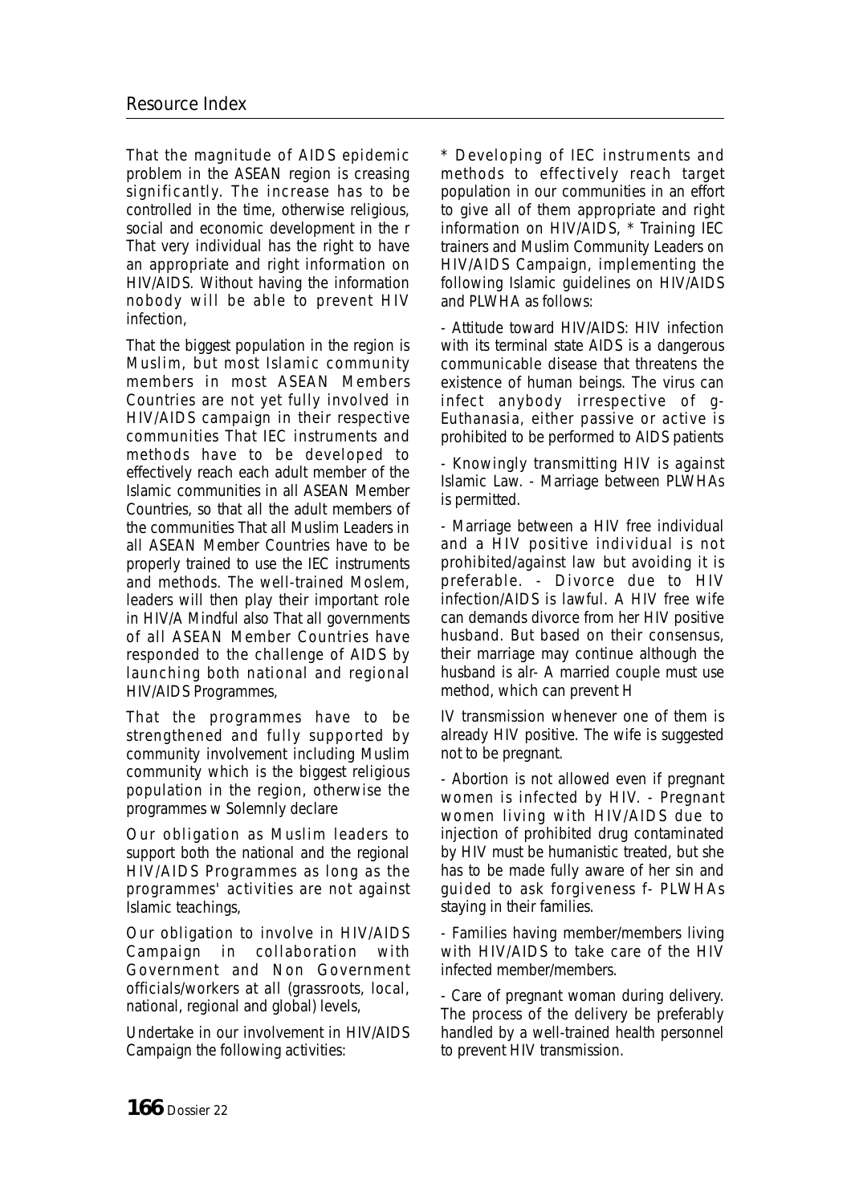That the magnitude of AIDS epidemic problem in the ASEAN region is creasing significantly. The increase has to be controlled in the time, otherwise religious, social and economic development in the r That very individual has the right to have an appropriate and right information on HIV/AIDS. Without having the information nobody will be able to prevent HIV infection,

That the biggest population in the region is Muslim, but most Islamic community members in most ASEAN Members Countries are not yet fully involved in HIV/AIDS campaign in their respective communities That IEC instruments and methods have to be developed to effectively reach each adult member of the Islamic communities in all ASEAN Member Countries, so that all the adult members of the communities That all Muslim Leaders in all ASEAN Member Countries have to be properly trained to use the IEC instruments and methods. The well-trained Moslem, leaders will then play their important role in HIV/A Mindful also That all governments of all ASEAN Member Countries have responded to the challenge of AIDS by launching both national and regional HIV/AIDS Programmes,

That the programmes have to be strengthened and fully supported by community involvement including Muslim community which is the biggest religious population in the region, otherwise the programmes w Solemnly declare

Our obligation as Muslim leaders to support both the national and the regional HIV/AIDS Programmes as long as the programmes' activities are not against Islamic teachings,

Our obligation to involve in HIV/AIDS Campaign in collaboration with Government and Non Government officials/workers at all (grassroots, local, national, regional and global) levels,

Undertake in our involvement in HIV/AIDS Campaign the following activities:

* Developing of IEC instruments and methods to effectively reach target population in our communities in an effort to give all of them appropriate and right information on HIV/AIDS, * Training IEC trainers and Muslim Community Leaders on HIV/AIDS Campaign, implementing the following Islamic guidelines on HIV/AIDS and PLWHA as follows:

- Attitude toward HIV/AIDS: HIV infection with its terminal state AIDS is a dangerous communicable disease that threatens the existence of human beings. The virus can infect anybody irrespective of g- Euthanasia, either passive or active is prohibited to be performed to AIDS patients

- Knowingly transmitting HIV is against Islamic Law. - Marriage between PLWHAs is permitted.

- Marriage between a HIV free individual and a HIV positive individual is not prohibited/against law but avoiding it is preferable. - Divorce due to HIV infection/AIDS is lawful. A HIV free wife can demands divorce from her HIV positive husband. But based on their consensus, their marriage may continue although the husband is alr- A married couple must use method, which can prevent H

IV transmission whenever one of them is already HIV positive. The wife is suggested not to be pregnant.

- Abortion is not allowed even if pregnant women is infected by HIV. - Pregnant women living with HIV/AIDS due to injection of prohibited drug contaminated by HIV must be humanistic treated, but she has to be made fully aware of her sin and guided to ask forgiveness f- PLWHAs staying in their families.

- Families having member/members living with HIV/AIDS to take care of the HIV infected member/members.

- Care of pregnant woman during delivery. The process of the delivery be preferably handled by a well-trained health personnel to prevent HIV transmission.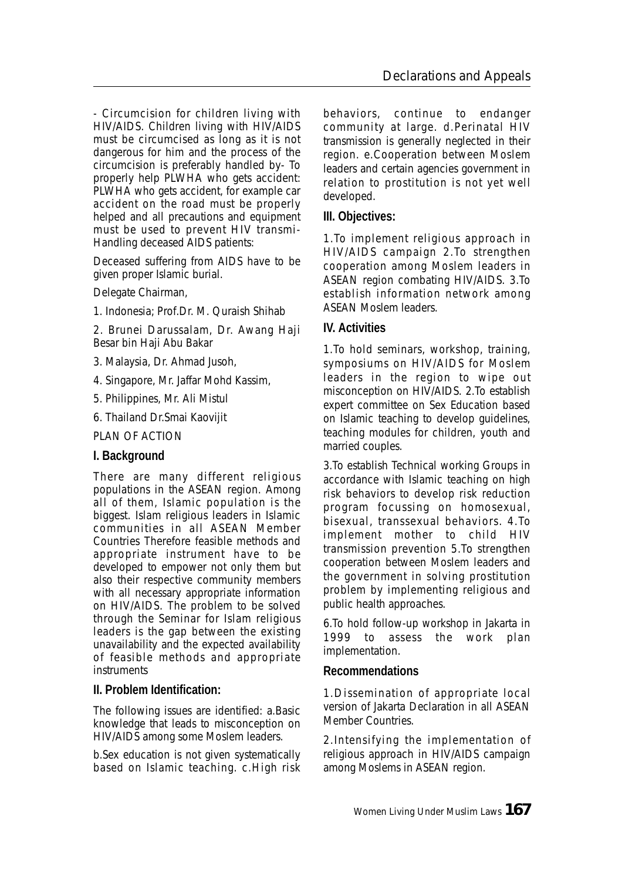- Circumcision for children living with HIV/AIDS. Children living with HIV/AIDS must be circumcised as long as it is not dangerous for him and the process of the circumcision is preferably handled by- To properly help PLWHA who gets accident: PLWHA who gets accident, for example car accident on the road must be properly helped and all precautions and equipment must be used to prevent HIV transmi-Handling deceased AIDS patients:

Deceased suffering from AIDS have to be given proper Islamic burial.

Delegate Chairman,

1. Indonesia; Prof.Dr. M. Quraish Shihab
2. Brunei Darussalam, Dr. Awang Haji Besar bin Haji Abu Bakar
3. Malaysia, Dr. Ahmad Jusoh,
4. Singapore, Mr. Jaffar Mohd Kassim,
5. Philippines, Mr. Ali Mistul
6. Thailand Dr.Smai Kaovijit

PLAN OF ACTION

## I. Background

There are many different religious populations in the ASEAN region. Among all of them, Islamic population is the biggest. Islam religious leaders in Islamic communities in all ASEAN Member Countries Therefore feasible methods and appropriate instrument have to be developed to empower not only them but also their respective community members with all necessary appropriate information on HIV/AIDS. The problem to be solved through the Seminar for Islam religious leaders is the gap between the existing unavailability and the expected availability of feasible methods and appropriate instruments

## II. Problem Identification:

The following issues are identified: a.Basic knowledge that leads to misconception on HIV/AIDS among some Moslem leaders.

b.Sex education is not given systematically based on Islamic teaching. c.High risk behaviors, continue to endanger community at large. d.Perinatal HIV transmission is generally neglected in their region. e.Cooperation between Moslem leaders and certain agencies government in relation to prostitution is not yet well developed.

## III. Objectives:

1.To implement religious approach in HIV/AIDS campaign 2.To strengthen cooperation among Moslem leaders in ASEAN region combating HIV/AIDS. 3.To establish information network among ASEAN Moslem leaders.

## IV. Activities

1.To hold seminars, workshop, training, symposiums on HIV/AIDS for Moslem leaders in the region to wipe out misconception on HIV/AIDS. 2.To establish expert committee on Sex Education based on Islamic teaching to develop guidelines, teaching modules for children, youth and married couples.

3.To establish Technical working Groups in accordance with Islamic teaching on high risk behaviors to develop risk reduction program focussing on homosexual, bisexual, transsexual behaviors. 4.To implement mother to child HIV transmission prevention 5.To strengthen cooperation between Moslem leaders and the government in solving prostitution problem by implementing religious and public health approaches.

6.To hold follow-up workshop in Jakarta in 1999 to assess the work plan implementation.

## Recommendations

1.Dissemination of appropriate local version of Jakarta Declaration in all ASEAN Member Countries.

2.Intensifying the implementation of religious approach in HIV/AIDS campaign among Moslems in ASEAN region.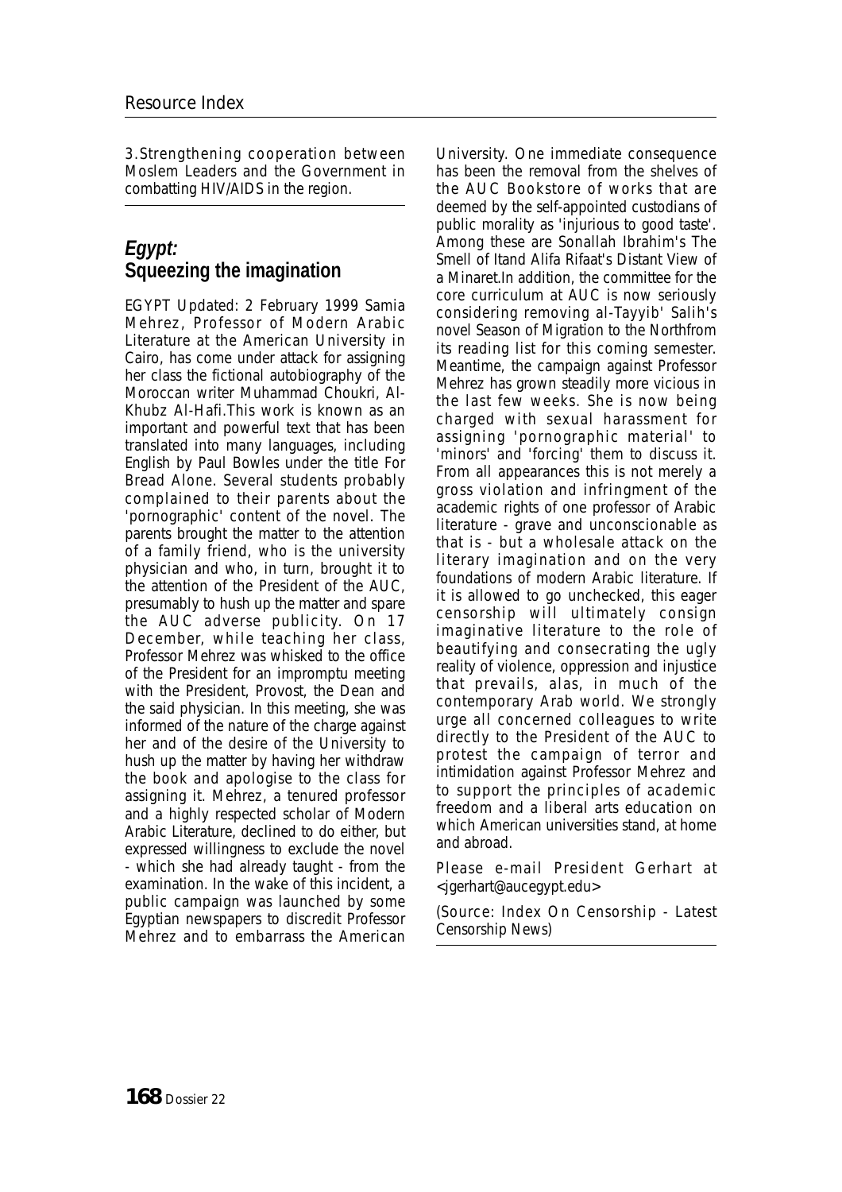3.Strengthening cooperation between Moslem Leaders and the Government in combatting HIV/AIDS in the region.

## *Egypt:*
## Squeezing the imagination

EGYPT Updated: 2 February 1999 Samia Mehrez, Professor of Modern Arabic Literature at the American University in Cairo, has come under attack for assigning her class the fictional autobiography of the Moroccan writer Muhammad Choukri, Al-Khubz Al-Hafi.This work is known as an important and powerful text that has been translated into many languages, including English by Paul Bowles under the title For Bread Alone. Several students probably complained to their parents about the 'pornographic' content of the novel. The parents brought the matter to the attention of a family friend, who is the university physician and who, in turn, brought it to the attention of the President of the AUC, presumably to hush up the matter and spare the AUC adverse publicity. On 17 December, while teaching her class, Professor Mehrez was whisked to the office of the President for an impromptu meeting with the President, Provost, the Dean and the said physician. In this meeting, she was informed of the nature of the charge against her and of the desire of the University to hush up the matter by having her withdraw the book and apologise to the class for assigning it. Mehrez, a tenured professor and a highly respected scholar of Modern Arabic Literature, declined to do either, but expressed willingness to exclude the novel - which she had already taught - from the examination. In the wake of this incident, a public campaign was launched by some Egyptian newspapers to discredit Professor Mehrez and to embarrass the American University. One immediate consequence has been the removal from the shelves of the AUC Bookstore of works that are deemed by the self-appointed custodians of public morality as 'injurious to good taste'. Among these are Sonallah Ibrahim's The Smell of Itand Alifa Rifaat's Distant View of a Minaret.In addition, the committee for the core curriculum at AUC is now seriously considering removing al-Tayyib' Salih's novel Season of Migration to the Northfrom its reading list for this coming semester. Meantime, the campaign against Professor Mehrez has grown steadily more vicious in the last few weeks. She is now being charged with sexual harassment for assigning 'pornographic material' to 'minors' and 'forcing' them to discuss it. From all appearances this is not merely a gross violation and infringment of the academic rights of one professor of Arabic literature - grave and unconscionable as that is - but a wholesale attack on the literary imagination and on the very foundations of modern Arabic literature. If it is allowed to go unchecked, this eager censorship will ultimately consign imaginative literature to the role of beautifying and consecrating the ugly reality of violence, oppression and injustice that prevails, alas, in much of the contemporary Arab world. We strongly urge all concerned colleagues to write directly to the President of the AUC to protest the campaign of terror and intimidation against Professor Mehrez and to support the principles of academic freedom and a liberal arts education on which American universities stand, at home and abroad.

Please e-mail President Gerhart at <jgerhart@aucegypt.edu>

(Source: Index On Censorship - Latest Censorship News)